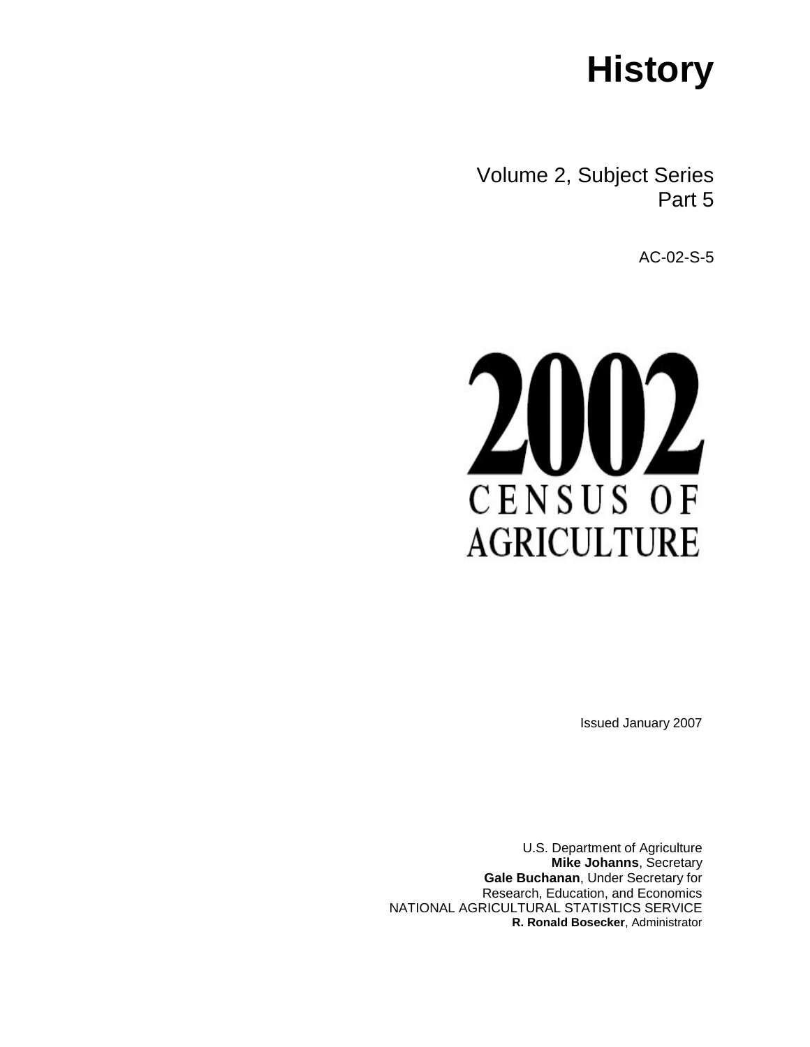# History

Volume 2, Subject Series
Part 5

AC-02-S-5

**2002**
**CENSUS OF AGRICULTURE**

Issued January 2007

U.S. Department of Agriculture
**Mike Johanns**, Secretary
**Gale Buchanan**, Under Secretary for
Research, Education, and Economics
NATIONAL AGRICULTURAL STATISTICS SERVICE
**R. Ronald Bosecker**, Administrator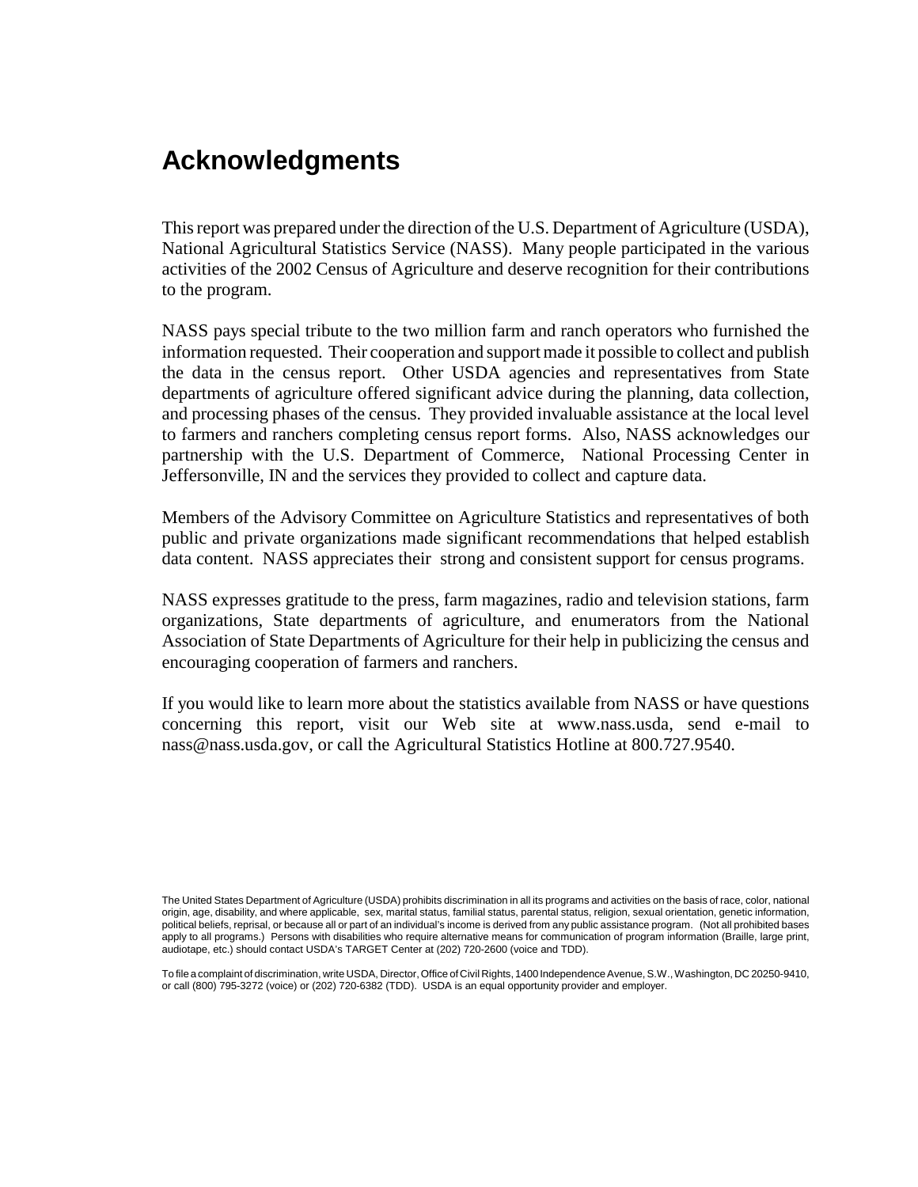# Acknowledgments

This report was prepared under the direction of the U.S. Department of Agriculture (USDA), National Agricultural Statistics Service (NASS). Many people participated in the various activities of the 2002 Census of Agriculture and deserve recognition for their contributions to the program.

NASS pays special tribute to the two million farm and ranch operators who furnished the information requested. Their cooperation and support made it possible to collect and publish the data in the census report. Other USDA agencies and representatives from State departments of agriculture offered significant advice during the planning, data collection, and processing phases of the census. They provided invaluable assistance at the local level to farmers and ranchers completing census report forms. Also, NASS acknowledges our partnership with the U.S. Department of Commerce, National Processing Center in Jeffersonville, IN and the services they provided to collect and capture data.

Members of the Advisory Committee on Agriculture Statistics and representatives of both public and private organizations made significant recommendations that helped establish data content. NASS appreciates their strong and consistent support for census programs.

NASS expresses gratitude to the press, farm magazines, radio and television stations, farm organizations, State departments of agriculture, and enumerators from the National Association of State Departments of Agriculture for their help in publicizing the census and encouraging cooperation of farmers and ranchers.

If you would like to learn more about the statistics available from NASS or have questions concerning this report, visit our Web site at www.nass.usda, send e-mail to nass@nass.usda.gov, or call the Agricultural Statistics Hotline at 800.727.9540.

The United States Department of Agriculture (USDA) prohibits discrimination in all its programs and activities on the basis of race, color, national origin, age, disability, and where applicable, sex, marital status, familial status, parental status, religion, sexual orientation, genetic information, political beliefs, reprisal, or because all or part of an individual's income is derived from any public assistance program. (Not all prohibited bases apply to all programs.) Persons with disabilities who require alternative means for communication of program information (Braille, large print, audiotape, etc.) should contact USDA's TARGET Center at (202) 720-2600 (voice and TDD).

To file a complaint of discrimination, write USDA, Director, Office of Civil Rights, 1400 Independence Avenue, S.W., Washington, DC 20250-9410, or call (800) 795-3272 (voice) or (202) 720-6382 (TDD). USDA is an equal opportunity provider and employer.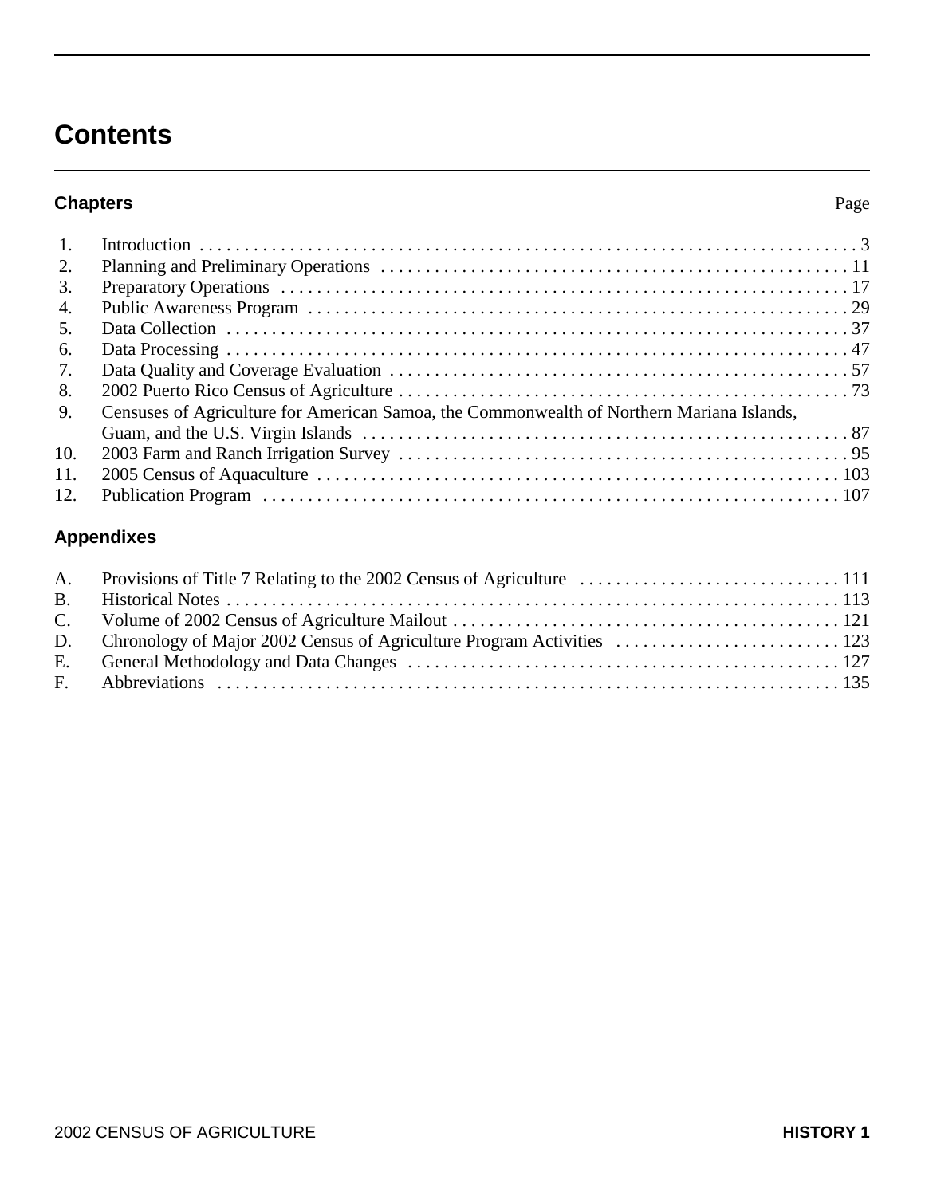# Contents

## Chapters

| | Chapters | Page |
|---|---|---|
| 1. | Introduction | 3 |
| 2. | Planning and Preliminary Operations | 11 |
| 3. | Preparatory Operations | 17 |
| 4. | Public Awareness Program | 29 |
| 5. | Data Collection | 37 |
| 6. | Data Processing | 47 |
| 7. | Data Quality and Coverage Evaluation | 57 |
| 8. | 2002 Puerto Rico Census of Agriculture | 73 |
| 9. | Censuses of Agriculture for American Samoa, the Commonwealth of Northern Mariana Islands, Guam, and the U.S. Virgin Islands | 87 |
| 10. | 2003 Farm and Ranch Irrigation Survey | 95 |
| 11. | 2005 Census of Aquaculture | 103 |
| 12. | Publication Program | 107 |

## Appendixes

| | Appendixes | Page |
|---|---|---|
| A. | Provisions of Title 7 Relating to the 2002 Census of Agriculture | 111 |
| B. | Historical Notes | 113 |
| C. | Volume of 2002 Census of Agriculture Mailout | 121 |
| D. | Chronology of Major 2002 Census of Agriculture Program Activities | 123 |
| E. | General Methodology and Data Changes | 127 |
| F. | Abbreviations | 135 |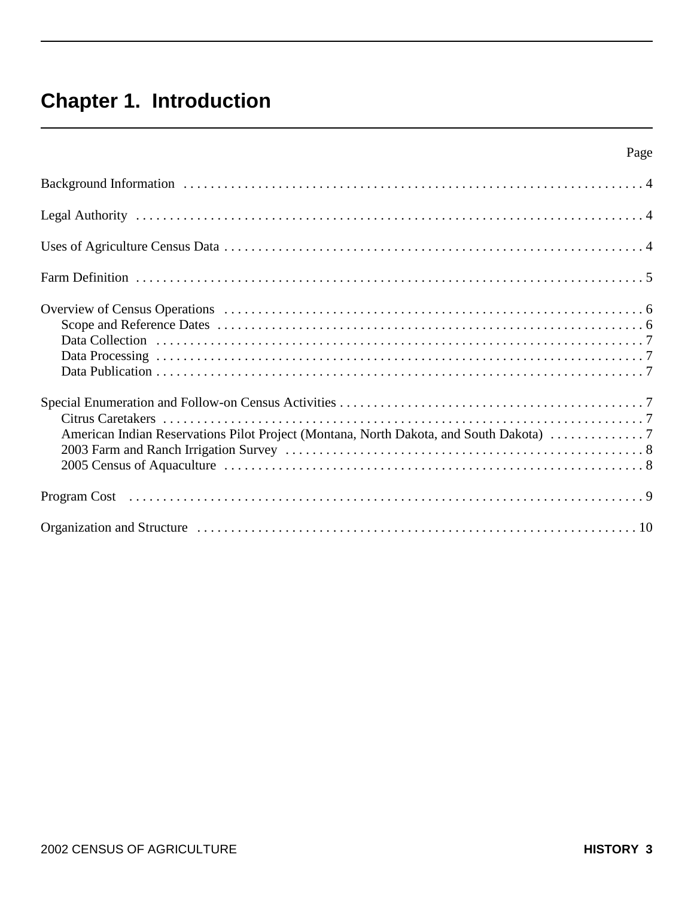# Chapter 1. Introduction

| | Page |
|---|---|
| Background Information | 4 |
| Legal Authority | 4 |
| Uses of Agriculture Census Data | 4 |
| Farm Definition | 5 |
| Overview of Census Operations | 6 |
| Scope and Reference Dates | 6 |
| Data Collection | 7 |
| Data Processing | 7 |
| Data Publication | 7 |
| Special Enumeration and Follow-on Census Activities | 7 |
| Citrus Caretakers | 7 |
| American Indian Reservations Pilot Project (Montana, North Dakota, and South Dakota) | 7 |
| 2003 Farm and Ranch Irrigation Survey | 8 |
| 2005 Census of Aquaculture | 8 |
| Program Cost | 9 |
| Organization and Structure | 10 |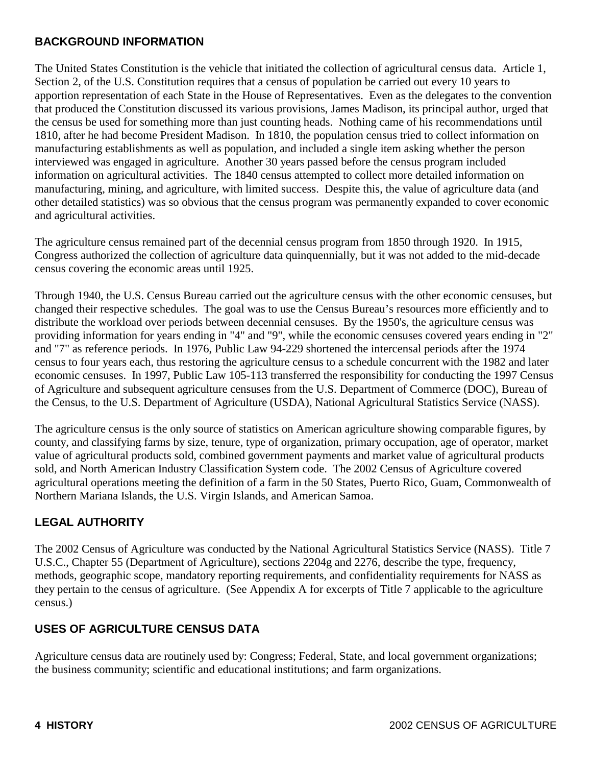## BACKGROUND INFORMATION

The United States Constitution is the vehicle that initiated the collection of agricultural census data. Article 1, Section 2, of the U.S. Constitution requires that a census of population be carried out every 10 years to apportion representation of each State in the House of Representatives. Even as the delegates to the convention that produced the Constitution discussed its various provisions, James Madison, its principal author, urged that the census be used for something more than just counting heads. Nothing came of his recommendations until 1810, after he had become President Madison. In 1810, the population census tried to collect information on manufacturing establishments as well as population, and included a single item asking whether the person interviewed was engaged in agriculture. Another 30 years passed before the census program included information on agricultural activities. The 1840 census attempted to collect more detailed information on manufacturing, mining, and agriculture, with limited success. Despite this, the value of agriculture data (and other detailed statistics) was so obvious that the census program was permanently expanded to cover economic and agricultural activities.

The agriculture census remained part of the decennial census program from 1850 through 1920. In 1915, Congress authorized the collection of agriculture data quinquennially, but it was not added to the mid-decade census covering the economic areas until 1925.

Through 1940, the U.S. Census Bureau carried out the agriculture census with the other economic censuses, but changed their respective schedules. The goal was to use the Census Bureau's resources more efficiently and to distribute the workload over periods between decennial censuses. By the 1950's, the agriculture census was providing information for years ending in "4" and "9", while the economic censuses covered years ending in "2" and "7" as reference periods. In 1976, Public Law 94-229 shortened the intercensal periods after the 1974 census to four years each, thus restoring the agriculture census to a schedule concurrent with the 1982 and later economic censuses. In 1997, Public Law 105-113 transferred the responsibility for conducting the 1997 Census of Agriculture and subsequent agriculture censuses from the U.S. Department of Commerce (DOC), Bureau of the Census, to the U.S. Department of Agriculture (USDA), National Agricultural Statistics Service (NASS).

The agriculture census is the only source of statistics on American agriculture showing comparable figures, by county, and classifying farms by size, tenure, type of organization, primary occupation, age of operator, market value of agricultural products sold, combined government payments and market value of agricultural products sold, and North American Industry Classification System code. The 2002 Census of Agriculture covered agricultural operations meeting the definition of a farm in the 50 States, Puerto Rico, Guam, Commonwealth of Northern Mariana Islands, the U.S. Virgin Islands, and American Samoa.

## LEGAL AUTHORITY

The 2002 Census of Agriculture was conducted by the National Agricultural Statistics Service (NASS). Title 7 U.S.C., Chapter 55 (Department of Agriculture), sections 2204g and 2276, describe the type, frequency, methods, geographic scope, mandatory reporting requirements, and confidentiality requirements for NASS as they pertain to the census of agriculture. (See Appendix A for excerpts of Title 7 applicable to the agriculture census.)

## USES OF AGRICULTURE CENSUS DATA

Agriculture census data are routinely used by: Congress; Federal, State, and local government organizations; the business community; scientific and educational institutions; and farm organizations.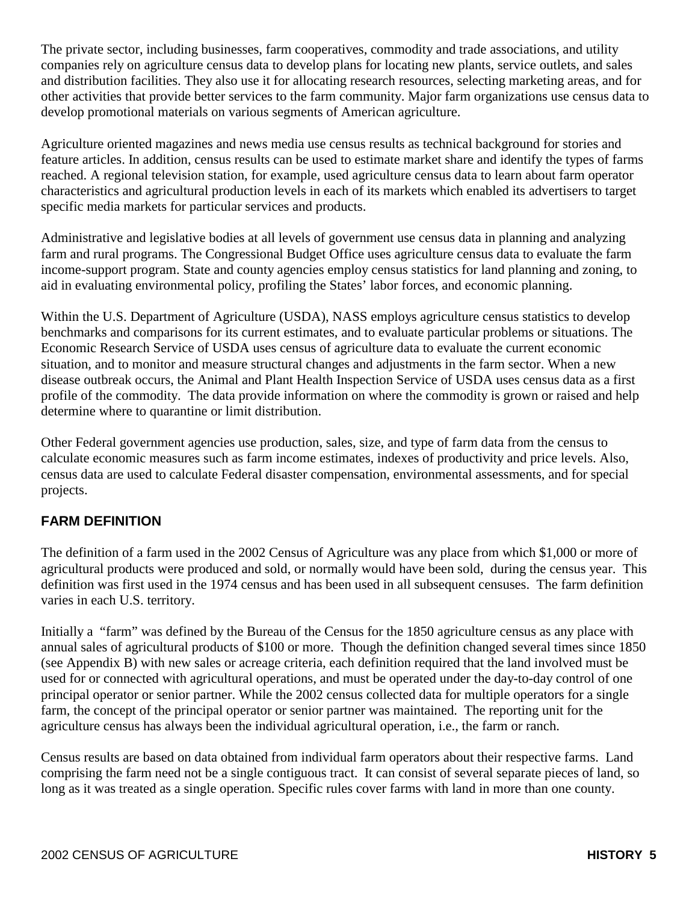The private sector, including businesses, farm cooperatives, commodity and trade associations, and utility companies rely on agriculture census data to develop plans for locating new plants, service outlets, and sales and distribution facilities. They also use it for allocating research resources, selecting marketing areas, and for other activities that provide better services to the farm community. Major farm organizations use census data to develop promotional materials on various segments of American agriculture.

Agriculture oriented magazines and news media use census results as technical background for stories and feature articles. In addition, census results can be used to estimate market share and identify the types of farms reached. A regional television station, for example, used agriculture census data to learn about farm operator characteristics and agricultural production levels in each of its markets which enabled its advertisers to target specific media markets for particular services and products.

Administrative and legislative bodies at all levels of government use census data in planning and analyzing farm and rural programs. The Congressional Budget Office uses agriculture census data to evaluate the farm income-support program. State and county agencies employ census statistics for land planning and zoning, to aid in evaluating environmental policy, profiling the States' labor forces, and economic planning.

Within the U.S. Department of Agriculture (USDA), NASS employs agriculture census statistics to develop benchmarks and comparisons for its current estimates, and to evaluate particular problems or situations. The Economic Research Service of USDA uses census of agriculture data to evaluate the current economic situation, and to monitor and measure structural changes and adjustments in the farm sector. When a new disease outbreak occurs, the Animal and Plant Health Inspection Service of USDA uses census data as a first profile of the commodity. The data provide information on where the commodity is grown or raised and help determine where to quarantine or limit distribution.

Other Federal government agencies use production, sales, size, and type of farm data from the census to calculate economic measures such as farm income estimates, indexes of productivity and price levels. Also, census data are used to calculate Federal disaster compensation, environmental assessments, and for special projects.

## FARM DEFINITION

The definition of a farm used in the 2002 Census of Agriculture was any place from which $1,000 or more of agricultural products were produced and sold, or normally would have been sold, during the census year. This definition was first used in the 1974 census and has been used in all subsequent censuses. The farm definition varies in each U.S. territory.

Initially a "farm" was defined by the Bureau of the Census for the 1850 agriculture census as any place with annual sales of agricultural products of $100 or more. Though the definition changed several times since 1850 (see Appendix B) with new sales or acreage criteria, each definition required that the land involved must be used for or connected with agricultural operations, and must be operated under the day-to-day control of one principal operator or senior partner. While the 2002 census collected data for multiple operators for a single farm, the concept of the principal operator or senior partner was maintained. The reporting unit for the agriculture census has always been the individual agricultural operation, i.e., the farm or ranch.

Census results are based on data obtained from individual farm operators about their respective farms. Land comprising the farm need not be a single contiguous tract. It can consist of several separate pieces of land, so long as it was treated as a single operation. Specific rules cover farms with land in more than one county.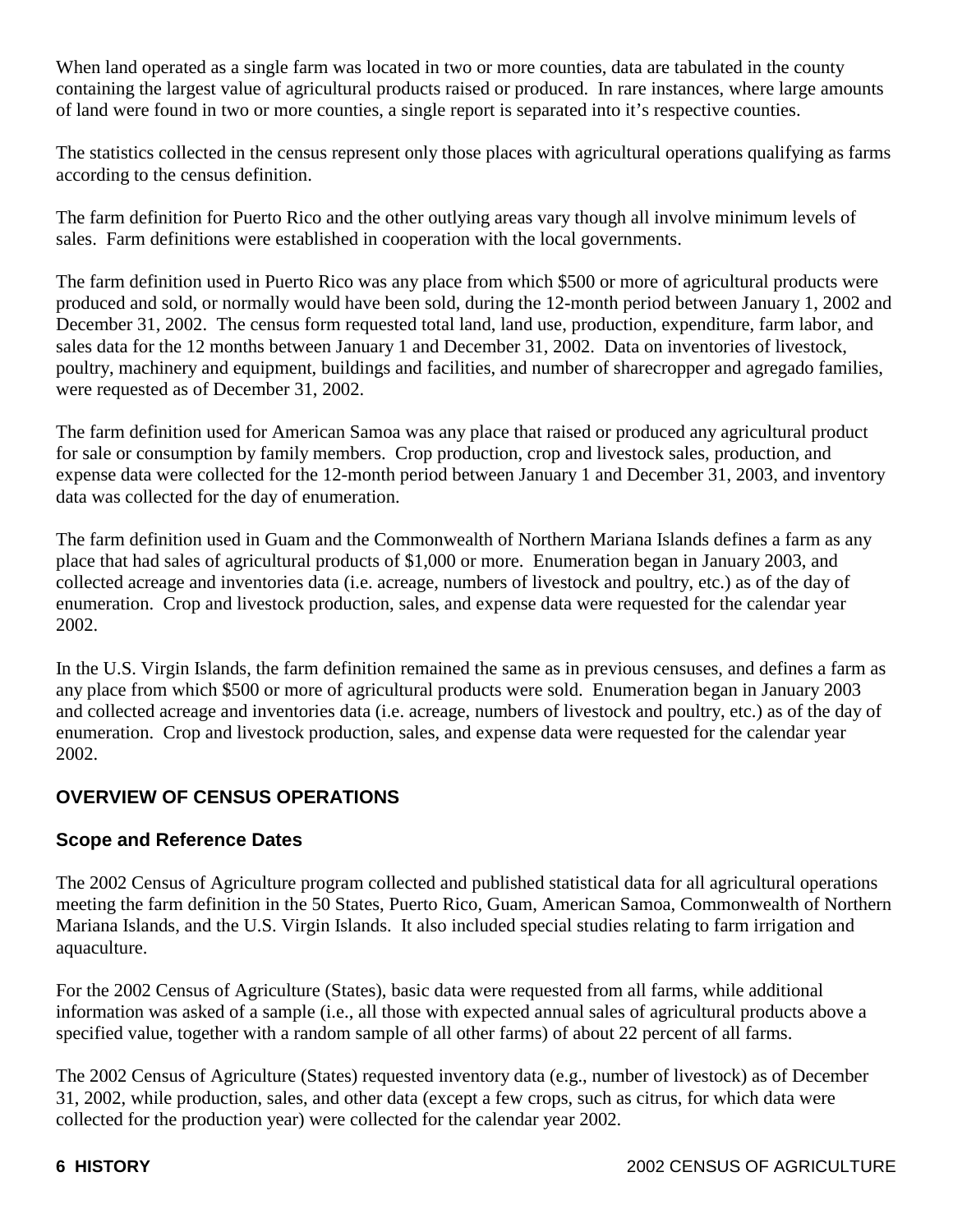When land operated as a single farm was located in two or more counties, data are tabulated in the county containing the largest value of agricultural products raised or produced. In rare instances, where large amounts of land were found in two or more counties, a single report is separated into it's respective counties.

The statistics collected in the census represent only those places with agricultural operations qualifying as farms according to the census definition.

The farm definition for Puerto Rico and the other outlying areas vary though all involve minimum levels of sales. Farm definitions were established in cooperation with the local governments.

The farm definition used in Puerto Rico was any place from which $500 or more of agricultural products were produced and sold, or normally would have been sold, during the 12-month period between January 1, 2002 and December 31, 2002. The census form requested total land, land use, production, expenditure, farm labor, and sales data for the 12 months between January 1 and December 31, 2002. Data on inventories of livestock, poultry, machinery and equipment, buildings and facilities, and number of sharecropper and agregado families, were requested as of December 31, 2002.

The farm definition used for American Samoa was any place that raised or produced any agricultural product for sale or consumption by family members. Crop production, crop and livestock sales, production, and expense data were collected for the 12-month period between January 1 and December 31, 2003, and inventory data was collected for the day of enumeration.

The farm definition used in Guam and the Commonwealth of Northern Mariana Islands defines a farm as any place that had sales of agricultural products of $1,000 or more. Enumeration began in January 2003, and collected acreage and inventories data (i.e. acreage, numbers of livestock and poultry, etc.) as of the day of enumeration. Crop and livestock production, sales, and expense data were requested for the calendar year 2002.

In the U.S. Virgin Islands, the farm definition remained the same as in previous censuses, and defines a farm as any place from which $500 or more of agricultural products were sold. Enumeration began in January 2003 and collected acreage and inventories data (i.e. acreage, numbers of livestock and poultry, etc.) as of the day of enumeration. Crop and livestock production, sales, and expense data were requested for the calendar year 2002.

## OVERVIEW OF CENSUS OPERATIONS

### Scope and Reference Dates

The 2002 Census of Agriculture program collected and published statistical data for all agricultural operations meeting the farm definition in the 50 States, Puerto Rico, Guam, American Samoa, Commonwealth of Northern Mariana Islands, and the U.S. Virgin Islands. It also included special studies relating to farm irrigation and aquaculture.

For the 2002 Census of Agriculture (States), basic data were requested from all farms, while additional information was asked of a sample (i.e., all those with expected annual sales of agricultural products above a specified value, together with a random sample of all other farms) of about 22 percent of all farms.

The 2002 Census of Agriculture (States) requested inventory data (e.g., number of livestock) as of December 31, 2002, while production, sales, and other data (except a few crops, such as citrus, for which data were collected for the production year) were collected for the calendar year 2002.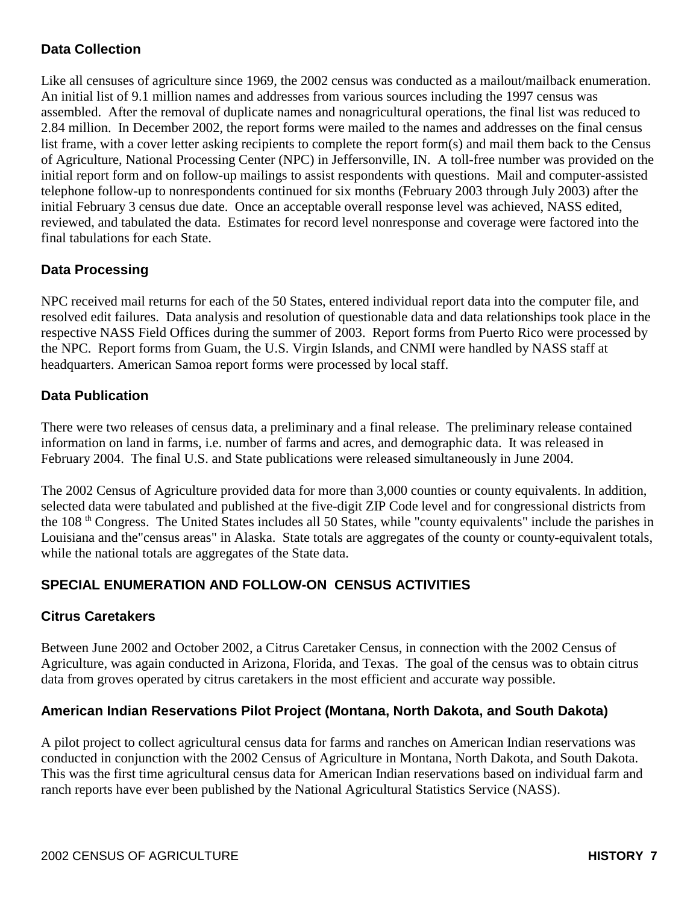### Data Collection

Like all censuses of agriculture since 1969, the 2002 census was conducted as a mailout/mailback enumeration. An initial list of 9.1 million names and addresses from various sources including the 1997 census was assembled. After the removal of duplicate names and nonagricultural operations, the final list was reduced to 2.84 million. In December 2002, the report forms were mailed to the names and addresses on the final census list frame, with a cover letter asking recipients to complete the report form(s) and mail them back to the Census of Agriculture, National Processing Center (NPC) in Jeffersonville, IN. A toll-free number was provided on the initial report form and on follow-up mailings to assist respondents with questions. Mail and computer-assisted telephone follow-up to nonrespondents continued for six months (February 2003 through July 2003) after the initial February 3 census due date. Once an acceptable overall response level was achieved, NASS edited, reviewed, and tabulated the data. Estimates for record level nonresponse and coverage were factored into the final tabulations for each State.

### Data Processing

NPC received mail returns for each of the 50 States, entered individual report data into the computer file, and resolved edit failures. Data analysis and resolution of questionable data and data relationships took place in the respective NASS Field Offices during the summer of 2003. Report forms from Puerto Rico were processed by the NPC. Report forms from Guam, the U.S. Virgin Islands, and CNMI were handled by NASS staff at headquarters. American Samoa report forms were processed by local staff.

### Data Publication

There were two releases of census data, a preliminary and a final release. The preliminary release contained information on land in farms, i.e. number of farms and acres, and demographic data. It was released in February 2004. The final U.S. and State publications were released simultaneously in June 2004.

The 2002 Census of Agriculture provided data for more than 3,000 counties or county equivalents. In addition, selected data were tabulated and published at the five-digit ZIP Code level and for congressional districts from the 108 th Congress. The United States includes all 50 States, while "county equivalents" include the parishes in Louisiana and the"census areas" in Alaska. State totals are aggregates of the county or county-equivalent totals, while the national totals are aggregates of the State data.

## SPECIAL ENUMERATION AND FOLLOW-ON CENSUS ACTIVITIES

### Citrus Caretakers

Between June 2002 and October 2002, a Citrus Caretaker Census, in connection with the 2002 Census of Agriculture, was again conducted in Arizona, Florida, and Texas. The goal of the census was to obtain citrus data from groves operated by citrus caretakers in the most efficient and accurate way possible.

### American Indian Reservations Pilot Project (Montana, North Dakota, and South Dakota)

A pilot project to collect agricultural census data for farms and ranches on American Indian reservations was conducted in conjunction with the 2002 Census of Agriculture in Montana, North Dakota, and South Dakota. This was the first time agricultural census data for American Indian reservations based on individual farm and ranch reports have ever been published by the National Agricultural Statistics Service (NASS).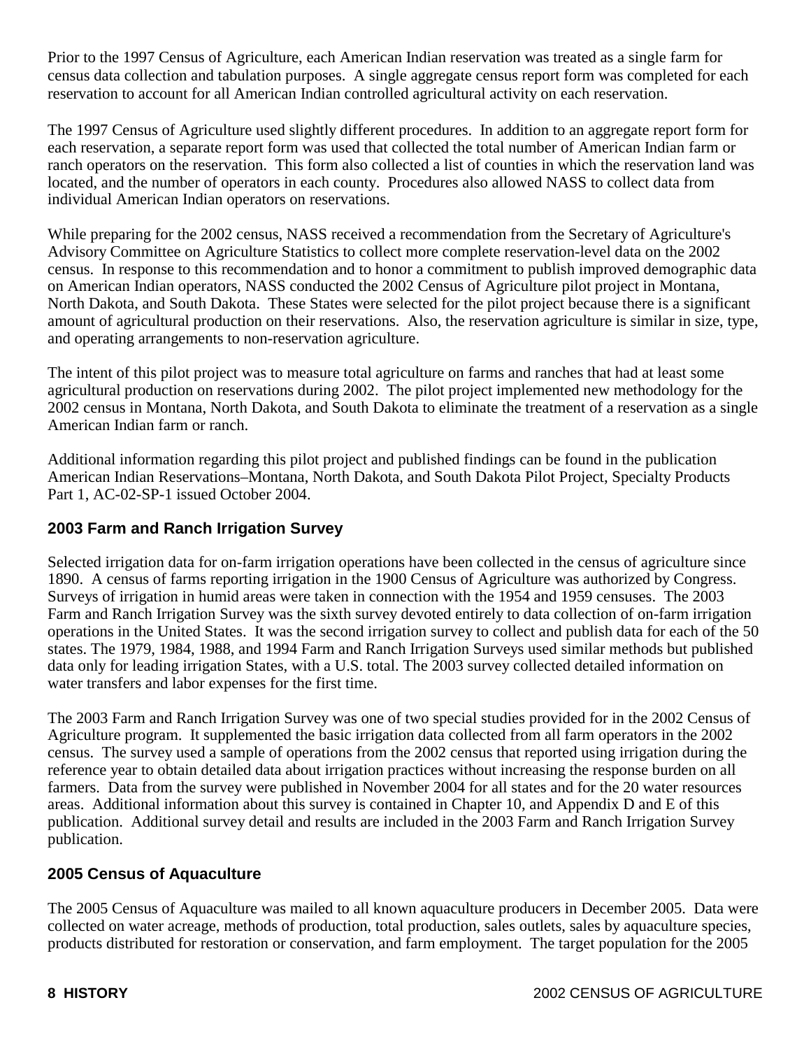Prior to the 1997 Census of Agriculture, each American Indian reservation was treated as a single farm for census data collection and tabulation purposes. A single aggregate census report form was completed for each reservation to account for all American Indian controlled agricultural activity on each reservation.

The 1997 Census of Agriculture used slightly different procedures. In addition to an aggregate report form for each reservation, a separate report form was used that collected the total number of American Indian farm or ranch operators on the reservation. This form also collected a list of counties in which the reservation land was located, and the number of operators in each county. Procedures also allowed NASS to collect data from individual American Indian operators on reservations.

While preparing for the 2002 census, NASS received a recommendation from the Secretary of Agriculture's Advisory Committee on Agriculture Statistics to collect more complete reservation-level data on the 2002 census. In response to this recommendation and to honor a commitment to publish improved demographic data on American Indian operators, NASS conducted the 2002 Census of Agriculture pilot project in Montana, North Dakota, and South Dakota. These States were selected for the pilot project because there is a significant amount of agricultural production on their reservations. Also, the reservation agriculture is similar in size, type, and operating arrangements to non-reservation agriculture.

The intent of this pilot project was to measure total agriculture on farms and ranches that had at least some agricultural production on reservations during 2002. The pilot project implemented new methodology for the 2002 census in Montana, North Dakota, and South Dakota to eliminate the treatment of a reservation as a single American Indian farm or ranch.

Additional information regarding this pilot project and published findings can be found in the publication American Indian Reservations–Montana, North Dakota, and South Dakota Pilot Project, Specialty Products Part 1, AC-02-SP-1 issued October 2004.

## 2003 Farm and Ranch Irrigation Survey

Selected irrigation data for on-farm irrigation operations have been collected in the census of agriculture since 1890. A census of farms reporting irrigation in the 1900 Census of Agriculture was authorized by Congress. Surveys of irrigation in humid areas were taken in connection with the 1954 and 1959 censuses. The 2003 Farm and Ranch Irrigation Survey was the sixth survey devoted entirely to data collection of on-farm irrigation operations in the United States. It was the second irrigation survey to collect and publish data for each of the 50 states. The 1979, 1984, 1988, and 1994 Farm and Ranch Irrigation Surveys used similar methods but published data only for leading irrigation States, with a U.S. total. The 2003 survey collected detailed information on water transfers and labor expenses for the first time.

The 2003 Farm and Ranch Irrigation Survey was one of two special studies provided for in the 2002 Census of Agriculture program. It supplemented the basic irrigation data collected from all farm operators in the 2002 census. The survey used a sample of operations from the 2002 census that reported using irrigation during the reference year to obtain detailed data about irrigation practices without increasing the response burden on all farmers. Data from the survey were published in November 2004 for all states and for the 20 water resources areas. Additional information about this survey is contained in Chapter 10, and Appendix D and E of this publication. Additional survey detail and results are included in the 2003 Farm and Ranch Irrigation Survey publication.

## 2005 Census of Aquaculture

The 2005 Census of Aquaculture was mailed to all known aquaculture producers in December 2005. Data were collected on water acreage, methods of production, total production, sales outlets, sales by aquaculture species, products distributed for restoration or conservation, and farm employment. The target population for the 2005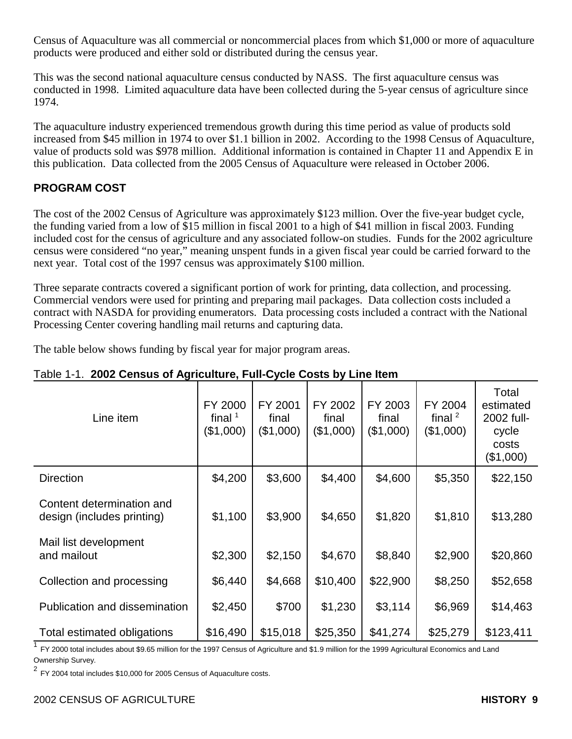Census of Aquaculture was all commercial or noncommercial places from which $1,000 or more of aquaculture products were produced and either sold or distributed during the census year.

This was the second national aquaculture census conducted by NASS. The first aquaculture census was conducted in 1998. Limited aquaculture data have been collected during the 5-year census of agriculture since 1974.

The aquaculture industry experienced tremendous growth during this time period as value of products sold increased from $45 million in 1974 to over $1.1 billion in 2002. According to the 1998 Census of Aquaculture, value of products sold was $978 million. Additional information is contained in Chapter 11 and Appendix E in this publication. Data collected from the 2005 Census of Aquaculture were released in October 2006.

## PROGRAM COST

The cost of the 2002 Census of Agriculture was approximately $123 million. Over the five-year budget cycle, the funding varied from a low of $15 million in fiscal 2001 to a high of $41 million in fiscal 2003. Funding included cost for the census of agriculture and any associated follow-on studies. Funds for the 2002 agriculture census were considered "no year," meaning unspent funds in a given fiscal year could be carried forward to the next year. Total cost of the 1997 census was approximately $100 million.

Three separate contracts covered a significant portion of work for printing, data collection, and processing. Commercial vendors were used for printing and preparing mail packages. Data collection costs included a contract with NASDA for providing enumerators. Data processing costs included a contract with the National Processing Center covering handling mail returns and capturing data.

The table below shows funding by fiscal year for major program areas.

Table 1-1. **2002 Census of Agriculture, Full-Cycle Costs by Line Item**

| Line item | FY 2000 final [1] ($1,000) | FY 2001 final ($1,000) | FY 2002 final ($1,000) | FY 2003 final ($1,000) | FY 2004 final [2] ($1,000) | Total estimated 2002 full-cycle costs ($1,000) |
|---|---|---|---|---|---|---|
| Direction | $4,200 | $3,600 | $4,400 | $4,600 | $5,350 | $22,150 |
| Content determination and design (includes printing) | $1,100 | $3,900 | $4,650 | $1,820 | $1,810 | $13,280 |
| Mail list development and mailout | $2,300 | $2,150 | $4,670 | $8,840 | $2,900 | $20,860 |
| Collection and processing | $6,440 | $4,668 | $10,400 | $22,900 | $8,250 | $52,658 |
| Publication and dissemination | $2,450 | $700 | $1,230 | $3,114 | $6,969 | $14,463 |
| Total estimated obligations | $16,490 | $15,018 | $25,350 | $41,274 | $25,279 | $123,411 |

[1] FY 2000 total includes about $9.65 million for the 1997 Census of Agriculture and $1.9 million for the 1999 Agricultural Economics and Land Ownership Survey.

[2] FY 2004 total includes $10,000 for 2005 Census of Aquaculture costs.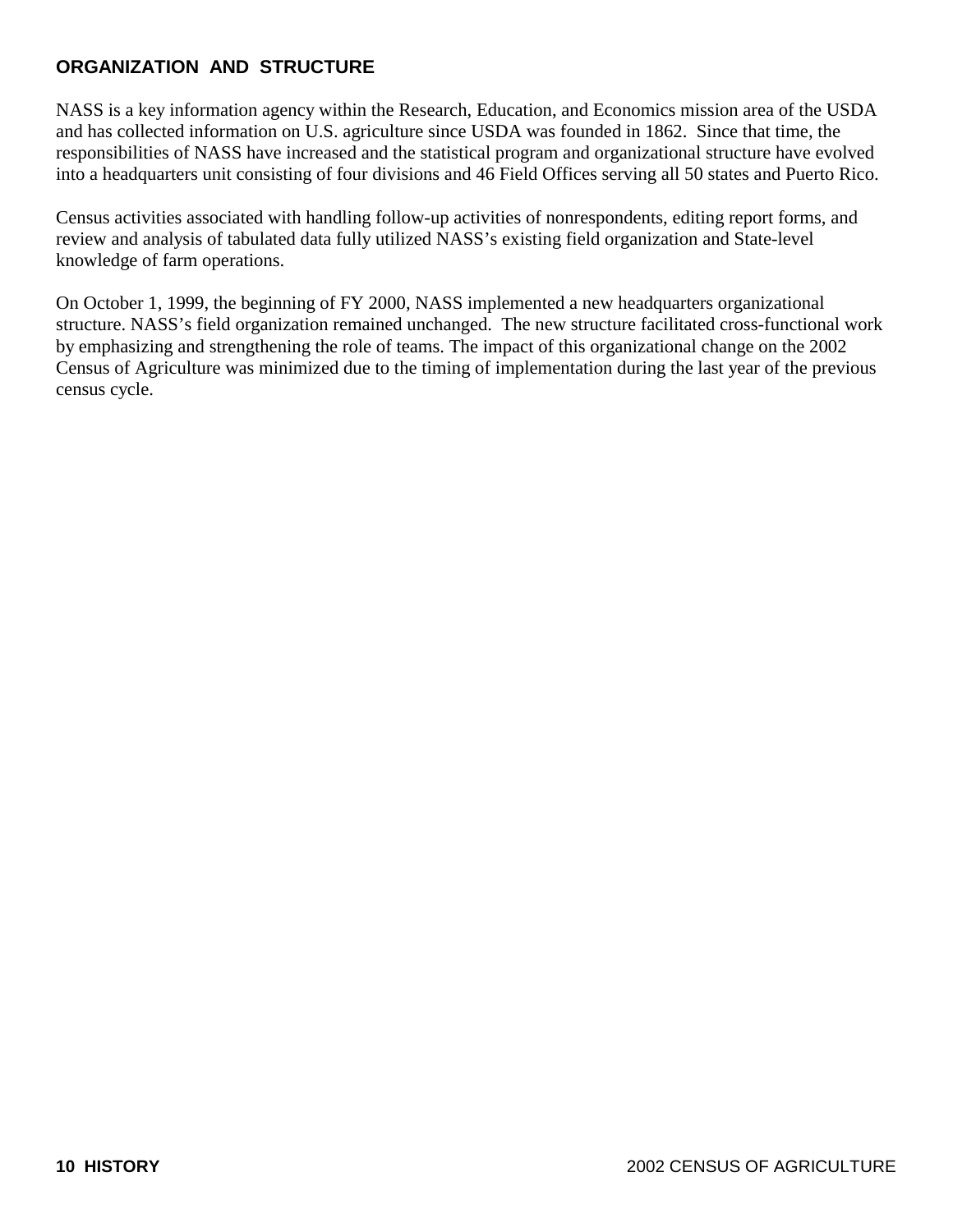## ORGANIZATION AND STRUCTURE

NASS is a key information agency within the Research, Education, and Economics mission area of the USDA and has collected information on U.S. agriculture since USDA was founded in 1862. Since that time, the responsibilities of NASS have increased and the statistical program and organizational structure have evolved into a headquarters unit consisting of four divisions and 46 Field Offices serving all 50 states and Puerto Rico.

Census activities associated with handling follow-up activities of nonrespondents, editing report forms, and review and analysis of tabulated data fully utilized NASS's existing field organization and State-level knowledge of farm operations.

On October 1, 1999, the beginning of FY 2000, NASS implemented a new headquarters organizational structure. NASS's field organization remained unchanged. The new structure facilitated cross-functional work by emphasizing and strengthening the role of teams. The impact of this organizational change on the 2002 Census of Agriculture was minimized due to the timing of implementation during the last year of the previous census cycle.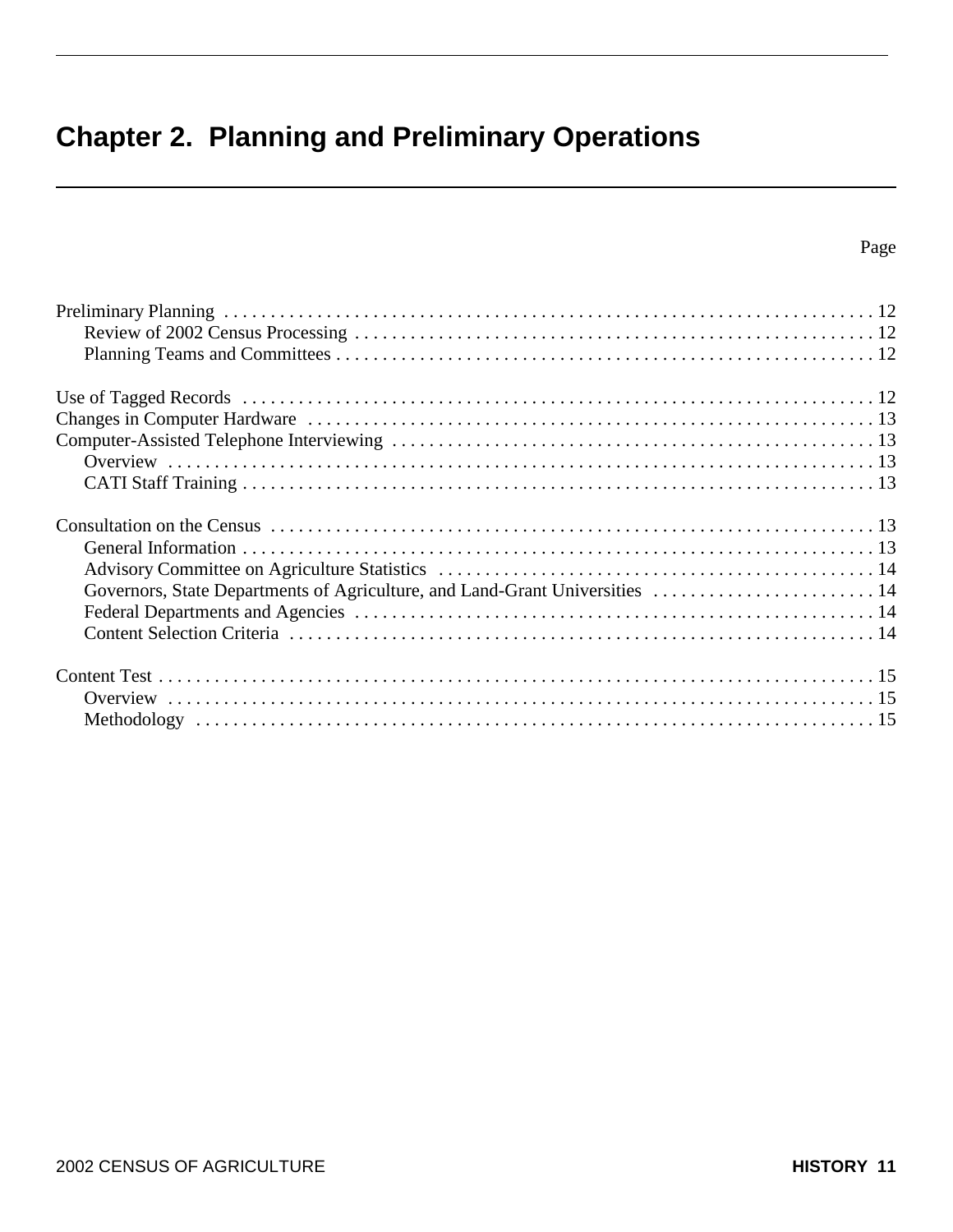# Chapter 2. Planning and Preliminary Operations

| | Page |
|---|---|
| Preliminary Planning | 12 |
| Review of 2002 Census Processing | 12 |
| Planning Teams and Committees | 12 |
| Use of Tagged Records | 12 |
| Changes in Computer Hardware | 13 |
| Computer-Assisted Telephone Interviewing | 13 |
| Overview | 13 |
| CATI Staff Training | 13 |
| Consultation on the Census | 13 |
| General Information | 13 |
| Advisory Committee on Agriculture Statistics | 14 |
| Governors, State Departments of Agriculture, and Land-Grant Universities | 14 |
| Federal Departments and Agencies | 14 |
| Content Selection Criteria | 14 |
| Content Test | 15 |
| Overview | 15 |
| Methodology | 15 |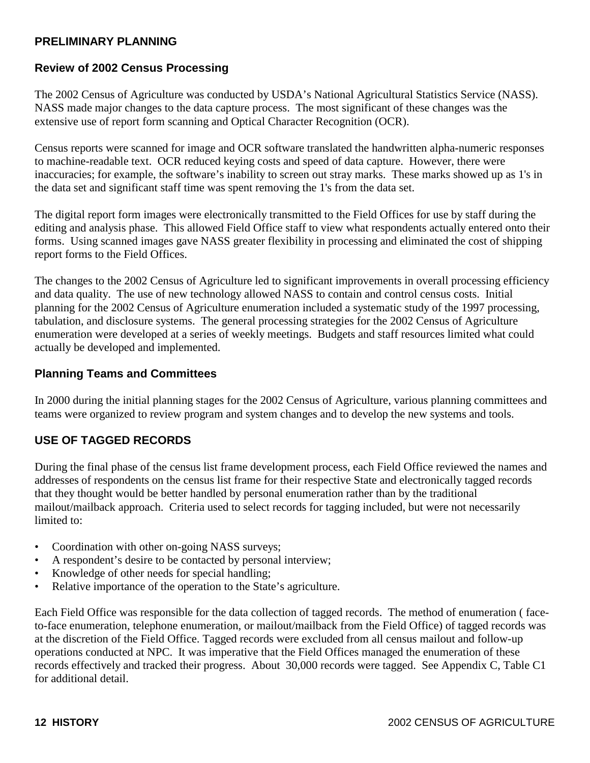## PRELIMINARY PLANNING

### Review of 2002 Census Processing

The 2002 Census of Agriculture was conducted by USDA's National Agricultural Statistics Service (NASS). NASS made major changes to the data capture process. The most significant of these changes was the extensive use of report form scanning and Optical Character Recognition (OCR).

Census reports were scanned for image and OCR software translated the handwritten alpha-numeric responses to machine-readable text. OCR reduced keying costs and speed of data capture. However, there were inaccuracies; for example, the software's inability to screen out stray marks. These marks showed up as 1's in the data set and significant staff time was spent removing the 1's from the data set.

The digital report form images were electronically transmitted to the Field Offices for use by staff during the editing and analysis phase. This allowed Field Office staff to view what respondents actually entered onto their forms. Using scanned images gave NASS greater flexibility in processing and eliminated the cost of shipping report forms to the Field Offices.

The changes to the 2002 Census of Agriculture led to significant improvements in overall processing efficiency and data quality. The use of new technology allowed NASS to contain and control census costs. Initial planning for the 2002 Census of Agriculture enumeration included a systematic study of the 1997 processing, tabulation, and disclosure systems. The general processing strategies for the 2002 Census of Agriculture enumeration were developed at a series of weekly meetings. Budgets and staff resources limited what could actually be developed and implemented.

### Planning Teams and Committees

In 2000 during the initial planning stages for the 2002 Census of Agriculture, various planning committees and teams were organized to review program and system changes and to develop the new systems and tools.

## USE OF TAGGED RECORDS

During the final phase of the census list frame development process, each Field Office reviewed the names and addresses of respondents on the census list frame for their respective State and electronically tagged records that they thought would be better handled by personal enumeration rather than by the traditional mailout/mailback approach. Criteria used to select records for tagging included, but were not necessarily limited to:

- Coordination with other on-going NASS surveys;
- A respondent's desire to be contacted by personal interview;
- Knowledge of other needs for special handling;
- Relative importance of the operation to the State's agriculture.

Each Field Office was responsible for the data collection of tagged records. The method of enumeration ( face-to-face enumeration, telephone enumeration, or mailout/mailback from the Field Office) of tagged records was at the discretion of the Field Office. Tagged records were excluded from all census mailout and follow-up operations conducted at NPC. It was imperative that the Field Offices managed the enumeration of these records effectively and tracked their progress. About 30,000 records were tagged. See Appendix C, Table C1 for additional detail.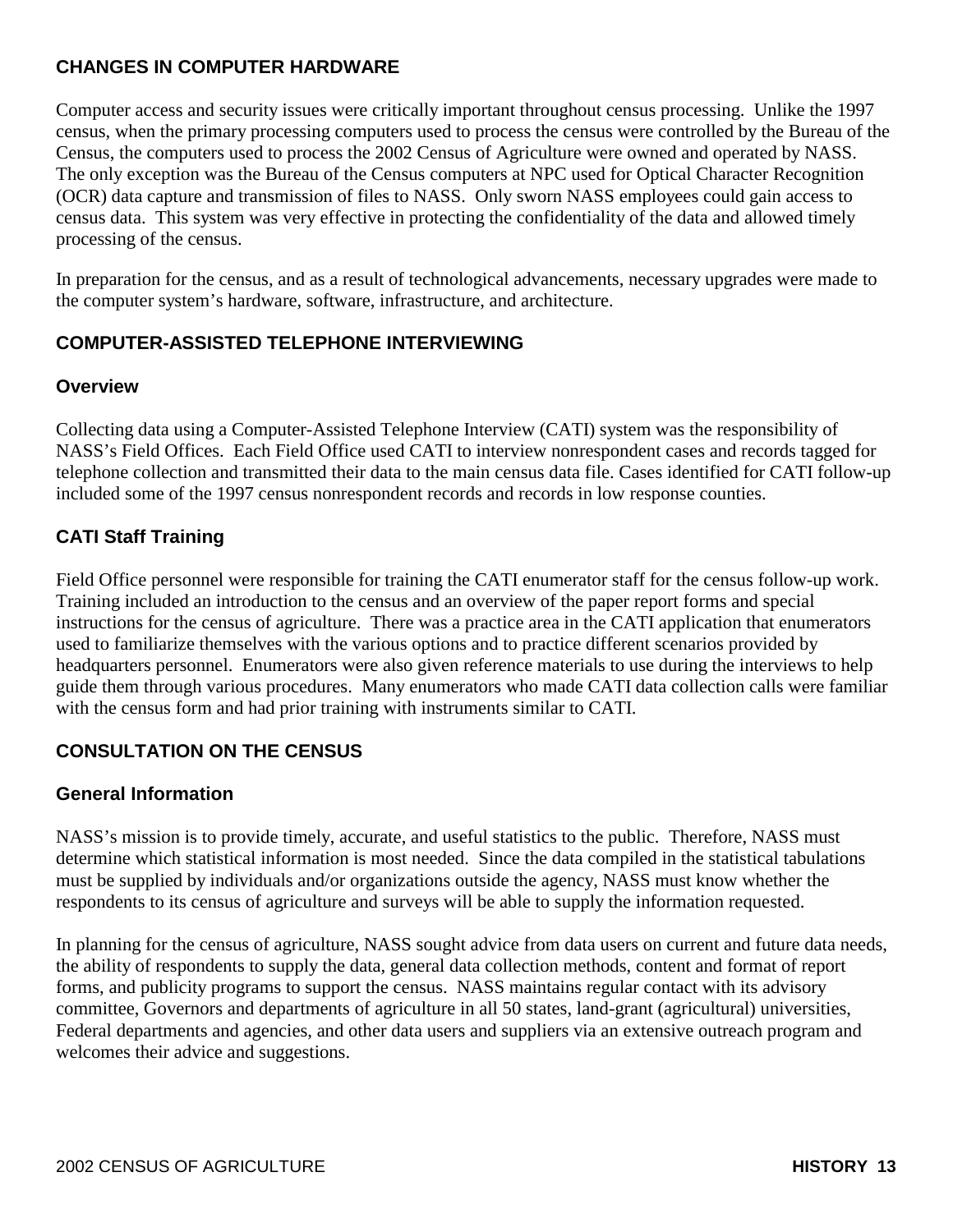## CHANGES IN COMPUTER HARDWARE

Computer access and security issues were critically important throughout census processing. Unlike the 1997 census, when the primary processing computers used to process the census were controlled by the Bureau of the Census, the computers used to process the 2002 Census of Agriculture were owned and operated by NASS. The only exception was the Bureau of the Census computers at NPC used for Optical Character Recognition (OCR) data capture and transmission of files to NASS. Only sworn NASS employees could gain access to census data. This system was very effective in protecting the confidentiality of the data and allowed timely processing of the census.

In preparation for the census, and as a result of technological advancements, necessary upgrades were made to the computer system's hardware, software, infrastructure, and architecture.

## COMPUTER-ASSISTED TELEPHONE INTERVIEWING

### Overview

Collecting data using a Computer-Assisted Telephone Interview (CATI) system was the responsibility of NASS's Field Offices. Each Field Office used CATI to interview nonrespondent cases and records tagged for telephone collection and transmitted their data to the main census data file. Cases identified for CATI follow-up included some of the 1997 census nonrespondent records and records in low response counties.

### CATI Staff Training

Field Office personnel were responsible for training the CATI enumerator staff for the census follow-up work. Training included an introduction to the census and an overview of the paper report forms and special instructions for the census of agriculture. There was a practice area in the CATI application that enumerators used to familiarize themselves with the various options and to practice different scenarios provided by headquarters personnel. Enumerators were also given reference materials to use during the interviews to help guide them through various procedures. Many enumerators who made CATI data collection calls were familiar with the census form and had prior training with instruments similar to CATI.

## CONSULTATION ON THE CENSUS

### General Information

NASS's mission is to provide timely, accurate, and useful statistics to the public. Therefore, NASS must determine which statistical information is most needed. Since the data compiled in the statistical tabulations must be supplied by individuals and/or organizations outside the agency, NASS must know whether the respondents to its census of agriculture and surveys will be able to supply the information requested.

In planning for the census of agriculture, NASS sought advice from data users on current and future data needs, the ability of respondents to supply the data, general data collection methods, content and format of report forms, and publicity programs to support the census. NASS maintains regular contact with its advisory committee, Governors and departments of agriculture in all 50 states, land-grant (agricultural) universities, Federal departments and agencies, and other data users and suppliers via an extensive outreach program and welcomes their advice and suggestions.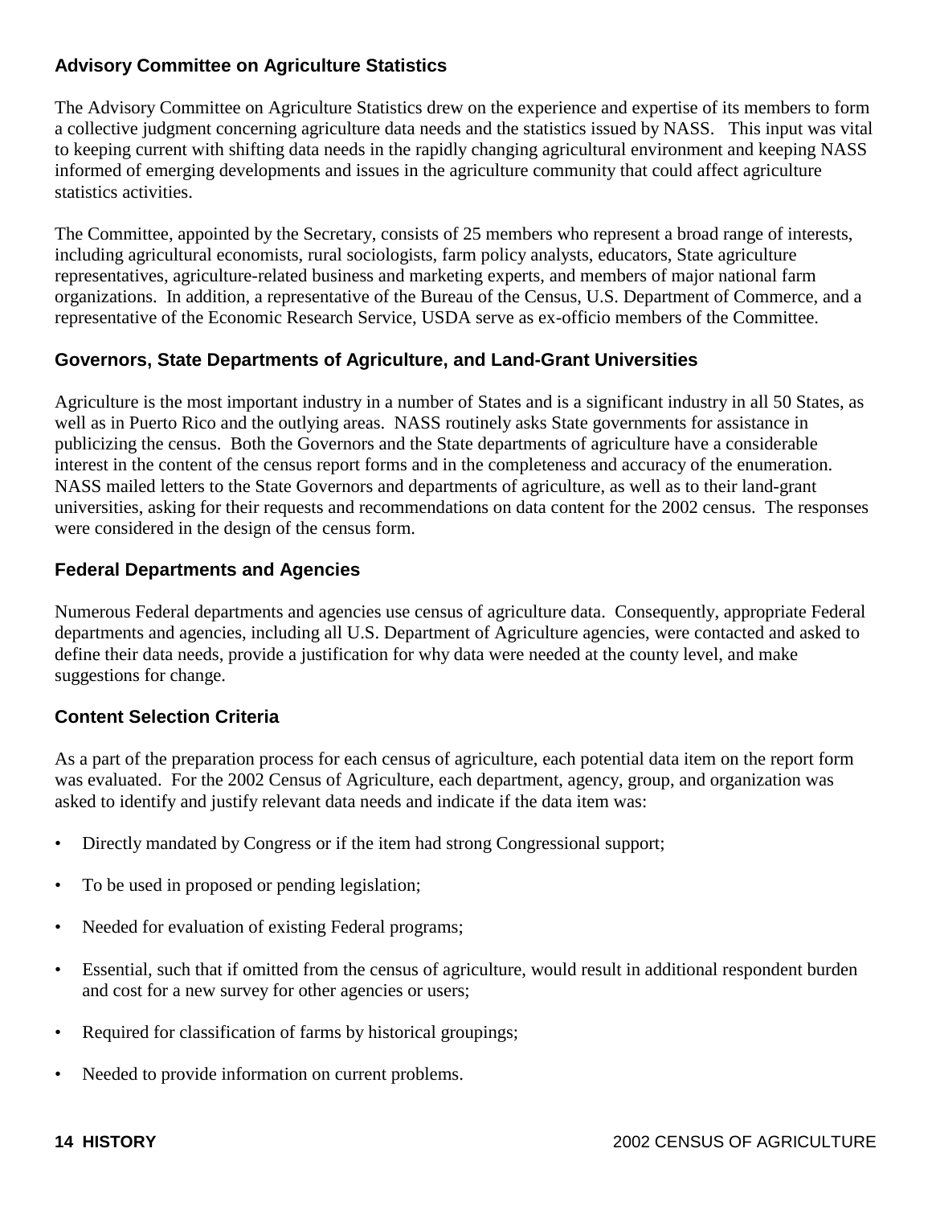### Advisory Committee on Agriculture Statistics

The Advisory Committee on Agriculture Statistics drew on the experience and expertise of its members to form a collective judgment concerning agriculture data needs and the statistics issued by NASS. This input was vital to keeping current with shifting data needs in the rapidly changing agricultural environment and keeping NASS informed of emerging developments and issues in the agriculture community that could affect agriculture statistics activities.

The Committee, appointed by the Secretary, consists of 25 members who represent a broad range of interests, including agricultural economists, rural sociologists, farm policy analysts, educators, State agriculture representatives, agriculture-related business and marketing experts, and members of major national farm organizations. In addition, a representative of the Bureau of the Census, U.S. Department of Commerce, and a representative of the Economic Research Service, USDA serve as ex-officio members of the Committee.

### Governors, State Departments of Agriculture, and Land-Grant Universities

Agriculture is the most important industry in a number of States and is a significant industry in all 50 States, as well as in Puerto Rico and the outlying areas. NASS routinely asks State governments for assistance in publicizing the census. Both the Governors and the State departments of agriculture have a considerable interest in the content of the census report forms and in the completeness and accuracy of the enumeration. NASS mailed letters to the State Governors and departments of agriculture, as well as to their land-grant universities, asking for their requests and recommendations on data content for the 2002 census. The responses were considered in the design of the census form.

### Federal Departments and Agencies

Numerous Federal departments and agencies use census of agriculture data. Consequently, appropriate Federal departments and agencies, including all U.S. Department of Agriculture agencies, were contacted and asked to define their data needs, provide a justification for why data were needed at the county level, and make suggestions for change.

### Content Selection Criteria

As a part of the preparation process for each census of agriculture, each potential data item on the report form was evaluated. For the 2002 Census of Agriculture, each department, agency, group, and organization was asked to identify and justify relevant data needs and indicate if the data item was:

- Directly mandated by Congress or if the item had strong Congressional support;
- To be used in proposed or pending legislation;
- Needed for evaluation of existing Federal programs;
- Essential, such that if omitted from the census of agriculture, would result in additional respondent burden and cost for a new survey for other agencies or users;
- Required for classification of farms by historical groupings;
- Needed to provide information on current problems.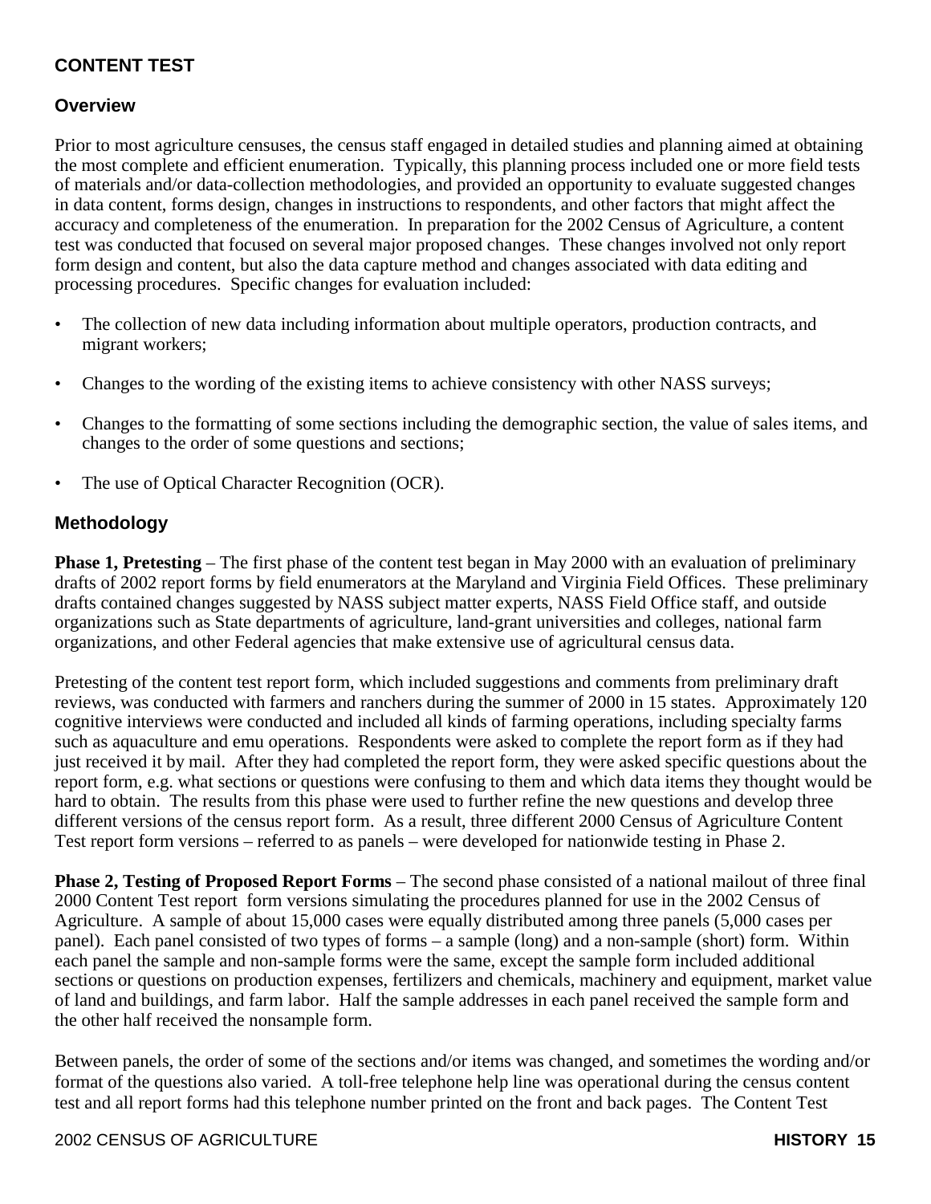## CONTENT TEST

### Overview

Prior to most agriculture censuses, the census staff engaged in detailed studies and planning aimed at obtaining the most complete and efficient enumeration. Typically, this planning process included one or more field tests of materials and/or data-collection methodologies, and provided an opportunity to evaluate suggested changes in data content, forms design, changes in instructions to respondents, and other factors that might affect the accuracy and completeness of the enumeration. In preparation for the 2002 Census of Agriculture, a content test was conducted that focused on several major proposed changes. These changes involved not only report form design and content, but also the data capture method and changes associated with data editing and processing procedures. Specific changes for evaluation included:

- The collection of new data including information about multiple operators, production contracts, and migrant workers;
- Changes to the wording of the existing items to achieve consistency with other NASS surveys;
- Changes to the formatting of some sections including the demographic section, the value of sales items, and changes to the order of some questions and sections;
- The use of Optical Character Recognition (OCR).

### Methodology

**Phase 1, Pretesting** – The first phase of the content test began in May 2000 with an evaluation of preliminary drafts of 2002 report forms by field enumerators at the Maryland and Virginia Field Offices. These preliminary drafts contained changes suggested by NASS subject matter experts, NASS Field Office staff, and outside organizations such as State departments of agriculture, land-grant universities and colleges, national farm organizations, and other Federal agencies that make extensive use of agricultural census data.

Pretesting of the content test report form, which included suggestions and comments from preliminary draft reviews, was conducted with farmers and ranchers during the summer of 2000 in 15 states. Approximately 120 cognitive interviews were conducted and included all kinds of farming operations, including specialty farms such as aquaculture and emu operations. Respondents were asked to complete the report form as if they had just received it by mail. After they had completed the report form, they were asked specific questions about the report form, e.g. what sections or questions were confusing to them and which data items they thought would be hard to obtain. The results from this phase were used to further refine the new questions and develop three different versions of the census report form. As a result, three different 2000 Census of Agriculture Content Test report form versions – referred to as panels – were developed for nationwide testing in Phase 2.

**Phase 2, Testing of Proposed Report Forms** – The second phase consisted of a national mailout of three final 2000 Content Test report form versions simulating the procedures planned for use in the 2002 Census of Agriculture. A sample of about 15,000 cases were equally distributed among three panels (5,000 cases per panel). Each panel consisted of two types of forms – a sample (long) and a non-sample (short) form. Within each panel the sample and non-sample forms were the same, except the sample form included additional sections or questions on production expenses, fertilizers and chemicals, machinery and equipment, market value of land and buildings, and farm labor. Half the sample addresses in each panel received the sample form and the other half received the nonsample form.

Between panels, the order of some of the sections and/or items was changed, and sometimes the wording and/or format of the questions also varied. A toll-free telephone help line was operational during the census content test and all report forms had this telephone number printed on the front and back pages. The Content Test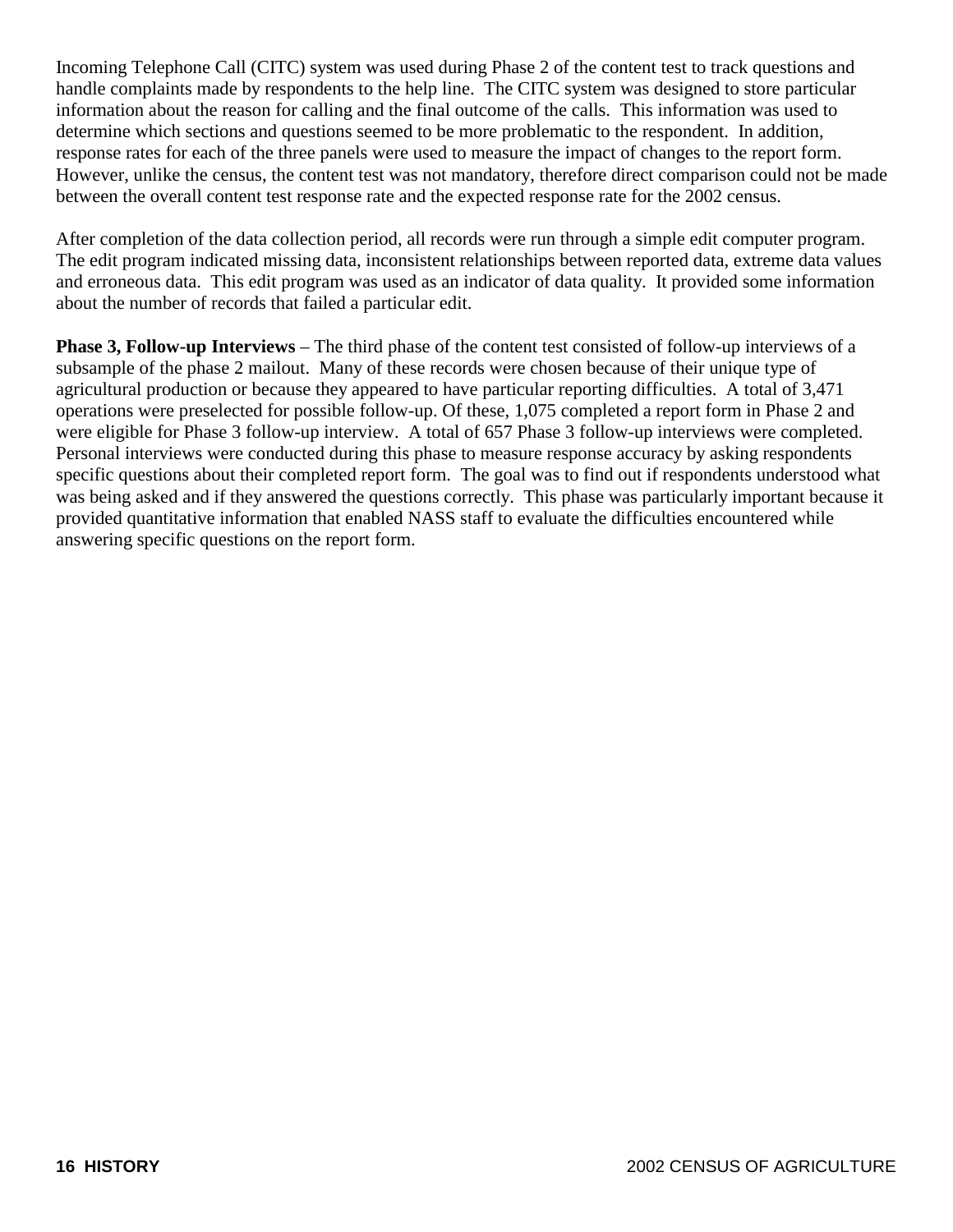Incoming Telephone Call (CITC) system was used during Phase 2 of the content test to track questions and handle complaints made by respondents to the help line. The CITC system was designed to store particular information about the reason for calling and the final outcome of the calls. This information was used to determine which sections and questions seemed to be more problematic to the respondent. In addition, response rates for each of the three panels were used to measure the impact of changes to the report form. However, unlike the census, the content test was not mandatory, therefore direct comparison could not be made between the overall content test response rate and the expected response rate for the 2002 census.

After completion of the data collection period, all records were run through a simple edit computer program. The edit program indicated missing data, inconsistent relationships between reported data, extreme data values and erroneous data. This edit program was used as an indicator of data quality. It provided some information about the number of records that failed a particular edit.

**Phase 3, Follow-up Interviews** – The third phase of the content test consisted of follow-up interviews of a subsample of the phase 2 mailout. Many of these records were chosen because of their unique type of agricultural production or because they appeared to have particular reporting difficulties. A total of 3,471 operations were preselected for possible follow-up. Of these, 1,075 completed a report form in Phase 2 and were eligible for Phase 3 follow-up interview. A total of 657 Phase 3 follow-up interviews were completed. Personal interviews were conducted during this phase to measure response accuracy by asking respondents specific questions about their completed report form. The goal was to find out if respondents understood what was being asked and if they answered the questions correctly. This phase was particularly important because it provided quantitative information that enabled NASS staff to evaluate the difficulties encountered while answering specific questions on the report form.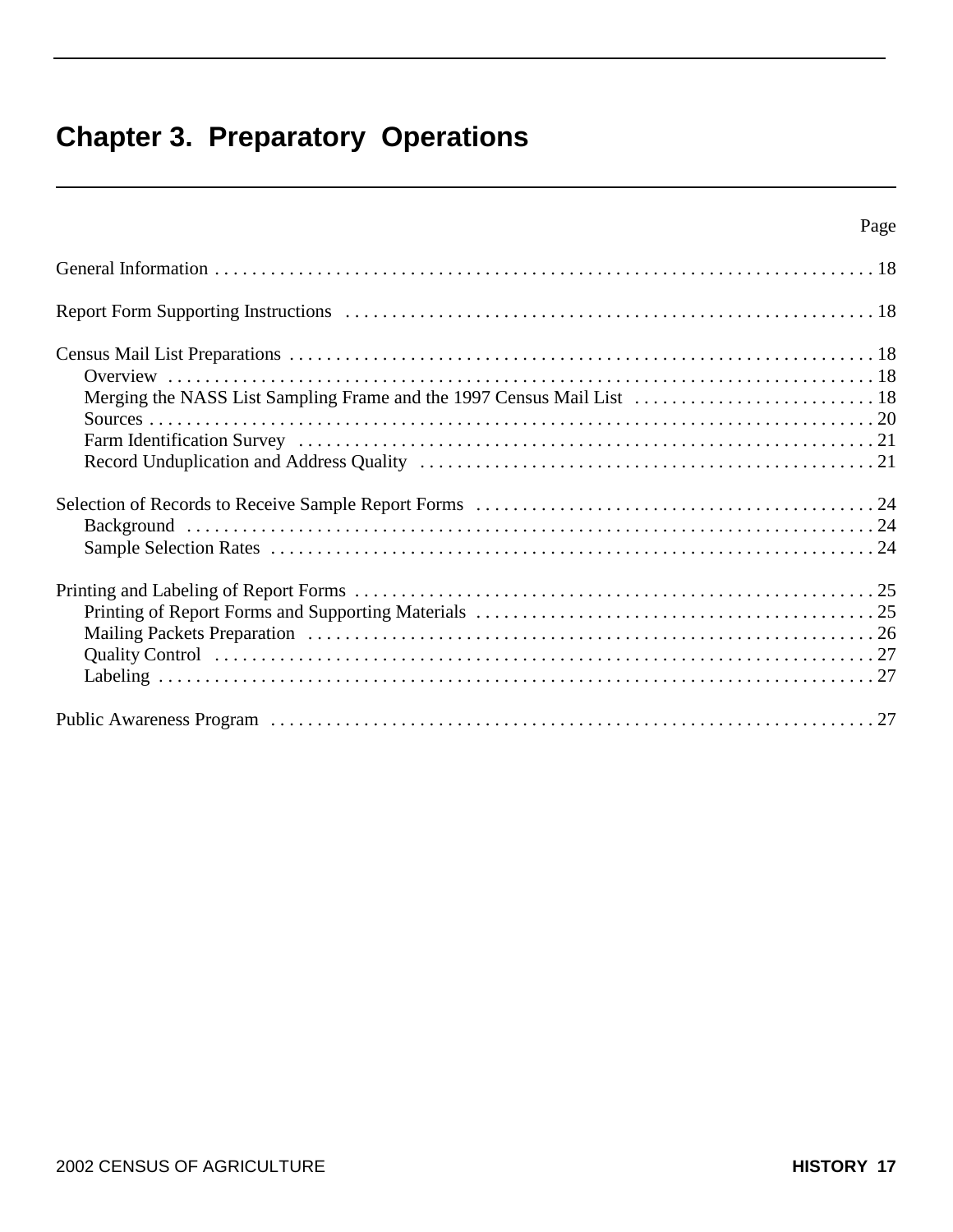# Chapter 3. Preparatory Operations

| | Page |
|---|---|
| General Information | 18 |
| Report Form Supporting Instructions | 18 |
| Census Mail List Preparations | 18 |
| Overview | 18 |
| Merging the NASS List Sampling Frame and the 1997 Census Mail List | 18 |
| Sources | 20 |
| Farm Identification Survey | 21 |
| Record Unduplication and Address Quality | 21 |
| Selection of Records to Receive Sample Report Forms | 24 |
| Background | 24 |
| Sample Selection Rates | 24 |
| Printing and Labeling of Report Forms | 25 |
| Printing of Report Forms and Supporting Materials | 25 |
| Mailing Packets Preparation | 26 |
| Quality Control | 27 |
| Labeling | 27 |
| Public Awareness Program | 27 |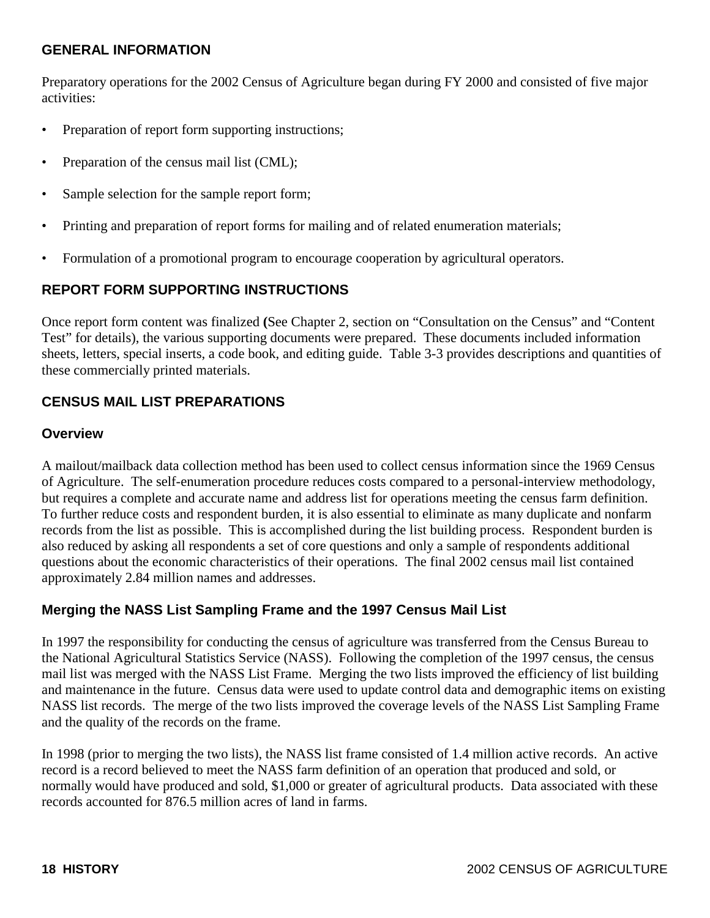## GENERAL INFORMATION

Preparatory operations for the 2002 Census of Agriculture began during FY 2000 and consisted of five major activities:

- Preparation of report form supporting instructions;
- Preparation of the census mail list (CML);
- Sample selection for the sample report form;
- Printing and preparation of report forms for mailing and of related enumeration materials;
- Formulation of a promotional program to encourage cooperation by agricultural operators.

## REPORT FORM SUPPORTING INSTRUCTIONS

Once report form content was finalized **(**See Chapter 2, section on "Consultation on the Census" and "Content Test" for details), the various supporting documents were prepared. These documents included information sheets, letters, special inserts, a code book, and editing guide. Table 3-3 provides descriptions and quantities of these commercially printed materials.

## CENSUS MAIL LIST PREPARATIONS

### Overview

A mailout/mailback data collection method has been used to collect census information since the 1969 Census of Agriculture. The self-enumeration procedure reduces costs compared to a personal-interview methodology, but requires a complete and accurate name and address list for operations meeting the census farm definition. To further reduce costs and respondent burden, it is also essential to eliminate as many duplicate and nonfarm records from the list as possible. This is accomplished during the list building process. Respondent burden is also reduced by asking all respondents a set of core questions and only a sample of respondents additional questions about the economic characteristics of their operations. The final 2002 census mail list contained approximately 2.84 million names and addresses.

### Merging the NASS List Sampling Frame and the 1997 Census Mail List

In 1997 the responsibility for conducting the census of agriculture was transferred from the Census Bureau to the National Agricultural Statistics Service (NASS). Following the completion of the 1997 census, the census mail list was merged with the NASS List Frame. Merging the two lists improved the efficiency of list building and maintenance in the future. Census data were used to update control data and demographic items on existing NASS list records. The merge of the two lists improved the coverage levels of the NASS List Sampling Frame and the quality of the records on the frame.

In 1998 (prior to merging the two lists), the NASS list frame consisted of 1.4 million active records. An active record is a record believed to meet the NASS farm definition of an operation that produced and sold, or normally would have produced and sold, $1,000 or greater of agricultural products. Data associated with these records accounted for 876.5 million acres of land in farms.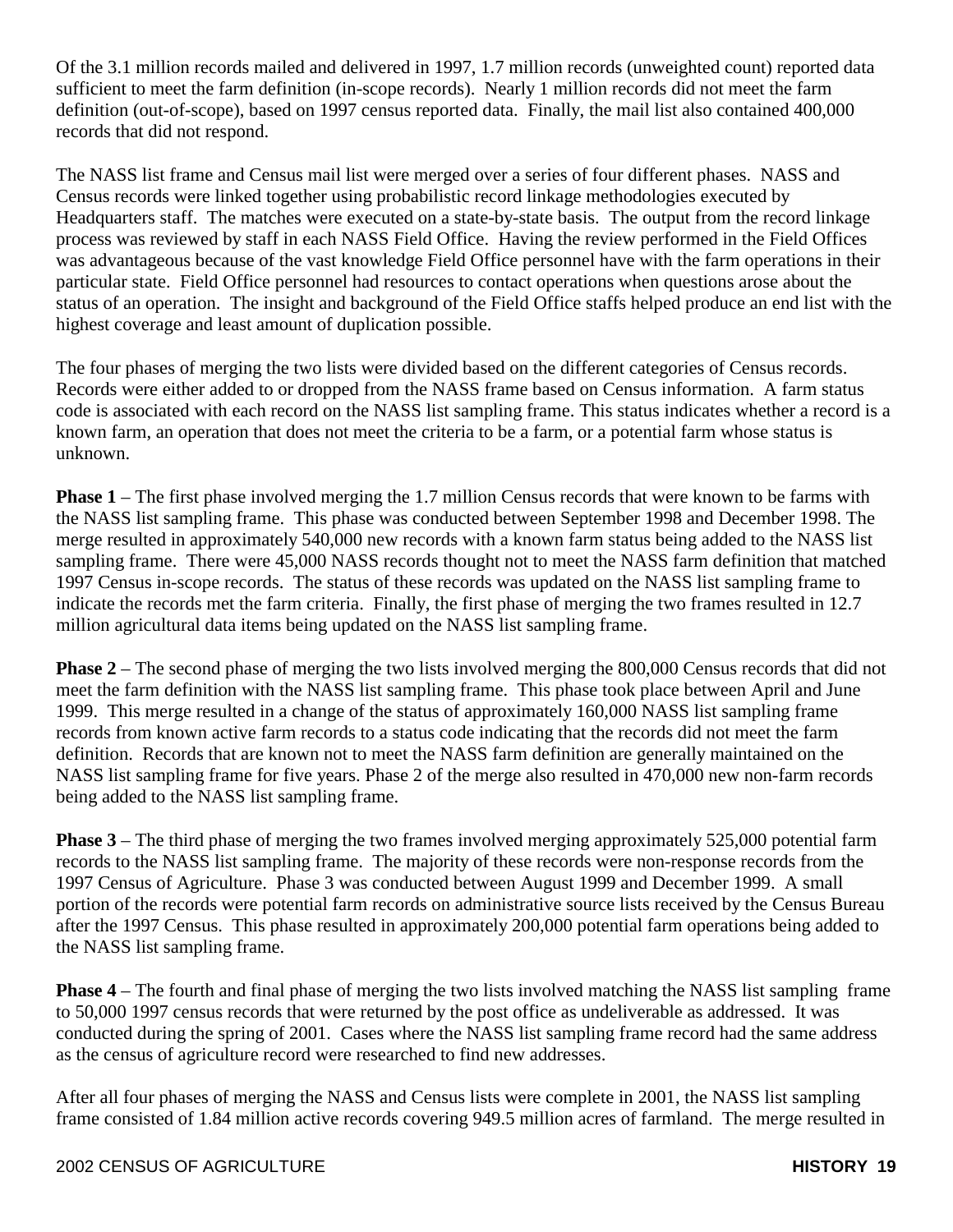Of the 3.1 million records mailed and delivered in 1997, 1.7 million records (unweighted count) reported data sufficient to meet the farm definition (in-scope records). Nearly 1 million records did not meet the farm definition (out-of-scope), based on 1997 census reported data. Finally, the mail list also contained 400,000 records that did not respond.

The NASS list frame and Census mail list were merged over a series of four different phases. NASS and Census records were linked together using probabilistic record linkage methodologies executed by Headquarters staff. The matches were executed on a state-by-state basis. The output from the record linkage process was reviewed by staff in each NASS Field Office. Having the review performed in the Field Offices was advantageous because of the vast knowledge Field Office personnel have with the farm operations in their particular state. Field Office personnel had resources to contact operations when questions arose about the status of an operation. The insight and background of the Field Office staffs helped produce an end list with the highest coverage and least amount of duplication possible.

The four phases of merging the two lists were divided based on the different categories of Census records. Records were either added to or dropped from the NASS frame based on Census information. A farm status code is associated with each record on the NASS list sampling frame. This status indicates whether a record is a known farm, an operation that does not meet the criteria to be a farm, or a potential farm whose status is unknown.

**Phase 1** – The first phase involved merging the 1.7 million Census records that were known to be farms with the NASS list sampling frame. This phase was conducted between September 1998 and December 1998. The merge resulted in approximately 540,000 new records with a known farm status being added to the NASS list sampling frame. There were 45,000 NASS records thought not to meet the NASS farm definition that matched 1997 Census in-scope records. The status of these records was updated on the NASS list sampling frame to indicate the records met the farm criteria. Finally, the first phase of merging the two frames resulted in 12.7 million agricultural data items being updated on the NASS list sampling frame.

**Phase 2** – The second phase of merging the two lists involved merging the 800,000 Census records that did not meet the farm definition with the NASS list sampling frame. This phase took place between April and June 1999. This merge resulted in a change of the status of approximately 160,000 NASS list sampling frame records from known active farm records to a status code indicating that the records did not meet the farm definition. Records that are known not to meet the NASS farm definition are generally maintained on the NASS list sampling frame for five years. Phase 2 of the merge also resulted in 470,000 new non-farm records being added to the NASS list sampling frame.

**Phase 3** – The third phase of merging the two frames involved merging approximately 525,000 potential farm records to the NASS list sampling frame. The majority of these records were non-response records from the 1997 Census of Agriculture. Phase 3 was conducted between August 1999 and December 1999. A small portion of the records were potential farm records on administrative source lists received by the Census Bureau after the 1997 Census. This phase resulted in approximately 200,000 potential farm operations being added to the NASS list sampling frame.

**Phase 4** – The fourth and final phase of merging the two lists involved matching the NASS list sampling frame to 50,000 1997 census records that were returned by the post office as undeliverable as addressed. It was conducted during the spring of 2001. Cases where the NASS list sampling frame record had the same address as the census of agriculture record were researched to find new addresses.

After all four phases of merging the NASS and Census lists were complete in 2001, the NASS list sampling frame consisted of 1.84 million active records covering 949.5 million acres of farmland. The merge resulted in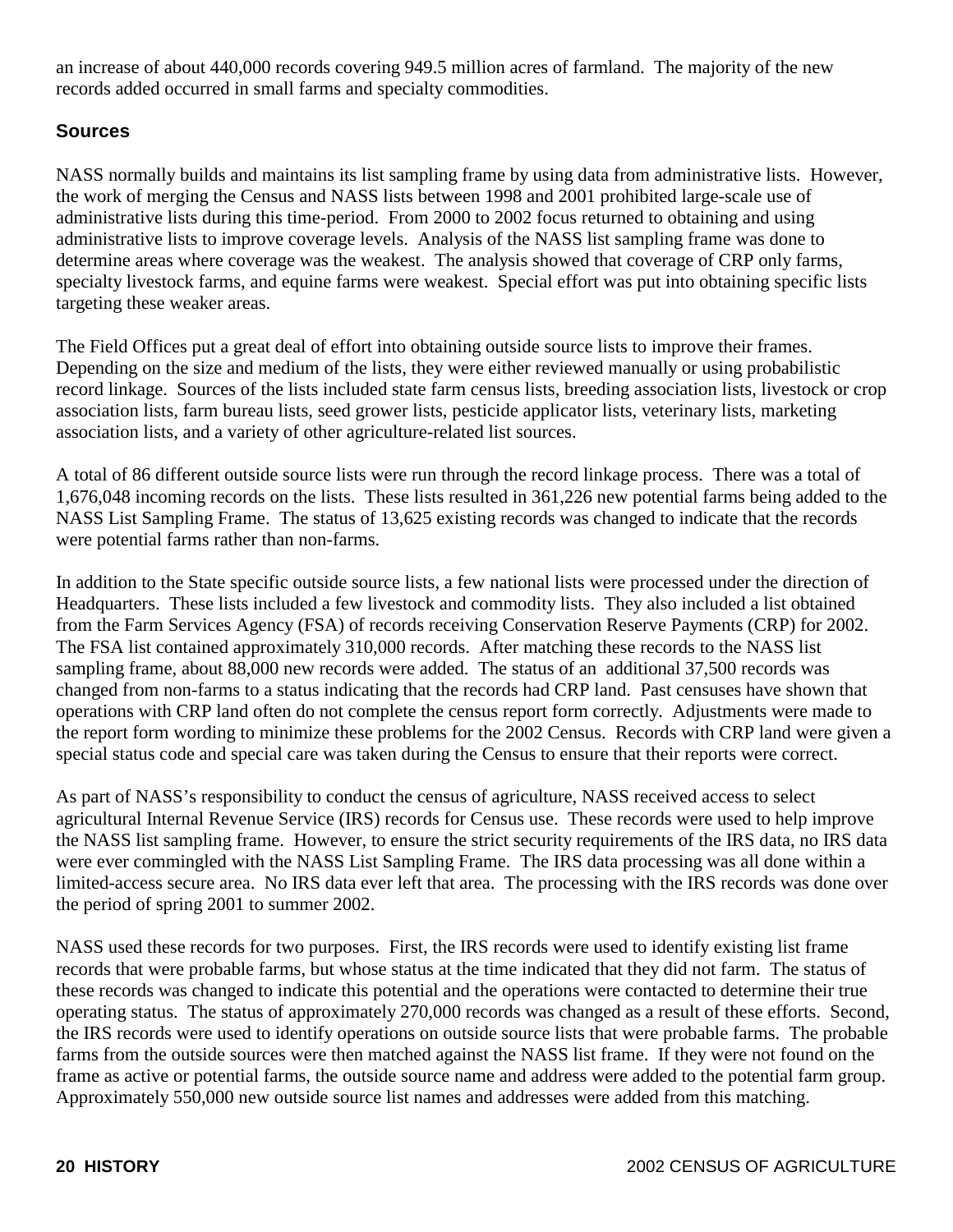an increase of about 440,000 records covering 949.5 million acres of farmland. The majority of the new records added occurred in small farms and specialty commodities.

## Sources

NASS normally builds and maintains its list sampling frame by using data from administrative lists. However, the work of merging the Census and NASS lists between 1998 and 2001 prohibited large-scale use of administrative lists during this time-period. From 2000 to 2002 focus returned to obtaining and using administrative lists to improve coverage levels. Analysis of the NASS list sampling frame was done to determine areas where coverage was the weakest. The analysis showed that coverage of CRP only farms, specialty livestock farms, and equine farms were weakest. Special effort was put into obtaining specific lists targeting these weaker areas.

The Field Offices put a great deal of effort into obtaining outside source lists to improve their frames. Depending on the size and medium of the lists, they were either reviewed manually or using probabilistic record linkage. Sources of the lists included state farm census lists, breeding association lists, livestock or crop association lists, farm bureau lists, seed grower lists, pesticide applicator lists, veterinary lists, marketing association lists, and a variety of other agriculture-related list sources.

A total of 86 different outside source lists were run through the record linkage process. There was a total of 1,676,048 incoming records on the lists. These lists resulted in 361,226 new potential farms being added to the NASS List Sampling Frame. The status of 13,625 existing records was changed to indicate that the records were potential farms rather than non-farms.

In addition to the State specific outside source lists, a few national lists were processed under the direction of Headquarters. These lists included a few livestock and commodity lists. They also included a list obtained from the Farm Services Agency (FSA) of records receiving Conservation Reserve Payments (CRP) for 2002. The FSA list contained approximately 310,000 records. After matching these records to the NASS list sampling frame, about 88,000 new records were added. The status of an additional 37,500 records was changed from non-farms to a status indicating that the records had CRP land. Past censuses have shown that operations with CRP land often do not complete the census report form correctly. Adjustments were made to the report form wording to minimize these problems for the 2002 Census. Records with CRP land were given a special status code and special care was taken during the Census to ensure that their reports were correct.

As part of NASS's responsibility to conduct the census of agriculture, NASS received access to select agricultural Internal Revenue Service (IRS) records for Census use. These records were used to help improve the NASS list sampling frame. However, to ensure the strict security requirements of the IRS data, no IRS data were ever commingled with the NASS List Sampling Frame. The IRS data processing was all done within a limited-access secure area. No IRS data ever left that area. The processing with the IRS records was done over the period of spring 2001 to summer 2002.

NASS used these records for two purposes. First, the IRS records were used to identify existing list frame records that were probable farms, but whose status at the time indicated that they did not farm. The status of these records was changed to indicate this potential and the operations were contacted to determine their true operating status. The status of approximately 270,000 records was changed as a result of these efforts. Second, the IRS records were used to identify operations on outside source lists that were probable farms. The probable farms from the outside sources were then matched against the NASS list frame. If they were not found on the frame as active or potential farms, the outside source name and address were added to the potential farm group. Approximately 550,000 new outside source list names and addresses were added from this matching.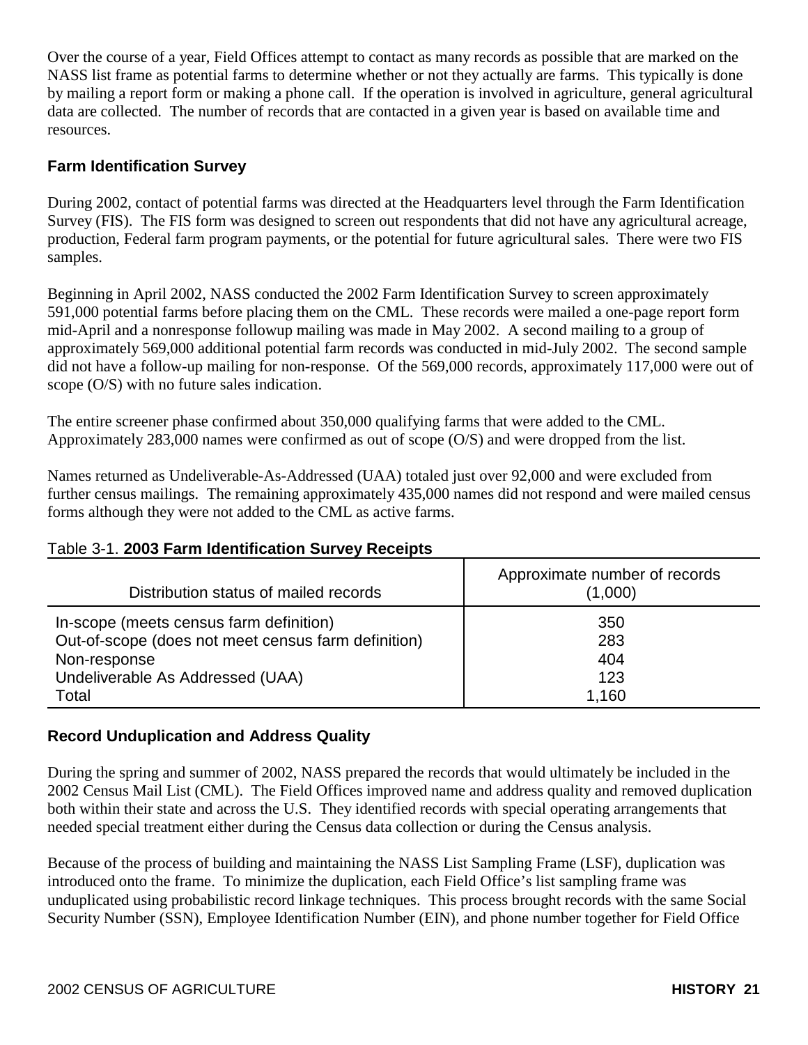Over the course of a year, Field Offices attempt to contact as many records as possible that are marked on the NASS list frame as potential farms to determine whether or not they actually are farms. This typically is done by mailing a report form or making a phone call. If the operation is involved in agriculture, general agricultural data are collected. The number of records that are contacted in a given year is based on available time and resources.

### Farm Identification Survey

During 2002, contact of potential farms was directed at the Headquarters level through the Farm Identification Survey (FIS). The FIS form was designed to screen out respondents that did not have any agricultural acreage, production, Federal farm program payments, or the potential for future agricultural sales. There were two FIS samples.

Beginning in April 2002, NASS conducted the 2002 Farm Identification Survey to screen approximately 591,000 potential farms before placing them on the CML. These records were mailed a one-page report form mid-April and a nonresponse followup mailing was made in May 2002. A second mailing to a group of approximately 569,000 additional potential farm records was conducted in mid-July 2002. The second sample did not have a follow-up mailing for non-response. Of the 569,000 records, approximately 117,000 were out of scope (O/S) with no future sales indication.

The entire screener phase confirmed about 350,000 qualifying farms that were added to the CML. Approximately 283,000 names were confirmed as out of scope (O/S) and were dropped from the list.

Names returned as Undeliverable-As-Addressed (UAA) totaled just over 92,000 and were excluded from further census mailings. The remaining approximately 435,000 names did not respond and were mailed census forms although they were not added to the CML as active farms.

Table 3-1. **2003 Farm Identification Survey Receipts**

| Distribution status of mailed records | Approximate number of records (1,000) |
|---|---|
| In-scope (meets census farm definition) | 350 |
| Out-of-scope (does not meet census farm definition) | 283 |
| Non-response | 404 |
| Undeliverable As Addressed (UAA) | 123 |
| Total | 1,160 |

### Record Unduplication and Address Quality

During the spring and summer of 2002, NASS prepared the records that would ultimately be included in the 2002 Census Mail List (CML). The Field Offices improved name and address quality and removed duplication both within their state and across the U.S. They identified records with special operating arrangements that needed special treatment either during the Census data collection or during the Census analysis.

Because of the process of building and maintaining the NASS List Sampling Frame (LSF), duplication was introduced onto the frame. To minimize the duplication, each Field Office's list sampling frame was unduplicated using probabilistic record linkage techniques. This process brought records with the same Social Security Number (SSN), Employee Identification Number (EIN), and phone number together for Field Office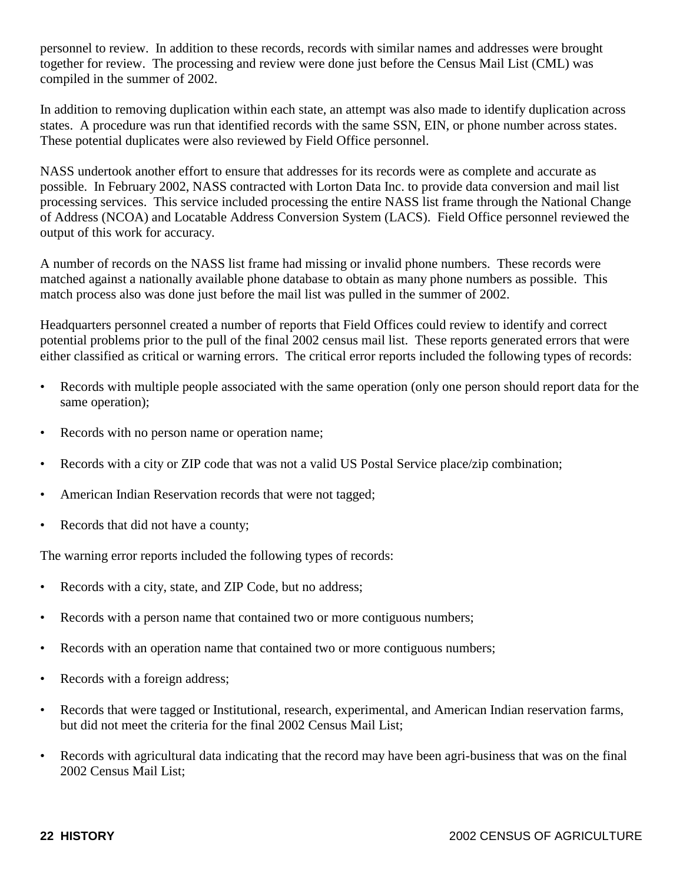personnel to review. In addition to these records, records with similar names and addresses were brought together for review. The processing and review were done just before the Census Mail List (CML) was compiled in the summer of 2002.

In addition to removing duplication within each state, an attempt was also made to identify duplication across states. A procedure was run that identified records with the same SSN, EIN, or phone number across states. These potential duplicates were also reviewed by Field Office personnel.

NASS undertook another effort to ensure that addresses for its records were as complete and accurate as possible. In February 2002, NASS contracted with Lorton Data Inc. to provide data conversion and mail list processing services. This service included processing the entire NASS list frame through the National Change of Address (NCOA) and Locatable Address Conversion System (LACS). Field Office personnel reviewed the output of this work for accuracy.

A number of records on the NASS list frame had missing or invalid phone numbers. These records were matched against a nationally available phone database to obtain as many phone numbers as possible. This match process also was done just before the mail list was pulled in the summer of 2002.

Headquarters personnel created a number of reports that Field Offices could review to identify and correct potential problems prior to the pull of the final 2002 census mail list. These reports generated errors that were either classified as critical or warning errors. The critical error reports included the following types of records:

- Records with multiple people associated with the same operation (only one person should report data for the same operation);
- Records with no person name or operation name;
- Records with a city or ZIP code that was not a valid US Postal Service place/zip combination;
- American Indian Reservation records that were not tagged;
- Records that did not have a county;

The warning error reports included the following types of records:

- Records with a city, state, and ZIP Code, but no address;
- Records with a person name that contained two or more contiguous numbers;
- Records with an operation name that contained two or more contiguous numbers;
- Records with a foreign address;
- Records that were tagged or Institutional, research, experimental, and American Indian reservation farms, but did not meet the criteria for the final 2002 Census Mail List;
- Records with agricultural data indicating that the record may have been agri-business that was on the final 2002 Census Mail List;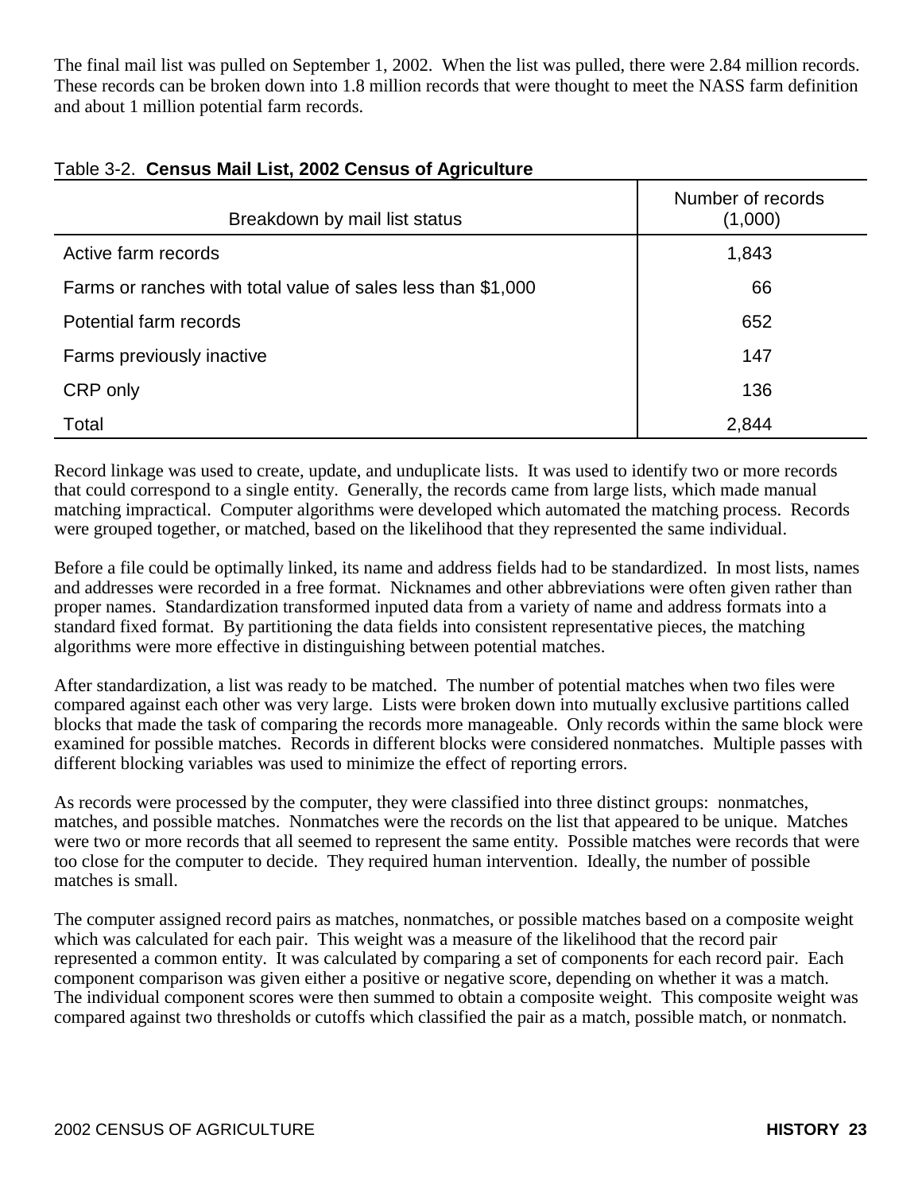The final mail list was pulled on September 1, 2002. When the list was pulled, there were 2.84 million records. These records can be broken down into 1.8 million records that were thought to meet the NASS farm definition and about 1 million potential farm records.

Table 3-2. **Census Mail List, 2002 Census of Agriculture**

| Breakdown by mail list status | Number of records (1,000) |
|---|---|
| Active farm records | 1,843 |
| Farms or ranches with total value of sales less than $1,000 | 66 |
| Potential farm records | 652 |
| Farms previously inactive | 147 |
| CRP only | 136 |
| Total | 2,844 |

Record linkage was used to create, update, and unduplicate lists. It was used to identify two or more records that could correspond to a single entity. Generally, the records came from large lists, which made manual matching impractical. Computer algorithms were developed which automated the matching process. Records were grouped together, or matched, based on the likelihood that they represented the same individual.

Before a file could be optimally linked, its name and address fields had to be standardized. In most lists, names and addresses were recorded in a free format. Nicknames and other abbreviations were often given rather than proper names. Standardization transformed inputed data from a variety of name and address formats into a standard fixed format. By partitioning the data fields into consistent representative pieces, the matching algorithms were more effective in distinguishing between potential matches.

After standardization, a list was ready to be matched. The number of potential matches when two files were compared against each other was very large. Lists were broken down into mutually exclusive partitions called blocks that made the task of comparing the records more manageable. Only records within the same block were examined for possible matches. Records in different blocks were considered nonmatches. Multiple passes with different blocking variables was used to minimize the effect of reporting errors.

As records were processed by the computer, they were classified into three distinct groups: nonmatches, matches, and possible matches. Nonmatches were the records on the list that appeared to be unique. Matches were two or more records that all seemed to represent the same entity. Possible matches were records that were too close for the computer to decide. They required human intervention. Ideally, the number of possible matches is small.

The computer assigned record pairs as matches, nonmatches, or possible matches based on a composite weight which was calculated for each pair. This weight was a measure of the likelihood that the record pair represented a common entity. It was calculated by comparing a set of components for each record pair. Each component comparison was given either a positive or negative score, depending on whether it was a match. The individual component scores were then summed to obtain a composite weight. This composite weight was compared against two thresholds or cutoffs which classified the pair as a match, possible match, or nonmatch.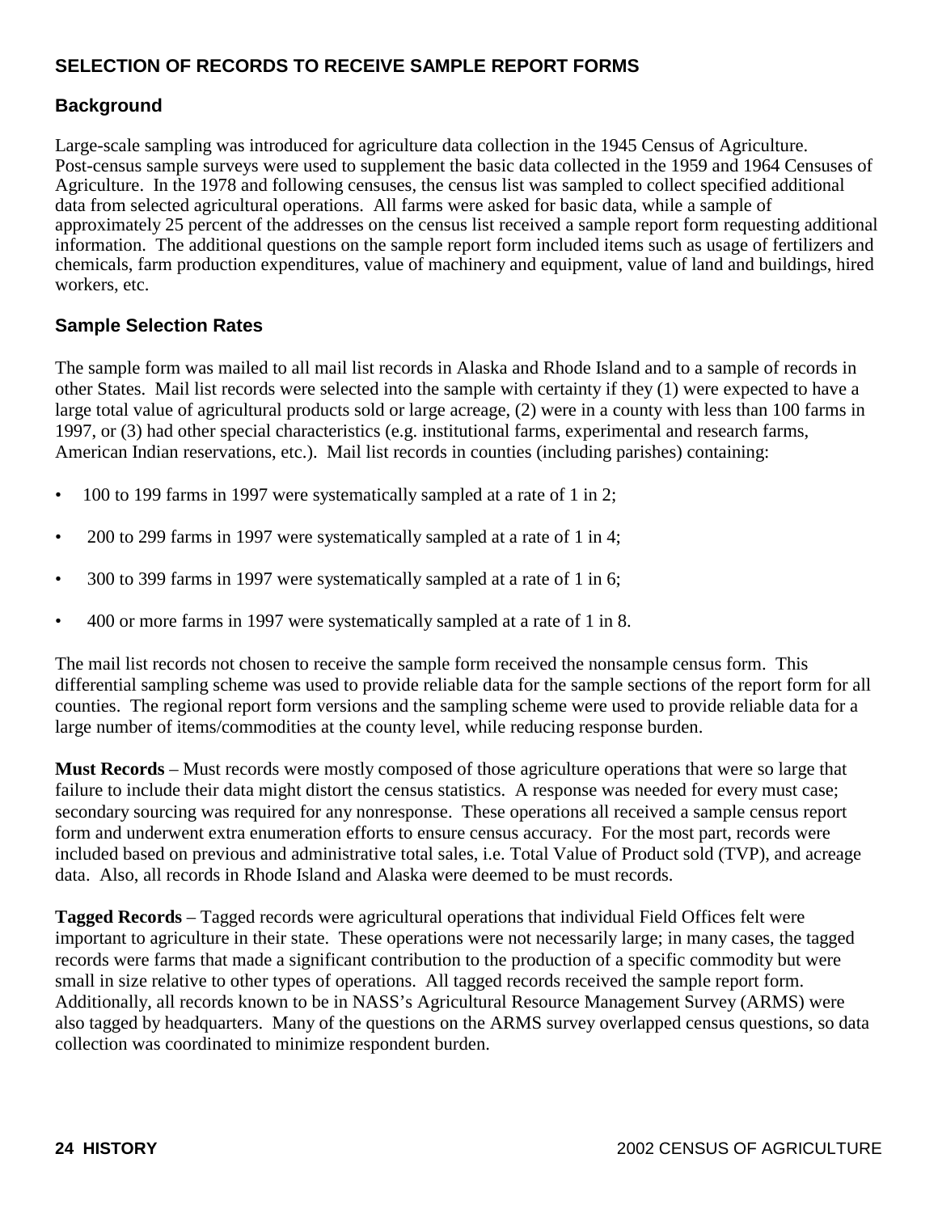## SELECTION OF RECORDS TO RECEIVE SAMPLE REPORT FORMS

### Background

Large-scale sampling was introduced for agriculture data collection in the 1945 Census of Agriculture. Post-census sample surveys were used to supplement the basic data collected in the 1959 and 1964 Censuses of Agriculture. In the 1978 and following censuses, the census list was sampled to collect specified additional data from selected agricultural operations. All farms were asked for basic data, while a sample of approximately 25 percent of the addresses on the census list received a sample report form requesting additional information. The additional questions on the sample report form included items such as usage of fertilizers and chemicals, farm production expenditures, value of machinery and equipment, value of land and buildings, hired workers, etc.

### Sample Selection Rates

The sample form was mailed to all mail list records in Alaska and Rhode Island and to a sample of records in other States. Mail list records were selected into the sample with certainty if they (1) were expected to have a large total value of agricultural products sold or large acreage, (2) were in a county with less than 100 farms in 1997, or (3) had other special characteristics (e.g. institutional farms, experimental and research farms, American Indian reservations, etc.). Mail list records in counties (including parishes) containing:

- 100 to 199 farms in 1997 were systematically sampled at a rate of 1 in 2;
- 200 to 299 farms in 1997 were systematically sampled at a rate of 1 in 4;
- 300 to 399 farms in 1997 were systematically sampled at a rate of 1 in 6;
- 400 or more farms in 1997 were systematically sampled at a rate of 1 in 8.

The mail list records not chosen to receive the sample form received the nonsample census form. This differential sampling scheme was used to provide reliable data for the sample sections of the report form for all counties. The regional report form versions and the sampling scheme were used to provide reliable data for a large number of items/commodities at the county level, while reducing response burden.

**Must Records** – Must records were mostly composed of those agriculture operations that were so large that failure to include their data might distort the census statistics. A response was needed for every must case; secondary sourcing was required for any nonresponse. These operations all received a sample census report form and underwent extra enumeration efforts to ensure census accuracy. For the most part, records were included based on previous and administrative total sales, i.e. Total Value of Product sold (TVP), and acreage data. Also, all records in Rhode Island and Alaska were deemed to be must records.

**Tagged Records** – Tagged records were agricultural operations that individual Field Offices felt were important to agriculture in their state. These operations were not necessarily large; in many cases, the tagged records were farms that made a significant contribution to the production of a specific commodity but were small in size relative to other types of operations. All tagged records received the sample report form. Additionally, all records known to be in NASS's Agricultural Resource Management Survey (ARMS) were also tagged by headquarters. Many of the questions on the ARMS survey overlapped census questions, so data collection was coordinated to minimize respondent burden.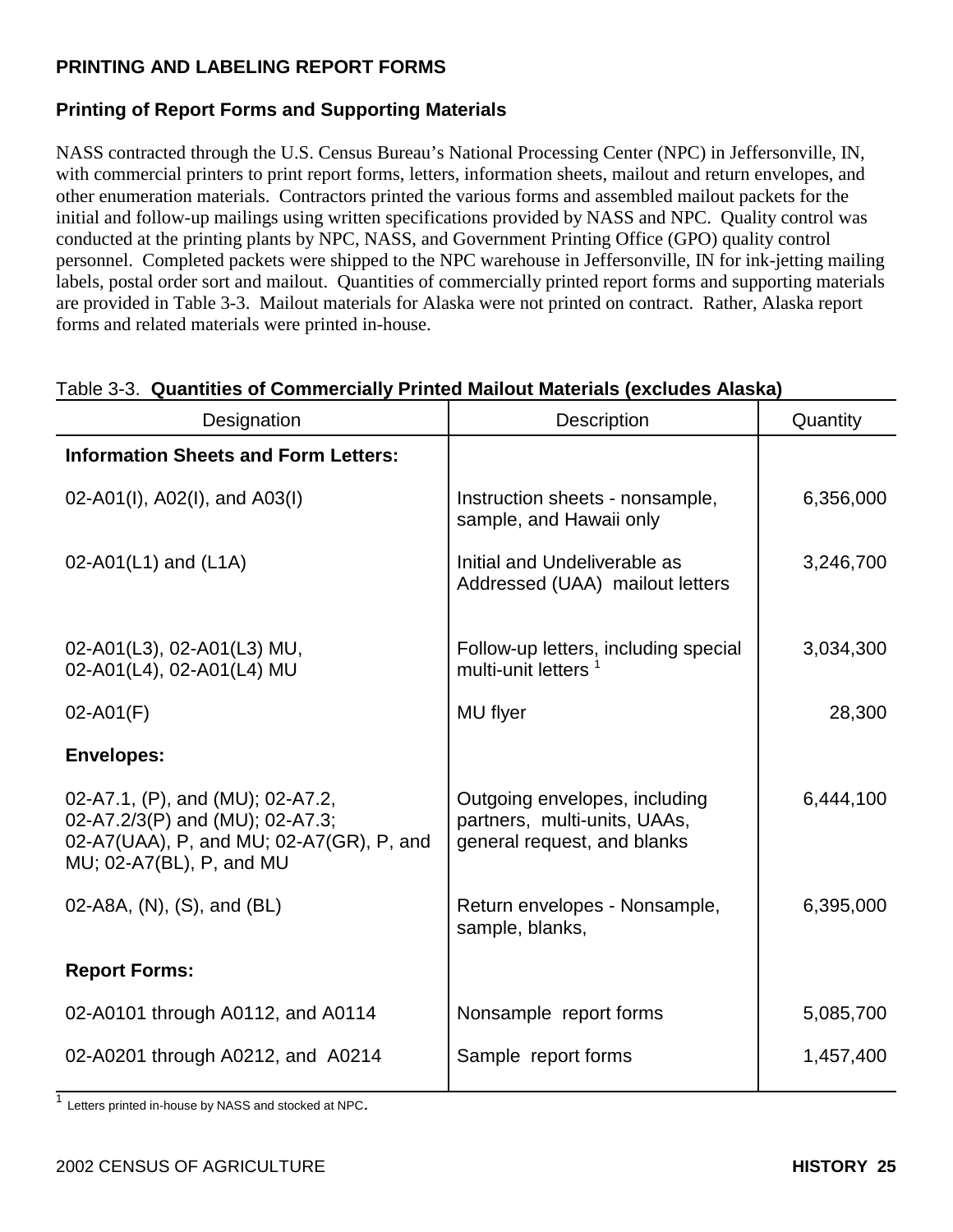## PRINTING AND LABELING REPORT FORMS

### Printing of Report Forms and Supporting Materials

NASS contracted through the U.S. Census Bureau's National Processing Center (NPC) in Jeffersonville, IN, with commercial printers to print report forms, letters, information sheets, mailout and return envelopes, and other enumeration materials. Contractors printed the various forms and assembled mailout packets for the initial and follow-up mailings using written specifications provided by NASS and NPC. Quality control was conducted at the printing plants by NPC, NASS, and Government Printing Office (GPO) quality control personnel. Completed packets were shipped to the NPC warehouse in Jeffersonville, IN for ink-jetting mailing labels, postal order sort and mailout. Quantities of commercially printed report forms and supporting materials are provided in Table 3-3. Mailout materials for Alaska were not printed on contract. Rather, Alaska report forms and related materials were printed in-house.

Table 3-3. **Quantities of Commercially Printed Mailout Materials (excludes Alaska)**

| Designation | Description | Quantity |
|---|---|---|
| **Information Sheets and Form Letters:** | | |
| 02-A01(I), A02(I), and A03(I) | Instruction sheets - nonsample, sample, and Hawaii only | 6,356,000 |
| 02-A01(L1) and (L1A) | Initial and Undeliverable as Addressed (UAA) mailout letters | 3,246,700 |
| 02-A01(L3), 02-A01(L3) MU, 02-A01(L4), 02-A01(L4) MU | Follow-up letters, including special multi-unit letters [1] | 3,034,300 |
| 02-A01(F) | MU flyer | 28,300 |
| **Envelopes:** | | |
| 02-A7.1, (P), and (MU); 02-A7.2, 02-A7.2/3(P) and (MU); 02-A7.3; 02-A7(UAA), P, and MU; 02-A7(GR), P, and MU; 02-A7(BL), P, and MU | Outgoing envelopes, including partners, multi-units, UAAs, general request, and blanks | 6,444,100 |
| 02-A8A, (N), (S), and (BL) | Return envelopes - Nonsample, sample, blanks, | 6,395,000 |
| **Report Forms:** | | |
| 02-A0101 through A0112, and A0114 | Nonsample report forms | 5,085,700 |
| 02-A0201 through A0212, and A0214 | Sample report forms | 1,457,400 |

[1] Letters printed in-house by NASS and stocked at NPC.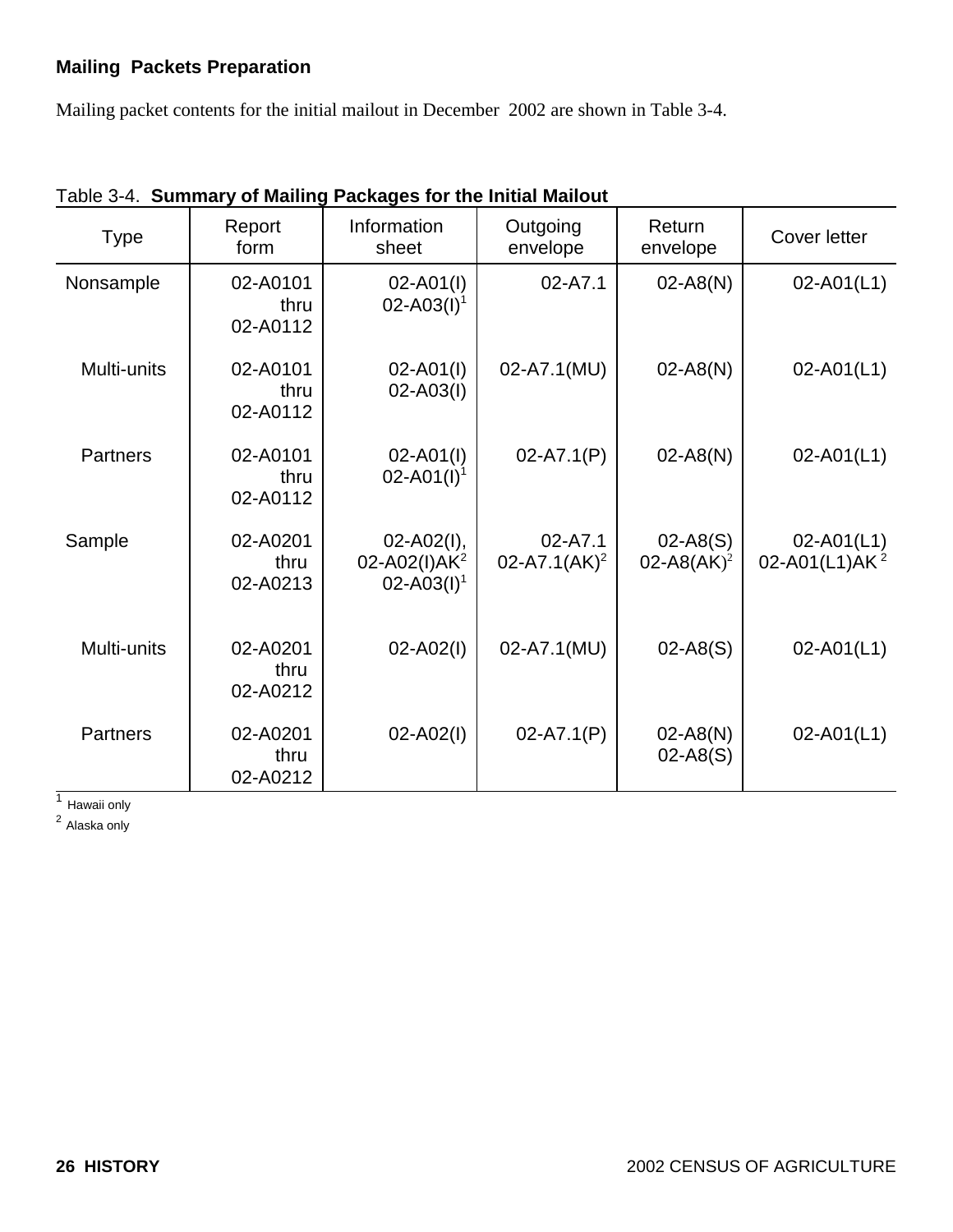### Mailing Packets Preparation

Mailing packet contents for the initial mailout in December 2002 are shown in Table 3-4.

Table 3-4. **Summary of Mailing Packages for the Initial Mailout**

| Type | Report form | Information sheet | Outgoing envelope | Return envelope | Cover letter |
|---|---|---|---|---|---|
| Nonsample | 02-A0101 thru 02-A0112 | 02-A01(I) 02-A03(I)[1] | 02-A7.1 | 02-A8(N) | 02-A01(L1) |
| Multi-units | 02-A0101 thru 02-A0112 | 02-A01(I) 02-A03(I) | 02-A7.1(MU) | 02-A8(N) | 02-A01(L1) |
| Partners | 02-A0101 thru 02-A0112 | 02-A01(I) 02-A01(I)[1] | 02-A7.1(P) | 02-A8(N) | 02-A01(L1) |
| Sample | 02-A0201 thru 02-A0213 | 02-A02(I), 02-A02(I)AK[2] 02-A03(I)[1] | 02-A7.1 02-A7.1(AK)[2] | 02-A8(S) 02-A8(AK)[2] | 02-A01(L1) 02-A01(L1)AK[2] |
| Multi-units | 02-A0201 thru 02-A0212 | 02-A02(I) | 02-A7.1(MU) | 02-A8(S) | 02-A01(L1) |
| Partners | 02-A0201 thru 02-A0212 | 02-A02(I) | 02-A7.1(P) | 02-A8(N) 02-A8(S) | 02-A01(L1) |

[1] Hawaii only

[2] Alaska only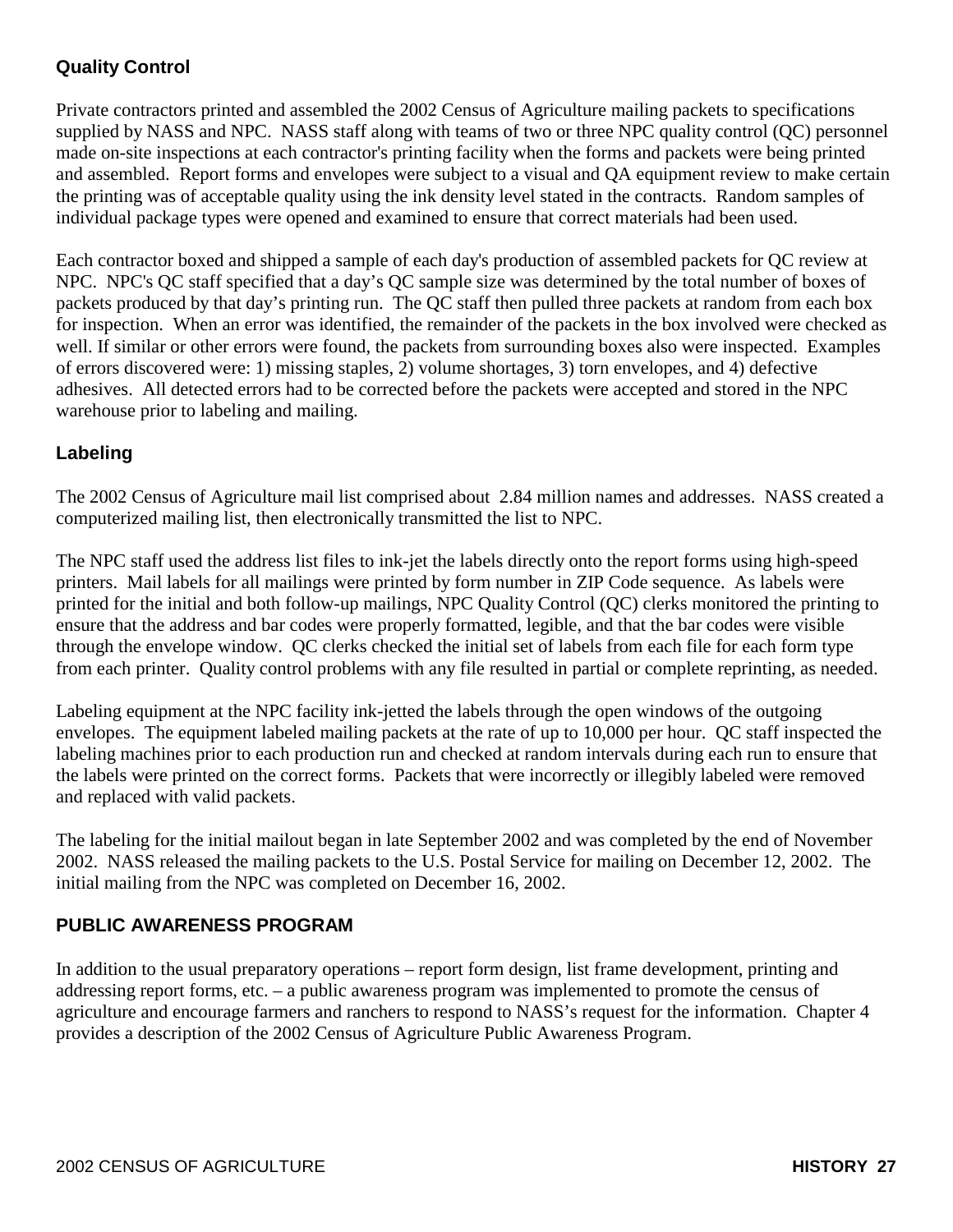### Quality Control

Private contractors printed and assembled the 2002 Census of Agriculture mailing packets to specifications supplied by NASS and NPC. NASS staff along with teams of two or three NPC quality control (QC) personnel made on-site inspections at each contractor's printing facility when the forms and packets were being printed and assembled. Report forms and envelopes were subject to a visual and QA equipment review to make certain the printing was of acceptable quality using the ink density level stated in the contracts. Random samples of individual package types were opened and examined to ensure that correct materials had been used.

Each contractor boxed and shipped a sample of each day's production of assembled packets for QC review at NPC. NPC's QC staff specified that a day’s QC sample size was determined by the total number of boxes of packets produced by that day’s printing run. The QC staff then pulled three packets at random from each box for inspection. When an error was identified, the remainder of the packets in the box involved were checked as well. If similar or other errors were found, the packets from surrounding boxes also were inspected. Examples of errors discovered were: 1) missing staples, 2) volume shortages, 3) torn envelopes, and 4) defective adhesives. All detected errors had to be corrected before the packets were accepted and stored in the NPC warehouse prior to labeling and mailing.

### Labeling

The 2002 Census of Agriculture mail list comprised about 2.84 million names and addresses. NASS created a computerized mailing list, then electronically transmitted the list to NPC.

The NPC staff used the address list files to ink-jet the labels directly onto the report forms using high-speed printers. Mail labels for all mailings were printed by form number in ZIP Code sequence. As labels were printed for the initial and both follow-up mailings, NPC Quality Control (QC) clerks monitored the printing to ensure that the address and bar codes were properly formatted, legible, and that the bar codes were visible through the envelope window. QC clerks checked the initial set of labels from each file for each form type from each printer. Quality control problems with any file resulted in partial or complete reprinting, as needed.

Labeling equipment at the NPC facility ink-jetted the labels through the open windows of the outgoing envelopes. The equipment labeled mailing packets at the rate of up to 10,000 per hour. QC staff inspected the labeling machines prior to each production run and checked at random intervals during each run to ensure that the labels were printed on the correct forms. Packets that were incorrectly or illegibly labeled were removed and replaced with valid packets.

The labeling for the initial mailout began in late September 2002 and was completed by the end of November 2002. NASS released the mailing packets to the U.S. Postal Service for mailing on December 12, 2002. The initial mailing from the NPC was completed on December 16, 2002.

## PUBLIC AWARENESS PROGRAM

In addition to the usual preparatory operations – report form design, list frame development, printing and addressing report forms, etc. – a public awareness program was implemented to promote the census of agriculture and encourage farmers and ranchers to respond to NASS’s request for the information. Chapter 4 provides a description of the 2002 Census of Agriculture Public Awareness Program.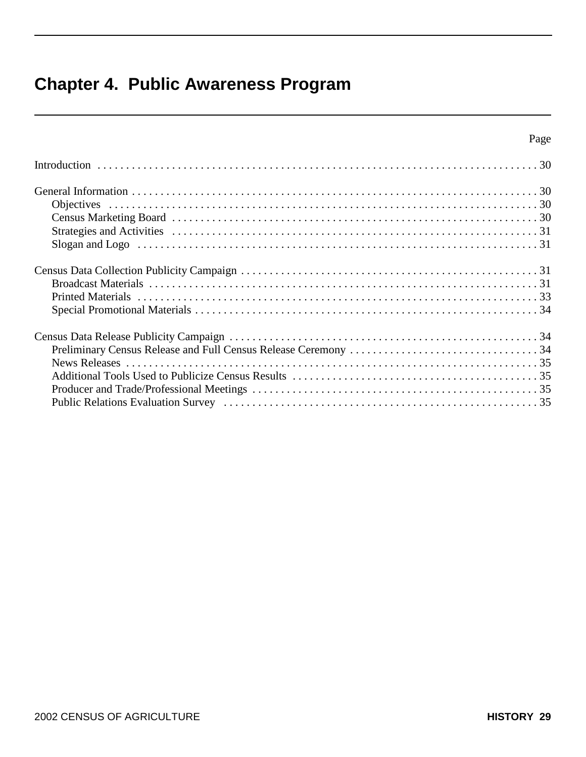# Chapter 4. Public Awareness Program

| | Page |
|---|---|
| Introduction | 30 |
| General Information | 30 |
| Objectives | 30 |
| Census Marketing Board | 30 |
| Strategies and Activities | 31 |
| Slogan and Logo | 31 |
| Census Data Collection Publicity Campaign | 31 |
| Broadcast Materials | 31 |
| Printed Materials | 33 |
| Special Promotional Materials | 34 |
| Census Data Release Publicity Campaign | 34 |
| Preliminary Census Release and Full Census Release Ceremony | 34 |
| News Releases | 35 |
| Additional Tools Used to Publicize Census Results | 35 |
| Producer and Trade/Professional Meetings | 35 |
| Public Relations Evaluation Survey | 35 |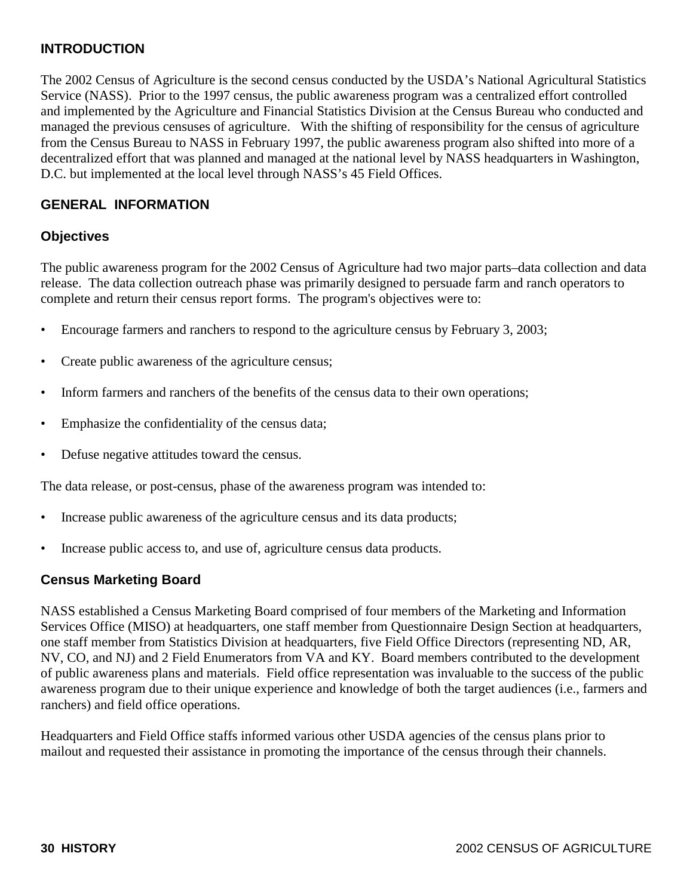## INTRODUCTION

The 2002 Census of Agriculture is the second census conducted by the USDA's National Agricultural Statistics Service (NASS). Prior to the 1997 census, the public awareness program was a centralized effort controlled and implemented by the Agriculture and Financial Statistics Division at the Census Bureau who conducted and managed the previous censuses of agriculture. With the shifting of responsibility for the census of agriculture from the Census Bureau to NASS in February 1997, the public awareness program also shifted into more of a decentralized effort that was planned and managed at the national level by NASS headquarters in Washington, D.C. but implemented at the local level through NASS's 45 Field Offices.

## GENERAL INFORMATION

### Objectives

The public awareness program for the 2002 Census of Agriculture had two major parts–data collection and data release. The data collection outreach phase was primarily designed to persuade farm and ranch operators to complete and return their census report forms. The program's objectives were to:

- Encourage farmers and ranchers to respond to the agriculture census by February 3, 2003;
- Create public awareness of the agriculture census;
- Inform farmers and ranchers of the benefits of the census data to their own operations;
- Emphasize the confidentiality of the census data;
- Defuse negative attitudes toward the census.

The data release, or post-census, phase of the awareness program was intended to:

- Increase public awareness of the agriculture census and its data products;
- Increase public access to, and use of, agriculture census data products.

### Census Marketing Board

NASS established a Census Marketing Board comprised of four members of the Marketing and Information Services Office (MISO) at headquarters, one staff member from Questionnaire Design Section at headquarters, one staff member from Statistics Division at headquarters, five Field Office Directors (representing ND, AR, NV, CO, and NJ) and 2 Field Enumerators from VA and KY. Board members contributed to the development of public awareness plans and materials. Field office representation was invaluable to the success of the public awareness program due to their unique experience and knowledge of both the target audiences (i.e., farmers and ranchers) and field office operations.

Headquarters and Field Office staffs informed various other USDA agencies of the census plans prior to mailout and requested their assistance in promoting the importance of the census through their channels.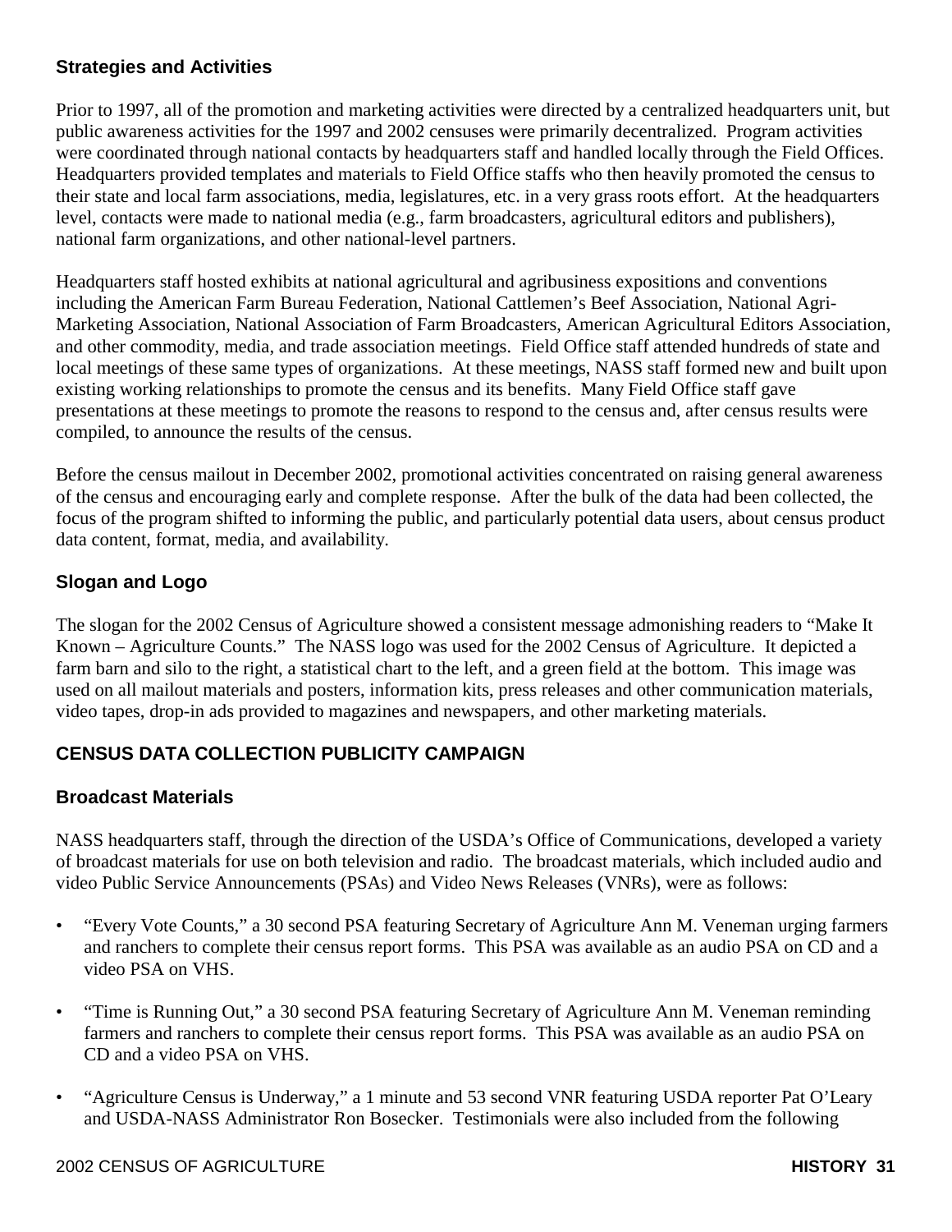### Strategies and Activities

Prior to 1997, all of the promotion and marketing activities were directed by a centralized headquarters unit, but public awareness activities for the 1997 and 2002 censuses were primarily decentralized. Program activities were coordinated through national contacts by headquarters staff and handled locally through the Field Offices. Headquarters provided templates and materials to Field Office staffs who then heavily promoted the census to their state and local farm associations, media, legislatures, etc. in a very grass roots effort. At the headquarters level, contacts were made to national media (e.g., farm broadcasters, agricultural editors and publishers), national farm organizations, and other national-level partners.

Headquarters staff hosted exhibits at national agricultural and agribusiness expositions and conventions including the American Farm Bureau Federation, National Cattlemen's Beef Association, National Agri-Marketing Association, National Association of Farm Broadcasters, American Agricultural Editors Association, and other commodity, media, and trade association meetings. Field Office staff attended hundreds of state and local meetings of these same types of organizations. At these meetings, NASS staff formed new and built upon existing working relationships to promote the census and its benefits. Many Field Office staff gave presentations at these meetings to promote the reasons to respond to the census and, after census results were compiled, to announce the results of the census.

Before the census mailout in December 2002, promotional activities concentrated on raising general awareness of the census and encouraging early and complete response. After the bulk of the data had been collected, the focus of the program shifted to informing the public, and particularly potential data users, about census product data content, format, media, and availability.

### Slogan and Logo

The slogan for the 2002 Census of Agriculture showed a consistent message admonishing readers to "Make It Known – Agriculture Counts." The NASS logo was used for the 2002 Census of Agriculture. It depicted a farm barn and silo to the right, a statistical chart to the left, and a green field at the bottom. This image was used on all mailout materials and posters, information kits, press releases and other communication materials, video tapes, drop-in ads provided to magazines and newspapers, and other marketing materials.

## CENSUS DATA COLLECTION PUBLICITY CAMPAIGN

### Broadcast Materials

NASS headquarters staff, through the direction of the USDA's Office of Communications, developed a variety of broadcast materials for use on both television and radio. The broadcast materials, which included audio and video Public Service Announcements (PSAs) and Video News Releases (VNRs), were as follows:

- "Every Vote Counts," a 30 second PSA featuring Secretary of Agriculture Ann M. Veneman urging farmers and ranchers to complete their census report forms. This PSA was available as an audio PSA on CD and a video PSA on VHS.

- "Time is Running Out," a 30 second PSA featuring Secretary of Agriculture Ann M. Veneman reminding farmers and ranchers to complete their census report forms. This PSA was available as an audio PSA on CD and a video PSA on VHS.

- "Agriculture Census is Underway," a 1 minute and 53 second VNR featuring USDA reporter Pat O'Leary and USDA-NASS Administrator Ron Bosecker. Testimonials were also included from the following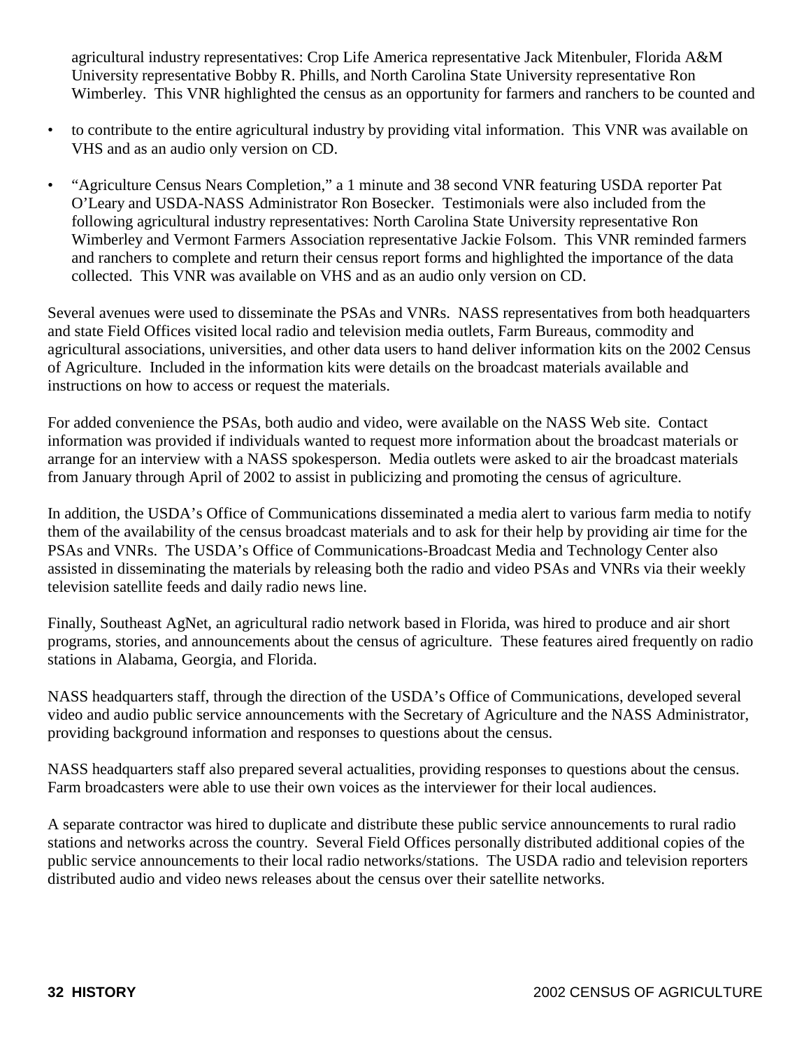agricultural industry representatives: Crop Life America representative Jack Mitenbuler, Florida A&M University representative Bobby R. Phills, and North Carolina State University representative Ron Wimberley. This VNR highlighted the census as an opportunity for farmers and ranchers to be counted and

- to contribute to the entire agricultural industry by providing vital information. This VNR was available on VHS and as an audio only version on CD.

- "Agriculture Census Nears Completion," a 1 minute and 38 second VNR featuring USDA reporter Pat O'Leary and USDA-NASS Administrator Ron Bosecker. Testimonials were also included from the following agricultural industry representatives: North Carolina State University representative Ron Wimberley and Vermont Farmers Association representative Jackie Folsom. This VNR reminded farmers and ranchers to complete and return their census report forms and highlighted the importance of the data collected. This VNR was available on VHS and as an audio only version on CD.

Several avenues were used to disseminate the PSAs and VNRs. NASS representatives from both headquarters and state Field Offices visited local radio and television media outlets, Farm Bureaus, commodity and agricultural associations, universities, and other data users to hand deliver information kits on the 2002 Census of Agriculture. Included in the information kits were details on the broadcast materials available and instructions on how to access or request the materials.

For added convenience the PSAs, both audio and video, were available on the NASS Web site. Contact information was provided if individuals wanted to request more information about the broadcast materials or arrange for an interview with a NASS spokesperson. Media outlets were asked to air the broadcast materials from January through April of 2002 to assist in publicizing and promoting the census of agriculture.

In addition, the USDA's Office of Communications disseminated a media alert to various farm media to notify them of the availability of the census broadcast materials and to ask for their help by providing air time for the PSAs and VNRs. The USDA's Office of Communications-Broadcast Media and Technology Center also assisted in disseminating the materials by releasing both the radio and video PSAs and VNRs via their weekly television satellite feeds and daily radio news line.

Finally, Southeast AgNet, an agricultural radio network based in Florida, was hired to produce and air short programs, stories, and announcements about the census of agriculture. These features aired frequently on radio stations in Alabama, Georgia, and Florida.

NASS headquarters staff, through the direction of the USDA's Office of Communications, developed several video and audio public service announcements with the Secretary of Agriculture and the NASS Administrator, providing background information and responses to questions about the census.

NASS headquarters staff also prepared several actualities, providing responses to questions about the census. Farm broadcasters were able to use their own voices as the interviewer for their local audiences.

A separate contractor was hired to duplicate and distribute these public service announcements to rural radio stations and networks across the country. Several Field Offices personally distributed additional copies of the public service announcements to their local radio networks/stations. The USDA radio and television reporters distributed audio and video news releases about the census over their satellite networks.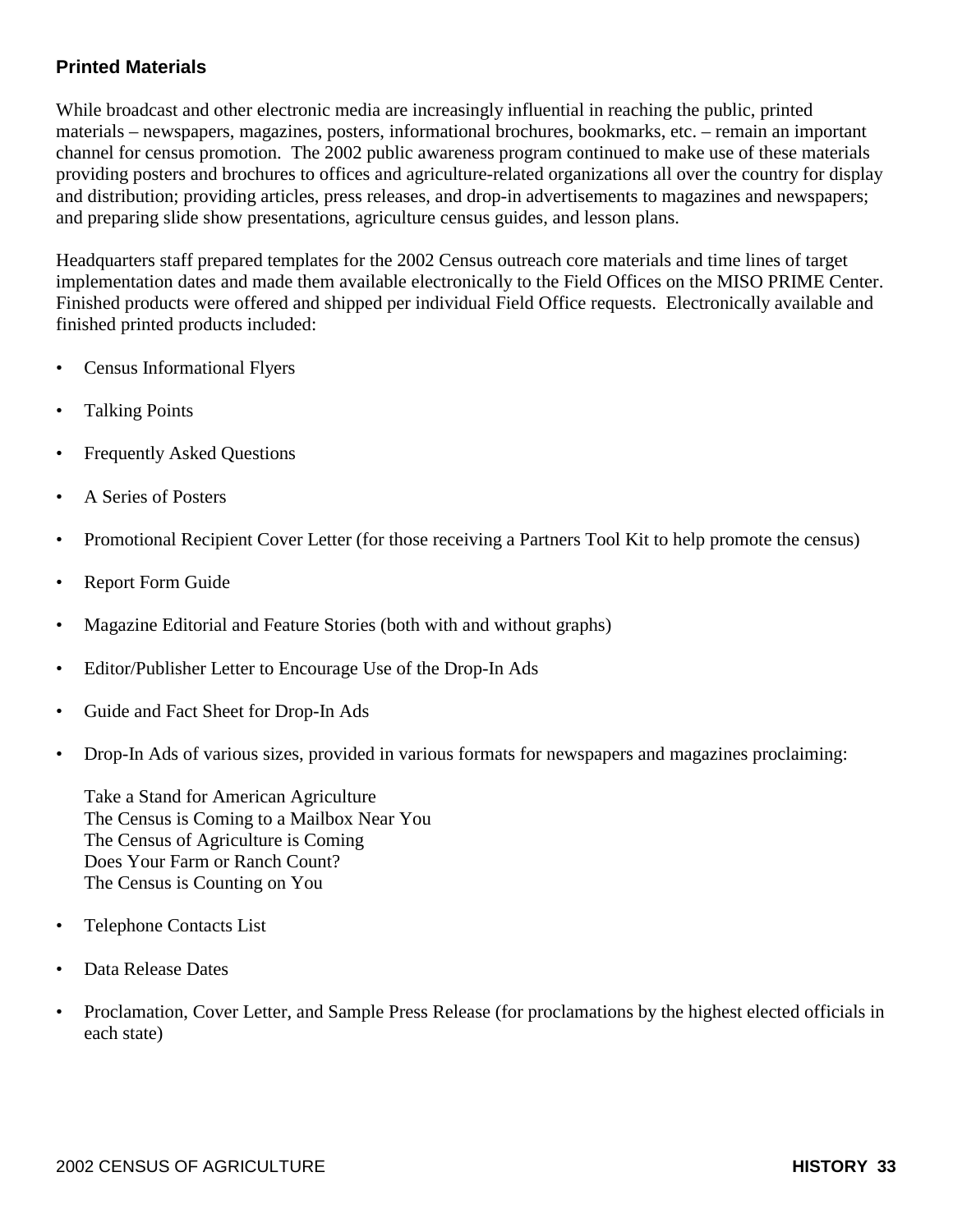### Printed Materials

While broadcast and other electronic media are increasingly influential in reaching the public, printed materials – newspapers, magazines, posters, informational brochures, bookmarks, etc. – remain an important channel for census promotion. The 2002 public awareness program continued to make use of these materials providing posters and brochures to offices and agriculture-related organizations all over the country for display and distribution; providing articles, press releases, and drop-in advertisements to magazines and newspapers; and preparing slide show presentations, agriculture census guides, and lesson plans.

Headquarters staff prepared templates for the 2002 Census outreach core materials and time lines of target implementation dates and made them available electronically to the Field Offices on the MISO PRIME Center. Finished products were offered and shipped per individual Field Office requests. Electronically available and finished printed products included:

- Census Informational Flyers
- Talking Points
- Frequently Asked Questions
- A Series of Posters
- Promotional Recipient Cover Letter (for those receiving a Partners Tool Kit to help promote the census)
- Report Form Guide
- Magazine Editorial and Feature Stories (both with and without graphs)
- Editor/Publisher Letter to Encourage Use of the Drop-In Ads
- Guide and Fact Sheet for Drop-In Ads
- Drop-In Ads of various sizes, provided in various formats for newspapers and magazines proclaiming:

  Take a Stand for American Agriculture
  The Census is Coming to a Mailbox Near You
  The Census of Agriculture is Coming
  Does Your Farm or Ranch Count?
  The Census is Counting on You

- Telephone Contacts List
- Data Release Dates
- Proclamation, Cover Letter, and Sample Press Release (for proclamations by the highest elected officials in each state)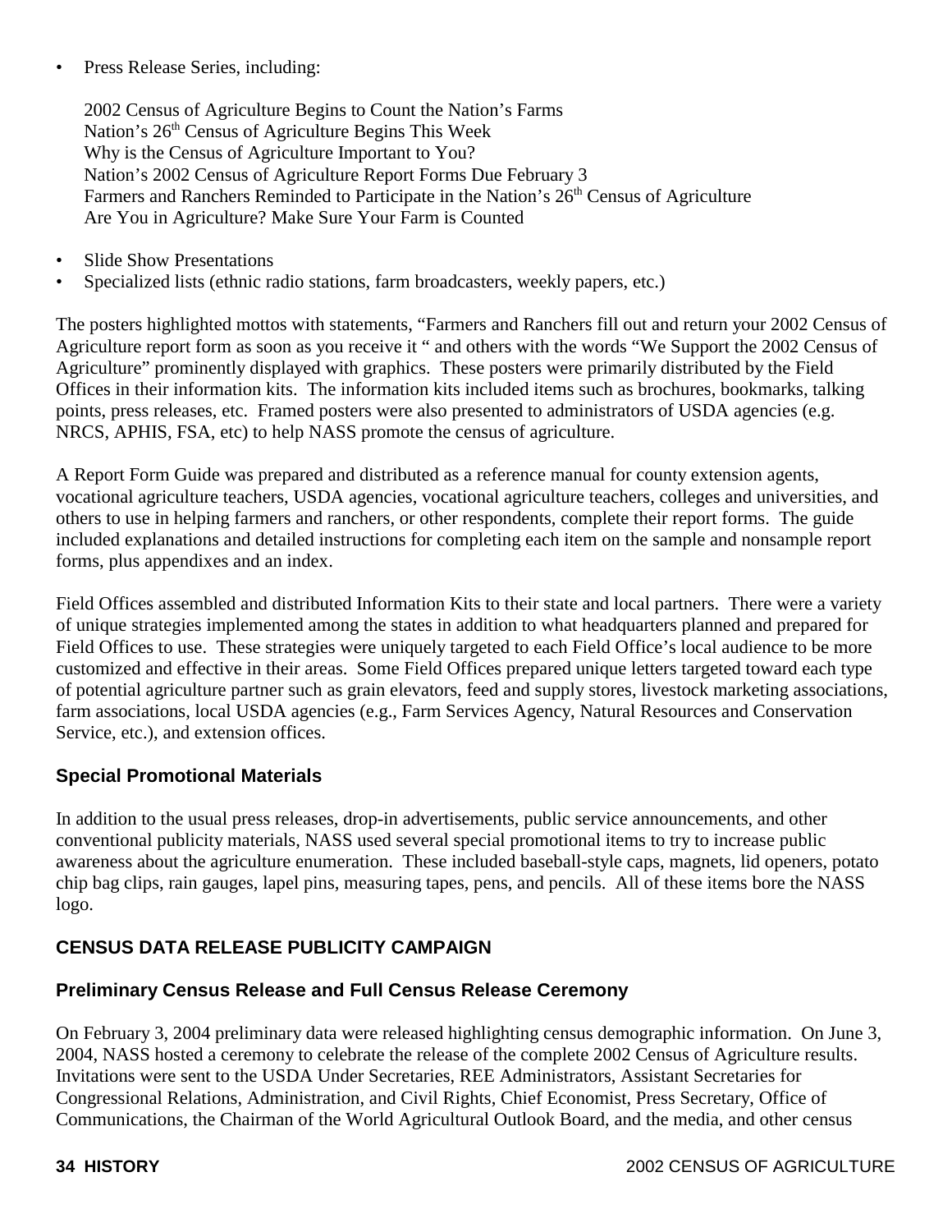- Press Release Series, including:

  2002 Census of Agriculture Begins to Count the Nation's Farms
  Nation's 26th Census of Agriculture Begins This Week
  Why is the Census of Agriculture Important to You?
  Nation's 2002 Census of Agriculture Report Forms Due February 3
  Farmers and Ranchers Reminded to Participate in the Nation's 26th Census of Agriculture
  Are You in Agriculture? Make Sure Your Farm is Counted

- Slide Show Presentations
- Specialized lists (ethnic radio stations, farm broadcasters, weekly papers, etc.)

The posters highlighted mottos with statements, "Farmers and Ranchers fill out and return your 2002 Census of Agriculture report form as soon as you receive it " and others with the words "We Support the 2002 Census of Agriculture" prominently displayed with graphics. These posters were primarily distributed by the Field Offices in their information kits. The information kits included items such as brochures, bookmarks, talking points, press releases, etc. Framed posters were also presented to administrators of USDA agencies (e.g. NRCS, APHIS, FSA, etc) to help NASS promote the census of agriculture.

A Report Form Guide was prepared and distributed as a reference manual for county extension agents, vocational agriculture teachers, USDA agencies, vocational agriculture teachers, colleges and universities, and others to use in helping farmers and ranchers, or other respondents, complete their report forms. The guide included explanations and detailed instructions for completing each item on the sample and nonsample report forms, plus appendixes and an index.

Field Offices assembled and distributed Information Kits to their state and local partners. There were a variety of unique strategies implemented among the states in addition to what headquarters planned and prepared for Field Offices to use. These strategies were uniquely targeted to each Field Office's local audience to be more customized and effective in their areas. Some Field Offices prepared unique letters targeted toward each type of potential agriculture partner such as grain elevators, feed and supply stores, livestock marketing associations, farm associations, local USDA agencies (e.g., Farm Services Agency, Natural Resources and Conservation Service, etc.), and extension offices.

### Special Promotional Materials

In addition to the usual press releases, drop-in advertisements, public service announcements, and other conventional publicity materials, NASS used several special promotional items to try to increase public awareness about the agriculture enumeration. These included baseball-style caps, magnets, lid openers, potato chip bag clips, rain gauges, lapel pins, measuring tapes, pens, and pencils. All of these items bore the NASS logo.

## CENSUS DATA RELEASE PUBLICITY CAMPAIGN

### Preliminary Census Release and Full Census Release Ceremony

On February 3, 2004 preliminary data were released highlighting census demographic information. On June 3, 2004, NASS hosted a ceremony to celebrate the release of the complete 2002 Census of Agriculture results. Invitations were sent to the USDA Under Secretaries, REE Administrators, Assistant Secretaries for Congressional Relations, Administration, and Civil Rights, Chief Economist, Press Secretary, Office of Communications, the Chairman of the World Agricultural Outlook Board, and the media, and other census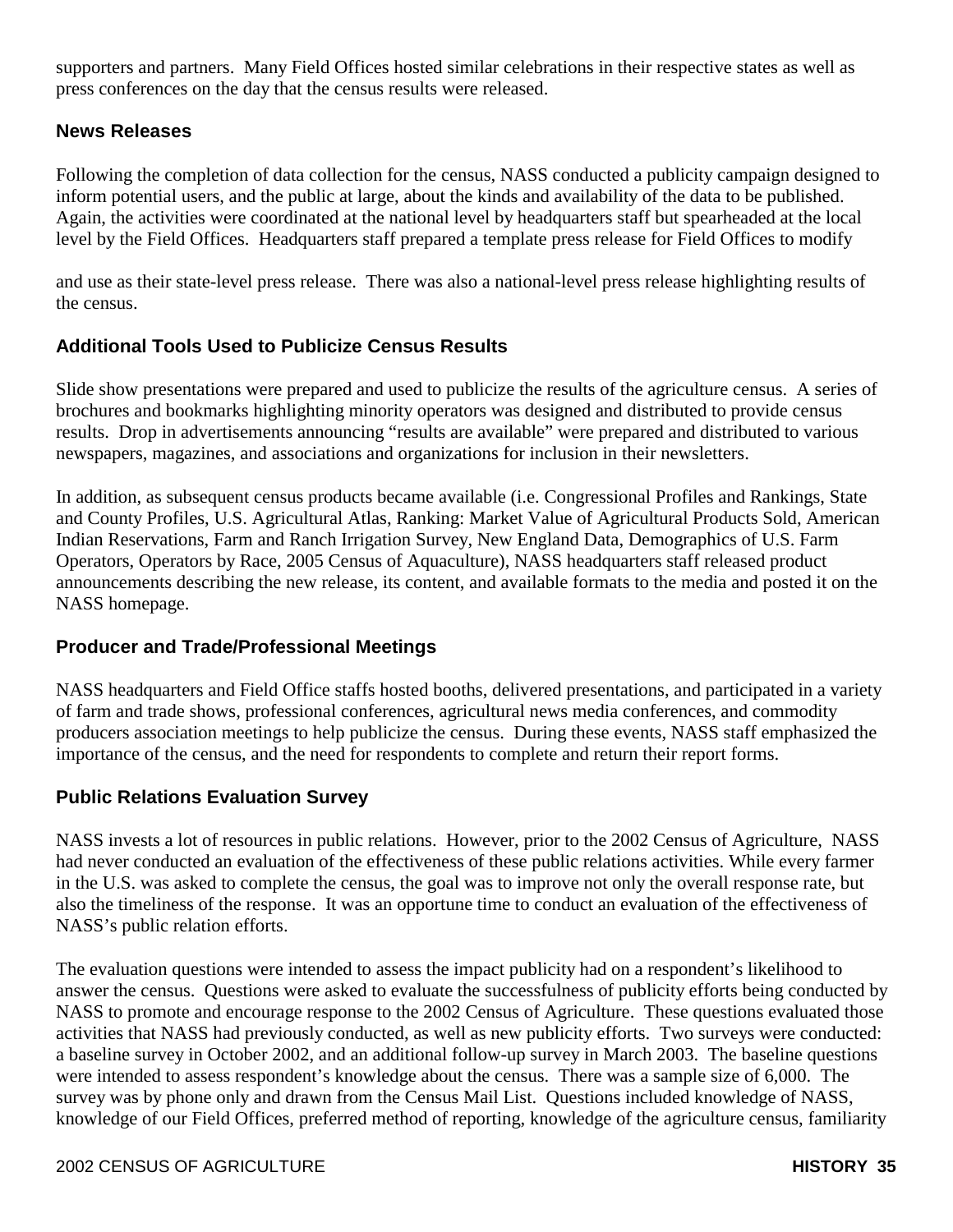supporters and partners. Many Field Offices hosted similar celebrations in their respective states as well as press conferences on the day that the census results were released.

### News Releases

Following the completion of data collection for the census, NASS conducted a publicity campaign designed to inform potential users, and the public at large, about the kinds and availability of the data to be published. Again, the activities were coordinated at the national level by headquarters staff but spearheaded at the local level by the Field Offices. Headquarters staff prepared a template press release for Field Offices to modify and use as their state-level press release. There was also a national-level press release highlighting results of the census.

### Additional Tools Used to Publicize Census Results

Slide show presentations were prepared and used to publicize the results of the agriculture census. A series of brochures and bookmarks highlighting minority operators was designed and distributed to provide census results. Drop in advertisements announcing "results are available" were prepared and distributed to various newspapers, magazines, and associations and organizations for inclusion in their newsletters.

In addition, as subsequent census products became available (i.e. Congressional Profiles and Rankings, State and County Profiles, U.S. Agricultural Atlas, Ranking: Market Value of Agricultural Products Sold, American Indian Reservations, Farm and Ranch Irrigation Survey, New England Data, Demographics of U.S. Farm Operators, Operators by Race, 2005 Census of Aquaculture), NASS headquarters staff released product announcements describing the new release, its content, and available formats to the media and posted it on the NASS homepage.

### Producer and Trade/Professional Meetings

NASS headquarters and Field Office staffs hosted booths, delivered presentations, and participated in a variety of farm and trade shows, professional conferences, agricultural news media conferences, and commodity producers association meetings to help publicize the census. During these events, NASS staff emphasized the importance of the census, and the need for respondents to complete and return their report forms.

### Public Relations Evaluation Survey

NASS invests a lot of resources in public relations. However, prior to the 2002 Census of Agriculture, NASS had never conducted an evaluation of the effectiveness of these public relations activities. While every farmer in the U.S. was asked to complete the census, the goal was to improve not only the overall response rate, but also the timeliness of the response. It was an opportune time to conduct an evaluation of the effectiveness of NASS's public relation efforts.

The evaluation questions were intended to assess the impact publicity had on a respondent's likelihood to answer the census. Questions were asked to evaluate the successfulness of publicity efforts being conducted by NASS to promote and encourage response to the 2002 Census of Agriculture. These questions evaluated those activities that NASS had previously conducted, as well as new publicity efforts. Two surveys were conducted: a baseline survey in October 2002, and an additional follow-up survey in March 2003. The baseline questions were intended to assess respondent's knowledge about the census. There was a sample size of 6,000. The survey was by phone only and drawn from the Census Mail List. Questions included knowledge of NASS, knowledge of our Field Offices, preferred method of reporting, knowledge of the agriculture census, familiarity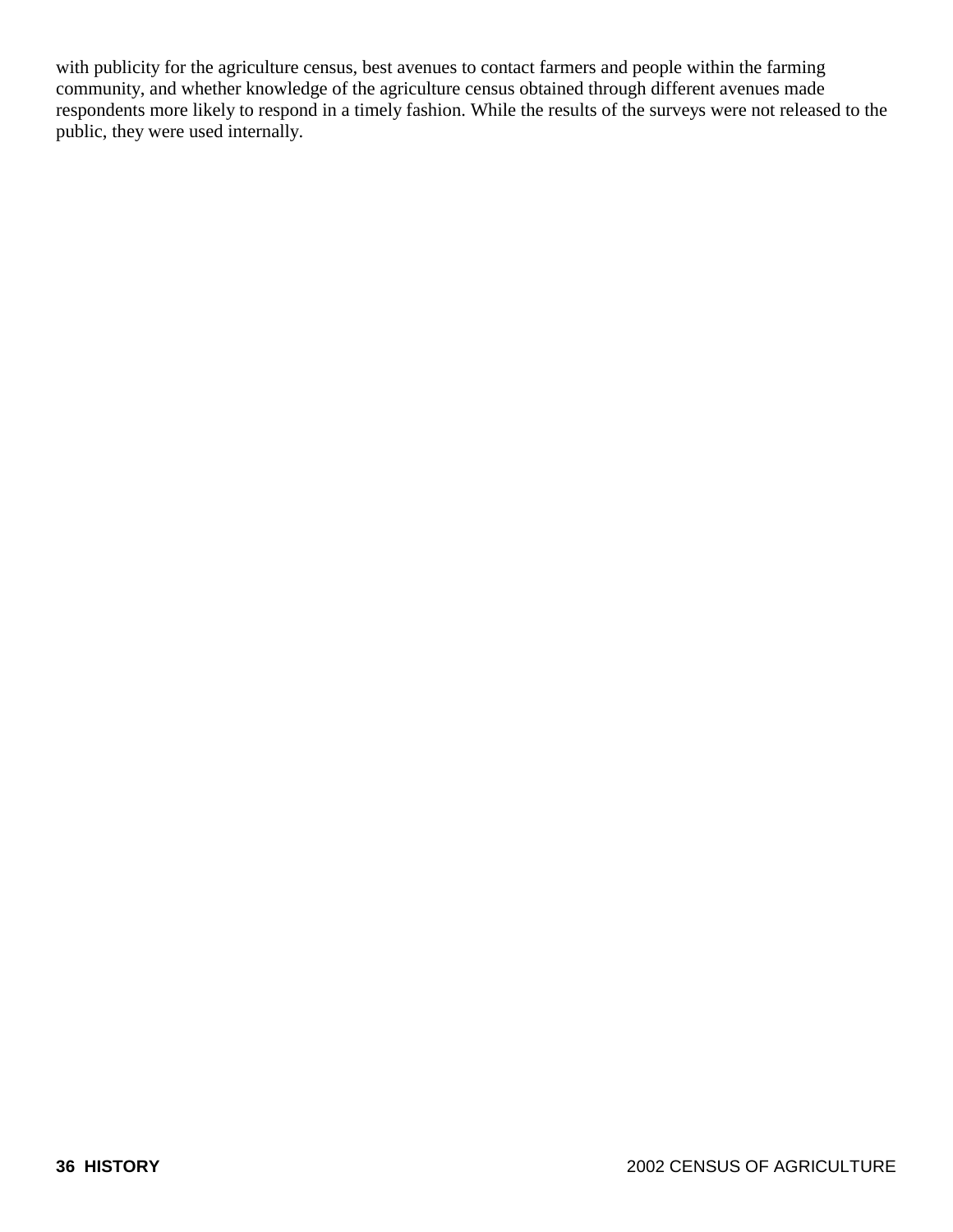with publicity for the agriculture census, best avenues to contact farmers and people within the farming community, and whether knowledge of the agriculture census obtained through different avenues made respondents more likely to respond in a timely fashion. While the results of the surveys were not released to the public, they were used internally.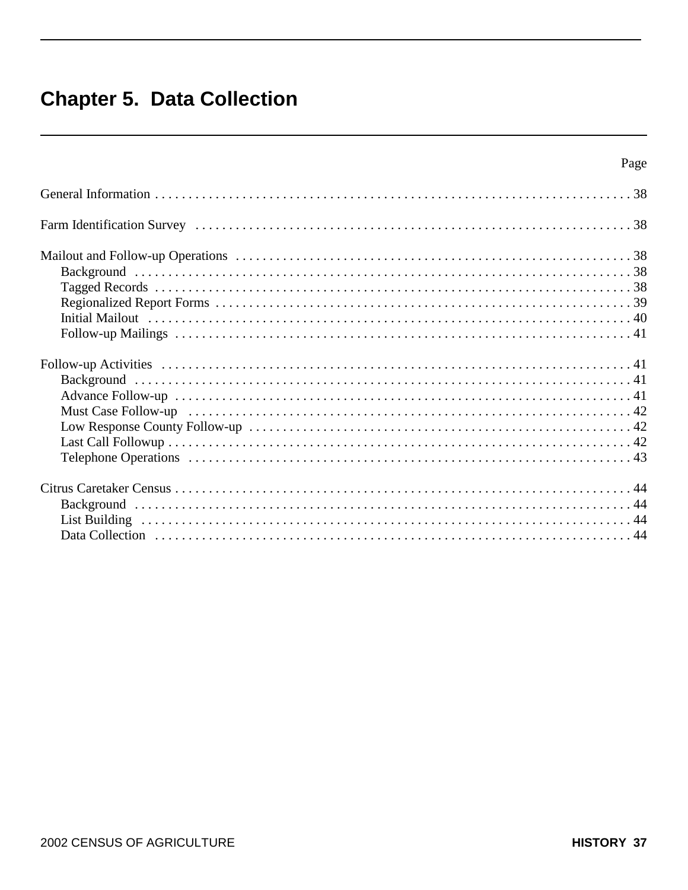# Chapter 5. Data Collection

| | Page |
|---|---|
| General Information | 38 |
| Farm Identification Survey | 38 |
| Mailout and Follow-up Operations | 38 |
| Background | 38 |
| Tagged Records | 38 |
| Regionalized Report Forms | 39 |
| Initial Mailout | 40 |
| Follow-up Mailings | 41 |
| Follow-up Activities | 41 |
| Background | 41 |
| Advance Follow-up | 41 |
| Must Case Follow-up | 42 |
| Low Response County Follow-up | 42 |
| Last Call Followup | 42 |
| Telephone Operations | 43 |
| Citrus Caretaker Census | 44 |
| Background | 44 |
| List Building | 44 |
| Data Collection | 44 |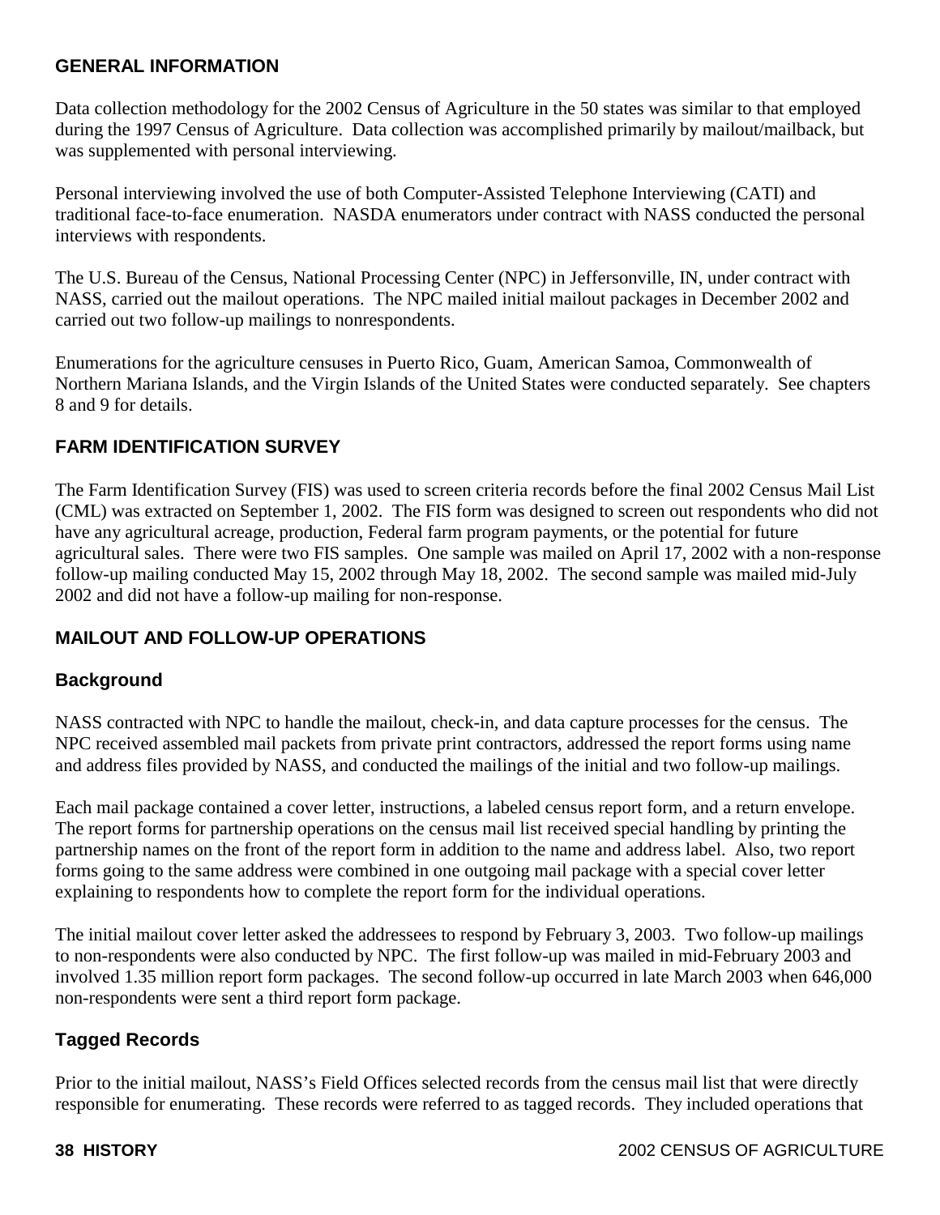## GENERAL INFORMATION

Data collection methodology for the 2002 Census of Agriculture in the 50 states was similar to that employed during the 1997 Census of Agriculture. Data collection was accomplished primarily by mailout/mailback, but was supplemented with personal interviewing.

Personal interviewing involved the use of both Computer-Assisted Telephone Interviewing (CATI) and traditional face-to-face enumeration. NASDA enumerators under contract with NASS conducted the personal interviews with respondents.

The U.S. Bureau of the Census, National Processing Center (NPC) in Jeffersonville, IN, under contract with NASS, carried out the mailout operations. The NPC mailed initial mailout packages in December 2002 and carried out two follow-up mailings to nonrespondents.

Enumerations for the agriculture censuses in Puerto Rico, Guam, American Samoa, Commonwealth of Northern Mariana Islands, and the Virgin Islands of the United States were conducted separately. See chapters 8 and 9 for details.

## FARM IDENTIFICATION SURVEY

The Farm Identification Survey (FIS) was used to screen criteria records before the final 2002 Census Mail List (CML) was extracted on September 1, 2002. The FIS form was designed to screen out respondents who did not have any agricultural acreage, production, Federal farm program payments, or the potential for future agricultural sales. There were two FIS samples. One sample was mailed on April 17, 2002 with a non-response follow-up mailing conducted May 15, 2002 through May 18, 2002. The second sample was mailed mid-July 2002 and did not have a follow-up mailing for non-response.

## MAILOUT AND FOLLOW-UP OPERATIONS

### Background

NASS contracted with NPC to handle the mailout, check-in, and data capture processes for the census. The NPC received assembled mail packets from private print contractors, addressed the report forms using name and address files provided by NASS, and conducted the mailings of the initial and two follow-up mailings.

Each mail package contained a cover letter, instructions, a labeled census report form, and a return envelope. The report forms for partnership operations on the census mail list received special handling by printing the partnership names on the front of the report form in addition to the name and address label. Also, two report forms going to the same address were combined in one outgoing mail package with a special cover letter explaining to respondents how to complete the report form for the individual operations.

The initial mailout cover letter asked the addressees to respond by February 3, 2003. Two follow-up mailings to non-respondents were also conducted by NPC. The first follow-up was mailed in mid-February 2003 and involved 1.35 million report form packages. The second follow-up occurred in late March 2003 when 646,000 non-respondents were sent a third report form package.

### Tagged Records

Prior to the initial mailout, NASS's Field Offices selected records from the census mail list that were directly responsible for enumerating. These records were referred to as tagged records. They included operations that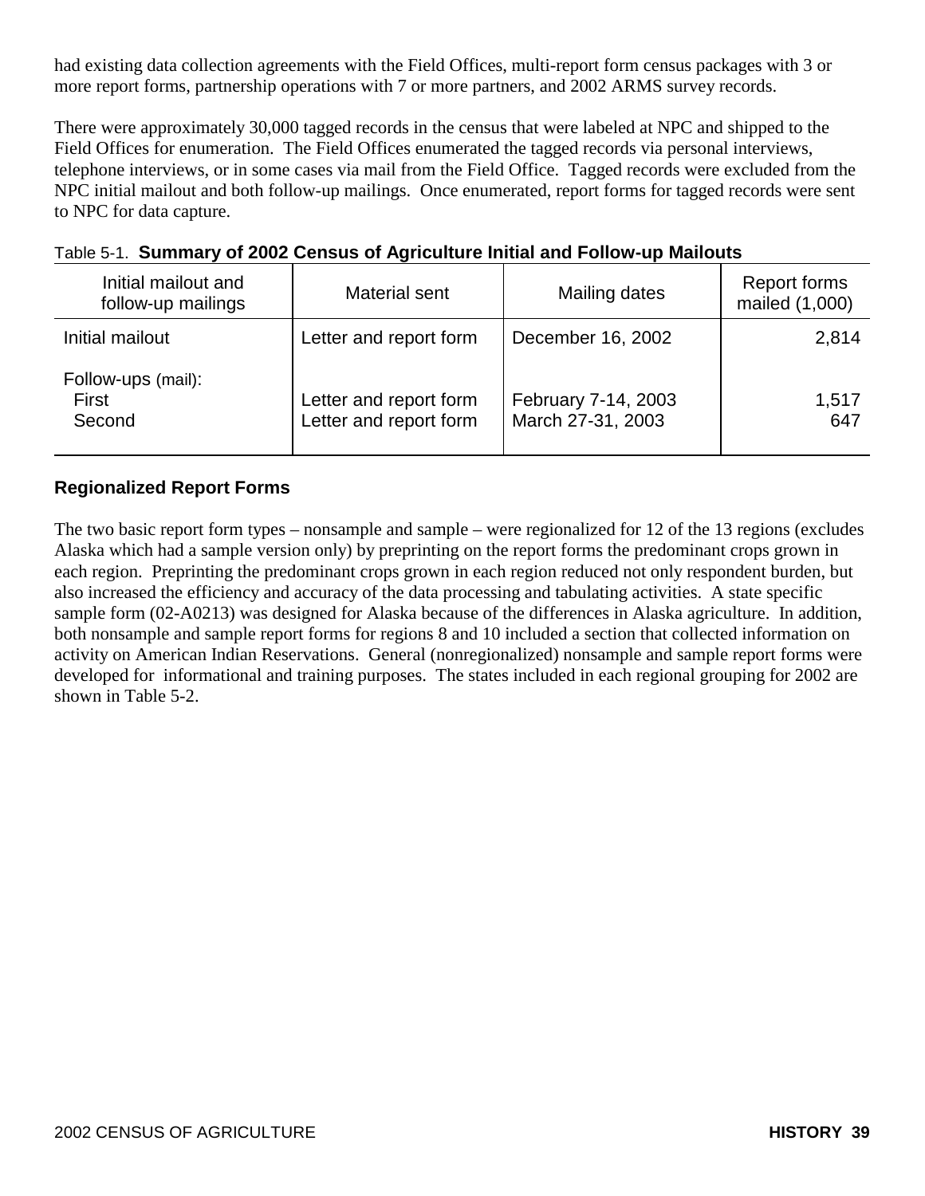had existing data collection agreements with the Field Offices, multi-report form census packages with 3 or more report forms, partnership operations with 7 or more partners, and 2002 ARMS survey records.

There were approximately 30,000 tagged records in the census that were labeled at NPC and shipped to the Field Offices for enumeration. The Field Offices enumerated the tagged records via personal interviews, telephone interviews, or in some cases via mail from the Field Office. Tagged records were excluded from the NPC initial mailout and both follow-up mailings. Once enumerated, report forms for tagged records were sent to NPC for data capture.

Table 5-1. **Summary of 2002 Census of Agriculture Initial and Follow-up Mailouts**

| Initial mailout and follow-up mailings | Material sent | Mailing dates | Report forms mailed (1,000) |
|---|---|---|---|
| Initial mailout | Letter and report form | December 16, 2002 | 2,814 |
| Follow-ups (mail): | | | |
| First | Letter and report form | February 7-14, 2003 | 1,517 |
| Second | Letter and report form | March 27-31, 2003 | 647 |

### Regionalized Report Forms

The two basic report form types – nonsample and sample – were regionalized for 12 of the 13 regions (excludes Alaska which had a sample version only) by preprinting on the report forms the predominant crops grown in each region. Preprinting the predominant crops grown in each region reduced not only respondent burden, but also increased the efficiency and accuracy of the data processing and tabulating activities. A state specific sample form (02-A0213) was designed for Alaska because of the differences in Alaska agriculture. In addition, both nonsample and sample report forms for regions 8 and 10 included a section that collected information on activity on American Indian Reservations. General (nonregionalized) nonsample and sample report forms were developed for informational and training purposes. The states included in each regional grouping for 2002 are shown in Table 5-2.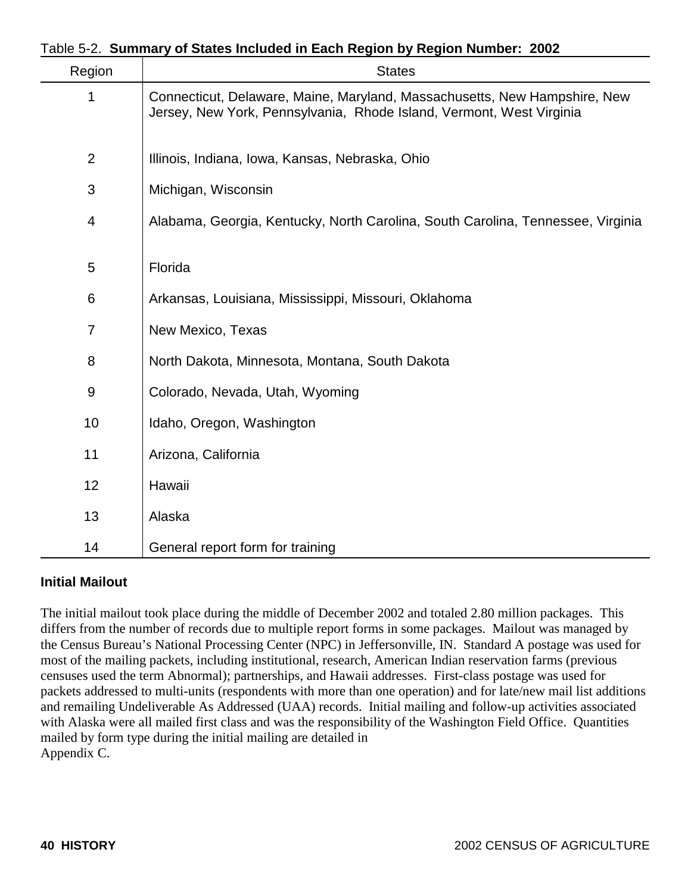Table 5-2. **Summary of States Included in Each Region by Region Number: 2002**

| Region | States |
|---|---|
| 1 | Connecticut, Delaware, Maine, Maryland, Massachusetts, New Hampshire, New Jersey, New York, Pennsylvania, Rhode Island, Vermont, West Virginia |
| 2 | Illinois, Indiana, Iowa, Kansas, Nebraska, Ohio |
| 3 | Michigan, Wisconsin |
| 4 | Alabama, Georgia, Kentucky, North Carolina, South Carolina, Tennessee, Virginia |
| 5 | Florida |
| 6 | Arkansas, Louisiana, Mississippi, Missouri, Oklahoma |
| 7 | New Mexico, Texas |
| 8 | North Dakota, Minnesota, Montana, South Dakota |
| 9 | Colorado, Nevada, Utah, Wyoming |
| 10 | Idaho, Oregon, Washington |
| 11 | Arizona, California |
| 12 | Hawaii |
| 13 | Alaska |
| 14 | General report form for training |

### Initial Mailout

The initial mailout took place during the middle of December 2002 and totaled 2.80 million packages. This differs from the number of records due to multiple report forms in some packages. Mailout was managed by the Census Bureau's National Processing Center (NPC) in Jeffersonville, IN. Standard A postage was used for most of the mailing packets, including institutional, research, American Indian reservation farms (previous censuses used the term Abnormal); partnerships, and Hawaii addresses. First-class postage was used for packets addressed to multi-units (respondents with more than one operation) and for late/new mail list additions and remailing Undeliverable As Addressed (UAA) records. Initial mailing and follow-up activities associated with Alaska were all mailed first class and was the responsibility of the Washington Field Office. Quantities mailed by form type during the initial mailing are detailed in Appendix C.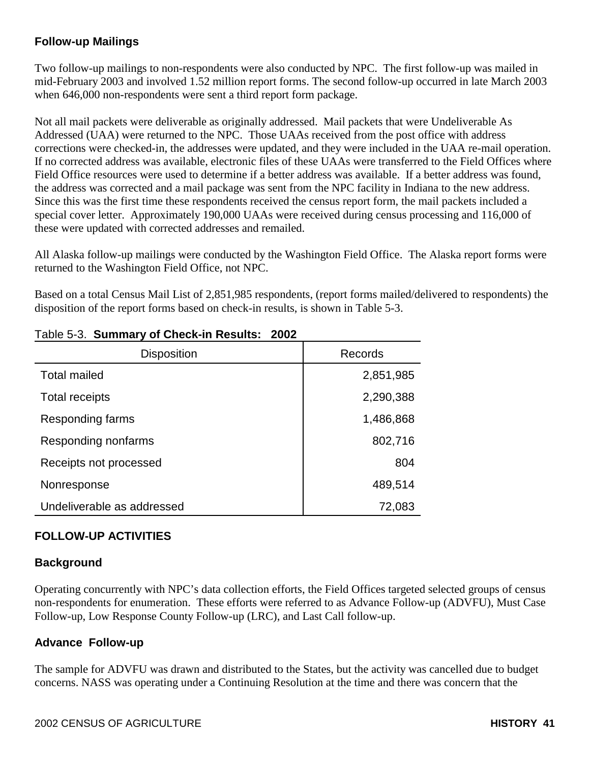### Follow-up Mailings

Two follow-up mailings to non-respondents were also conducted by NPC. The first follow-up was mailed in mid-February 2003 and involved 1.52 million report forms. The second follow-up occurred in late March 2003 when 646,000 non-respondents were sent a third report form package.

Not all mail packets were deliverable as originally addressed. Mail packets that were Undeliverable As Addressed (UAA) were returned to the NPC. Those UAAs received from the post office with address corrections were checked-in, the addresses were updated, and they were included in the UAA re-mail operation. If no corrected address was available, electronic files of these UAAs were transferred to the Field Offices where Field Office resources were used to determine if a better address was available. If a better address was found, the address was corrected and a mail package was sent from the NPC facility in Indiana to the new address. Since this was the first time these respondents received the census report form, the mail packets included a special cover letter. Approximately 190,000 UAAs were received during census processing and 116,000 of these were updated with corrected addresses and remailed.

All Alaska follow-up mailings were conducted by the Washington Field Office. The Alaska report forms were returned to the Washington Field Office, not NPC.

Based on a total Census Mail List of 2,851,985 respondents, (report forms mailed/delivered to respondents) the disposition of the report forms based on check-in results, is shown in Table 5-3.

Table 5-3. **Summary of Check-in Results: 2002**

| Disposition | Records |
|---|---|
| Total mailed | 2,851,985 |
| Total receipts | 2,290,388 |
| Responding farms | 1,486,868 |
| Responding nonfarms | 802,716 |
| Receipts not processed | 804 |
| Nonresponse | 489,514 |
| Undeliverable as addressed | 72,083 |

## FOLLOW-UP ACTIVITIES

### Background

Operating concurrently with NPC's data collection efforts, the Field Offices targeted selected groups of census non-respondents for enumeration. These efforts were referred to as Advance Follow-up (ADVFU), Must Case Follow-up, Low Response County Follow-up (LRC), and Last Call follow-up.

### Advance Follow-up

The sample for ADVFU was drawn and distributed to the States, but the activity was cancelled due to budget concerns. NASS was operating under a Continuing Resolution at the time and there was concern that the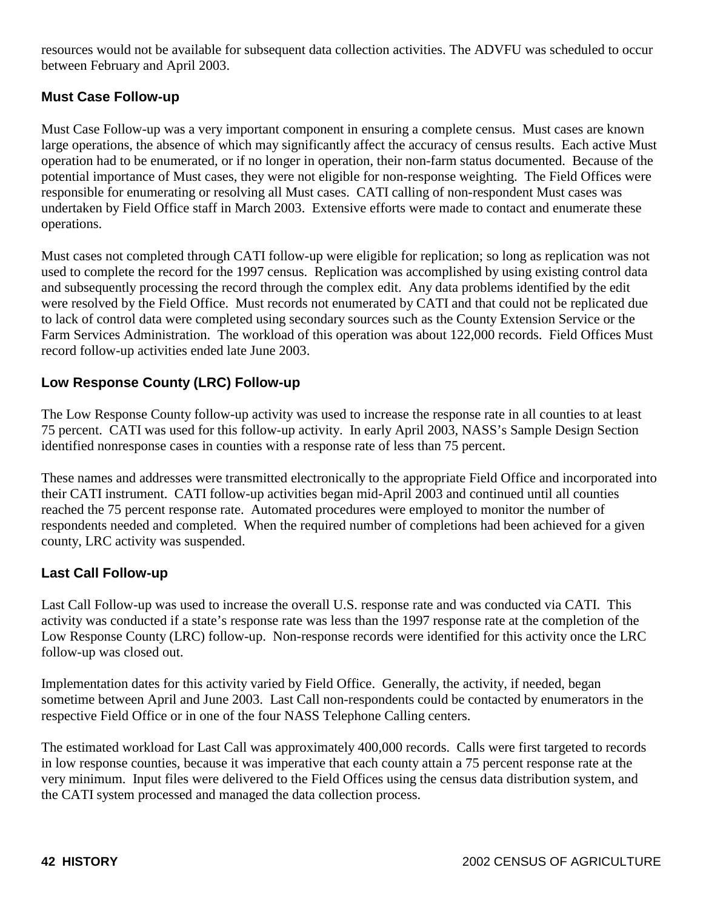resources would not be available for subsequent data collection activities. The ADVFU was scheduled to occur between February and April 2003.

### Must Case Follow-up

Must Case Follow-up was a very important component in ensuring a complete census. Must cases are known large operations, the absence of which may significantly affect the accuracy of census results. Each active Must operation had to be enumerated, or if no longer in operation, their non-farm status documented. Because of the potential importance of Must cases, they were not eligible for non-response weighting. The Field Offices were responsible for enumerating or resolving all Must cases. CATI calling of non-respondent Must cases was undertaken by Field Office staff in March 2003. Extensive efforts were made to contact and enumerate these operations.

Must cases not completed through CATI follow-up were eligible for replication; so long as replication was not used to complete the record for the 1997 census. Replication was accomplished by using existing control data and subsequently processing the record through the complex edit. Any data problems identified by the edit were resolved by the Field Office. Must records not enumerated by CATI and that could not be replicated due to lack of control data were completed using secondary sources such as the County Extension Service or the Farm Services Administration. The workload of this operation was about 122,000 records. Field Offices Must record follow-up activities ended late June 2003.

### Low Response County (LRC) Follow-up

The Low Response County follow-up activity was used to increase the response rate in all counties to at least 75 percent. CATI was used for this follow-up activity. In early April 2003, NASS's Sample Design Section identified nonresponse cases in counties with a response rate of less than 75 percent.

These names and addresses were transmitted electronically to the appropriate Field Office and incorporated into their CATI instrument. CATI follow-up activities began mid-April 2003 and continued until all counties reached the 75 percent response rate. Automated procedures were employed to monitor the number of respondents needed and completed. When the required number of completions had been achieved for a given county, LRC activity was suspended.

### Last Call Follow-up

Last Call Follow-up was used to increase the overall U.S. response rate and was conducted via CATI. This activity was conducted if a state's response rate was less than the 1997 response rate at the completion of the Low Response County (LRC) follow-up. Non-response records were identified for this activity once the LRC follow-up was closed out.

Implementation dates for this activity varied by Field Office. Generally, the activity, if needed, began sometime between April and June 2003. Last Call non-respondents could be contacted by enumerators in the respective Field Office or in one of the four NASS Telephone Calling centers.

The estimated workload for Last Call was approximately 400,000 records. Calls were first targeted to records in low response counties, because it was imperative that each county attain a 75 percent response rate at the very minimum. Input files were delivered to the Field Offices using the census data distribution system, and the CATI system processed and managed the data collection process.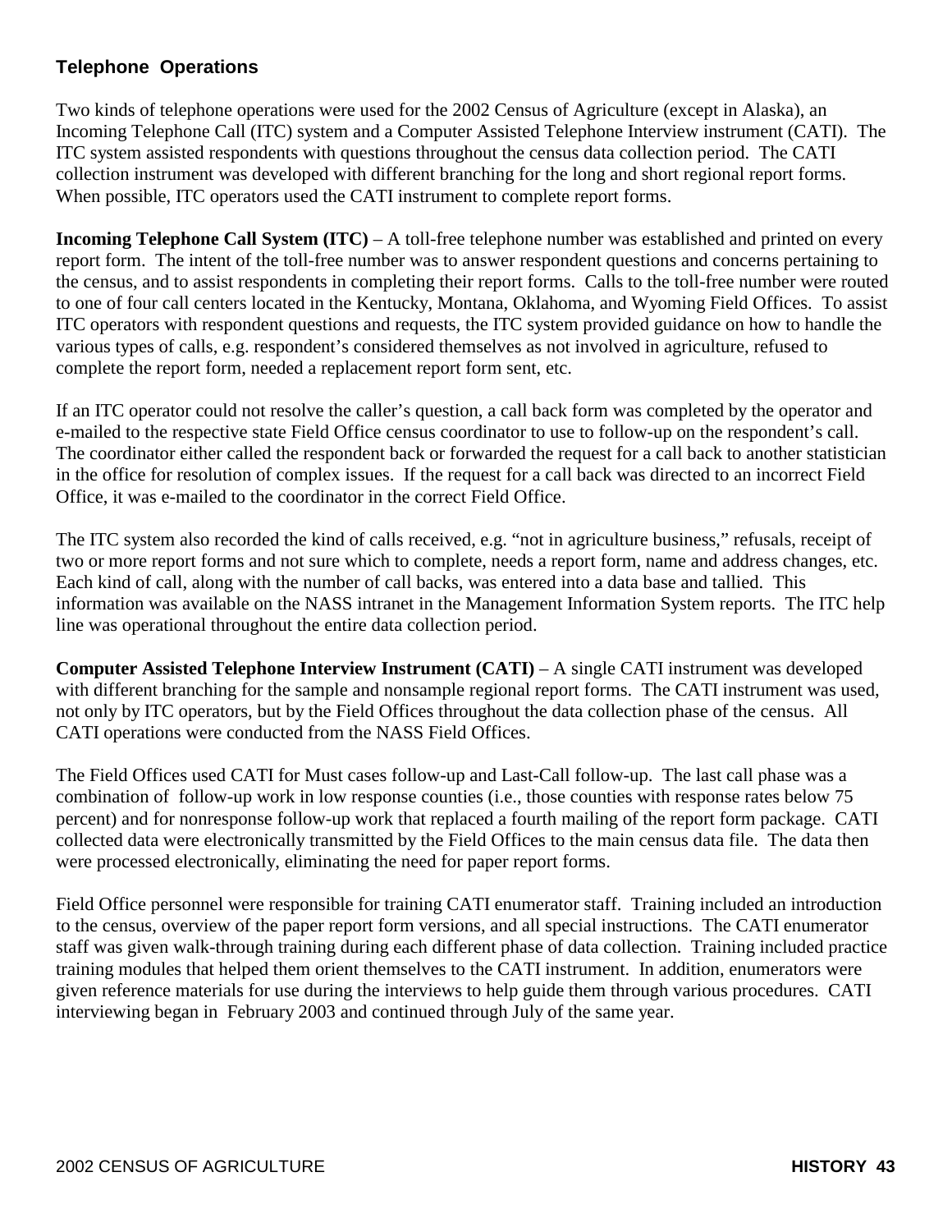## Telephone Operations

Two kinds of telephone operations were used for the 2002 Census of Agriculture (except in Alaska), an Incoming Telephone Call (ITC) system and a Computer Assisted Telephone Interview instrument (CATI). The ITC system assisted respondents with questions throughout the census data collection period. The CATI collection instrument was developed with different branching for the long and short regional report forms. When possible, ITC operators used the CATI instrument to complete report forms.

**Incoming Telephone Call System (ITC)** – A toll-free telephone number was established and printed on every report form. The intent of the toll-free number was to answer respondent questions and concerns pertaining to the census, and to assist respondents in completing their report forms. Calls to the toll-free number were routed to one of four call centers located in the Kentucky, Montana, Oklahoma, and Wyoming Field Offices. To assist ITC operators with respondent questions and requests, the ITC system provided guidance on how to handle the various types of calls, e.g. respondent's considered themselves as not involved in agriculture, refused to complete the report form, needed a replacement report form sent, etc.

If an ITC operator could not resolve the caller's question, a call back form was completed by the operator and e-mailed to the respective state Field Office census coordinator to use to follow-up on the respondent's call. The coordinator either called the respondent back or forwarded the request for a call back to another statistician in the office for resolution of complex issues. If the request for a call back was directed to an incorrect Field Office, it was e-mailed to the coordinator in the correct Field Office.

The ITC system also recorded the kind of calls received, e.g. "not in agriculture business," refusals, receipt of two or more report forms and not sure which to complete, needs a report form, name and address changes, etc. Each kind of call, along with the number of call backs, was entered into a data base and tallied. This information was available on the NASS intranet in the Management Information System reports. The ITC help line was operational throughout the entire data collection period.

**Computer Assisted Telephone Interview Instrument (CATI)** – A single CATI instrument was developed with different branching for the sample and nonsample regional report forms. The CATI instrument was used, not only by ITC operators, but by the Field Offices throughout the data collection phase of the census. All CATI operations were conducted from the NASS Field Offices.

The Field Offices used CATI for Must cases follow-up and Last-Call follow-up. The last call phase was a combination of follow-up work in low response counties (i.e., those counties with response rates below 75 percent) and for nonresponse follow-up work that replaced a fourth mailing of the report form package. CATI collected data were electronically transmitted by the Field Offices to the main census data file. The data then were processed electronically, eliminating the need for paper report forms.

Field Office personnel were responsible for training CATI enumerator staff. Training included an introduction to the census, overview of the paper report form versions, and all special instructions. The CATI enumerator staff was given walk-through training during each different phase of data collection. Training included practice training modules that helped them orient themselves to the CATI instrument. In addition, enumerators were given reference materials for use during the interviews to help guide them through various procedures. CATI interviewing began in February 2003 and continued through July of the same year.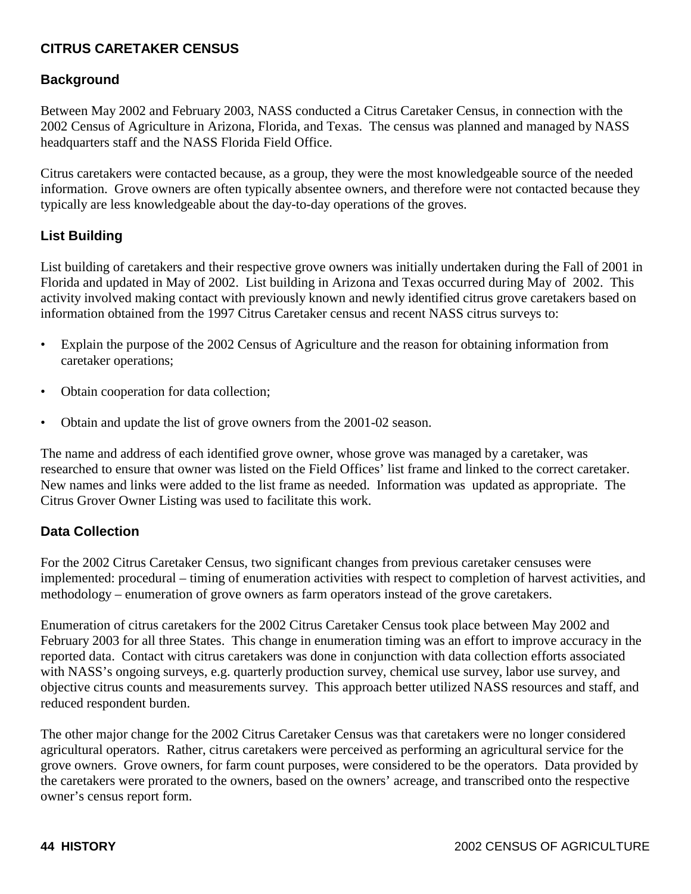## CITRUS CARETAKER CENSUS

### Background

Between May 2002 and February 2003, NASS conducted a Citrus Caretaker Census, in connection with the 2002 Census of Agriculture in Arizona, Florida, and Texas. The census was planned and managed by NASS headquarters staff and the NASS Florida Field Office.

Citrus caretakers were contacted because, as a group, they were the most knowledgeable source of the needed information. Grove owners are often typically absentee owners, and therefore were not contacted because they typically are less knowledgeable about the day-to-day operations of the groves.

### List Building

List building of caretakers and their respective grove owners was initially undertaken during the Fall of 2001 in Florida and updated in May of 2002. List building in Arizona and Texas occurred during May of 2002. This activity involved making contact with previously known and newly identified citrus grove caretakers based on information obtained from the 1997 Citrus Caretaker census and recent NASS citrus surveys to:

- Explain the purpose of the 2002 Census of Agriculture and the reason for obtaining information from caretaker operations;
- Obtain cooperation for data collection;
- Obtain and update the list of grove owners from the 2001-02 season.

The name and address of each identified grove owner, whose grove was managed by a caretaker, was researched to ensure that owner was listed on the Field Offices' list frame and linked to the correct caretaker. New names and links were added to the list frame as needed. Information was updated as appropriate. The Citrus Grover Owner Listing was used to facilitate this work.

### Data Collection

For the 2002 Citrus Caretaker Census, two significant changes from previous caretaker censuses were implemented: procedural – timing of enumeration activities with respect to completion of harvest activities, and methodology – enumeration of grove owners as farm operators instead of the grove caretakers.

Enumeration of citrus caretakers for the 2002 Citrus Caretaker Census took place between May 2002 and February 2003 for all three States. This change in enumeration timing was an effort to improve accuracy in the reported data. Contact with citrus caretakers was done in conjunction with data collection efforts associated with NASS's ongoing surveys, e.g. quarterly production survey, chemical use survey, labor use survey, and objective citrus counts and measurements survey. This approach better utilized NASS resources and staff, and reduced respondent burden.

The other major change for the 2002 Citrus Caretaker Census was that caretakers were no longer considered agricultural operators. Rather, citrus caretakers were perceived as performing an agricultural service for the grove owners. Grove owners, for farm count purposes, were considered to be the operators. Data provided by the caretakers were prorated to the owners, based on the owners' acreage, and transcribed onto the respective owner's census report form.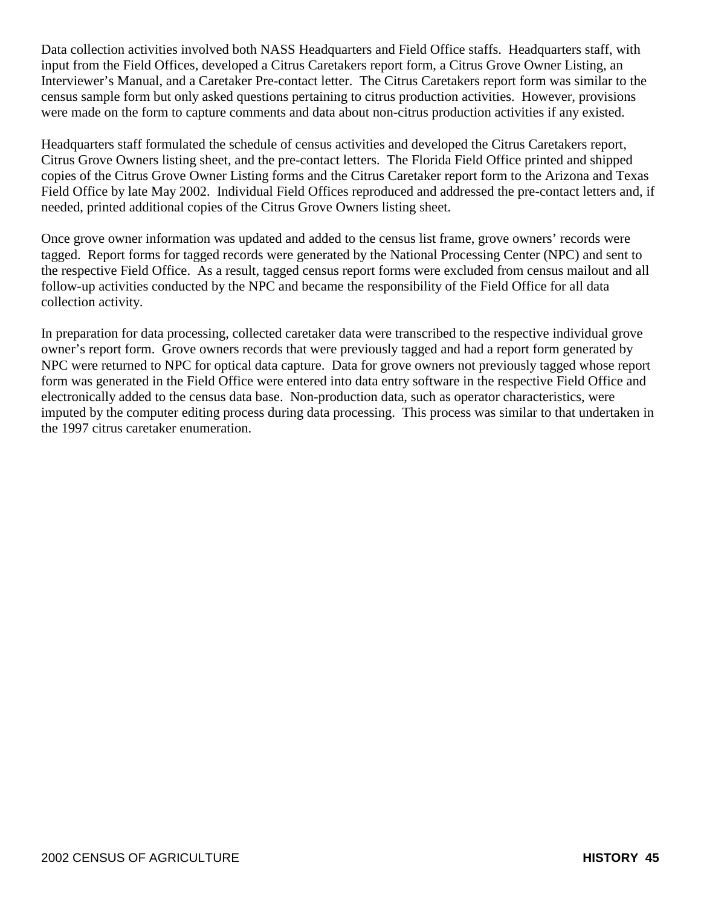Data collection activities involved both NASS Headquarters and Field Office staffs. Headquarters staff, with input from the Field Offices, developed a Citrus Caretakers report form, a Citrus Grove Owner Listing, an Interviewer's Manual, and a Caretaker Pre-contact letter. The Citrus Caretakers report form was similar to the census sample form but only asked questions pertaining to citrus production activities. However, provisions were made on the form to capture comments and data about non-citrus production activities if any existed.

Headquarters staff formulated the schedule of census activities and developed the Citrus Caretakers report, Citrus Grove Owners listing sheet, and the pre-contact letters. The Florida Field Office printed and shipped copies of the Citrus Grove Owner Listing forms and the Citrus Caretaker report form to the Arizona and Texas Field Office by late May 2002. Individual Field Offices reproduced and addressed the pre-contact letters and, if needed, printed additional copies of the Citrus Grove Owners listing sheet.

Once grove owner information was updated and added to the census list frame, grove owners' records were tagged. Report forms for tagged records were generated by the National Processing Center (NPC) and sent to the respective Field Office. As a result, tagged census report forms were excluded from census mailout and all follow-up activities conducted by the NPC and became the responsibility of the Field Office for all data collection activity.

In preparation for data processing, collected caretaker data were transcribed to the respective individual grove owner's report form. Grove owners records that were previously tagged and had a report form generated by NPC were returned to NPC for optical data capture. Data for grove owners not previously tagged whose report form was generated in the Field Office were entered into data entry software in the respective Field Office and electronically added to the census data base. Non-production data, such as operator characteristics, were imputed by the computer editing process during data processing. This process was similar to that undertaken in the 1997 citrus caretaker enumeration.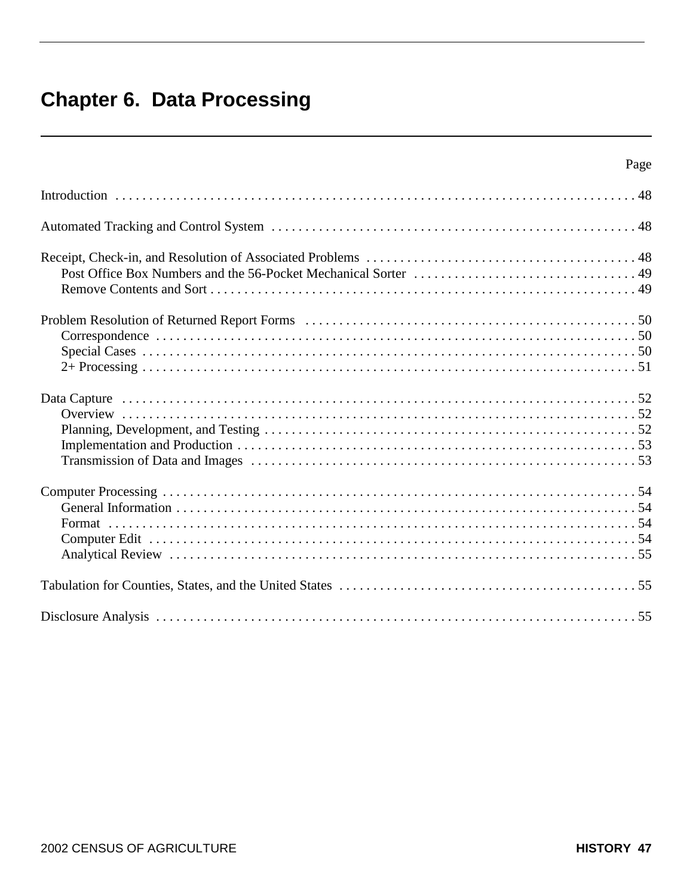# Chapter 6. Data Processing

| | Page |
|---|---|
| Introduction | 48 |
| Automated Tracking and Control System | 48 |
| Receipt, Check-in, and Resolution of Associated Problems | 48 |
| Post Office Box Numbers and the 56-Pocket Mechanical Sorter | 49 |
| Remove Contents and Sort | 49 |
| Problem Resolution of Returned Report Forms | 50 |
| Correspondence | 50 |
| Special Cases | 50 |
| 2+ Processing | 51 |
| Data Capture | 52 |
| Overview | 52 |
| Planning, Development, and Testing | 52 |
| Implementation and Production | 53 |
| Transmission of Data and Images | 53 |
| Computer Processing | 54 |
| General Information | 54 |
| Format | 54 |
| Computer Edit | 54 |
| Analytical Review | 55 |
| Tabulation for Counties, States, and the United States | 55 |
| Disclosure Analysis | 55 |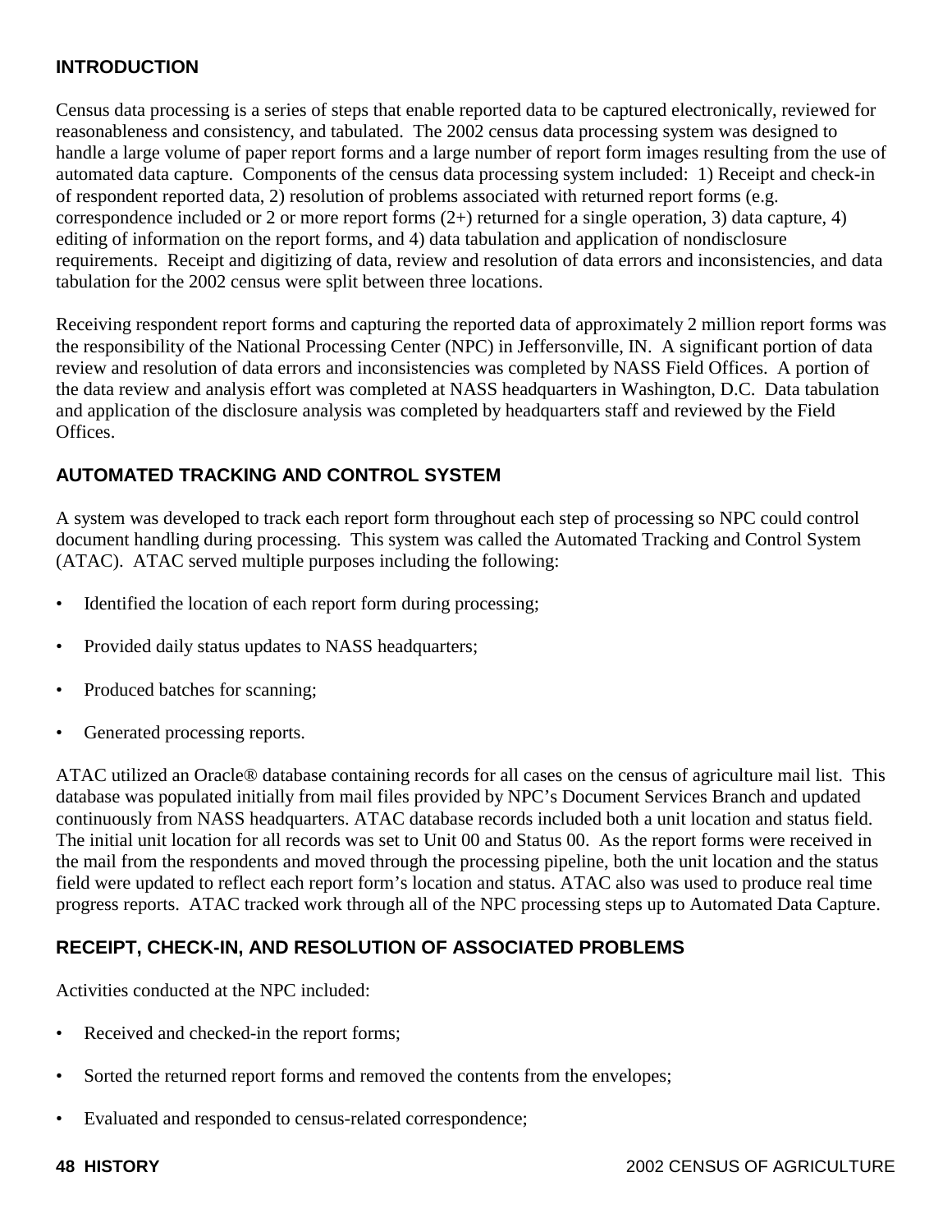## INTRODUCTION

Census data processing is a series of steps that enable reported data to be captured electronically, reviewed for reasonableness and consistency, and tabulated. The 2002 census data processing system was designed to handle a large volume of paper report forms and a large number of report form images resulting from the use of automated data capture. Components of the census data processing system included: 1) Receipt and check-in of respondent reported data, 2) resolution of problems associated with returned report forms (e.g. correspondence included or 2 or more report forms (2+) returned for a single operation, 3) data capture, 4) editing of information on the report forms, and 4) data tabulation and application of nondisclosure requirements. Receipt and digitizing of data, review and resolution of data errors and inconsistencies, and data tabulation for the 2002 census were split between three locations.

Receiving respondent report forms and capturing the reported data of approximately 2 million report forms was the responsibility of the National Processing Center (NPC) in Jeffersonville, IN. A significant portion of data review and resolution of data errors and inconsistencies was completed by NASS Field Offices. A portion of the data review and analysis effort was completed at NASS headquarters in Washington, D.C. Data tabulation and application of the disclosure analysis was completed by headquarters staff and reviewed by the Field Offices.

## AUTOMATED TRACKING AND CONTROL SYSTEM

A system was developed to track each report form throughout each step of processing so NPC could control document handling during processing. This system was called the Automated Tracking and Control System (ATAC). ATAC served multiple purposes including the following:

- Identified the location of each report form during processing;
- Provided daily status updates to NASS headquarters;
- Produced batches for scanning;
- Generated processing reports.

ATAC utilized an Oracle® database containing records for all cases on the census of agriculture mail list. This database was populated initially from mail files provided by NPC's Document Services Branch and updated continuously from NASS headquarters. ATAC database records included both a unit location and status field. The initial unit location for all records was set to Unit 00 and Status 00. As the report forms were received in the mail from the respondents and moved through the processing pipeline, both the unit location and the status field were updated to reflect each report form's location and status. ATAC also was used to produce real time progress reports. ATAC tracked work through all of the NPC processing steps up to Automated Data Capture.

## RECEIPT, CHECK-IN, AND RESOLUTION OF ASSOCIATED PROBLEMS

Activities conducted at the NPC included:

- Received and checked-in the report forms;
- Sorted the returned report forms and removed the contents from the envelopes;
- Evaluated and responded to census-related correspondence;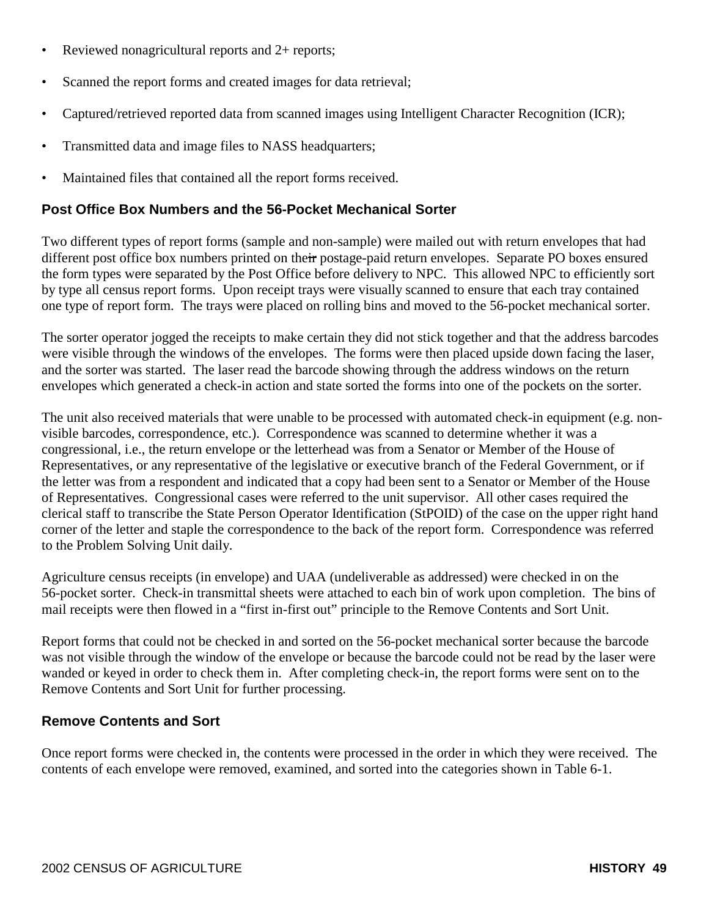- Reviewed nonagricultural reports and 2+ reports;
- Scanned the report forms and created images for data retrieval;
- Captured/retrieved reported data from scanned images using Intelligent Character Recognition (ICR);
- Transmitted data and image files to NASS headquarters;
- Maintained files that contained all the report forms received.

### Post Office Box Numbers and the 56-Pocket Mechanical Sorter

Two different types of report forms (sample and non-sample) were mailed out with return envelopes that had different post office box numbers printed on their postage-paid return envelopes. Separate PO boxes ensured the form types were separated by the Post Office before delivery to NPC. This allowed NPC to efficiently sort by type all census report forms. Upon receipt trays were visually scanned to ensure that each tray contained one type of report form. The trays were placed on rolling bins and moved to the 56-pocket mechanical sorter.

The sorter operator jogged the receipts to make certain they did not stick together and that the address barcodes were visible through the windows of the envelopes. The forms were then placed upside down facing the laser, and the sorter was started. The laser read the barcode showing through the address windows on the return envelopes which generated a check-in action and state sorted the forms into one of the pockets on the sorter.

The unit also received materials that were unable to be processed with automated check-in equipment (e.g. non-visible barcodes, correspondence, etc.). Correspondence was scanned to determine whether it was a congressional, i.e., the return envelope or the letterhead was from a Senator or Member of the House of Representatives, or any representative of the legislative or executive branch of the Federal Government, or if the letter was from a respondent and indicated that a copy had been sent to a Senator or Member of the House of Representatives. Congressional cases were referred to the unit supervisor. All other cases required the clerical staff to transcribe the State Person Operator Identification (StPOID) of the case on the upper right hand corner of the letter and staple the correspondence to the back of the report form. Correspondence was referred to the Problem Solving Unit daily.

Agriculture census receipts (in envelope) and UAA (undeliverable as addressed) were checked in on the 56-pocket sorter. Check-in transmittal sheets were attached to each bin of work upon completion. The bins of mail receipts were then flowed in a "first in-first out" principle to the Remove Contents and Sort Unit.

Report forms that could not be checked in and sorted on the 56-pocket mechanical sorter because the barcode was not visible through the window of the envelope or because the barcode could not be read by the laser were wanded or keyed in order to check them in. After completing check-in, the report forms were sent on to the Remove Contents and Sort Unit for further processing.

### Remove Contents and Sort

Once report forms were checked in, the contents were processed in the order in which they were received. The contents of each envelope were removed, examined, and sorted into the categories shown in Table 6-1.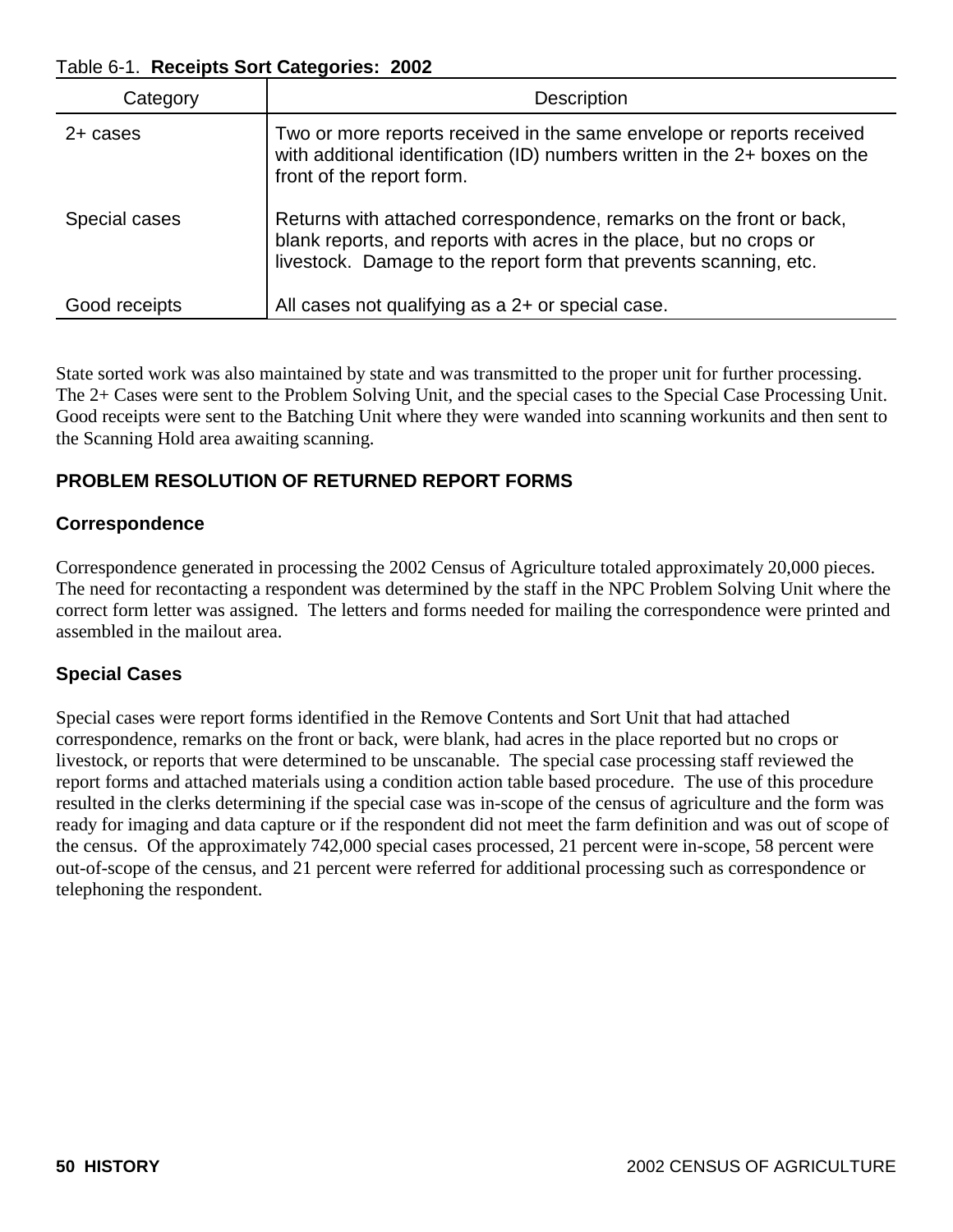Table 6-1. **Receipts Sort Categories: 2002**

| Category | Description |
|---|---|
| 2+ cases | Two or more reports received in the same envelope or reports received with additional identification (ID) numbers written in the 2+ boxes on the front of the report form. |
| Special cases | Returns with attached correspondence, remarks on the front or back, blank reports, and reports with acres in the place, but no crops or livestock. Damage to the report form that prevents scanning, etc. |
| Good receipts | All cases not qualifying as a 2+ or special case. |

State sorted work was also maintained by state and was transmitted to the proper unit for further processing. The 2+ Cases were sent to the Problem Solving Unit, and the special cases to the Special Case Processing Unit. Good receipts were sent to the Batching Unit where they were wanded into scanning workunits and then sent to the Scanning Hold area awaiting scanning.

## PROBLEM RESOLUTION OF RETURNED REPORT FORMS

### Correspondence

Correspondence generated in processing the 2002 Census of Agriculture totaled approximately 20,000 pieces. The need for recontacting a respondent was determined by the staff in the NPC Problem Solving Unit where the correct form letter was assigned. The letters and forms needed for mailing the correspondence were printed and assembled in the mailout area.

### Special Cases

Special cases were report forms identified in the Remove Contents and Sort Unit that had attached correspondence, remarks on the front or back, were blank, had acres in the place reported but no crops or livestock, or reports that were determined to be unscanable. The special case processing staff reviewed the report forms and attached materials using a condition action table based procedure. The use of this procedure resulted in the clerks determining if the special case was in-scope of the census of agriculture and the form was ready for imaging and data capture or if the respondent did not meet the farm definition and was out of scope of the census. Of the approximately 742,000 special cases processed, 21 percent were in-scope, 58 percent were out-of-scope of the census, and 21 percent were referred for additional processing such as correspondence or telephoning the respondent.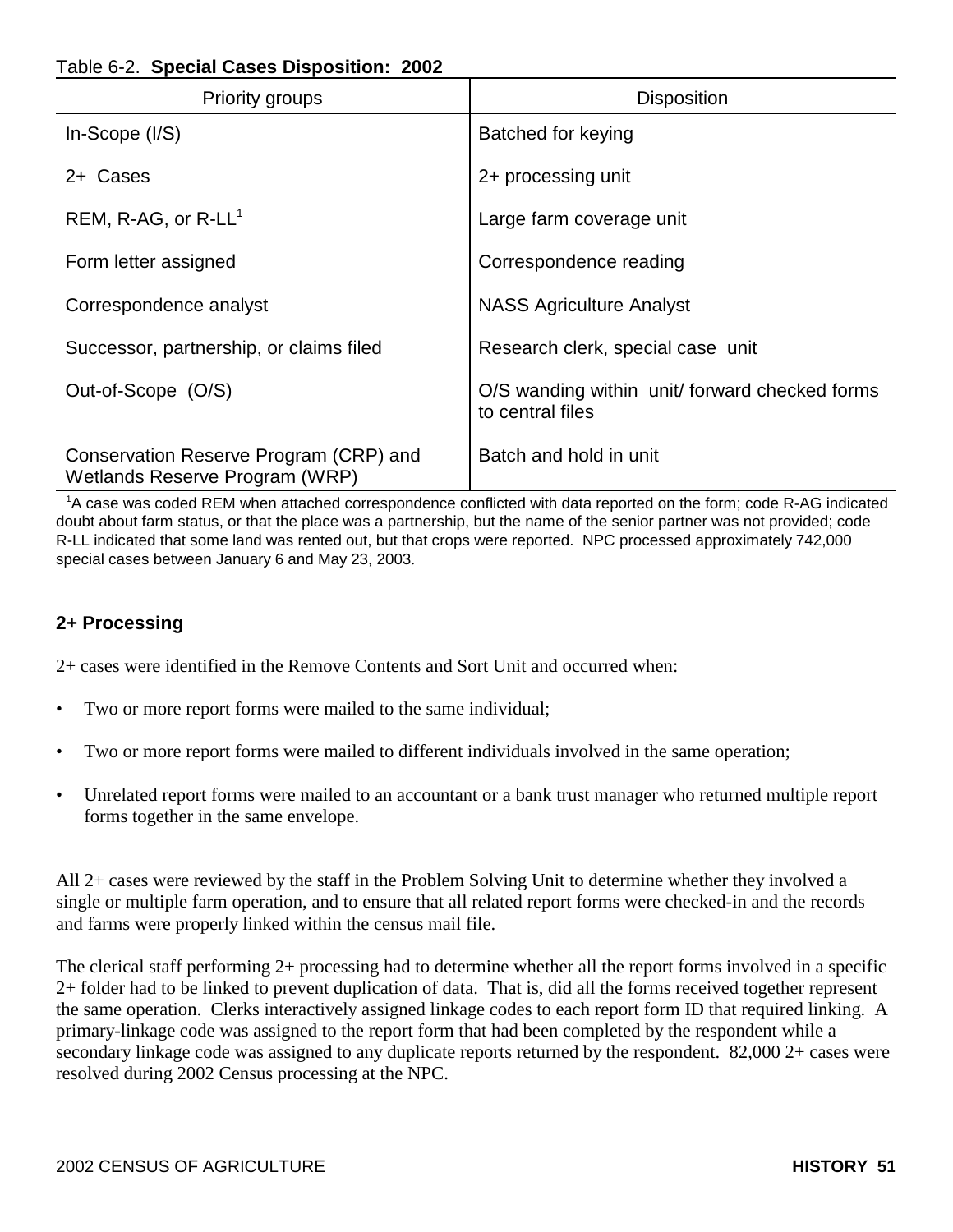Table 6-2. **Special Cases Disposition: 2002**

| Priority groups | Disposition |
|---|---|
| In-Scope (I/S) | Batched for keying |
| 2+ Cases | 2+ processing unit |
| REM, R-AG, or R-LL[1] | Large farm coverage unit |
| Form letter assigned | Correspondence reading |
| Correspondence analyst | NASS Agriculture Analyst |
| Successor, partnership, or claims filed | Research clerk, special case unit |
| Out-of-Scope (O/S) | O/S wanding within unit/ forward checked forms to central files |
| Conservation Reserve Program (CRP) and Wetlands Reserve Program (WRP) | Batch and hold in unit |

[1]A case was coded REM when attached correspondence conflicted with data reported on the form; code R-AG indicated doubt about farm status, or that the place was a partnership, but the name of the senior partner was not provided; code R-LL indicated that some land was rented out, but that crops were reported. NPC processed approximately 742,000 special cases between January 6 and May 23, 2003.

### 2+ Processing

2+ cases were identified in the Remove Contents and Sort Unit and occurred when:

- Two or more report forms were mailed to the same individual;
- Two or more report forms were mailed to different individuals involved in the same operation;
- Unrelated report forms were mailed to an accountant or a bank trust manager who returned multiple report forms together in the same envelope.

All 2+ cases were reviewed by the staff in the Problem Solving Unit to determine whether they involved a single or multiple farm operation, and to ensure that all related report forms were checked-in and the records and farms were properly linked within the census mail file.

The clerical staff performing 2+ processing had to determine whether all the report forms involved in a specific 2+ folder had to be linked to prevent duplication of data. That is, did all the forms received together represent the same operation. Clerks interactively assigned linkage codes to each report form ID that required linking. A primary-linkage code was assigned to the report form that had been completed by the respondent while a secondary linkage code was assigned to any duplicate reports returned by the respondent. 82,000 2+ cases were resolved during 2002 Census processing at the NPC.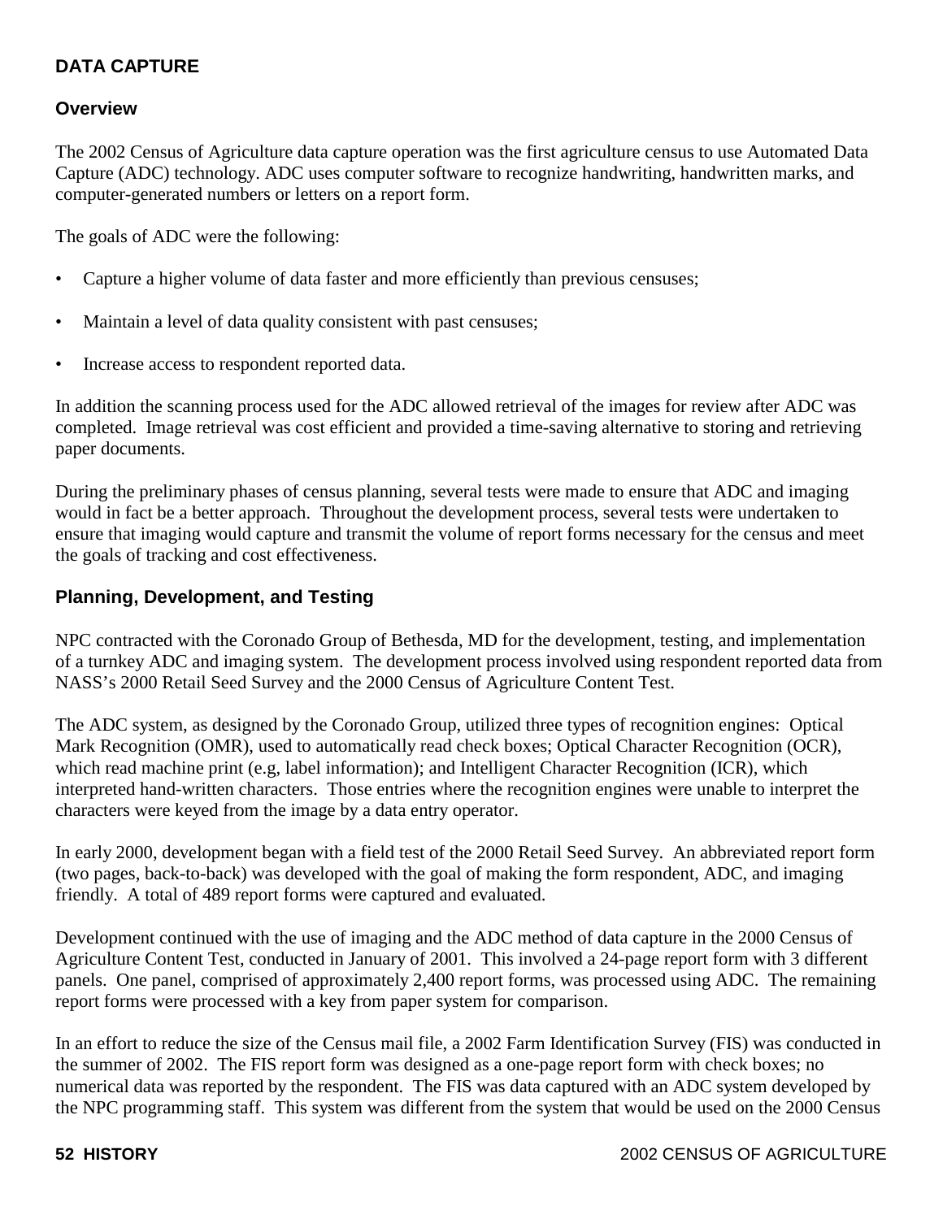## DATA CAPTURE

### Overview

The 2002 Census of Agriculture data capture operation was the first agriculture census to use Automated Data Capture (ADC) technology. ADC uses computer software to recognize handwriting, handwritten marks, and computer-generated numbers or letters on a report form.

The goals of ADC were the following:

- Capture a higher volume of data faster and more efficiently than previous censuses;
- Maintain a level of data quality consistent with past censuses;
- Increase access to respondent reported data.

In addition the scanning process used for the ADC allowed retrieval of the images for review after ADC was completed. Image retrieval was cost efficient and provided a time-saving alternative to storing and retrieving paper documents.

During the preliminary phases of census planning, several tests were made to ensure that ADC and imaging would in fact be a better approach. Throughout the development process, several tests were undertaken to ensure that imaging would capture and transmit the volume of report forms necessary for the census and meet the goals of tracking and cost effectiveness.

### Planning, Development, and Testing

NPC contracted with the Coronado Group of Bethesda, MD for the development, testing, and implementation of a turnkey ADC and imaging system. The development process involved using respondent reported data from NASS's 2000 Retail Seed Survey and the 2000 Census of Agriculture Content Test.

The ADC system, as designed by the Coronado Group, utilized three types of recognition engines: Optical Mark Recognition (OMR), used to automatically read check boxes; Optical Character Recognition (OCR), which read machine print (e.g, label information); and Intelligent Character Recognition (ICR), which interpreted hand-written characters. Those entries where the recognition engines were unable to interpret the characters were keyed from the image by a data entry operator.

In early 2000, development began with a field test of the 2000 Retail Seed Survey. An abbreviated report form (two pages, back-to-back) was developed with the goal of making the form respondent, ADC, and imaging friendly. A total of 489 report forms were captured and evaluated.

Development continued with the use of imaging and the ADC method of data capture in the 2000 Census of Agriculture Content Test, conducted in January of 2001. This involved a 24-page report form with 3 different panels. One panel, comprised of approximately 2,400 report forms, was processed using ADC. The remaining report forms were processed with a key from paper system for comparison.

In an effort to reduce the size of the Census mail file, a 2002 Farm Identification Survey (FIS) was conducted in the summer of 2002. The FIS report form was designed as a one-page report form with check boxes; no numerical data was reported by the respondent. The FIS was data captured with an ADC system developed by the NPC programming staff. This system was different from the system that would be used on the 2000 Census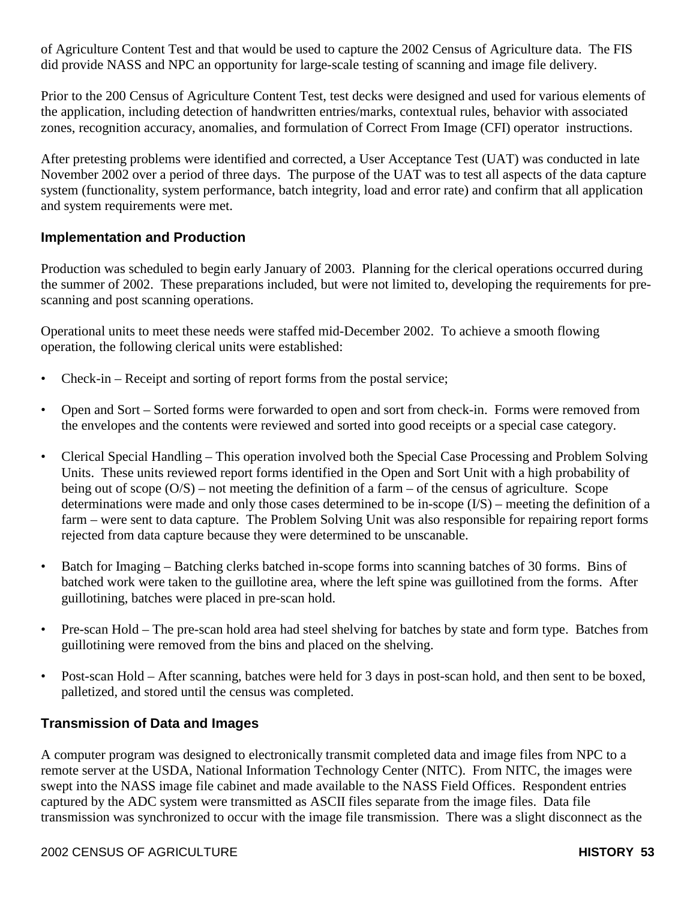of Agriculture Content Test and that would be used to capture the 2002 Census of Agriculture data. The FIS did provide NASS and NPC an opportunity for large-scale testing of scanning and image file delivery.

Prior to the 200 Census of Agriculture Content Test, test decks were designed and used for various elements of the application, including detection of handwritten entries/marks, contextual rules, behavior with associated zones, recognition accuracy, anomalies, and formulation of Correct From Image (CFI) operator instructions.

After pretesting problems were identified and corrected, a User Acceptance Test (UAT) was conducted in late November 2002 over a period of three days. The purpose of the UAT was to test all aspects of the data capture system (functionality, system performance, batch integrity, load and error rate) and confirm that all application and system requirements were met.

### Implementation and Production

Production was scheduled to begin early January of 2003. Planning for the clerical operations occurred during the summer of 2002. These preparations included, but were not limited to, developing the requirements for pre-scanning and post scanning operations.

Operational units to meet these needs were staffed mid-December 2002. To achieve a smooth flowing operation, the following clerical units were established:

- Check-in – Receipt and sorting of report forms from the postal service;
- Open and Sort – Sorted forms were forwarded to open and sort from check-in. Forms were removed from the envelopes and the contents were reviewed and sorted into good receipts or a special case category.
- Clerical Special Handling – This operation involved both the Special Case Processing and Problem Solving Units. These units reviewed report forms identified in the Open and Sort Unit with a high probability of being out of scope (O/S) – not meeting the definition of a farm – of the census of agriculture. Scope determinations were made and only those cases determined to be in-scope (I/S) – meeting the definition of a farm – were sent to data capture. The Problem Solving Unit was also responsible for repairing report forms rejected from data capture because they were determined to be unscanable.
- Batch for Imaging – Batching clerks batched in-scope forms into scanning batches of 30 forms. Bins of batched work were taken to the guillotine area, where the left spine was guillotined from the forms. After guillotining, batches were placed in pre-scan hold.
- Pre-scan Hold – The pre-scan hold area had steel shelving for batches by state and form type. Batches from guillotining were removed from the bins and placed on the shelving.
- Post-scan Hold – After scanning, batches were held for 3 days in post-scan hold, and then sent to be boxed, palletized, and stored until the census was completed.

### Transmission of Data and Images

A computer program was designed to electronically transmit completed data and image files from NPC to a remote server at the USDA, National Information Technology Center (NITC). From NITC, the images were swept into the NASS image file cabinet and made available to the NASS Field Offices. Respondent entries captured by the ADC system were transmitted as ASCII files separate from the image files. Data file transmission was synchronized to occur with the image file transmission. There was a slight disconnect as the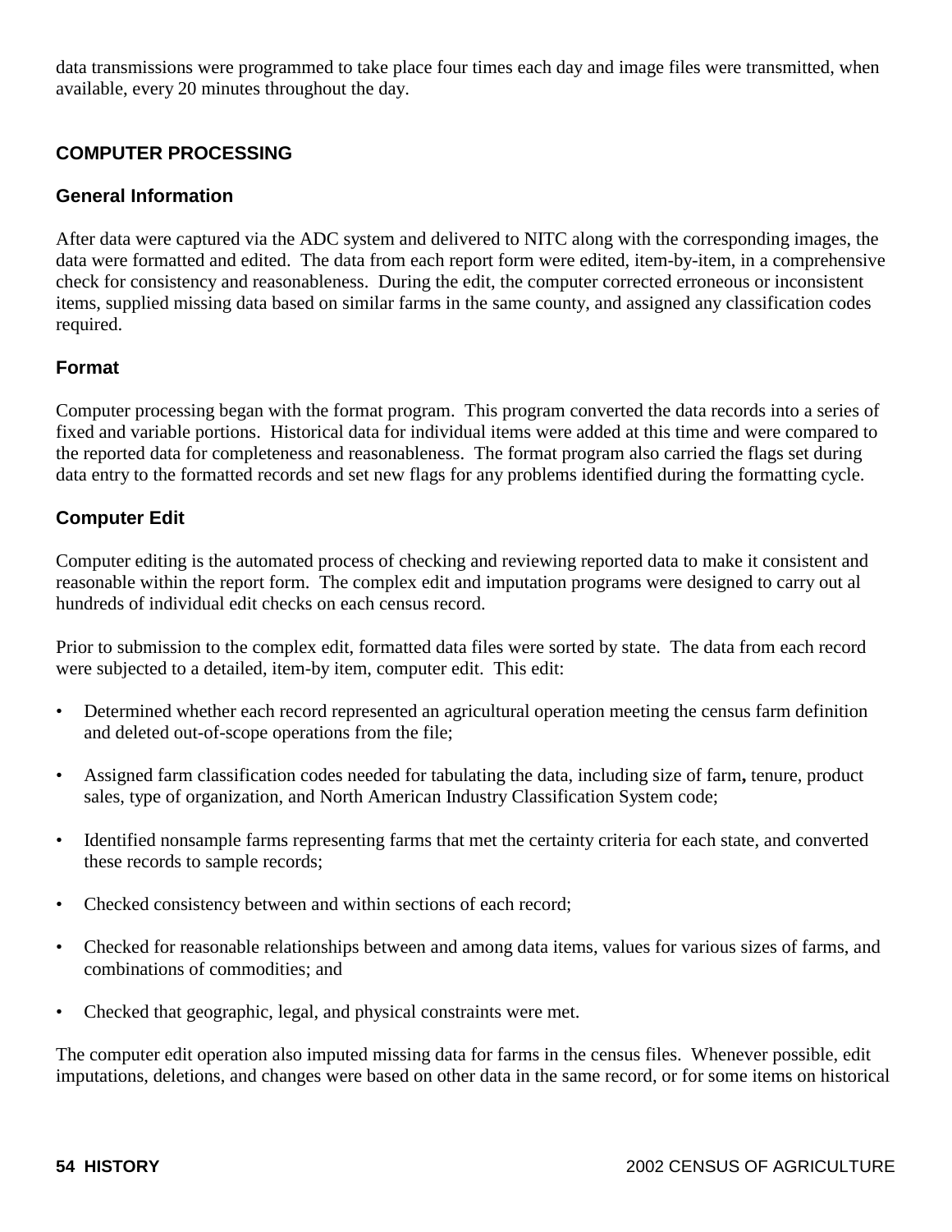data transmissions were programmed to take place four times each day and image files were transmitted, when available, every 20 minutes throughout the day.

## COMPUTER PROCESSING

### General Information

After data were captured via the ADC system and delivered to NITC along with the corresponding images, the data were formatted and edited. The data from each report form were edited, item-by-item, in a comprehensive check for consistency and reasonableness. During the edit, the computer corrected erroneous or inconsistent items, supplied missing data based on similar farms in the same county, and assigned any classification codes required.

### Format

Computer processing began with the format program. This program converted the data records into a series of fixed and variable portions. Historical data for individual items were added at this time and were compared to the reported data for completeness and reasonableness. The format program also carried the flags set during data entry to the formatted records and set new flags for any problems identified during the formatting cycle.

### Computer Edit

Computer editing is the automated process of checking and reviewing reported data to make it consistent and reasonable within the report form. The complex edit and imputation programs were designed to carry out al hundreds of individual edit checks on each census record.

Prior to submission to the complex edit, formatted data files were sorted by state. The data from each record were subjected to a detailed, item-by item, computer edit. This edit:

- Determined whether each record represented an agricultural operation meeting the census farm definition and deleted out-of-scope operations from the file;
- Assigned farm classification codes needed for tabulating the data, including size of farm**,** tenure, product sales, type of organization, and North American Industry Classification System code;
- Identified nonsample farms representing farms that met the certainty criteria for each state, and converted these records to sample records;
- Checked consistency between and within sections of each record;
- Checked for reasonable relationships between and among data items, values for various sizes of farms, and combinations of commodities; and
- Checked that geographic, legal, and physical constraints were met.

The computer edit operation also imputed missing data for farms in the census files. Whenever possible, edit imputations, deletions, and changes were based on other data in the same record, or for some items on historical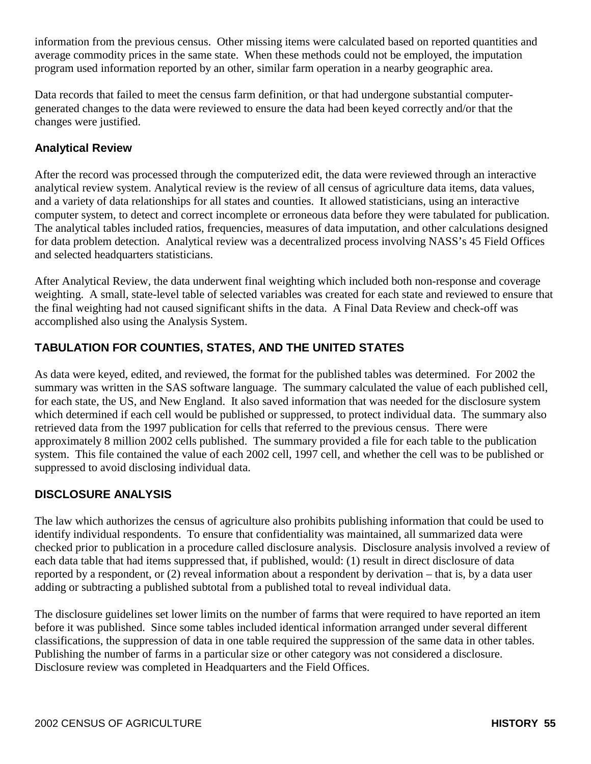information from the previous census. Other missing items were calculated based on reported quantities and average commodity prices in the same state. When these methods could not be employed, the imputation program used information reported by an other, similar farm operation in a nearby geographic area.

Data records that failed to meet the census farm definition, or that had undergone substantial computer-generated changes to the data were reviewed to ensure the data had been keyed correctly and/or that the changes were justified.

### Analytical Review

After the record was processed through the computerized edit, the data were reviewed through an interactive analytical review system. Analytical review is the review of all census of agriculture data items, data values, and a variety of data relationships for all states and counties. It allowed statisticians, using an interactive computer system, to detect and correct incomplete or erroneous data before they were tabulated for publication. The analytical tables included ratios, frequencies, measures of data imputation, and other calculations designed for data problem detection. Analytical review was a decentralized process involving NASS's 45 Field Offices and selected headquarters statisticians.

After Analytical Review, the data underwent final weighting which included both non-response and coverage weighting. A small, state-level table of selected variables was created for each state and reviewed to ensure that the final weighting had not caused significant shifts in the data. A Final Data Review and check-off was accomplished also using the Analysis System.

## TABULATION FOR COUNTIES, STATES, AND THE UNITED STATES

As data were keyed, edited, and reviewed, the format for the published tables was determined. For 2002 the summary was written in the SAS software language. The summary calculated the value of each published cell, for each state, the US, and New England. It also saved information that was needed for the disclosure system which determined if each cell would be published or suppressed, to protect individual data. The summary also retrieved data from the 1997 publication for cells that referred to the previous census. There were approximately 8 million 2002 cells published. The summary provided a file for each table to the publication system. This file contained the value of each 2002 cell, 1997 cell, and whether the cell was to be published or suppressed to avoid disclosing individual data.

## DISCLOSURE ANALYSIS

The law which authorizes the census of agriculture also prohibits publishing information that could be used to identify individual respondents. To ensure that confidentiality was maintained, all summarized data were checked prior to publication in a procedure called disclosure analysis. Disclosure analysis involved a review of each data table that had items suppressed that, if published, would: (1) result in direct disclosure of data reported by a respondent, or (2) reveal information about a respondent by derivation – that is, by a data user adding or subtracting a published subtotal from a published total to reveal individual data.

The disclosure guidelines set lower limits on the number of farms that were required to have reported an item before it was published. Since some tables included identical information arranged under several different classifications, the suppression of data in one table required the suppression of the same data in other tables. Publishing the number of farms in a particular size or other category was not considered a disclosure. Disclosure review was completed in Headquarters and the Field Offices.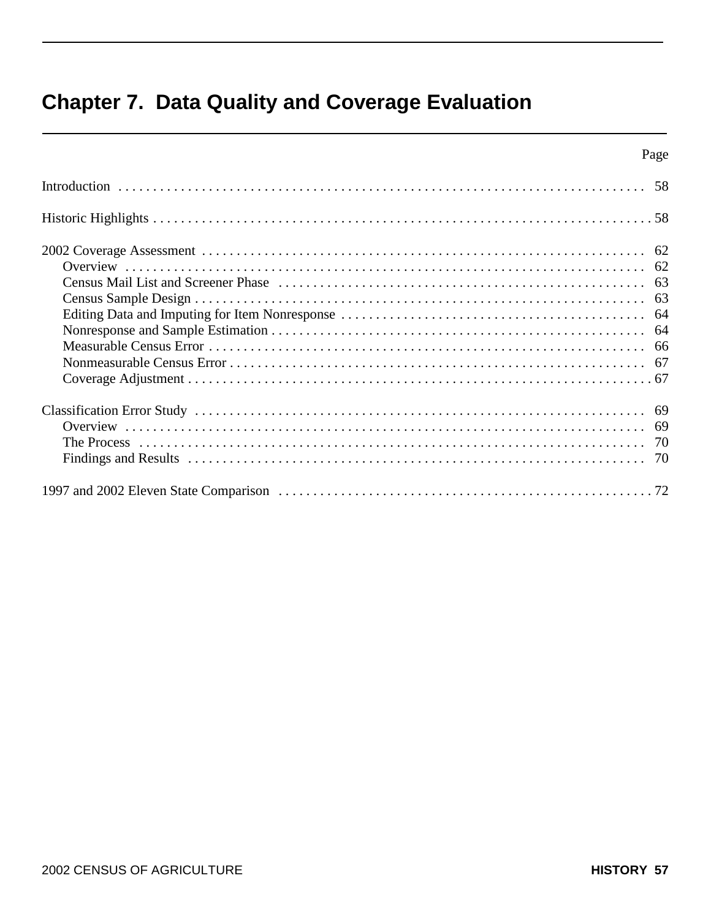# Chapter 7. Data Quality and Coverage Evaluation

| | Page |
|---|---|
| Introduction | 58 |
| Historic Highlights | 58 |
| 2002 Coverage Assessment | 62 |
| Overview | 62 |
| Census Mail List and Screener Phase | 63 |
| Census Sample Design | 63 |
| Editing Data and Imputing for Item Nonresponse | 64 |
| Nonresponse and Sample Estimation | 64 |
| Measurable Census Error | 66 |
| Nonmeasurable Census Error | 67 |
| Coverage Adjustment | 67 |
| Classification Error Study | 69 |
| Overview | 69 |
| The Process | 70 |
| Findings and Results | 70 |
| 1997 and 2002 Eleven State Comparison | 72 |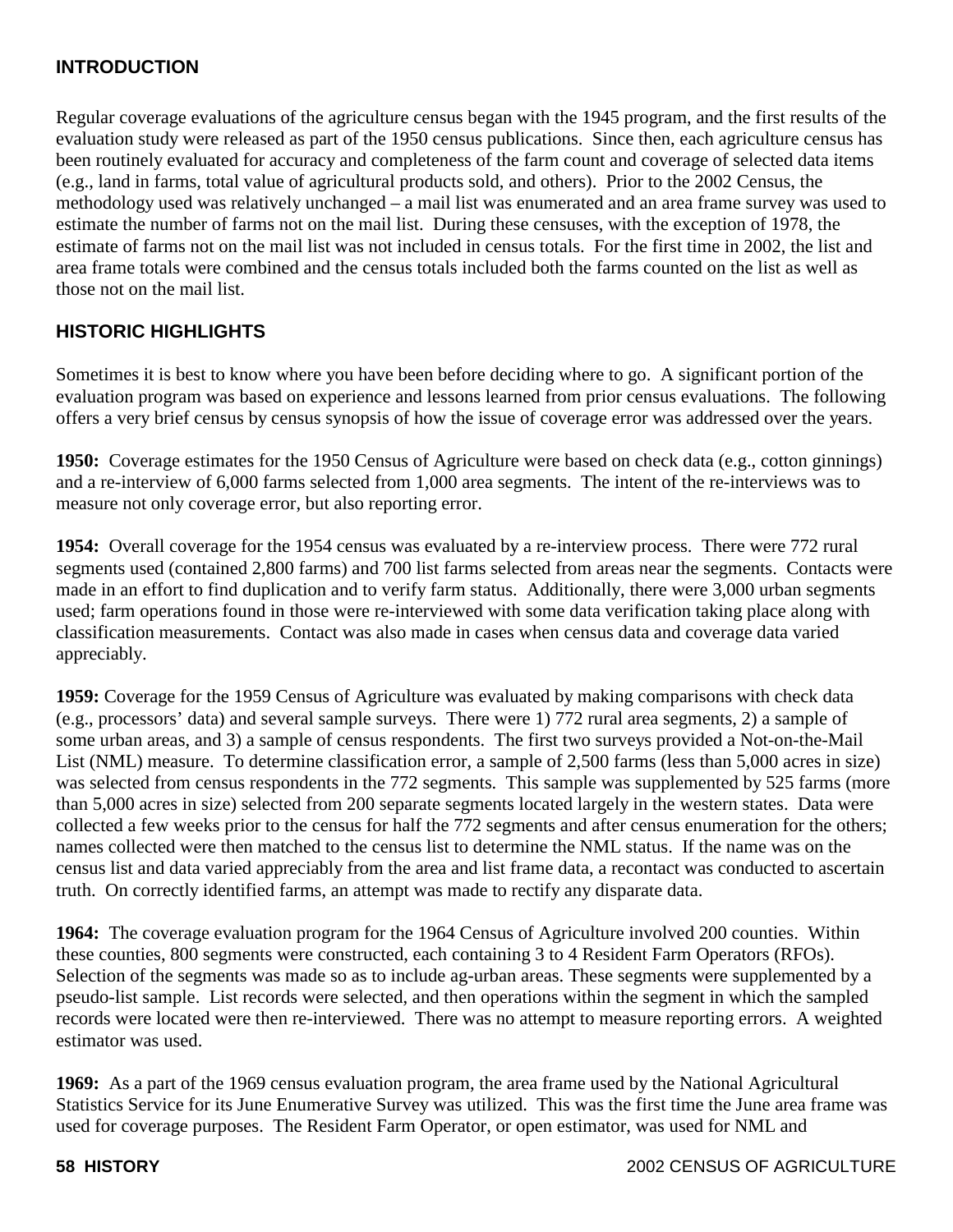## INTRODUCTION

Regular coverage evaluations of the agriculture census began with the 1945 program, and the first results of the evaluation study were released as part of the 1950 census publications. Since then, each agriculture census has been routinely evaluated for accuracy and completeness of the farm count and coverage of selected data items (e.g., land in farms, total value of agricultural products sold, and others). Prior to the 2002 Census, the methodology used was relatively unchanged – a mail list was enumerated and an area frame survey was used to estimate the number of farms not on the mail list. During these censuses, with the exception of 1978, the estimate of farms not on the mail list was not included in census totals. For the first time in 2002, the list and area frame totals were combined and the census totals included both the farms counted on the list as well as those not on the mail list.

## HISTORIC HIGHLIGHTS

Sometimes it is best to know where you have been before deciding where to go. A significant portion of the evaluation program was based on experience and lessons learned from prior census evaluations. The following offers a very brief census by census synopsis of how the issue of coverage error was addressed over the years.

**1950:** Coverage estimates for the 1950 Census of Agriculture were based on check data (e.g., cotton ginnings) and a re-interview of 6,000 farms selected from 1,000 area segments. The intent of the re-interviews was to measure not only coverage error, but also reporting error.

**1954:** Overall coverage for the 1954 census was evaluated by a re-interview process. There were 772 rural segments used (contained 2,800 farms) and 700 list farms selected from areas near the segments. Contacts were made in an effort to find duplication and to verify farm status. Additionally, there were 3,000 urban segments used; farm operations found in those were re-interviewed with some data verification taking place along with classification measurements. Contact was also made in cases when census data and coverage data varied appreciably.

**1959:** Coverage for the 1959 Census of Agriculture was evaluated by making comparisons with check data (e.g., processors' data) and several sample surveys. There were 1) 772 rural area segments, 2) a sample of some urban areas, and 3) a sample of census respondents. The first two surveys provided a Not-on-the-Mail List (NML) measure. To determine classification error, a sample of 2,500 farms (less than 5,000 acres in size) was selected from census respondents in the 772 segments. This sample was supplemented by 525 farms (more than 5,000 acres in size) selected from 200 separate segments located largely in the western states. Data were collected a few weeks prior to the census for half the 772 segments and after census enumeration for the others; names collected were then matched to the census list to determine the NML status. If the name was on the census list and data varied appreciably from the area and list frame data, a recontact was conducted to ascertain truth. On correctly identified farms, an attempt was made to rectify any disparate data.

**1964:** The coverage evaluation program for the 1964 Census of Agriculture involved 200 counties. Within these counties, 800 segments were constructed, each containing 3 to 4 Resident Farm Operators (RFOs). Selection of the segments was made so as to include ag-urban areas. These segments were supplemented by a pseudo-list sample. List records were selected, and then operations within the segment in which the sampled records were located were then re-interviewed. There was no attempt to measure reporting errors. A weighted estimator was used.

**1969:** As a part of the 1969 census evaluation program, the area frame used by the National Agricultural Statistics Service for its June Enumerative Survey was utilized. This was the first time the June area frame was used for coverage purposes. The Resident Farm Operator, or open estimator, was used for NML and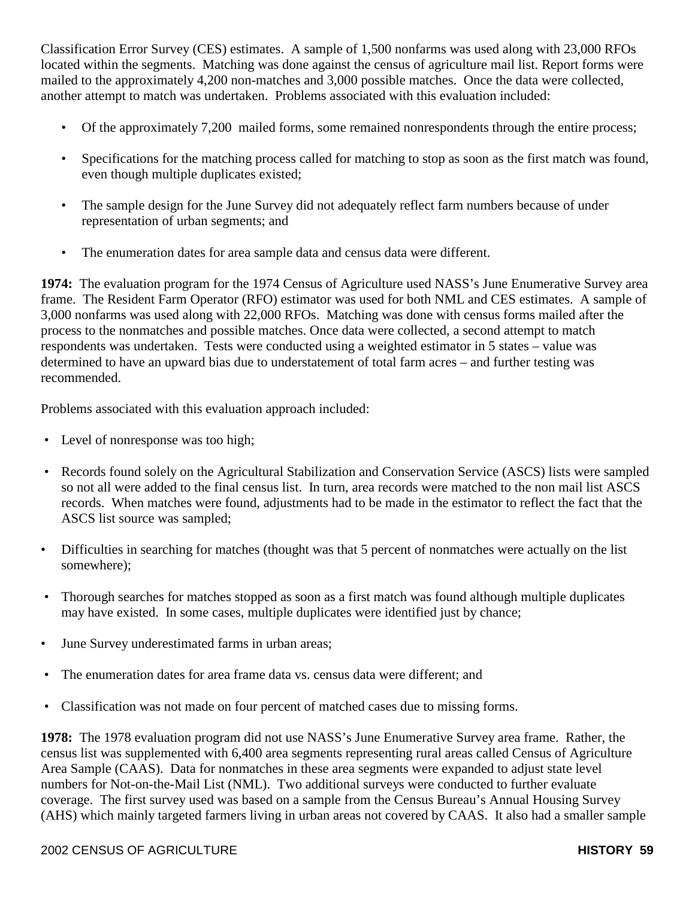Classification Error Survey (CES) estimates. A sample of 1,500 nonfarms was used along with 23,000 RFOs located within the segments. Matching was done against the census of agriculture mail list. Report forms were mailed to the approximately 4,200 non-matches and 3,000 possible matches. Once the data were collected, another attempt to match was undertaken. Problems associated with this evaluation included:

- Of the approximately 7,200 mailed forms, some remained nonrespondents through the entire process;
- Specifications for the matching process called for matching to stop as soon as the first match was found, even though multiple duplicates existed;
- The sample design for the June Survey did not adequately reflect farm numbers because of under representation of urban segments; and
- The enumeration dates for area sample data and census data were different.

**1974:** The evaluation program for the 1974 Census of Agriculture used NASS's June Enumerative Survey area frame. The Resident Farm Operator (RFO) estimator was used for both NML and CES estimates. A sample of 3,000 nonfarms was used along with 22,000 RFOs. Matching was done with census forms mailed after the process to the nonmatches and possible matches. Once data were collected, a second attempt to match respondents was undertaken. Tests were conducted using a weighted estimator in 5 states – value was determined to have an upward bias due to understatement of total farm acres – and further testing was recommended.

Problems associated with this evaluation approach included:

- Level of nonresponse was too high;
- Records found solely on the Agricultural Stabilization and Conservation Service (ASCS) lists were sampled so not all were added to the final census list. In turn, area records were matched to the non mail list ASCS records. When matches were found, adjustments had to be made in the estimator to reflect the fact that the ASCS list source was sampled;
- Difficulties in searching for matches (thought was that 5 percent of nonmatches were actually on the list somewhere);
- Thorough searches for matches stopped as soon as a first match was found although multiple duplicates may have existed. In some cases, multiple duplicates were identified just by chance;
- June Survey underestimated farms in urban areas;
- The enumeration dates for area frame data vs. census data were different; and
- Classification was not made on four percent of matched cases due to missing forms.

**1978:** The 1978 evaluation program did not use NASS's June Enumerative Survey area frame. Rather, the census list was supplemented with 6,400 area segments representing rural areas called Census of Agriculture Area Sample (CAAS). Data for nonmatches in these area segments were expanded to adjust state level numbers for Not-on-the-Mail List (NML). Two additional surveys were conducted to further evaluate coverage. The first survey used was based on a sample from the Census Bureau's Annual Housing Survey (AHS) which mainly targeted farmers living in urban areas not covered by CAAS. It also had a smaller sample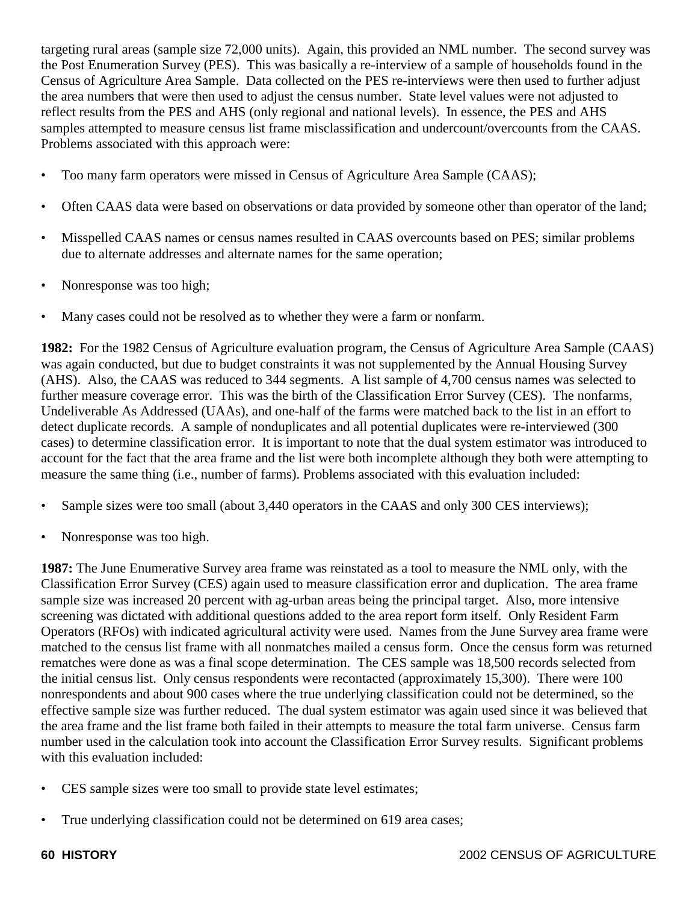targeting rural areas (sample size 72,000 units). Again, this provided an NML number. The second survey was the Post Enumeration Survey (PES). This was basically a re-interview of a sample of households found in the Census of Agriculture Area Sample. Data collected on the PES re-interviews were then used to further adjust the area numbers that were then used to adjust the census number. State level values were not adjusted to reflect results from the PES and AHS (only regional and national levels). In essence, the PES and AHS samples attempted to measure census list frame misclassification and undercount/overcounts from the CAAS. Problems associated with this approach were:

- Too many farm operators were missed in Census of Agriculture Area Sample (CAAS);
- Often CAAS data were based on observations or data provided by someone other than operator of the land;
- Misspelled CAAS names or census names resulted in CAAS overcounts based on PES; similar problems due to alternate addresses and alternate names for the same operation;
- Nonresponse was too high;
- Many cases could not be resolved as to whether they were a farm or nonfarm.

**1982:** For the 1982 Census of Agriculture evaluation program, the Census of Agriculture Area Sample (CAAS) was again conducted, but due to budget constraints it was not supplemented by the Annual Housing Survey (AHS). Also, the CAAS was reduced to 344 segments. A list sample of 4,700 census names was selected to further measure coverage error. This was the birth of the Classification Error Survey (CES). The nonfarms, Undeliverable As Addressed (UAAs), and one-half of the farms were matched back to the list in an effort to detect duplicate records. A sample of nonduplicates and all potential duplicates were re-interviewed (300 cases) to determine classification error. It is important to note that the dual system estimator was introduced to account for the fact that the area frame and the list were both incomplete although they both were attempting to measure the same thing (i.e., number of farms). Problems associated with this evaluation included:

- Sample sizes were too small (about 3,440 operators in the CAAS and only 300 CES interviews);
- Nonresponse was too high.

**1987:** The June Enumerative Survey area frame was reinstated as a tool to measure the NML only, with the Classification Error Survey (CES) again used to measure classification error and duplication. The area frame sample size was increased 20 percent with ag-urban areas being the principal target. Also, more intensive screening was dictated with additional questions added to the area report form itself. Only Resident Farm Operators (RFOs) with indicated agricultural activity were used. Names from the June Survey area frame were matched to the census list frame with all nonmatches mailed a census form. Once the census form was returned rematches were done as was a final scope determination. The CES sample was 18,500 records selected from the initial census list. Only census respondents were recontacted (approximately 15,300). There were 100 nonrespondents and about 900 cases where the true underlying classification could not be determined, so the effective sample size was further reduced. The dual system estimator was again used since it was believed that the area frame and the list frame both failed in their attempts to measure the total farm universe. Census farm number used in the calculation took into account the Classification Error Survey results. Significant problems with this evaluation included:

- CES sample sizes were too small to provide state level estimates;
- True underlying classification could not be determined on 619 area cases;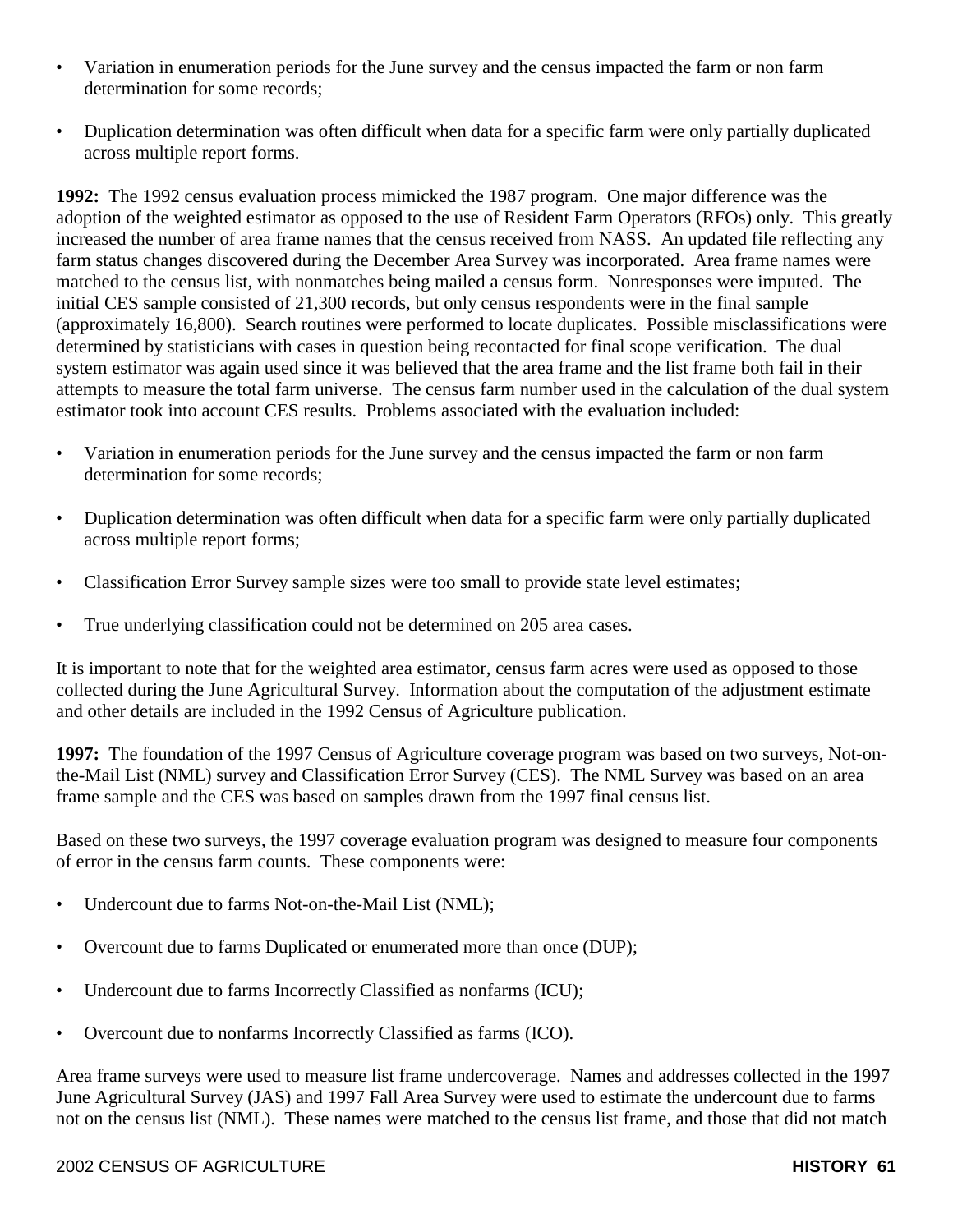- Variation in enumeration periods for the June survey and the census impacted the farm or non farm determination for some records;

- Duplication determination was often difficult when data for a specific farm were only partially duplicated across multiple report forms.

**1992:** The 1992 census evaluation process mimicked the 1987 program. One major difference was the adoption of the weighted estimator as opposed to the use of Resident Farm Operators (RFOs) only. This greatly increased the number of area frame names that the census received from NASS. An updated file reflecting any farm status changes discovered during the December Area Survey was incorporated. Area frame names were matched to the census list, with nonmatches being mailed a census form. Nonresponses were imputed. The initial CES sample consisted of 21,300 records, but only census respondents were in the final sample (approximately 16,800). Search routines were performed to locate duplicates. Possible misclassifications were determined by statisticians with cases in question being recontacted for final scope verification. The dual system estimator was again used since it was believed that the area frame and the list frame both fail in their attempts to measure the total farm universe. The census farm number used in the calculation of the dual system estimator took into account CES results. Problems associated with the evaluation included:

- Variation in enumeration periods for the June survey and the census impacted the farm or non farm determination for some records;

- Duplication determination was often difficult when data for a specific farm were only partially duplicated across multiple report forms;

- Classification Error Survey sample sizes were too small to provide state level estimates;

- True underlying classification could not be determined on 205 area cases.

It is important to note that for the weighted area estimator, census farm acres were used as opposed to those collected during the June Agricultural Survey. Information about the computation of the adjustment estimate and other details are included in the 1992 Census of Agriculture publication.

**1997:** The foundation of the 1997 Census of Agriculture coverage program was based on two surveys, Not-on-the-Mail List (NML) survey and Classification Error Survey (CES). The NML Survey was based on an area frame sample and the CES was based on samples drawn from the 1997 final census list.

Based on these two surveys, the 1997 coverage evaluation program was designed to measure four components of error in the census farm counts. These components were:

- Undercount due to farms Not-on-the-Mail List (NML);

- Overcount due to farms Duplicated or enumerated more than once (DUP);

- Undercount due to farms Incorrectly Classified as nonfarms (ICU);

- Overcount due to nonfarms Incorrectly Classified as farms (ICO).

Area frame surveys were used to measure list frame undercoverage. Names and addresses collected in the 1997 June Agricultural Survey (JAS) and 1997 Fall Area Survey were used to estimate the undercount due to farms not on the census list (NML). These names were matched to the census list frame, and those that did not match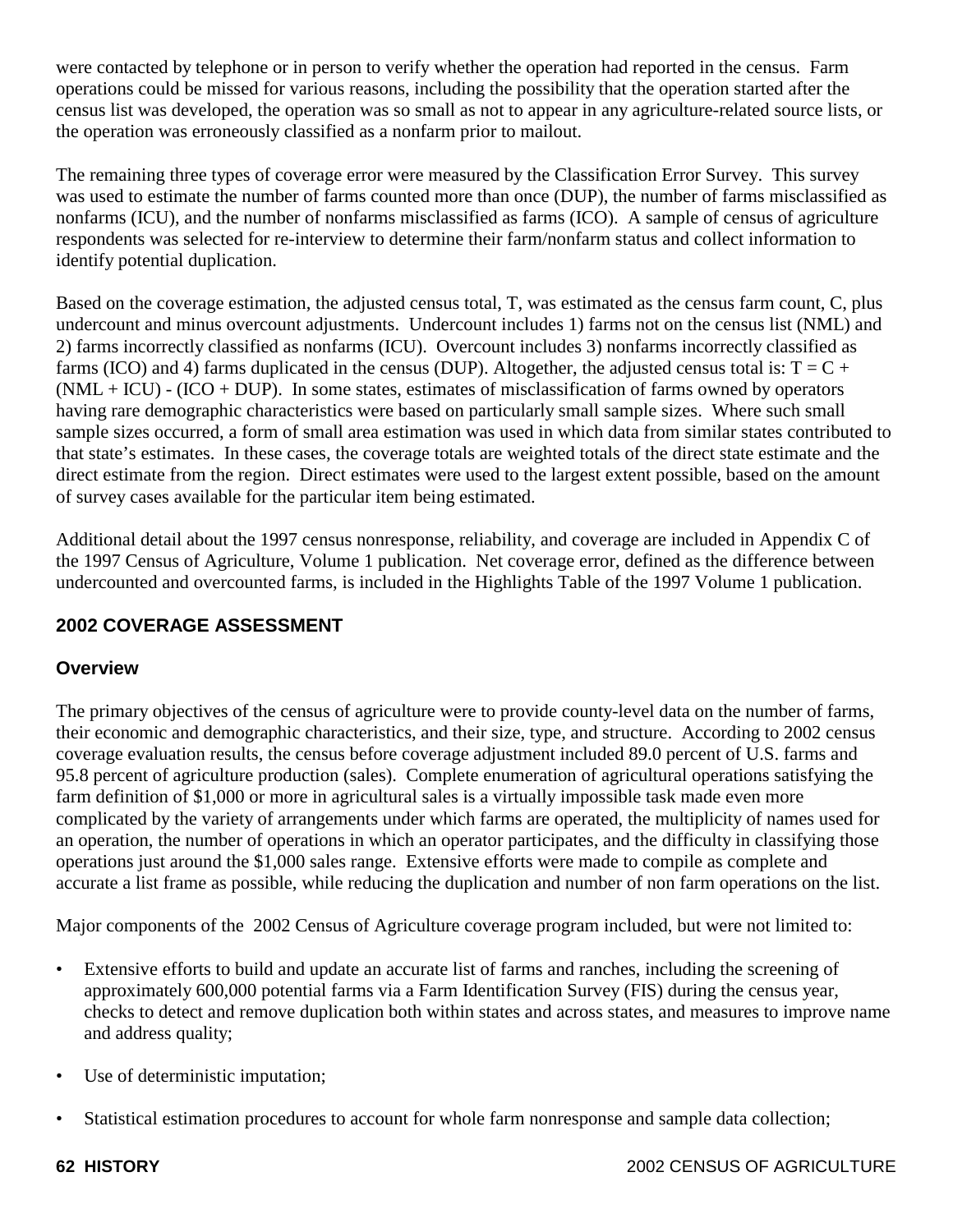were contacted by telephone or in person to verify whether the operation had reported in the census. Farm operations could be missed for various reasons, including the possibility that the operation started after the census list was developed, the operation was so small as not to appear in any agriculture-related source lists, or the operation was erroneously classified as a nonfarm prior to mailout.

The remaining three types of coverage error were measured by the Classification Error Survey. This survey was used to estimate the number of farms counted more than once (DUP), the number of farms misclassified as nonfarms (ICU), and the number of nonfarms misclassified as farms (ICO). A sample of census of agriculture respondents was selected for re-interview to determine their farm/nonfarm status and collect information to identify potential duplication.

Based on the coverage estimation, the adjusted census total, T, was estimated as the census farm count, C, plus undercount and minus overcount adjustments. Undercount includes 1) farms not on the census list (NML) and 2) farms incorrectly classified as nonfarms (ICU). Overcount includes 3) nonfarms incorrectly classified as farms (ICO) and 4) farms duplicated in the census (DUP). Altogether, the adjusted census total is: $T = C + (NML + ICU) - (ICO + DUP)$. In some states, estimates of misclassification of farms owned by operators having rare demographic characteristics were based on particularly small sample sizes. Where such small sample sizes occurred, a form of small area estimation was used in which data from similar states contributed to that state's estimates. In these cases, the coverage totals are weighted totals of the direct state estimate and the direct estimate from the region. Direct estimates were used to the largest extent possible, based on the amount of survey cases available for the particular item being estimated.

Additional detail about the 1997 census nonresponse, reliability, and coverage are included in Appendix C of the 1997 Census of Agriculture, Volume 1 publication. Net coverage error, defined as the difference between undercounted and overcounted farms, is included in the Highlights Table of the 1997 Volume 1 publication.

## 2002 COVERAGE ASSESSMENT

### Overview

The primary objectives of the census of agriculture were to provide county-level data on the number of farms, their economic and demographic characteristics, and their size, type, and structure. According to 2002 census coverage evaluation results, the census before coverage adjustment included 89.0 percent of U.S. farms and 95.8 percent of agriculture production (sales). Complete enumeration of agricultural operations satisfying the farm definition of $1,000 or more in agricultural sales is a virtually impossible task made even more complicated by the variety of arrangements under which farms are operated, the multiplicity of names used for an operation, the number of operations in which an operator participates, and the difficulty in classifying those operations just around the $1,000 sales range. Extensive efforts were made to compile as complete and accurate a list frame as possible, while reducing the duplication and number of non farm operations on the list.

Major components of the 2002 Census of Agriculture coverage program included, but were not limited to:

- Extensive efforts to build and update an accurate list of farms and ranches, including the screening of approximately 600,000 potential farms via a Farm Identification Survey (FIS) during the census year, checks to detect and remove duplication both within states and across states, and measures to improve name and address quality;

- Use of deterministic imputation;

- Statistical estimation procedures to account for whole farm nonresponse and sample data collection;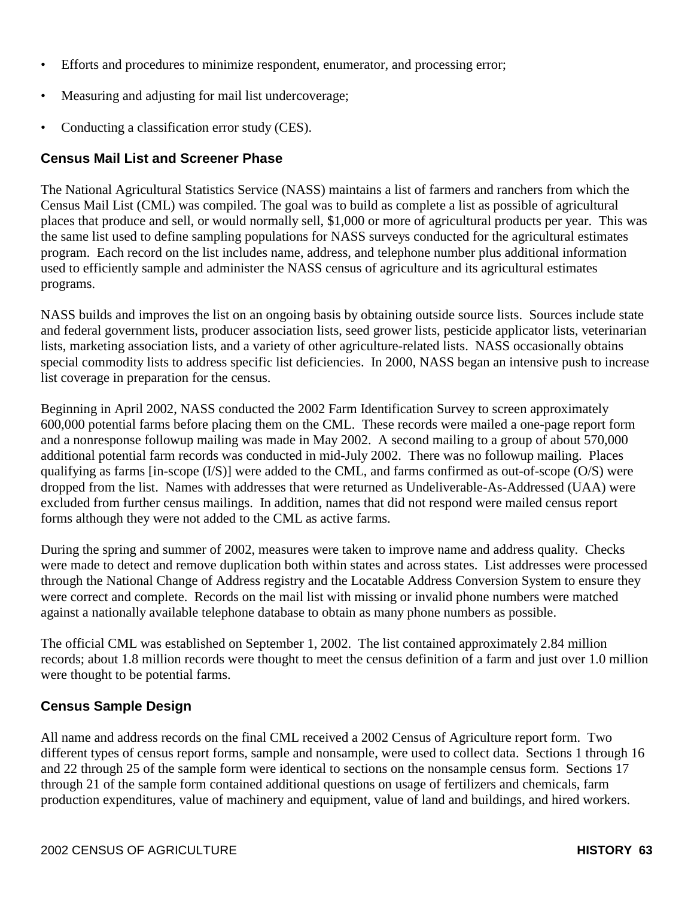- Efforts and procedures to minimize respondent, enumerator, and processing error;
- Measuring and adjusting for mail list undercoverage;
- Conducting a classification error study (CES).

### Census Mail List and Screener Phase

The National Agricultural Statistics Service (NASS) maintains a list of farmers and ranchers from which the Census Mail List (CML) was compiled. The goal was to build as complete a list as possible of agricultural places that produce and sell, or would normally sell, $1,000 or more of agricultural products per year. This was the same list used to define sampling populations for NASS surveys conducted for the agricultural estimates program. Each record on the list includes name, address, and telephone number plus additional information used to efficiently sample and administer the NASS census of agriculture and its agricultural estimates programs.

NASS builds and improves the list on an ongoing basis by obtaining outside source lists. Sources include state and federal government lists, producer association lists, seed grower lists, pesticide applicator lists, veterinarian lists, marketing association lists, and a variety of other agriculture-related lists. NASS occasionally obtains special commodity lists to address specific list deficiencies. In 2000, NASS began an intensive push to increase list coverage in preparation for the census.

Beginning in April 2002, NASS conducted the 2002 Farm Identification Survey to screen approximately 600,000 potential farms before placing them on the CML. These records were mailed a one-page report form and a nonresponse followup mailing was made in May 2002. A second mailing to a group of about 570,000 additional potential farm records was conducted in mid-July 2002. There was no followup mailing. Places qualifying as farms [in-scope (I/S)] were added to the CML, and farms confirmed as out-of-scope (O/S) were dropped from the list. Names with addresses that were returned as Undeliverable-As-Addressed (UAA) were excluded from further census mailings. In addition, names that did not respond were mailed census report forms although they were not added to the CML as active farms.

During the spring and summer of 2002, measures were taken to improve name and address quality. Checks were made to detect and remove duplication both within states and across states. List addresses were processed through the National Change of Address registry and the Locatable Address Conversion System to ensure they were correct and complete. Records on the mail list with missing or invalid phone numbers were matched against a nationally available telephone database to obtain as many phone numbers as possible.

The official CML was established on September 1, 2002. The list contained approximately 2.84 million records; about 1.8 million records were thought to meet the census definition of a farm and just over 1.0 million were thought to be potential farms.

### Census Sample Design

All name and address records on the final CML received a 2002 Census of Agriculture report form. Two different types of census report forms, sample and nonsample, were used to collect data. Sections 1 through 16 and 22 through 25 of the sample form were identical to sections on the nonsample census form. Sections 17 through 21 of the sample form contained additional questions on usage of fertilizers and chemicals, farm production expenditures, value of machinery and equipment, value of land and buildings, and hired workers.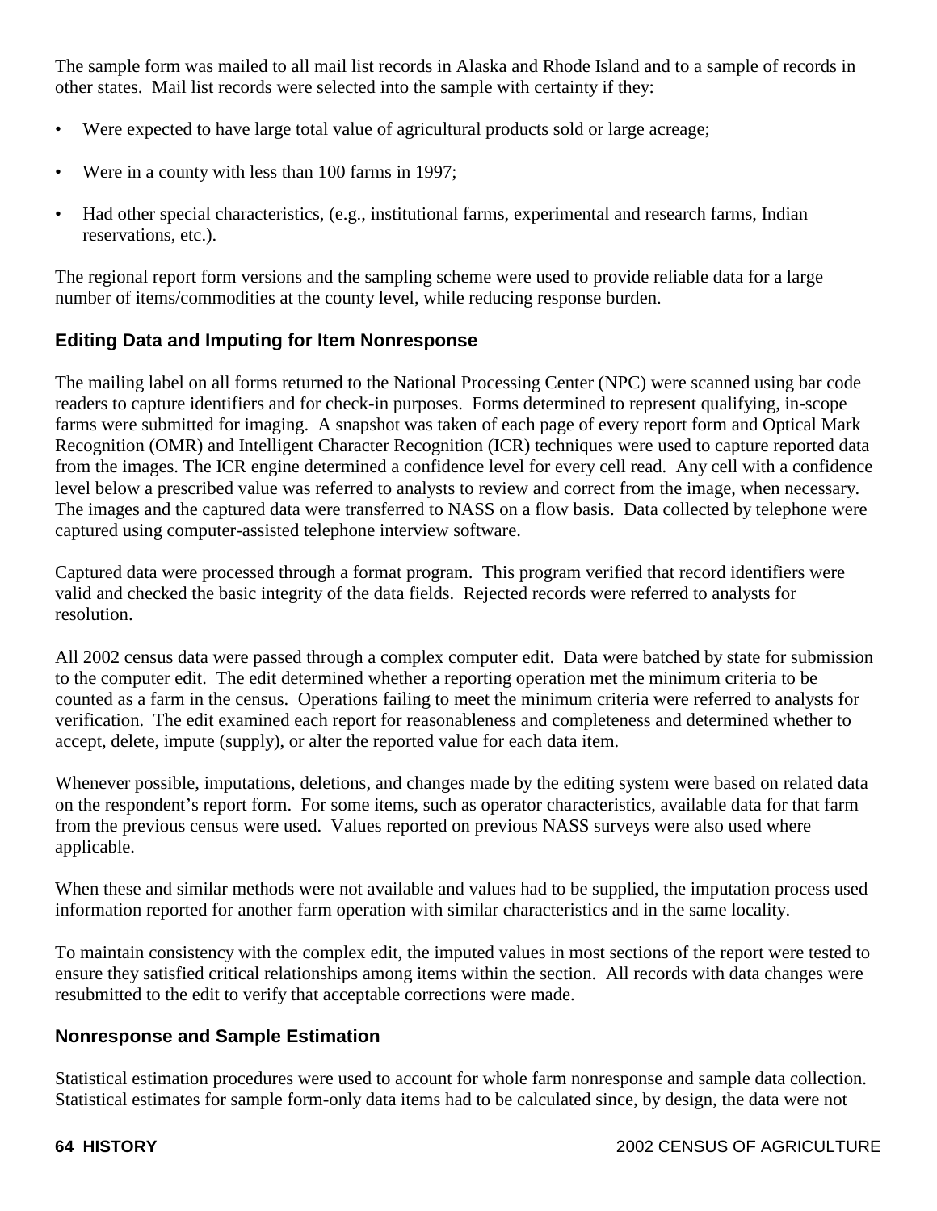The sample form was mailed to all mail list records in Alaska and Rhode Island and to a sample of records in other states. Mail list records were selected into the sample with certainty if they:

- Were expected to have large total value of agricultural products sold or large acreage;
- Were in a county with less than 100 farms in 1997;
- Had other special characteristics, (e.g., institutional farms, experimental and research farms, Indian reservations, etc.).

The regional report form versions and the sampling scheme were used to provide reliable data for a large number of items/commodities at the county level, while reducing response burden.

### Editing Data and Imputing for Item Nonresponse

The mailing label on all forms returned to the National Processing Center (NPC) were scanned using bar code readers to capture identifiers and for check-in purposes. Forms determined to represent qualifying, in-scope farms were submitted for imaging. A snapshot was taken of each page of every report form and Optical Mark Recognition (OMR) and Intelligent Character Recognition (ICR) techniques were used to capture reported data from the images. The ICR engine determined a confidence level for every cell read. Any cell with a confidence level below a prescribed value was referred to analysts to review and correct from the image, when necessary. The images and the captured data were transferred to NASS on a flow basis. Data collected by telephone were captured using computer-assisted telephone interview software.

Captured data were processed through a format program. This program verified that record identifiers were valid and checked the basic integrity of the data fields. Rejected records were referred to analysts for resolution.

All 2002 census data were passed through a complex computer edit. Data were batched by state for submission to the computer edit. The edit determined whether a reporting operation met the minimum criteria to be counted as a farm in the census. Operations failing to meet the minimum criteria were referred to analysts for verification. The edit examined each report for reasonableness and completeness and determined whether to accept, delete, impute (supply), or alter the reported value for each data item.

Whenever possible, imputations, deletions, and changes made by the editing system were based on related data on the respondent's report form. For some items, such as operator characteristics, available data for that farm from the previous census were used. Values reported on previous NASS surveys were also used where applicable.

When these and similar methods were not available and values had to be supplied, the imputation process used information reported for another farm operation with similar characteristics and in the same locality.

To maintain consistency with the complex edit, the imputed values in most sections of the report were tested to ensure they satisfied critical relationships among items within the section. All records with data changes were resubmitted to the edit to verify that acceptable corrections were made.

### Nonresponse and Sample Estimation

Statistical estimation procedures were used to account for whole farm nonresponse and sample data collection. Statistical estimates for sample form-only data items had to be calculated since, by design, the data were not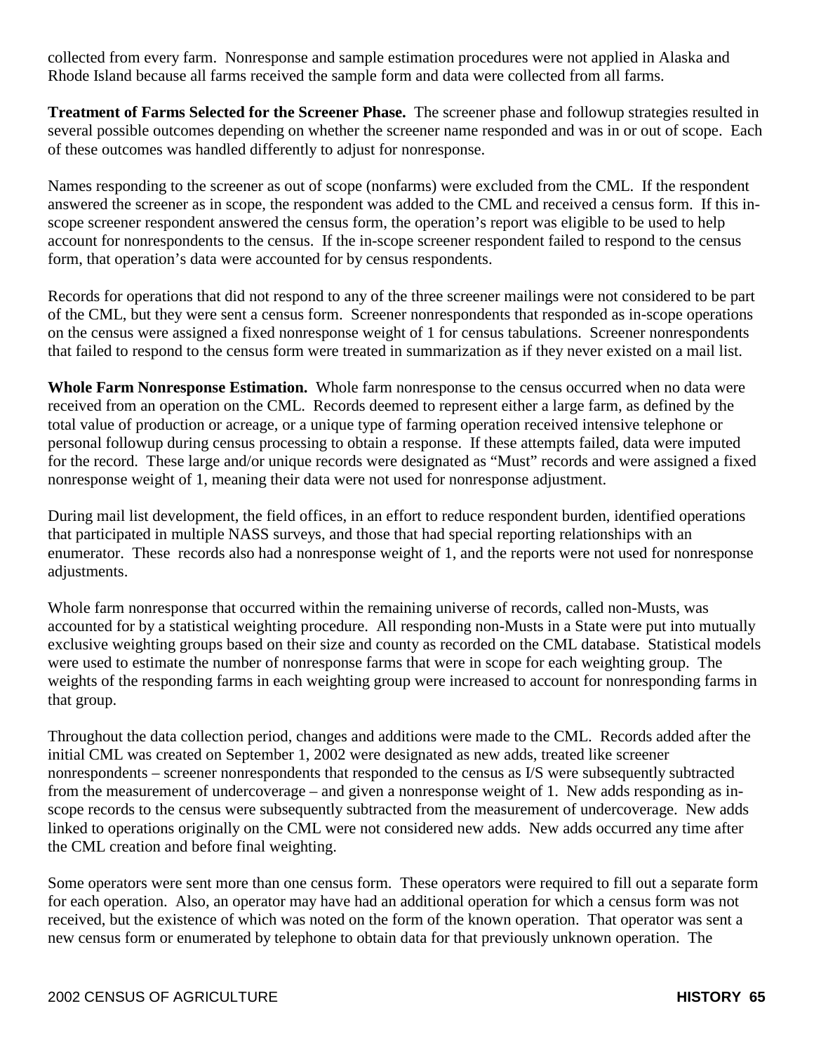collected from every farm. Nonresponse and sample estimation procedures were not applied in Alaska and Rhode Island because all farms received the sample form and data were collected from all farms.

**Treatment of Farms Selected for the Screener Phase.** The screener phase and followup strategies resulted in several possible outcomes depending on whether the screener name responded and was in or out of scope. Each of these outcomes was handled differently to adjust for nonresponse.

Names responding to the screener as out of scope (nonfarms) were excluded from the CML. If the respondent answered the screener as in scope, the respondent was added to the CML and received a census form. If this in-scope screener respondent answered the census form, the operation's report was eligible to be used to help account for nonrespondents to the census. If the in-scope screener respondent failed to respond to the census form, that operation's data were accounted for by census respondents.

Records for operations that did not respond to any of the three screener mailings were not considered to be part of the CML, but they were sent a census form. Screener nonrespondents that responded as in-scope operations on the census were assigned a fixed nonresponse weight of 1 for census tabulations. Screener nonrespondents that failed to respond to the census form were treated in summarization as if they never existed on a mail list.

**Whole Farm Nonresponse Estimation.** Whole farm nonresponse to the census occurred when no data were received from an operation on the CML. Records deemed to represent either a large farm, as defined by the total value of production or acreage, or a unique type of farming operation received intensive telephone or personal followup during census processing to obtain a response. If these attempts failed, data were imputed for the record. These large and/or unique records were designated as "Must" records and were assigned a fixed nonresponse weight of 1, meaning their data were not used for nonresponse adjustment.

During mail list development, the field offices, in an effort to reduce respondent burden, identified operations that participated in multiple NASS surveys, and those that had special reporting relationships with an enumerator. These records also had a nonresponse weight of 1, and the reports were not used for nonresponse adjustments.

Whole farm nonresponse that occurred within the remaining universe of records, called non-Musts, was accounted for by a statistical weighting procedure. All responding non-Musts in a State were put into mutually exclusive weighting groups based on their size and county as recorded on the CML database. Statistical models were used to estimate the number of nonresponse farms that were in scope for each weighting group. The weights of the responding farms in each weighting group were increased to account for nonresponding farms in that group.

Throughout the data collection period, changes and additions were made to the CML. Records added after the initial CML was created on September 1, 2002 were designated as new adds, treated like screener nonrespondents – screener nonrespondents that responded to the census as I/S were subsequently subtracted from the measurement of undercoverage – and given a nonresponse weight of 1. New adds responding as in-scope records to the census were subsequently subtracted from the measurement of undercoverage. New adds linked to operations originally on the CML were not considered new adds. New adds occurred any time after the CML creation and before final weighting.

Some operators were sent more than one census form. These operators were required to fill out a separate form for each operation. Also, an operator may have had an additional operation for which a census form was not received, but the existence of which was noted on the form of the known operation. That operator was sent a new census form or enumerated by telephone to obtain data for that previously unknown operation. The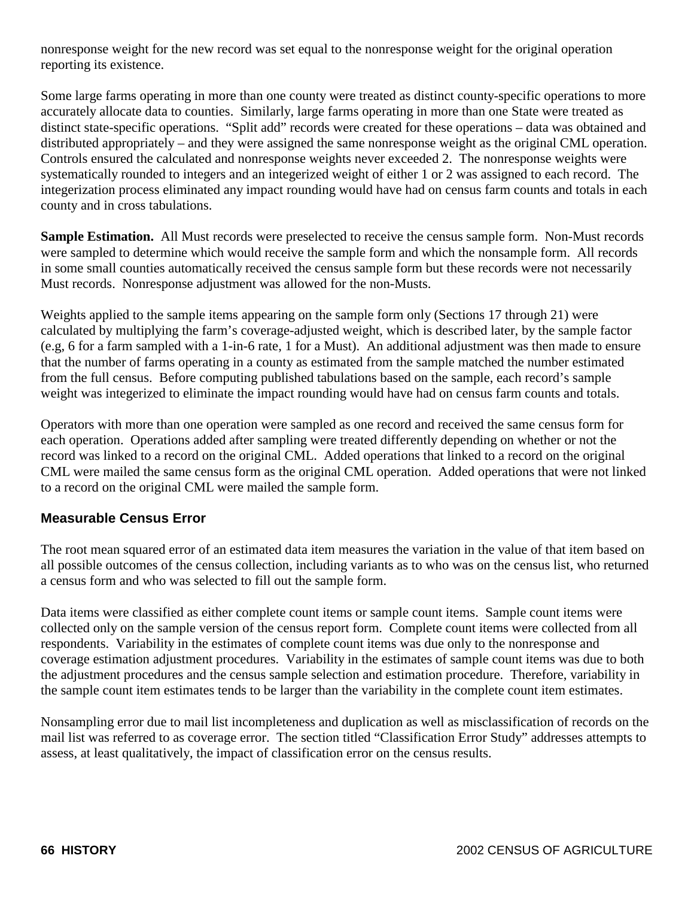nonresponse weight for the new record was set equal to the nonresponse weight for the original operation reporting its existence.

Some large farms operating in more than one county were treated as distinct county-specific operations to more accurately allocate data to counties. Similarly, large farms operating in more than one State were treated as distinct state-specific operations. "Split add" records were created for these operations – data was obtained and distributed appropriately – and they were assigned the same nonresponse weight as the original CML operation. Controls ensured the calculated and nonresponse weights never exceeded 2. The nonresponse weights were systematically rounded to integers and an integerized weight of either 1 or 2 was assigned to each record. The integerization process eliminated any impact rounding would have had on census farm counts and totals in each county and in cross tabulations.

**Sample Estimation.** All Must records were preselected to receive the census sample form. Non-Must records were sampled to determine which would receive the sample form and which the nonsample form. All records in some small counties automatically received the census sample form but these records were not necessarily Must records. Nonresponse adjustment was allowed for the non-Musts.

Weights applied to the sample items appearing on the sample form only (Sections 17 through 21) were calculated by multiplying the farm's coverage-adjusted weight, which is described later, by the sample factor (e.g, 6 for a farm sampled with a 1-in-6 rate, 1 for a Must). An additional adjustment was then made to ensure that the number of farms operating in a county as estimated from the sample matched the number estimated from the full census. Before computing published tabulations based on the sample, each record's sample weight was integerized to eliminate the impact rounding would have had on census farm counts and totals.

Operators with more than one operation were sampled as one record and received the same census form for each operation. Operations added after sampling were treated differently depending on whether or not the record was linked to a record on the original CML. Added operations that linked to a record on the original CML were mailed the same census form as the original CML operation. Added operations that were not linked to a record on the original CML were mailed the sample form.

## Measurable Census Error

The root mean squared error of an estimated data item measures the variation in the value of that item based on all possible outcomes of the census collection, including variants as to who was on the census list, who returned a census form and who was selected to fill out the sample form.

Data items were classified as either complete count items or sample count items. Sample count items were collected only on the sample version of the census report form. Complete count items were collected from all respondents. Variability in the estimates of complete count items was due only to the nonresponse and coverage estimation adjustment procedures. Variability in the estimates of sample count items was due to both the adjustment procedures and the census sample selection and estimation procedure. Therefore, variability in the sample count item estimates tends to be larger than the variability in the complete count item estimates.

Nonsampling error due to mail list incompleteness and duplication as well as misclassification of records on the mail list was referred to as coverage error. The section titled "Classification Error Study" addresses attempts to assess, at least qualitatively, the impact of classification error on the census results.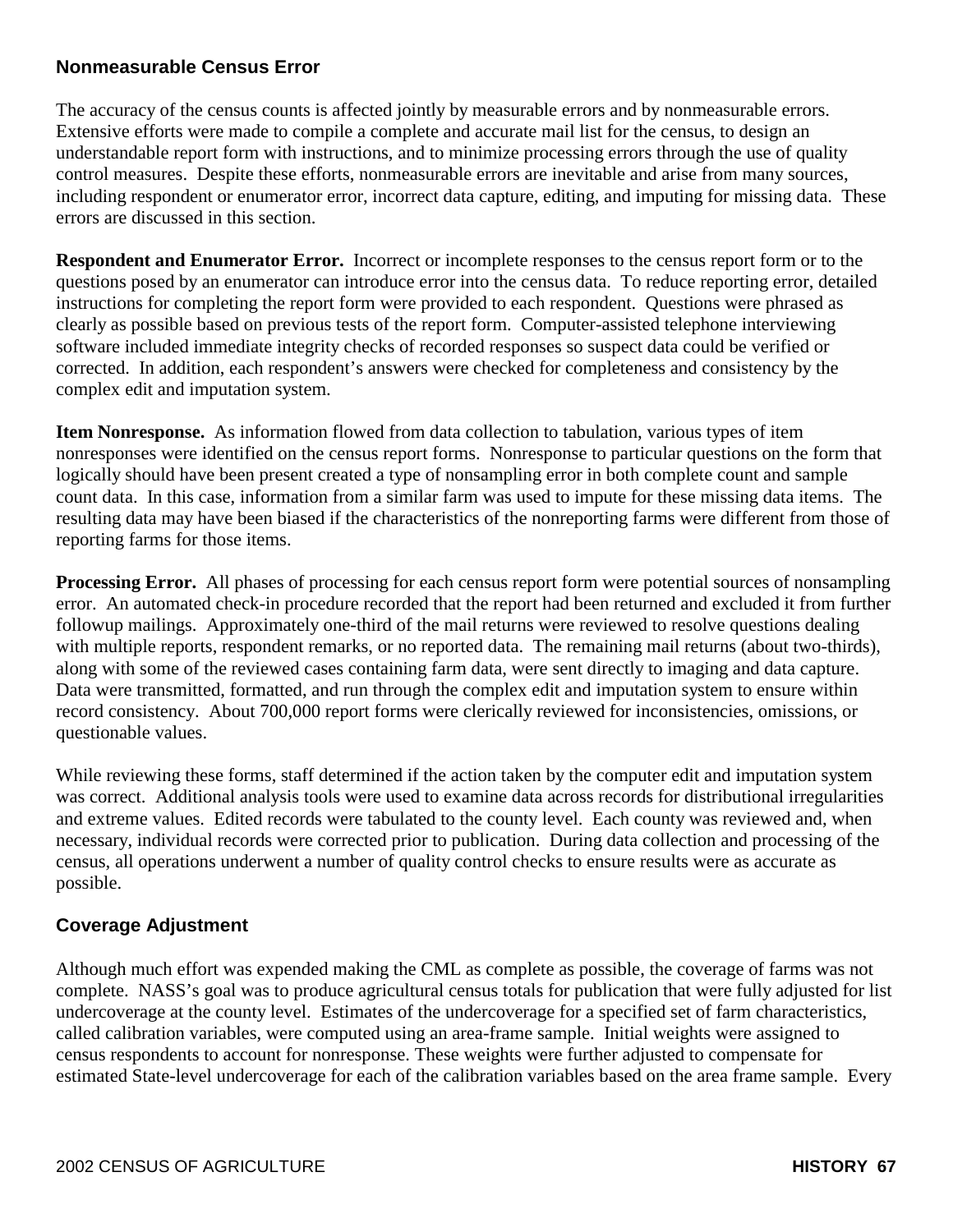## Nonmeasurable Census Error

The accuracy of the census counts is affected jointly by measurable errors and by nonmeasurable errors. Extensive efforts were made to compile a complete and accurate mail list for the census, to design an understandable report form with instructions, and to minimize processing errors through the use of quality control measures. Despite these efforts, nonmeasurable errors are inevitable and arise from many sources, including respondent or enumerator error, incorrect data capture, editing, and imputing for missing data. These errors are discussed in this section.

**Respondent and Enumerator Error.** Incorrect or incomplete responses to the census report form or to the questions posed by an enumerator can introduce error into the census data. To reduce reporting error, detailed instructions for completing the report form were provided to each respondent. Questions were phrased as clearly as possible based on previous tests of the report form. Computer-assisted telephone interviewing software included immediate integrity checks of recorded responses so suspect data could be verified or corrected. In addition, each respondent's answers were checked for completeness and consistency by the complex edit and imputation system.

**Item Nonresponse.** As information flowed from data collection to tabulation, various types of item nonresponses were identified on the census report forms. Nonresponse to particular questions on the form that logically should have been present created a type of nonsampling error in both complete count and sample count data. In this case, information from a similar farm was used to impute for these missing data items. The resulting data may have been biased if the characteristics of the nonreporting farms were different from those of reporting farms for those items.

**Processing Error.** All phases of processing for each census report form were potential sources of nonsampling error. An automated check-in procedure recorded that the report had been returned and excluded it from further followup mailings. Approximately one-third of the mail returns were reviewed to resolve questions dealing with multiple reports, respondent remarks, or no reported data. The remaining mail returns (about two-thirds), along with some of the reviewed cases containing farm data, were sent directly to imaging and data capture. Data were transmitted, formatted, and run through the complex edit and imputation system to ensure within record consistency. About 700,000 report forms were clerically reviewed for inconsistencies, omissions, or questionable values.

While reviewing these forms, staff determined if the action taken by the computer edit and imputation system was correct. Additional analysis tools were used to examine data across records for distributional irregularities and extreme values. Edited records were tabulated to the county level. Each county was reviewed and, when necessary, individual records were corrected prior to publication. During data collection and processing of the census, all operations underwent a number of quality control checks to ensure results were as accurate as possible.

## Coverage Adjustment

Although much effort was expended making the CML as complete as possible, the coverage of farms was not complete. NASS's goal was to produce agricultural census totals for publication that were fully adjusted for list undercoverage at the county level. Estimates of the undercoverage for a specified set of farm characteristics, called calibration variables, were computed using an area-frame sample. Initial weights were assigned to census respondents to account for nonresponse. These weights were further adjusted to compensate for estimated State-level undercoverage for each of the calibration variables based on the area frame sample. Every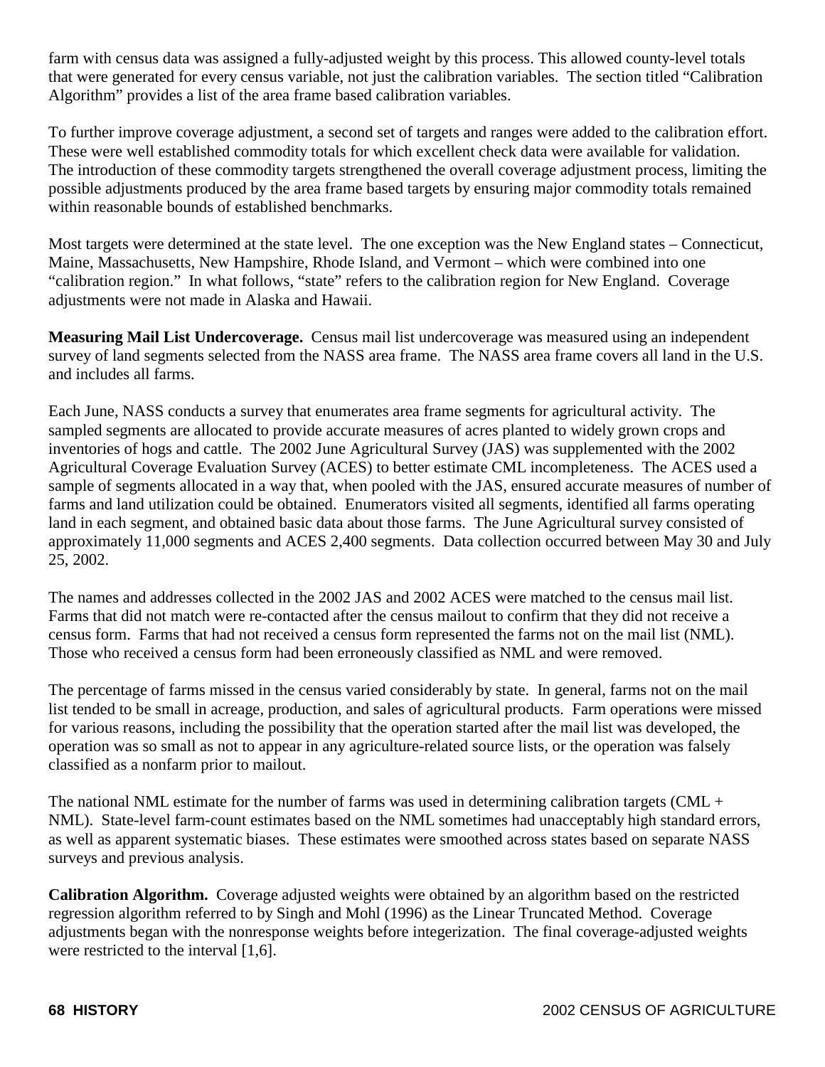farm with census data was assigned a fully-adjusted weight by this process. This allowed county-level totals that were generated for every census variable, not just the calibration variables. The section titled "Calibration Algorithm" provides a list of the area frame based calibration variables.

To further improve coverage adjustment, a second set of targets and ranges were added to the calibration effort. These were well established commodity totals for which excellent check data were available for validation. The introduction of these commodity targets strengthened the overall coverage adjustment process, limiting the possible adjustments produced by the area frame based targets by ensuring major commodity totals remained within reasonable bounds of established benchmarks.

Most targets were determined at the state level. The one exception was the New England states – Connecticut, Maine, Massachusetts, New Hampshire, Rhode Island, and Vermont – which were combined into one "calibration region." In what follows, "state" refers to the calibration region for New England. Coverage adjustments were not made in Alaska and Hawaii.

**Measuring Mail List Undercoverage.** Census mail list undercoverage was measured using an independent survey of land segments selected from the NASS area frame. The NASS area frame covers all land in the U.S. and includes all farms.

Each June, NASS conducts a survey that enumerates area frame segments for agricultural activity. The sampled segments are allocated to provide accurate measures of acres planted to widely grown crops and inventories of hogs and cattle. The 2002 June Agricultural Survey (JAS) was supplemented with the 2002 Agricultural Coverage Evaluation Survey (ACES) to better estimate CML incompleteness. The ACES used a sample of segments allocated in a way that, when pooled with the JAS, ensured accurate measures of number of farms and land utilization could be obtained. Enumerators visited all segments, identified all farms operating land in each segment, and obtained basic data about those farms. The June Agricultural survey consisted of approximately 11,000 segments and ACES 2,400 segments. Data collection occurred between May 30 and July 25, 2002.

The names and addresses collected in the 2002 JAS and 2002 ACES were matched to the census mail list. Farms that did not match were re-contacted after the census mailout to confirm that they did not receive a census form. Farms that had not received a census form represented the farms not on the mail list (NML). Those who received a census form had been erroneously classified as NML and were removed.

The percentage of farms missed in the census varied considerably by state. In general, farms not on the mail list tended to be small in acreage, production, and sales of agricultural products. Farm operations were missed for various reasons, including the possibility that the operation started after the mail list was developed, the operation was so small as not to appear in any agriculture-related source lists, or the operation was falsely classified as a nonfarm prior to mailout.

The national NML estimate for the number of farms was used in determining calibration targets (CML + NML). State-level farm-count estimates based on the NML sometimes had unacceptably high standard errors, as well as apparent systematic biases. These estimates were smoothed across states based on separate NASS surveys and previous analysis.

**Calibration Algorithm.** Coverage adjusted weights were obtained by an algorithm based on the restricted regression algorithm referred to by Singh and Mohl (1996) as the Linear Truncated Method. Coverage adjustments began with the nonresponse weights before integerization. The final coverage-adjusted weights were restricted to the interval [1,6].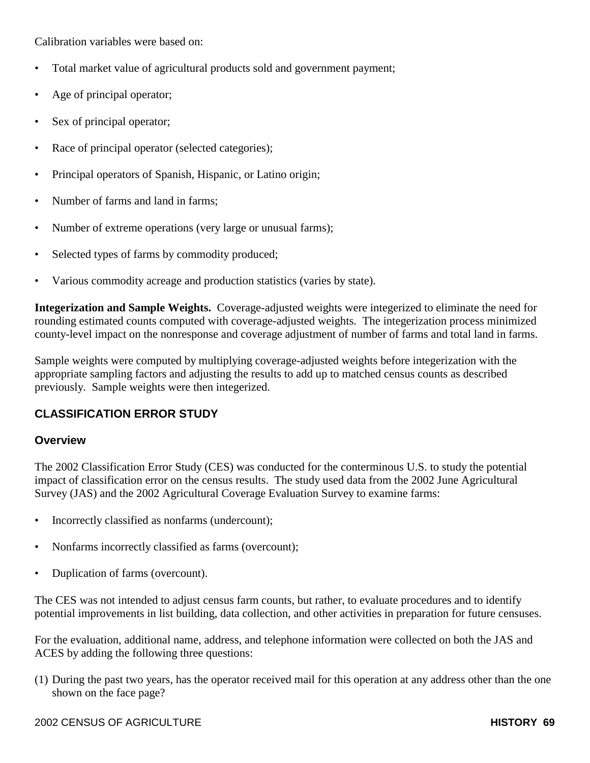Calibration variables were based on:

- Total market value of agricultural products sold and government payment;
- Age of principal operator;
- Sex of principal operator;
- Race of principal operator (selected categories);
- Principal operators of Spanish, Hispanic, or Latino origin;
- Number of farms and land in farms;
- Number of extreme operations (very large or unusual farms);
- Selected types of farms by commodity produced;
- Various commodity acreage and production statistics (varies by state).

**Integerization and Sample Weights.** Coverage-adjusted weights were integerized to eliminate the need for rounding estimated counts computed with coverage-adjusted weights. The integerization process minimized county-level impact on the nonresponse and coverage adjustment of number of farms and total land in farms.

Sample weights were computed by multiplying coverage-adjusted weights before integerization with the appropriate sampling factors and adjusting the results to add up to matched census counts as described previously. Sample weights were then integerized.

## CLASSIFICATION ERROR STUDY

### Overview

The 2002 Classification Error Study (CES) was conducted for the conterminous U.S. to study the potential impact of classification error on the census results. The study used data from the 2002 June Agricultural Survey (JAS) and the 2002 Agricultural Coverage Evaluation Survey to examine farms:

- Incorrectly classified as nonfarms (undercount);
- Nonfarms incorrectly classified as farms (overcount);
- Duplication of farms (overcount).

The CES was not intended to adjust census farm counts, but rather, to evaluate procedures and to identify potential improvements in list building, data collection, and other activities in preparation for future censuses.

For the evaluation, additional name, address, and telephone information were collected on both the JAS and ACES by adding the following three questions:

(1) During the past two years, has the operator received mail for this operation at any address other than the one shown on the face page?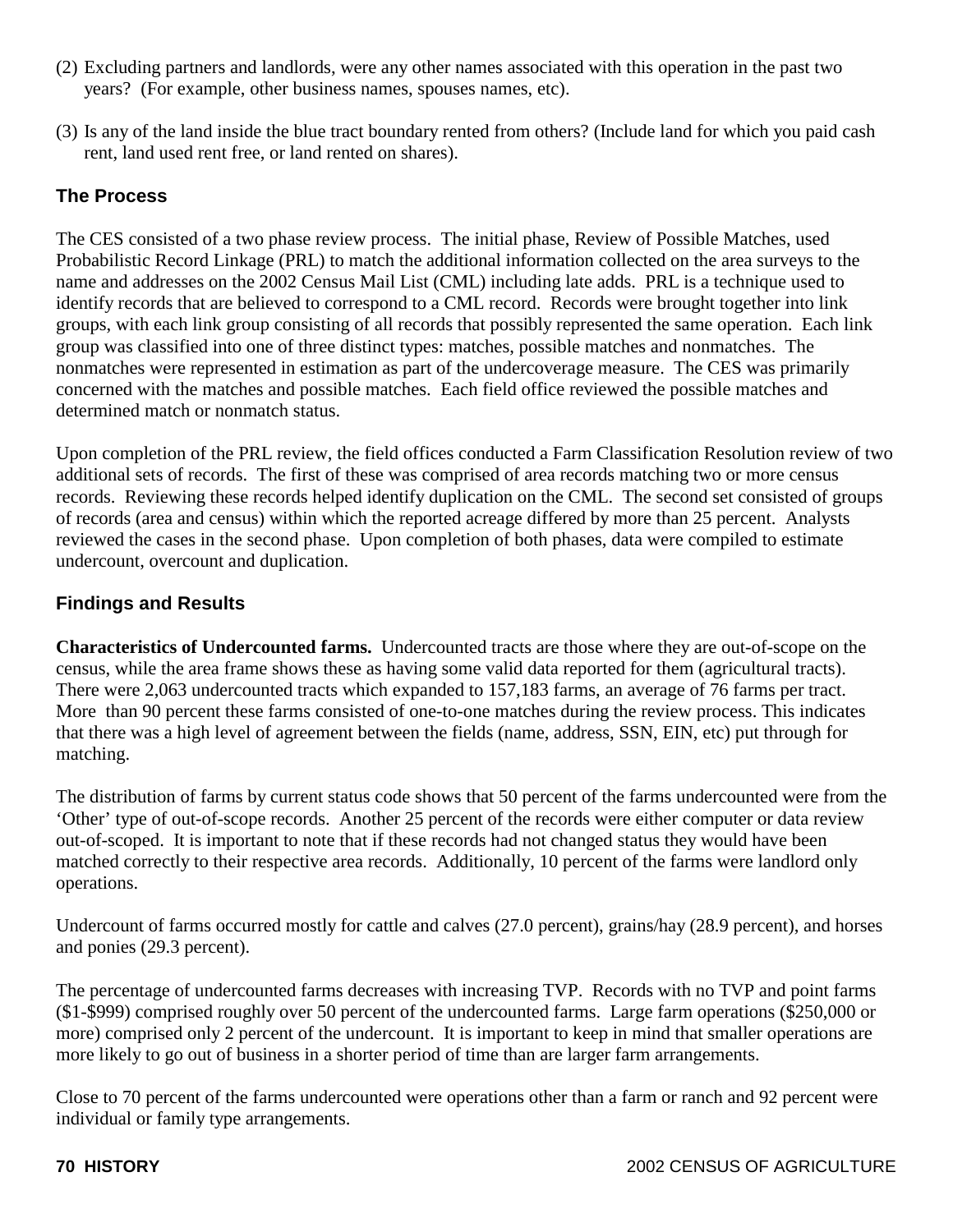(2) Excluding partners and landlords, were any other names associated with this operation in the past two years? (For example, other business names, spouses names, etc).

(3) Is any of the land inside the blue tract boundary rented from others? (Include land for which you paid cash rent, land used rent free, or land rented on shares).

### The Process

The CES consisted of a two phase review process. The initial phase, Review of Possible Matches, used Probabilistic Record Linkage (PRL) to match the additional information collected on the area surveys to the name and addresses on the 2002 Census Mail List (CML) including late adds. PRL is a technique used to identify records that are believed to correspond to a CML record. Records were brought together into link groups, with each link group consisting of all records that possibly represented the same operation. Each link group was classified into one of three distinct types: matches, possible matches and nonmatches. The nonmatches were represented in estimation as part of the undercoverage measure. The CES was primarily concerned with the matches and possible matches. Each field office reviewed the possible matches and determined match or nonmatch status.

Upon completion of the PRL review, the field offices conducted a Farm Classification Resolution review of two additional sets of records. The first of these was comprised of area records matching two or more census records. Reviewing these records helped identify duplication on the CML. The second set consisted of groups of records (area and census) within which the reported acreage differed by more than 25 percent. Analysts reviewed the cases in the second phase. Upon completion of both phases, data were compiled to estimate undercount, overcount and duplication.

### Findings and Results

**Characteristics of Undercounted farms.** Undercounted tracts are those where they are out-of-scope on the census, while the area frame shows these as having some valid data reported for them (agricultural tracts). There were 2,063 undercounted tracts which expanded to 157,183 farms, an average of 76 farms per tract. More than 90 percent these farms consisted of one-to-one matches during the review process. This indicates that there was a high level of agreement between the fields (name, address, SSN, EIN, etc) put through for matching.

The distribution of farms by current status code shows that 50 percent of the farms undercounted were from the 'Other' type of out-of-scope records. Another 25 percent of the records were either computer or data review out-of-scoped. It is important to note that if these records had not changed status they would have been matched correctly to their respective area records. Additionally, 10 percent of the farms were landlord only operations.

Undercount of farms occurred mostly for cattle and calves (27.0 percent), grains/hay (28.9 percent), and horses and ponies (29.3 percent).

The percentage of undercounted farms decreases with increasing TVP. Records with no TVP and point farms ($1-$999) comprised roughly over 50 percent of the undercounted farms. Large farm operations ($250,000 or more) comprised only 2 percent of the undercount. It is important to keep in mind that smaller operations are more likely to go out of business in a shorter period of time than are larger farm arrangements.

Close to 70 percent of the farms undercounted were operations other than a farm or ranch and 92 percent were individual or family type arrangements.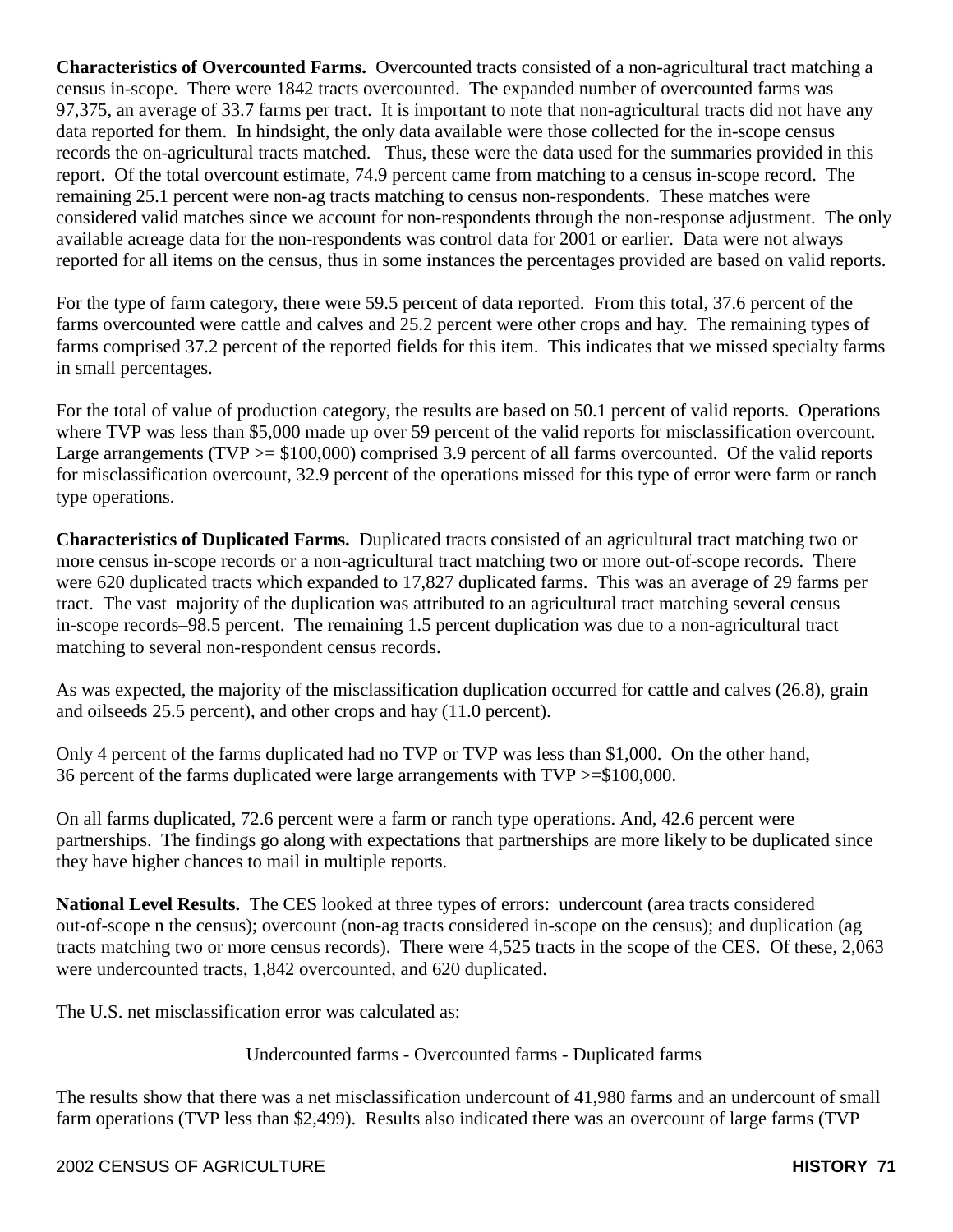**Characteristics of Overcounted Farms.** Overcounted tracts consisted of a non-agricultural tract matching a census in-scope. There were 1842 tracts overcounted. The expanded number of overcounted farms was 97,375, an average of 33.7 farms per tract. It is important to note that non-agricultural tracts did not have any data reported for them. In hindsight, the only data available were those collected for the in-scope census records the on-agricultural tracts matched. Thus, these were the data used for the summaries provided in this report. Of the total overcount estimate, 74.9 percent came from matching to a census in-scope record. The remaining 25.1 percent were non-ag tracts matching to census non-respondents. These matches were considered valid matches since we account for non-respondents through the non-response adjustment. The only available acreage data for the non-respondents was control data for 2001 or earlier. Data were not always reported for all items on the census, thus in some instances the percentages provided are based on valid reports.

For the type of farm category, there were 59.5 percent of data reported. From this total, 37.6 percent of the farms overcounted were cattle and calves and 25.2 percent were other crops and hay. The remaining types of farms comprised 37.2 percent of the reported fields for this item. This indicates that we missed specialty farms in small percentages.

For the total of value of production category, the results are based on 50.1 percent of valid reports. Operations where TVP was less than $5,000 made up over 59 percent of the valid reports for misclassification overcount. Large arrangements (TVP >= $100,000) comprised 3.9 percent of all farms overcounted. Of the valid reports for misclassification overcount, 32.9 percent of the operations missed for this type of error were farm or ranch type operations.

**Characteristics of Duplicated Farms.** Duplicated tracts consisted of an agricultural tract matching two or more census in-scope records or a non-agricultural tract matching two or more out-of-scope records. There were 620 duplicated tracts which expanded to 17,827 duplicated farms. This was an average of 29 farms per tract. The vast majority of the duplication was attributed to an agricultural tract matching several census in-scope records–98.5 percent. The remaining 1.5 percent duplication was due to a non-agricultural tract matching to several non-respondent census records.

As was expected, the majority of the misclassification duplication occurred for cattle and calves (26.8), grain and oilseeds 25.5 percent), and other crops and hay (11.0 percent).

Only 4 percent of the farms duplicated had no TVP or TVP was less than $1,000. On the other hand, 36 percent of the farms duplicated were large arrangements with TVP >=$100,000.

On all farms duplicated, 72.6 percent were a farm or ranch type operations. And, 42.6 percent were partnerships. The findings go along with expectations that partnerships are more likely to be duplicated since they have higher chances to mail in multiple reports.

**National Level Results.** The CES looked at three types of errors: undercount (area tracts considered out-of-scope n the census); overcount (non-ag tracts considered in-scope on the census); and duplication (ag tracts matching two or more census records). There were 4,525 tracts in the scope of the CES. Of these, 2,063 were undercounted tracts, 1,842 overcounted, and 620 duplicated.

The U.S. net misclassification error was calculated as:

Undercounted farms - Overcounted farms - Duplicated farms

The results show that there was a net misclassification undercount of 41,980 farms and an undercount of small farm operations (TVP less than $2,499). Results also indicated there was an overcount of large farms (TVP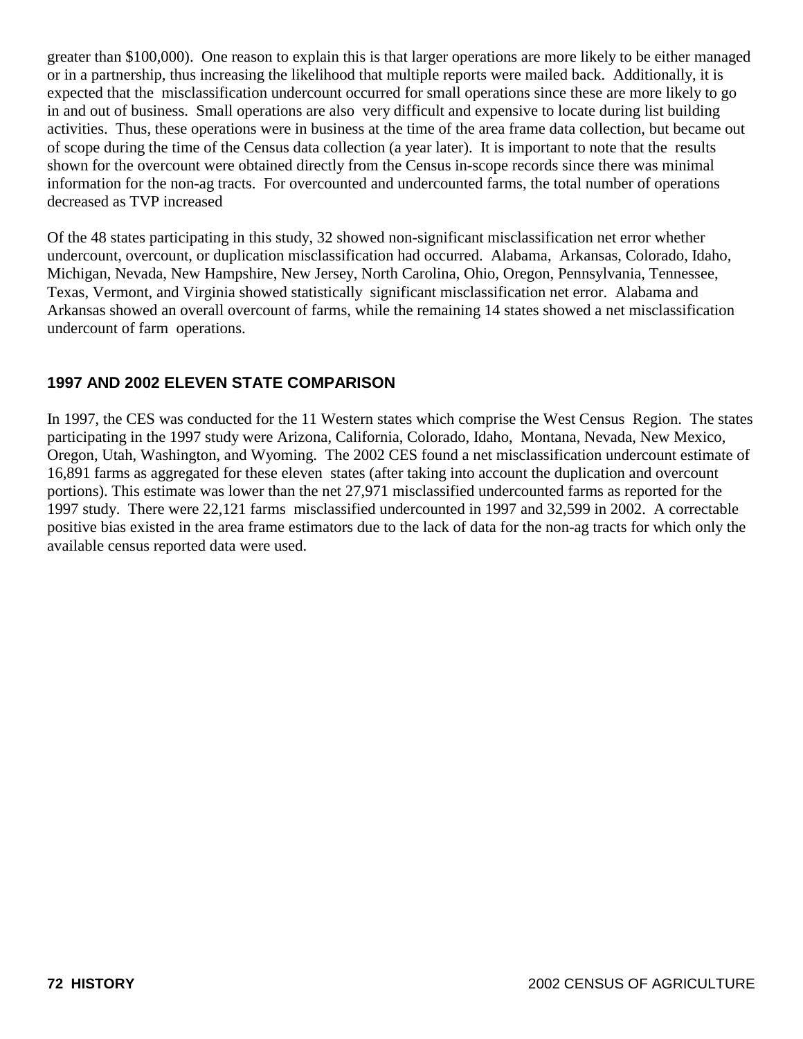greater than $100,000). One reason to explain this is that larger operations are more likely to be either managed or in a partnership, thus increasing the likelihood that multiple reports were mailed back. Additionally, it is expected that the misclassification undercount occurred for small operations since these are more likely to go in and out of business. Small operations are also very difficult and expensive to locate during list building activities. Thus, these operations were in business at the time of the area frame data collection, but became out of scope during the time of the Census data collection (a year later). It is important to note that the results shown for the overcount were obtained directly from the Census in-scope records since there was minimal information for the non-ag tracts. For overcounted and undercounted farms, the total number of operations decreased as TVP increased

Of the 48 states participating in this study, 32 showed non-significant misclassification net error whether undercount, overcount, or duplication misclassification had occurred. Alabama, Arkansas, Colorado, Idaho, Michigan, Nevada, New Hampshire, New Jersey, North Carolina, Ohio, Oregon, Pennsylvania, Tennessee, Texas, Vermont, and Virginia showed statistically significant misclassification net error. Alabama and Arkansas showed an overall overcount of farms, while the remaining 14 states showed a net misclassification undercount of farm operations.

## 1997 AND 2002 ELEVEN STATE COMPARISON

In 1997, the CES was conducted for the 11 Western states which comprise the West Census Region. The states participating in the 1997 study were Arizona, California, Colorado, Idaho, Montana, Nevada, New Mexico, Oregon, Utah, Washington, and Wyoming. The 2002 CES found a net misclassification undercount estimate of 16,891 farms as aggregated for these eleven states (after taking into account the duplication and overcount portions). This estimate was lower than the net 27,971 misclassified undercounted farms as reported for the 1997 study. There were 22,121 farms misclassified undercounted in 1997 and 32,599 in 2002. A correctable positive bias existed in the area frame estimators due to the lack of data for the non-ag tracts for which only the available census reported data were used.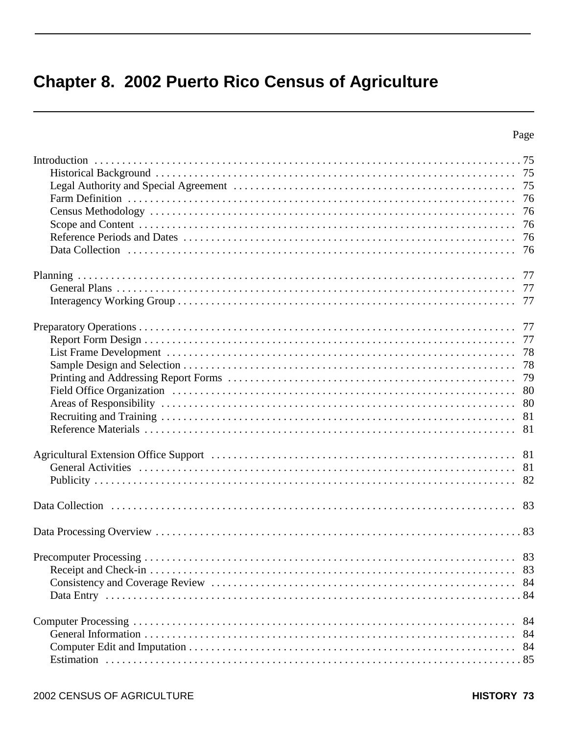# Chapter 8. 2002 Puerto Rico Census of Agriculture

| | Page |
|---|---|
| Introduction | 75 |
| Historical Background | 75 |
| Legal Authority and Special Agreement | 75 |
| Farm Definition | 76 |
| Census Methodology | 76 |
| Scope and Content | 76 |
| Reference Periods and Dates | 76 |
| Data Collection | 76 |
| | |
| Planning | 77 |
| General Plans | 77 |
| Interagency Working Group | 77 |
| | |
| Preparatory Operations | 77 |
| Report Form Design | 77 |
| List Frame Development | 78 |
| Sample Design and Selection | 78 |
| Printing and Addressing Report Forms | 79 |
| Field Office Organization | 80 |
| Areas of Responsibility | 80 |
| Recruiting and Training | 81 |
| Reference Materials | 81 |
| | |
| Agricultural Extension Office Support | 81 |
| General Activities | 81 |
| Publicity | 82 |
| | |
| Data Collection | 83 |
| | |
| Data Processing Overview | 83 |
| | |
| Precomputer Processing | 83 |
| Receipt and Check-in | 83 |
| Consistency and Coverage Review | 84 |
| Data Entry | 84 |
| | |
| Computer Processing | 84 |
| General Information | 84 |
| Computer Edit and Imputation | 84 |
| Estimation | 85 |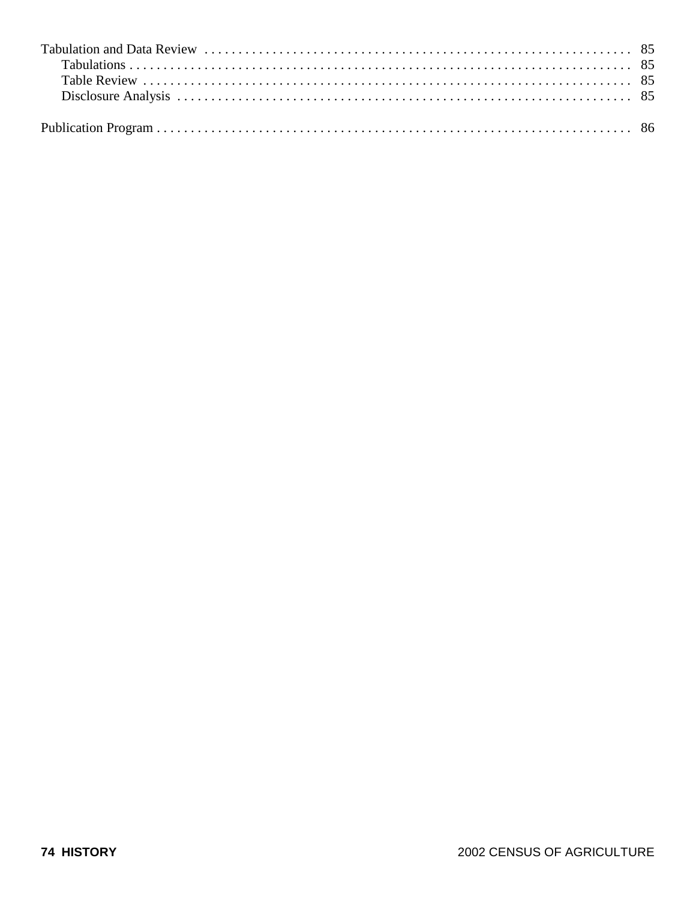Tabulation and Data Review . . . . . . . . . . . . . . . . . . . . . . . . . . . . . . . . . . . . . . . . . . . . . . . . . . . . . . . . . . . . . . . 85

- Tabulations . . . . . . . . . . . . . . . . . . . . . . . . . . . . . . . . . . . . . . . . . . . . . . . . . . . . . . . . . . . . . . . . . . . . . 85
- Table Review . . . . . . . . . . . . . . . . . . . . . . . . . . . . . . . . . . . . . . . . . . . . . . . . . . . . . . . . . . . . . . . . . . . 85
- Disclosure Analysis . . . . . . . . . . . . . . . . . . . . . . . . . . . . . . . . . . . . . . . . . . . . . . . . . . . . . . . . . . . . . . 85

Publication Program . . . . . . . . . . . . . . . . . . . . . . . . . . . . . . . . . . . . . . . . . . . . . . . . . . . . . . . . . . . . . . . . . 86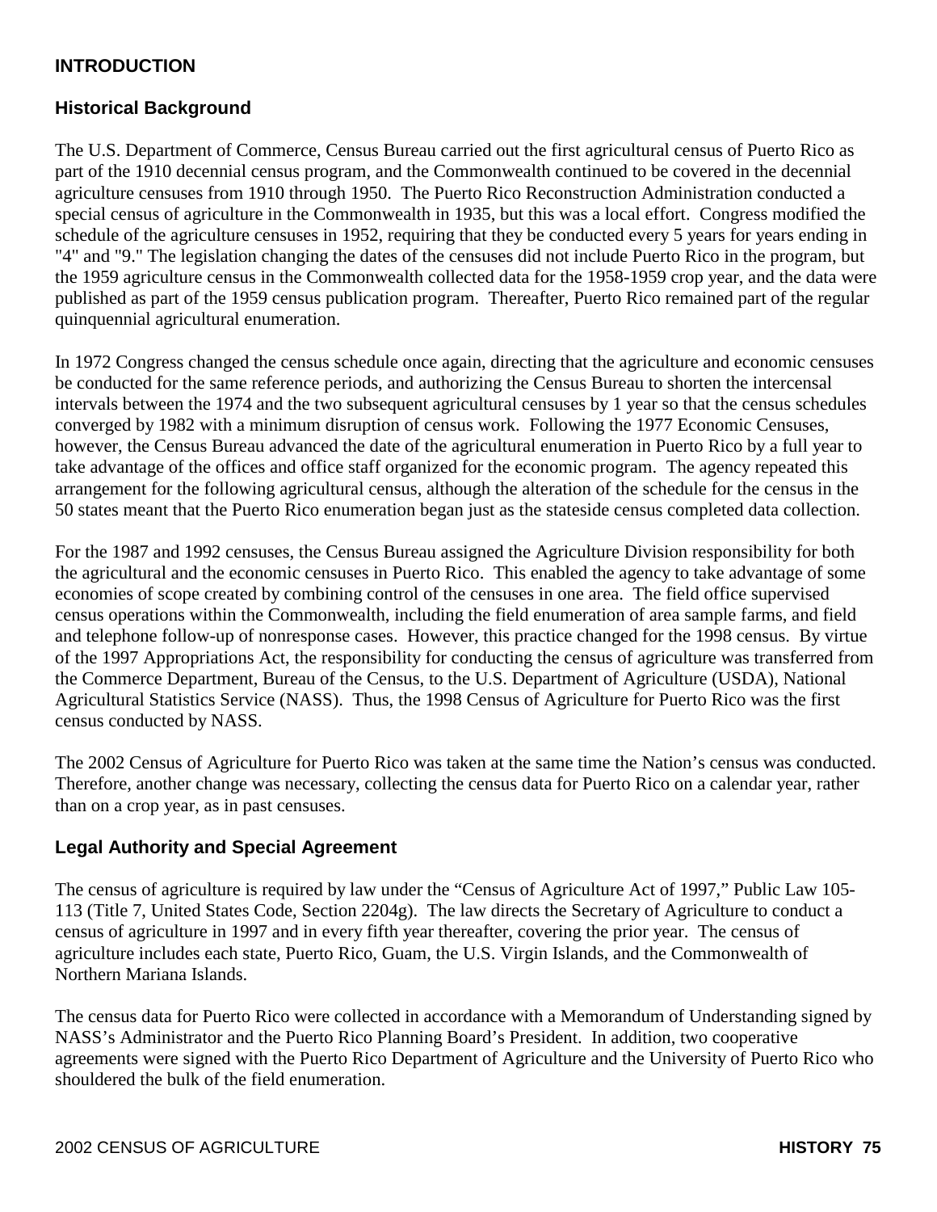# INTRODUCTION

## Historical Background

The U.S. Department of Commerce, Census Bureau carried out the first agricultural census of Puerto Rico as part of the 1910 decennial census program, and the Commonwealth continued to be covered in the decennial agriculture censuses from 1910 through 1950. The Puerto Rico Reconstruction Administration conducted a special census of agriculture in the Commonwealth in 1935, but this was a local effort. Congress modified the schedule of the agriculture censuses in 1952, requiring that they be conducted every 5 years for years ending in "4" and "9." The legislation changing the dates of the censuses did not include Puerto Rico in the program, but the 1959 agriculture census in the Commonwealth collected data for the 1958-1959 crop year, and the data were published as part of the 1959 census publication program. Thereafter, Puerto Rico remained part of the regular quinquennial agricultural enumeration.

In 1972 Congress changed the census schedule once again, directing that the agriculture and economic censuses be conducted for the same reference periods, and authorizing the Census Bureau to shorten the intercensal intervals between the 1974 and the two subsequent agricultural censuses by 1 year so that the census schedules converged by 1982 with a minimum disruption of census work. Following the 1977 Economic Censuses, however, the Census Bureau advanced the date of the agricultural enumeration in Puerto Rico by a full year to take advantage of the offices and office staff organized for the economic program. The agency repeated this arrangement for the following agricultural census, although the alteration of the schedule for the census in the 50 states meant that the Puerto Rico enumeration began just as the stateside census completed data collection.

For the 1987 and 1992 censuses, the Census Bureau assigned the Agriculture Division responsibility for both the agricultural and the economic censuses in Puerto Rico. This enabled the agency to take advantage of some economies of scope created by combining control of the censuses in one area. The field office supervised census operations within the Commonwealth, including the field enumeration of area sample farms, and field and telephone follow-up of nonresponse cases. However, this practice changed for the 1998 census. By virtue of the 1997 Appropriations Act, the responsibility for conducting the census of agriculture was transferred from the Commerce Department, Bureau of the Census, to the U.S. Department of Agriculture (USDA), National Agricultural Statistics Service (NASS). Thus, the 1998 Census of Agriculture for Puerto Rico was the first census conducted by NASS.

The 2002 Census of Agriculture for Puerto Rico was taken at the same time the Nation's census was conducted. Therefore, another change was necessary, collecting the census data for Puerto Rico on a calendar year, rather than on a crop year, as in past censuses.

## Legal Authority and Special Agreement

The census of agriculture is required by law under the "Census of Agriculture Act of 1997," Public Law 105-113 (Title 7, United States Code, Section 2204g). The law directs the Secretary of Agriculture to conduct a census of agriculture in 1997 and in every fifth year thereafter, covering the prior year. The census of agriculture includes each state, Puerto Rico, Guam, the U.S. Virgin Islands, and the Commonwealth of Northern Mariana Islands.

The census data for Puerto Rico were collected in accordance with a Memorandum of Understanding signed by NASS's Administrator and the Puerto Rico Planning Board's President. In addition, two cooperative agreements were signed with the Puerto Rico Department of Agriculture and the University of Puerto Rico who shouldered the bulk of the field enumeration.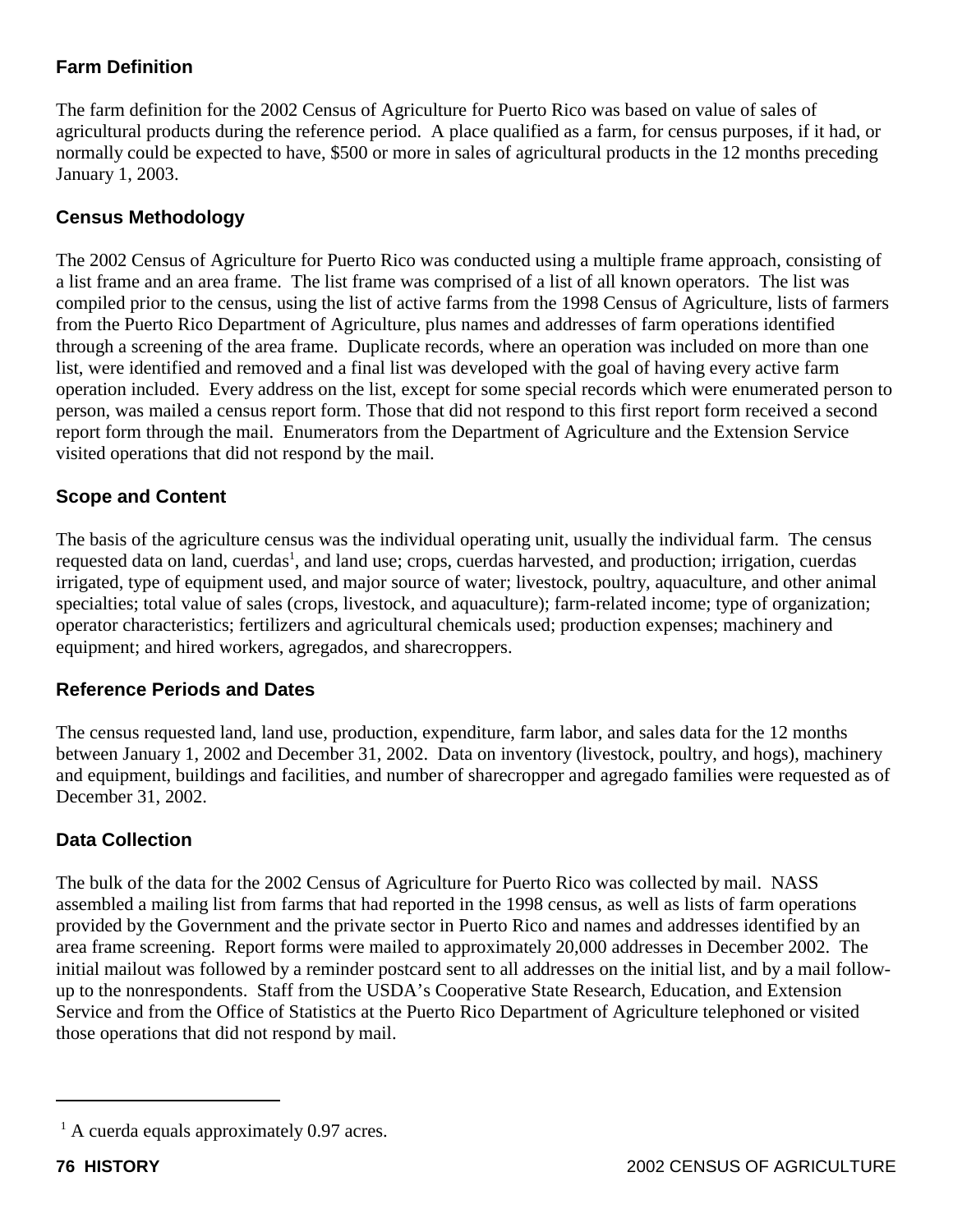## Farm Definition

The farm definition for the 2002 Census of Agriculture for Puerto Rico was based on value of sales of agricultural products during the reference period. A place qualified as a farm, for census purposes, if it had, or normally could be expected to have, $500 or more in sales of agricultural products in the 12 months preceding January 1, 2003.

## Census Methodology

The 2002 Census of Agriculture for Puerto Rico was conducted using a multiple frame approach, consisting of a list frame and an area frame. The list frame was comprised of a list of all known operators. The list was compiled prior to the census, using the list of active farms from the 1998 Census of Agriculture, lists of farmers from the Puerto Rico Department of Agriculture, plus names and addresses of farm operations identified through a screening of the area frame. Duplicate records, where an operation was included on more than one list, were identified and removed and a final list was developed with the goal of having every active farm operation included. Every address on the list, except for some special records which were enumerated person to person, was mailed a census report form. Those that did not respond to this first report form received a second report form through the mail. Enumerators from the Department of Agriculture and the Extension Service visited operations that did not respond by the mail.

## Scope and Content

The basis of the agriculture census was the individual operating unit, usually the individual farm. The census requested data on land, cuerdas[1], and land use; crops, cuerdas harvested, and production; irrigation, cuerdas irrigated, type of equipment used, and major source of water; livestock, poultry, aquaculture, and other animal specialties; total value of sales (crops, livestock, and aquaculture); farm-related income; type of organization; operator characteristics; fertilizers and agricultural chemicals used; production expenses; machinery and equipment; and hired workers, agregados, and sharecroppers.

## Reference Periods and Dates

The census requested land, land use, production, expenditure, farm labor, and sales data for the 12 months between January 1, 2002 and December 31, 2002. Data on inventory (livestock, poultry, and hogs), machinery and equipment, buildings and facilities, and number of sharecropper and agregado families were requested as of December 31, 2002.

## Data Collection

The bulk of the data for the 2002 Census of Agriculture for Puerto Rico was collected by mail. NASS assembled a mailing list from farms that had reported in the 1998 census, as well as lists of farm operations provided by the Government and the private sector in Puerto Rico and names and addresses identified by an area frame screening. Report forms were mailed to approximately 20,000 addresses in December 2002. The initial mailout was followed by a reminder postcard sent to all addresses on the initial list, and by a mail follow-up to the nonrespondents. Staff from the USDA's Cooperative State Research, Education, and Extension Service and from the Office of Statistics at the Puerto Rico Department of Agriculture telephoned or visited those operations that did not respond by mail.

---

[1] A cuerda equals approximately 0.97 acres.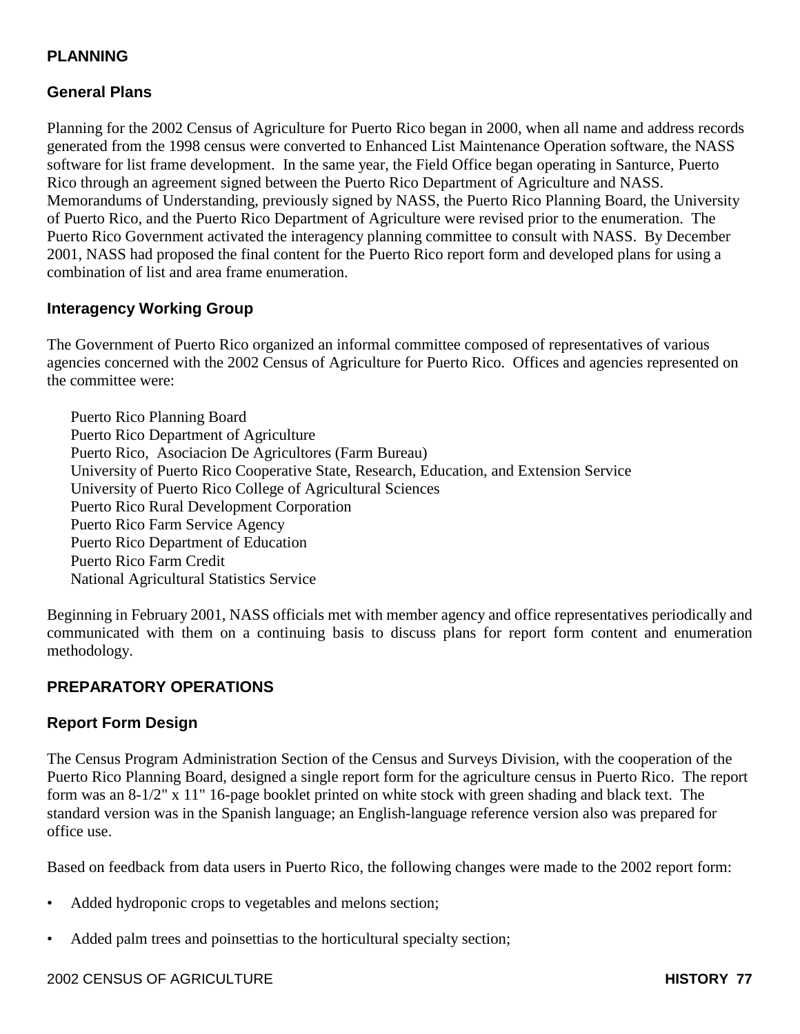## PLANNING

### General Plans

Planning for the 2002 Census of Agriculture for Puerto Rico began in 2000, when all name and address records generated from the 1998 census were converted to Enhanced List Maintenance Operation software, the NASS software for list frame development. In the same year, the Field Office began operating in Santurce, Puerto Rico through an agreement signed between the Puerto Rico Department of Agriculture and NASS. Memorandums of Understanding, previously signed by NASS, the Puerto Rico Planning Board, the University of Puerto Rico, and the Puerto Rico Department of Agriculture were revised prior to the enumeration. The Puerto Rico Government activated the interagency planning committee to consult with NASS. By December 2001, NASS had proposed the final content for the Puerto Rico report form and developed plans for using a combination of list and area frame enumeration.

### Interagency Working Group

The Government of Puerto Rico organized an informal committee composed of representatives of various agencies concerned with the 2002 Census of Agriculture for Puerto Rico. Offices and agencies represented on the committee were:

Puerto Rico Planning Board
Puerto Rico Department of Agriculture
Puerto Rico, Asociacion De Agricultores (Farm Bureau)
University of Puerto Rico Cooperative State, Research, Education, and Extension Service
University of Puerto Rico College of Agricultural Sciences
Puerto Rico Rural Development Corporation
Puerto Rico Farm Service Agency
Puerto Rico Department of Education
Puerto Rico Farm Credit
National Agricultural Statistics Service

Beginning in February 2001, NASS officials met with member agency and office representatives periodically and communicated with them on a continuing basis to discuss plans for report form content and enumeration methodology.

## PREPARATORY OPERATIONS

### Report Form Design

The Census Program Administration Section of the Census and Surveys Division, with the cooperation of the Puerto Rico Planning Board, designed a single report form for the agriculture census in Puerto Rico. The report form was an 8-1/2" x 11" 16-page booklet printed on white stock with green shading and black text. The standard version was in the Spanish language; an English-language reference version also was prepared for office use.

Based on feedback from data users in Puerto Rico, the following changes were made to the 2002 report form:

- Added hydroponic crops to vegetables and melons section;
- Added palm trees and poinsettias to the horticultural specialty section;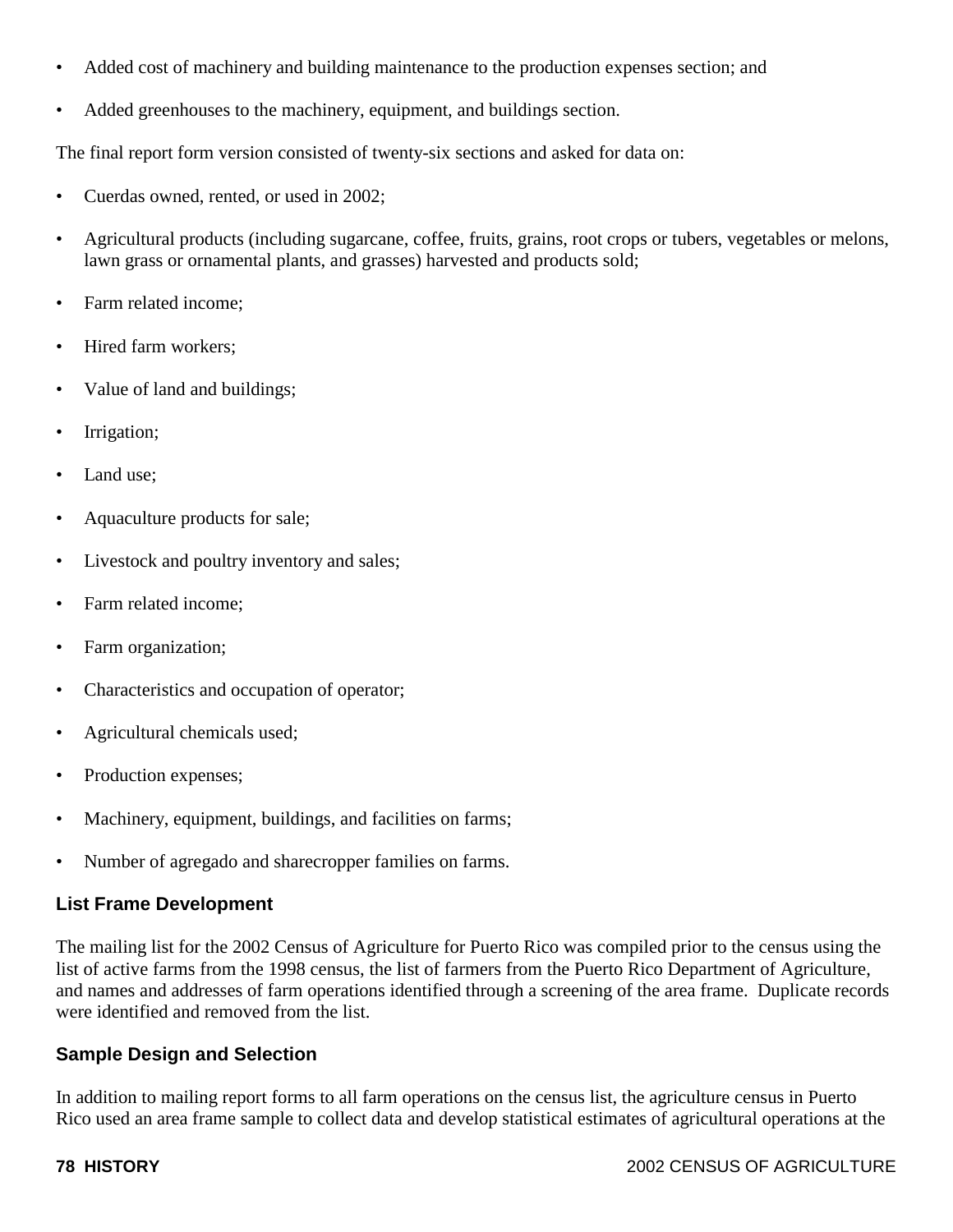- Added cost of machinery and building maintenance to the production expenses section; and
- Added greenhouses to the machinery, equipment, and buildings section.

The final report form version consisted of twenty-six sections and asked for data on:

- Cuerdas owned, rented, or used in 2002;
- Agricultural products (including sugarcane, coffee, fruits, grains, root crops or tubers, vegetables or melons, lawn grass or ornamental plants, and grasses) harvested and products sold;
- Farm related income;
- Hired farm workers;
- Value of land and buildings;
- Irrigation;
- Land use;
- Aquaculture products for sale;
- Livestock and poultry inventory and sales;
- Farm related income;
- Farm organization;
- Characteristics and occupation of operator;
- Agricultural chemicals used;
- Production expenses;
- Machinery, equipment, buildings, and facilities on farms;
- Number of agregado and sharecropper families on farms.

### List Frame Development

The mailing list for the 2002 Census of Agriculture for Puerto Rico was compiled prior to the census using the list of active farms from the 1998 census, the list of farmers from the Puerto Rico Department of Agriculture, and names and addresses of farm operations identified through a screening of the area frame. Duplicate records were identified and removed from the list.

### Sample Design and Selection

In addition to mailing report forms to all farm operations on the census list, the agriculture census in Puerto Rico used an area frame sample to collect data and develop statistical estimates of agricultural operations at the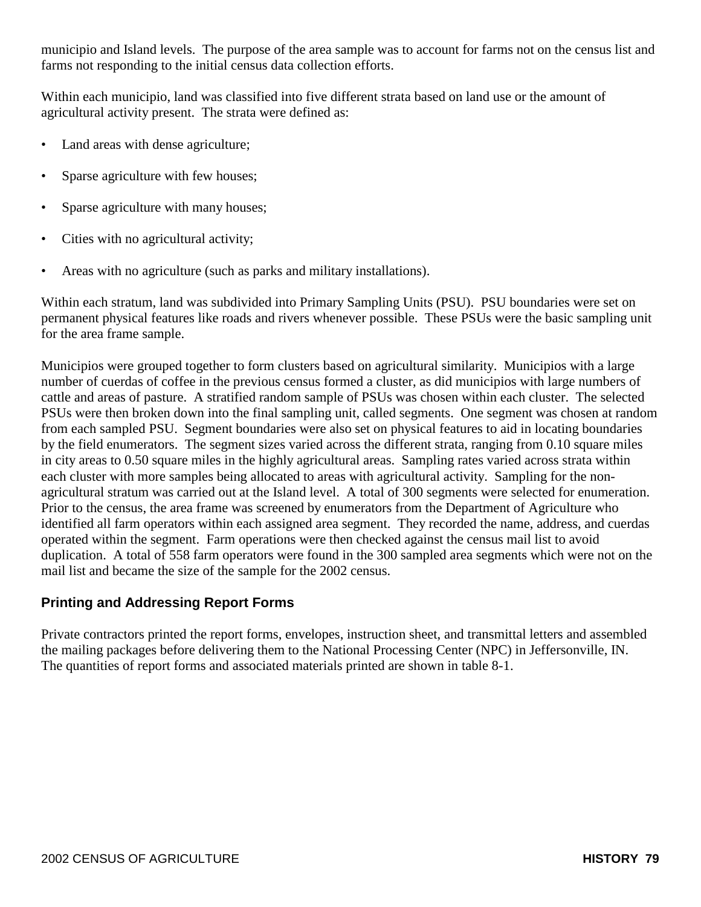municipio and Island levels. The purpose of the area sample was to account for farms not on the census list and farms not responding to the initial census data collection efforts.

Within each municipio, land was classified into five different strata based on land use or the amount of agricultural activity present. The strata were defined as:

- Land areas with dense agriculture;
- Sparse agriculture with few houses;
- Sparse agriculture with many houses;
- Cities with no agricultural activity;
- Areas with no agriculture (such as parks and military installations).

Within each stratum, land was subdivided into Primary Sampling Units (PSU). PSU boundaries were set on permanent physical features like roads and rivers whenever possible. These PSUs were the basic sampling unit for the area frame sample.

Municipios were grouped together to form clusters based on agricultural similarity. Municipios with a large number of cuerdas of coffee in the previous census formed a cluster, as did municipios with large numbers of cattle and areas of pasture. A stratified random sample of PSUs was chosen within each cluster. The selected PSUs were then broken down into the final sampling unit, called segments. One segment was chosen at random from each sampled PSU. Segment boundaries were also set on physical features to aid in locating boundaries by the field enumerators. The segment sizes varied across the different strata, ranging from 0.10 square miles in city areas to 0.50 square miles in the highly agricultural areas. Sampling rates varied across strata within each cluster with more samples being allocated to areas with agricultural activity. Sampling for the non-agricultural stratum was carried out at the Island level. A total of 300 segments were selected for enumeration. Prior to the census, the area frame was screened by enumerators from the Department of Agriculture who identified all farm operators within each assigned area segment. They recorded the name, address, and cuerdas operated within the segment. Farm operations were then checked against the census mail list to avoid duplication. A total of 558 farm operators were found in the 300 sampled area segments which were not on the mail list and became the size of the sample for the 2002 census.

## Printing and Addressing Report Forms

Private contractors printed the report forms, envelopes, instruction sheet, and transmittal letters and assembled the mailing packages before delivering them to the National Processing Center (NPC) in Jeffersonville, IN. The quantities of report forms and associated materials printed are shown in table 8-1.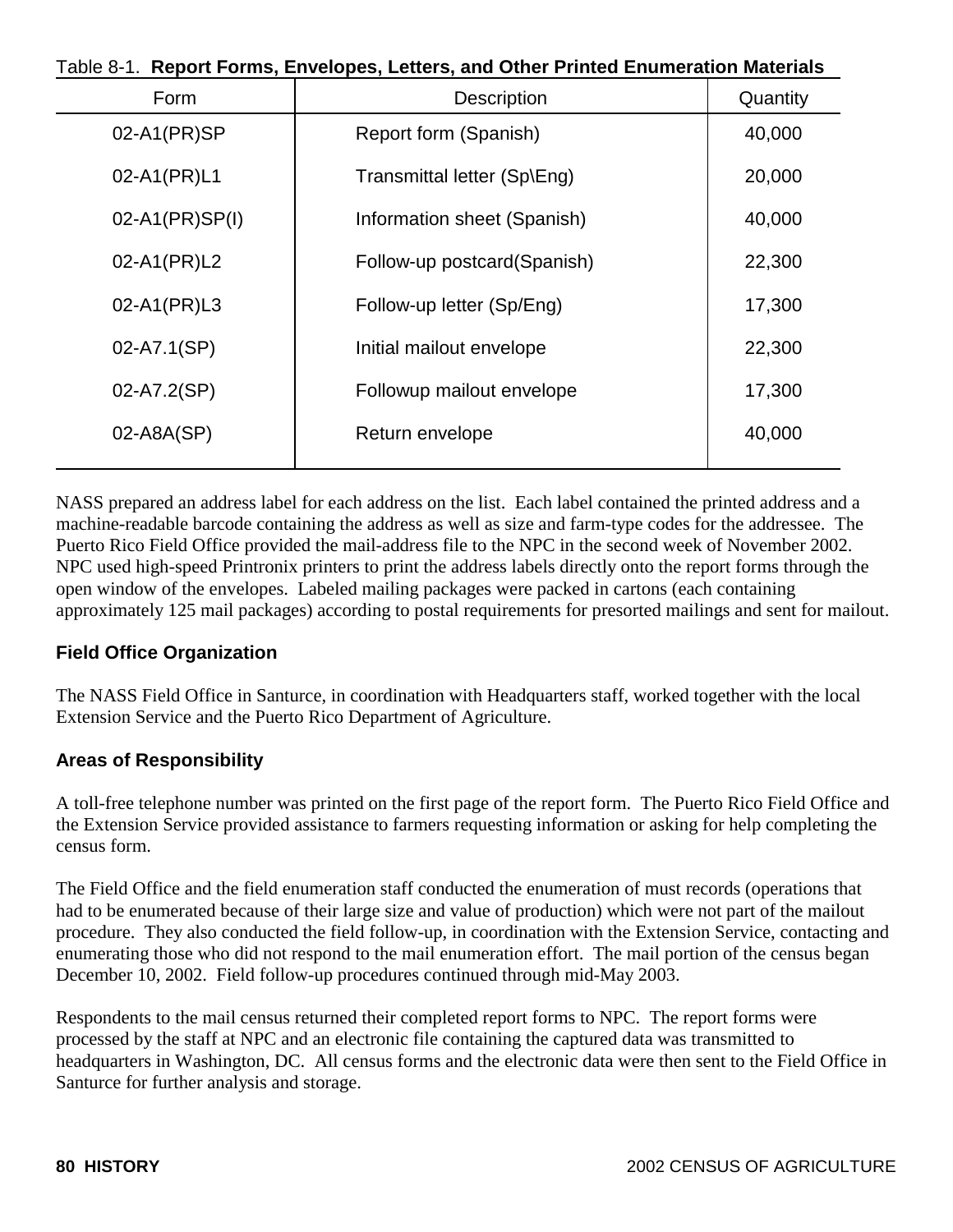Table 8-1. **Report Forms, Envelopes, Letters, and Other Printed Enumeration Materials**

| Form | Description | Quantity |
| --- | --- | --- |
| 02-A1(PR)SP | Report form (Spanish) | 40,000 |
| 02-A1(PR)L1 | Transmittal letter (Sp\Eng) | 20,000 |
| 02-A1(PR)SP(I) | Information sheet (Spanish) | 40,000 |
| 02-A1(PR)L2 | Follow-up postcard(Spanish) | 22,300 |
| 02-A1(PR)L3 | Follow-up letter (Sp/Eng) | 17,300 |
| 02-A7.1(SP) | Initial mailout envelope | 22,300 |
| 02-A7.2(SP) | Followup mailout envelope | 17,300 |
| 02-A8A(SP) | Return envelope | 40,000 |

NASS prepared an address label for each address on the list. Each label contained the printed address and a machine-readable barcode containing the address as well as size and farm-type codes for the addressee. The Puerto Rico Field Office provided the mail-address file to the NPC in the second week of November 2002. NPC used high-speed Printronix printers to print the address labels directly onto the report forms through the open window of the envelopes. Labeled mailing packages were packed in cartons (each containing approximately 125 mail packages) according to postal requirements for presorted mailings and sent for mailout.

## Field Office Organization

The NASS Field Office in Santurce, in coordination with Headquarters staff, worked together with the local Extension Service and the Puerto Rico Department of Agriculture.

## Areas of Responsibility

A toll-free telephone number was printed on the first page of the report form. The Puerto Rico Field Office and the Extension Service provided assistance to farmers requesting information or asking for help completing the census form.

The Field Office and the field enumeration staff conducted the enumeration of must records (operations that had to be enumerated because of their large size and value of production) which were not part of the mailout procedure. They also conducted the field follow-up, in coordination with the Extension Service, contacting and enumerating those who did not respond to the mail enumeration effort. The mail portion of the census began December 10, 2002. Field follow-up procedures continued through mid-May 2003.

Respondents to the mail census returned their completed report forms to NPC. The report forms were processed by the staff at NPC and an electronic file containing the captured data was transmitted to headquarters in Washington, DC. All census forms and the electronic data were then sent to the Field Office in Santurce for further analysis and storage.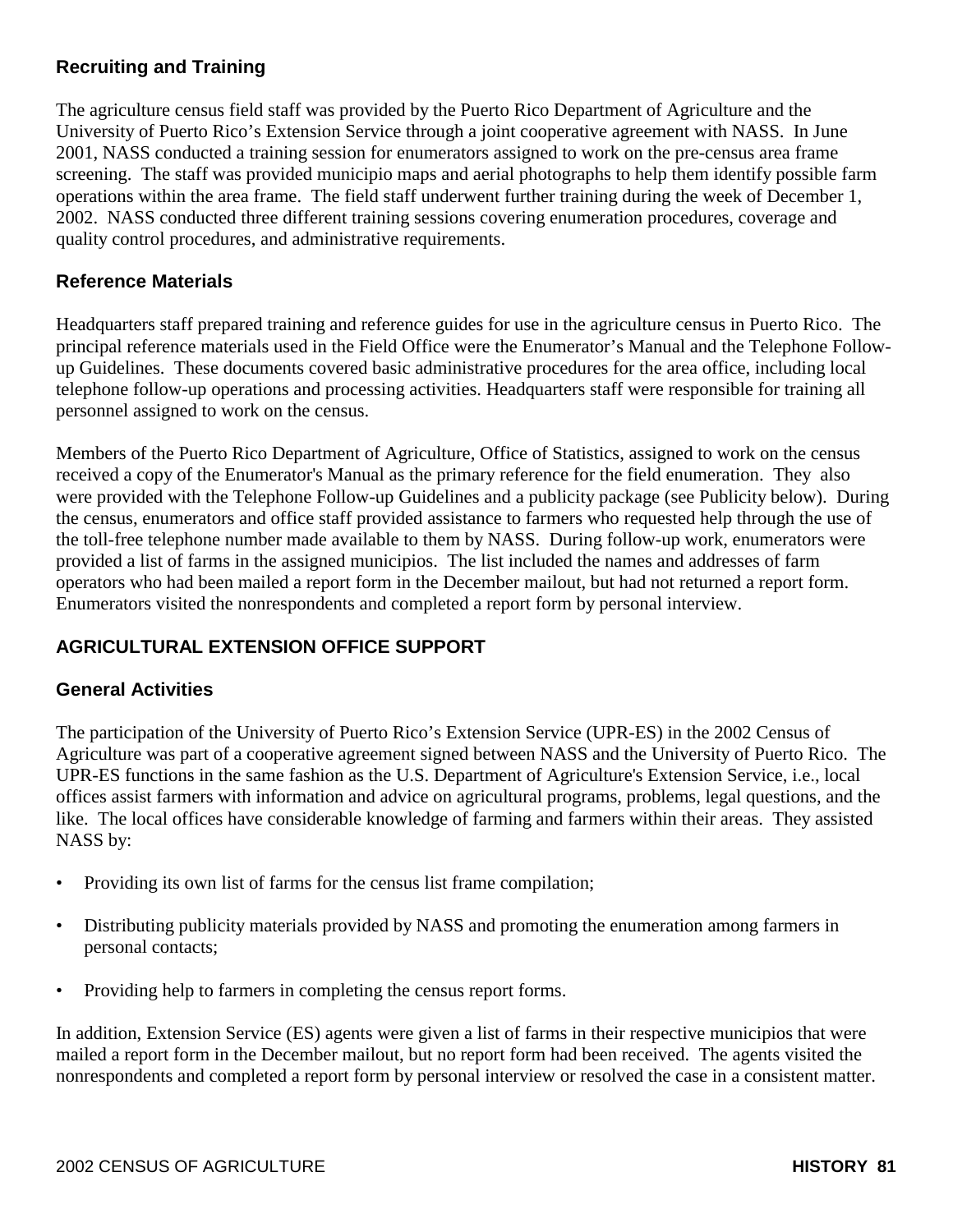### Recruiting and Training

The agriculture census field staff was provided by the Puerto Rico Department of Agriculture and the University of Puerto Rico's Extension Service through a joint cooperative agreement with NASS. In June 2001, NASS conducted a training session for enumerators assigned to work on the pre-census area frame screening. The staff was provided municipio maps and aerial photographs to help them identify possible farm operations within the area frame. The field staff underwent further training during the week of December 1, 2002. NASS conducted three different training sessions covering enumeration procedures, coverage and quality control procedures, and administrative requirements.

### Reference Materials

Headquarters staff prepared training and reference guides for use in the agriculture census in Puerto Rico. The principal reference materials used in the Field Office were the Enumerator's Manual and the Telephone Follow-up Guidelines. These documents covered basic administrative procedures for the area office, including local telephone follow-up operations and processing activities. Headquarters staff were responsible for training all personnel assigned to work on the census.

Members of the Puerto Rico Department of Agriculture, Office of Statistics, assigned to work on the census received a copy of the Enumerator's Manual as the primary reference for the field enumeration. They also were provided with the Telephone Follow-up Guidelines and a publicity package (see Publicity below). During the census, enumerators and office staff provided assistance to farmers who requested help through the use of the toll-free telephone number made available to them by NASS. During follow-up work, enumerators were provided a list of farms in the assigned municipios. The list included the names and addresses of farm operators who had been mailed a report form in the December mailout, but had not returned a report form. Enumerators visited the nonrespondents and completed a report form by personal interview.

## AGRICULTURAL EXTENSION OFFICE SUPPORT

### General Activities

The participation of the University of Puerto Rico's Extension Service (UPR-ES) in the 2002 Census of Agriculture was part of a cooperative agreement signed between NASS and the University of Puerto Rico. The UPR-ES functions in the same fashion as the U.S. Department of Agriculture's Extension Service, i.e., local offices assist farmers with information and advice on agricultural programs, problems, legal questions, and the like. The local offices have considerable knowledge of farming and farmers within their areas. They assisted NASS by:

- Providing its own list of farms for the census list frame compilation;
- Distributing publicity materials provided by NASS and promoting the enumeration among farmers in personal contacts;
- Providing help to farmers in completing the census report forms.

In addition, Extension Service (ES) agents were given a list of farms in their respective municipios that were mailed a report form in the December mailout, but no report form had been received. The agents visited the nonrespondents and completed a report form by personal interview or resolved the case in a consistent matter.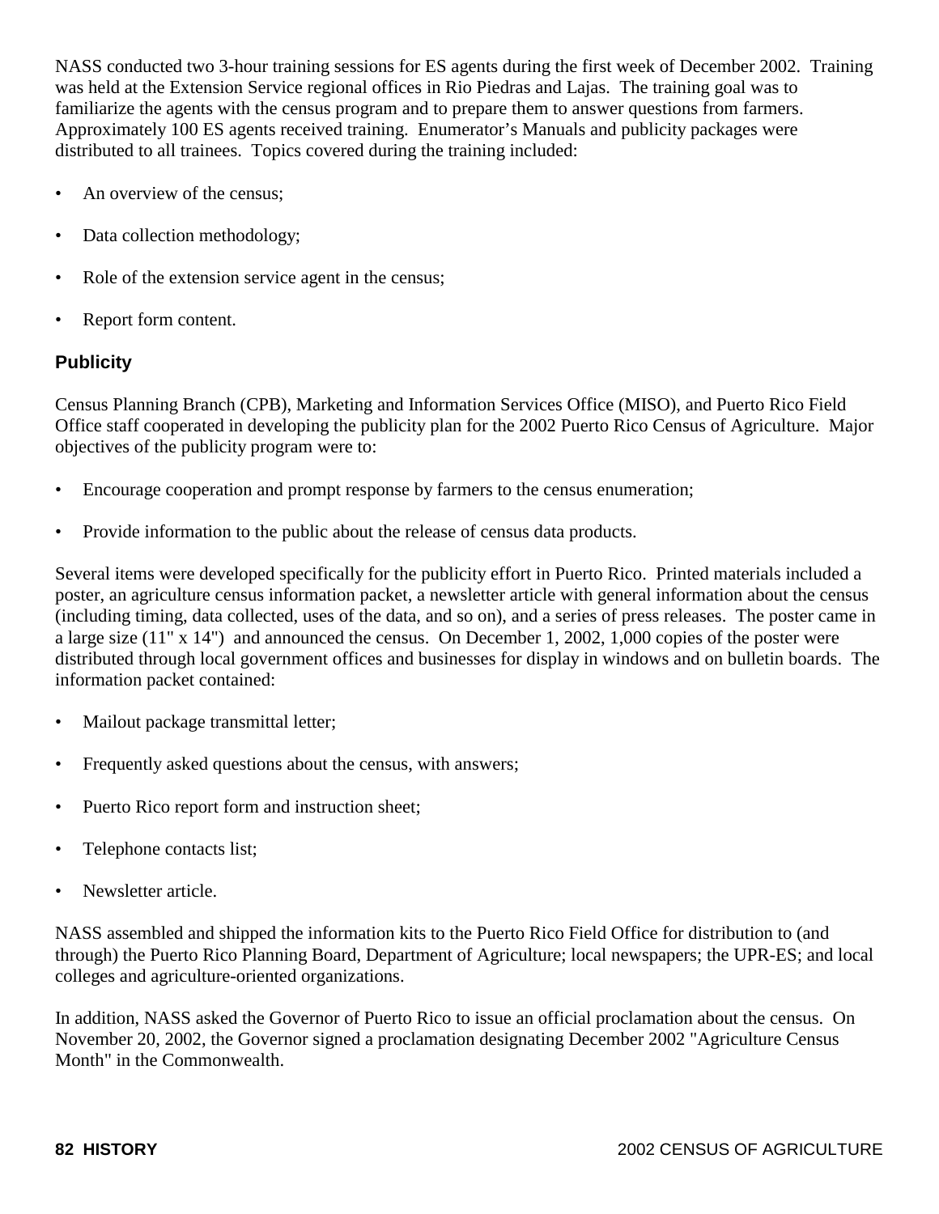NASS conducted two 3-hour training sessions for ES agents during the first week of December 2002. Training was held at the Extension Service regional offices in Rio Piedras and Lajas. The training goal was to familiarize the agents with the census program and to prepare them to answer questions from farmers. Approximately 100 ES agents received training. Enumerator’s Manuals and publicity packages were distributed to all trainees. Topics covered during the training included:

- An overview of the census;
- Data collection methodology;
- Role of the extension service agent in the census;
- Report form content.

### Publicity

Census Planning Branch (CPB), Marketing and Information Services Office (MISO), and Puerto Rico Field Office staff cooperated in developing the publicity plan for the 2002 Puerto Rico Census of Agriculture. Major objectives of the publicity program were to:

- Encourage cooperation and prompt response by farmers to the census enumeration;
- Provide information to the public about the release of census data products.

Several items were developed specifically for the publicity effort in Puerto Rico. Printed materials included a poster, an agriculture census information packet, a newsletter article with general information about the census (including timing, data collected, uses of the data, and so on), and a series of press releases. The poster came in a large size (11" x 14") and announced the census. On December 1, 2002, 1,000 copies of the poster were distributed through local government offices and businesses for display in windows and on bulletin boards. The information packet contained:

- Mailout package transmittal letter;
- Frequently asked questions about the census, with answers;
- Puerto Rico report form and instruction sheet;
- Telephone contacts list;
- Newsletter article.

NASS assembled and shipped the information kits to the Puerto Rico Field Office for distribution to (and through) the Puerto Rico Planning Board, Department of Agriculture; local newspapers; the UPR-ES; and local colleges and agriculture-oriented organizations.

In addition, NASS asked the Governor of Puerto Rico to issue an official proclamation about the census. On November 20, 2002, the Governor signed a proclamation designating December 2002 "Agriculture Census Month" in the Commonwealth.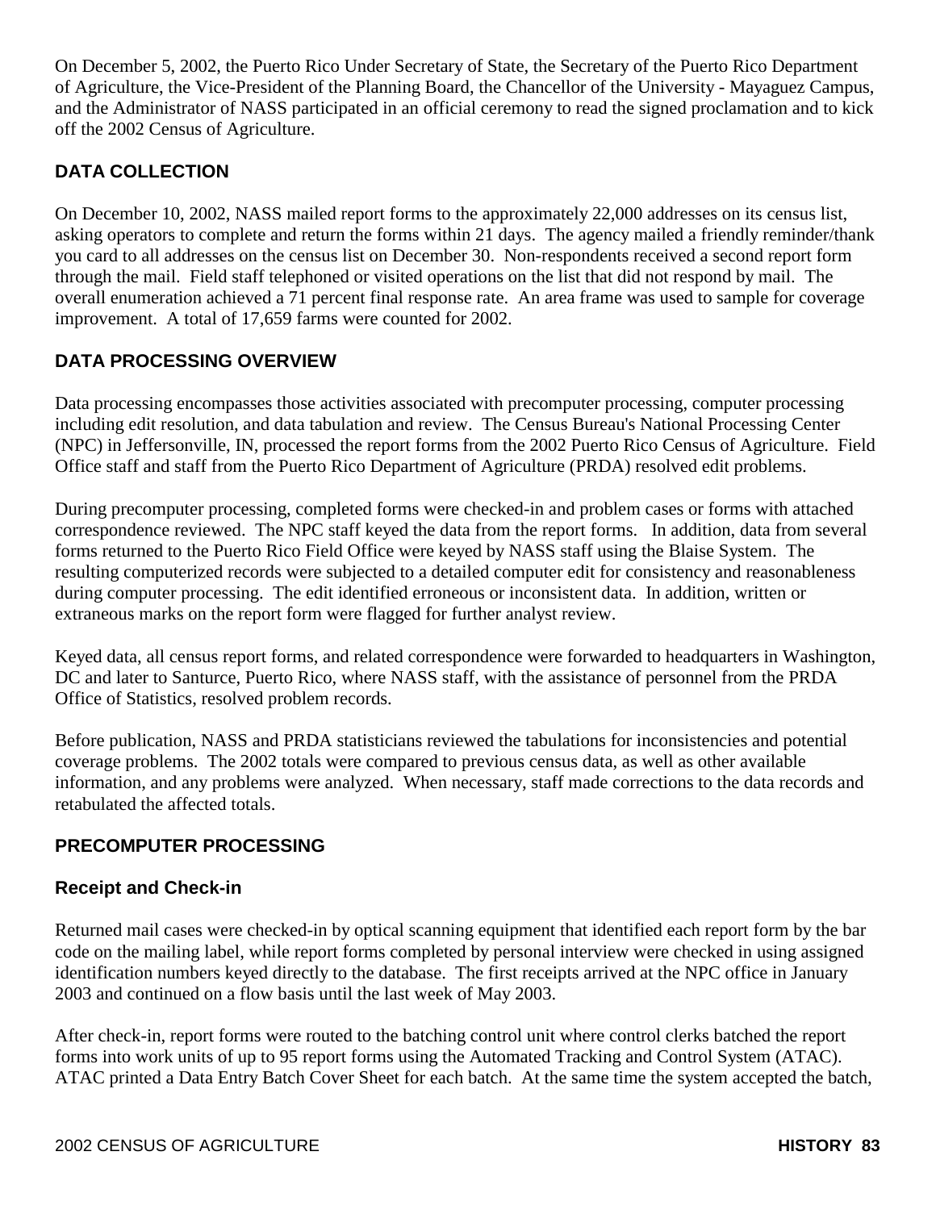On December 5, 2002, the Puerto Rico Under Secretary of State, the Secretary of the Puerto Rico Department of Agriculture, the Vice-President of the Planning Board, the Chancellor of the University - Mayaguez Campus, and the Administrator of NASS participated in an official ceremony to read the signed proclamation and to kick off the 2002 Census of Agriculture.

## DATA COLLECTION

On December 10, 2002, NASS mailed report forms to the approximately 22,000 addresses on its census list, asking operators to complete and return the forms within 21 days. The agency mailed a friendly reminder/thank you card to all addresses on the census list on December 30. Non-respondents received a second report form through the mail. Field staff telephoned or visited operations on the list that did not respond by mail. The overall enumeration achieved a 71 percent final response rate. An area frame was used to sample for coverage improvement. A total of 17,659 farms were counted for 2002.

## DATA PROCESSING OVERVIEW

Data processing encompasses those activities associated with precomputer processing, computer processing including edit resolution, and data tabulation and review. The Census Bureau's National Processing Center (NPC) in Jeffersonville, IN, processed the report forms from the 2002 Puerto Rico Census of Agriculture. Field Office staff and staff from the Puerto Rico Department of Agriculture (PRDA) resolved edit problems.

During precomputer processing, completed forms were checked-in and problem cases or forms with attached correspondence reviewed. The NPC staff keyed the data from the report forms. In addition, data from several forms returned to the Puerto Rico Field Office were keyed by NASS staff using the Blaise System. The resulting computerized records were subjected to a detailed computer edit for consistency and reasonableness during computer processing. The edit identified erroneous or inconsistent data. In addition, written or extraneous marks on the report form were flagged for further analyst review.

Keyed data, all census report forms, and related correspondence were forwarded to headquarters in Washington, DC and later to Santurce, Puerto Rico, where NASS staff, with the assistance of personnel from the PRDA Office of Statistics, resolved problem records.

Before publication, NASS and PRDA statisticians reviewed the tabulations for inconsistencies and potential coverage problems. The 2002 totals were compared to previous census data, as well as other available information, and any problems were analyzed. When necessary, staff made corrections to the data records and retabulated the affected totals.

## PRECOMPUTER PROCESSING

### Receipt and Check-in

Returned mail cases were checked-in by optical scanning equipment that identified each report form by the bar code on the mailing label, while report forms completed by personal interview were checked in using assigned identification numbers keyed directly to the database. The first receipts arrived at the NPC office in January 2003 and continued on a flow basis until the last week of May 2003.

After check-in, report forms were routed to the batching control unit where control clerks batched the report forms into work units of up to 95 report forms using the Automated Tracking and Control System (ATAC). ATAC printed a Data Entry Batch Cover Sheet for each batch. At the same time the system accepted the batch,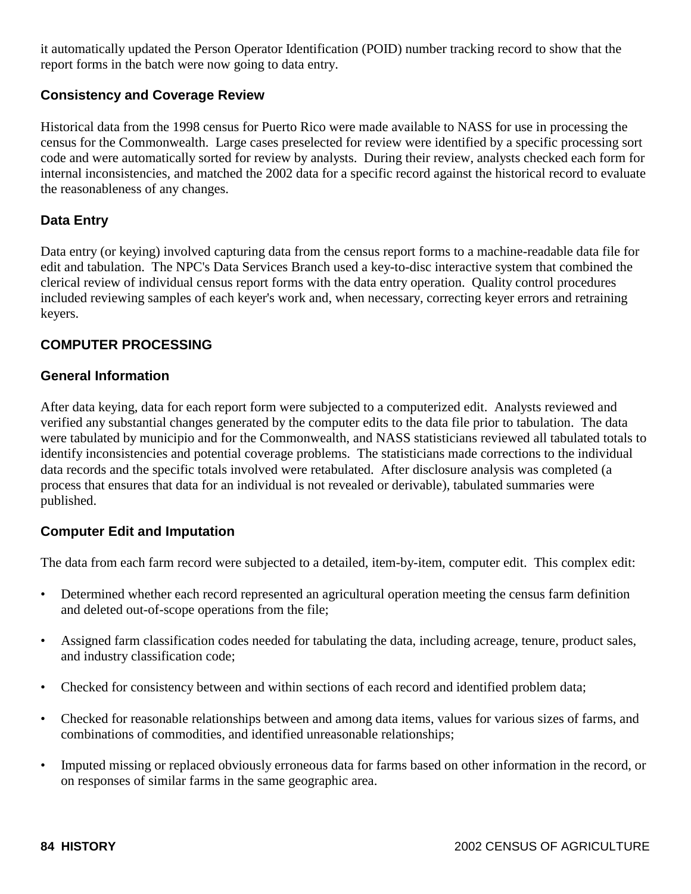it automatically updated the Person Operator Identification (POID) number tracking record to show that the report forms in the batch were now going to data entry.

### Consistency and Coverage Review

Historical data from the 1998 census for Puerto Rico were made available to NASS for use in processing the census for the Commonwealth. Large cases preselected for review were identified by a specific processing sort code and were automatically sorted for review by analysts. During their review, analysts checked each form for internal inconsistencies, and matched the 2002 data for a specific record against the historical record to evaluate the reasonableness of any changes.

### Data Entry

Data entry (or keying) involved capturing data from the census report forms to a machine-readable data file for edit and tabulation. The NPC's Data Services Branch used a key-to-disc interactive system that combined the clerical review of individual census report forms with the data entry operation. Quality control procedures included reviewing samples of each keyer's work and, when necessary, correcting keyer errors and retraining keyers.

## COMPUTER PROCESSING

### General Information

After data keying, data for each report form were subjected to a computerized edit. Analysts reviewed and verified any substantial changes generated by the computer edits to the data file prior to tabulation. The data were tabulated by municipio and for the Commonwealth, and NASS statisticians reviewed all tabulated totals to identify inconsistencies and potential coverage problems. The statisticians made corrections to the individual data records and the specific totals involved were retabulated. After disclosure analysis was completed (a process that ensures that data for an individual is not revealed or derivable), tabulated summaries were published.

### Computer Edit and Imputation

The data from each farm record were subjected to a detailed, item-by-item, computer edit. This complex edit:

- Determined whether each record represented an agricultural operation meeting the census farm definition and deleted out-of-scope operations from the file;

- Assigned farm classification codes needed for tabulating the data, including acreage, tenure, product sales, and industry classification code;

- Checked for consistency between and within sections of each record and identified problem data;

- Checked for reasonable relationships between and among data items, values for various sizes of farms, and combinations of commodities, and identified unreasonable relationships;

- Imputed missing or replaced obviously erroneous data for farms based on other information in the record, or on responses of similar farms in the same geographic area.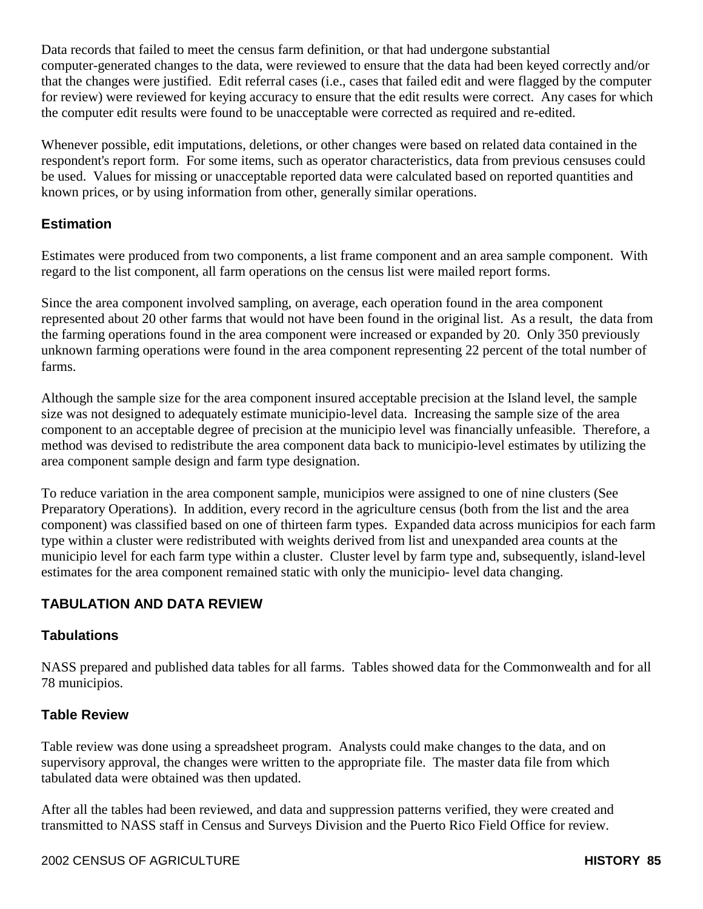Data records that failed to meet the census farm definition, or that had undergone substantial computer-generated changes to the data, were reviewed to ensure that the data had been keyed correctly and/or that the changes were justified. Edit referral cases (i.e., cases that failed edit and were flagged by the computer for review) were reviewed for keying accuracy to ensure that the edit results were correct. Any cases for which the computer edit results were found to be unacceptable were corrected as required and re-edited.

Whenever possible, edit imputations, deletions, or other changes were based on related data contained in the respondent's report form. For some items, such as operator characteristics, data from previous censuses could be used. Values for missing or unacceptable reported data were calculated based on reported quantities and known prices, or by using information from other, generally similar operations.

### Estimation

Estimates were produced from two components, a list frame component and an area sample component. With regard to the list component, all farm operations on the census list were mailed report forms.

Since the area component involved sampling, on average, each operation found in the area component represented about 20 other farms that would not have been found in the original list. As a result, the data from the farming operations found in the area component were increased or expanded by 20. Only 350 previously unknown farming operations were found in the area component representing 22 percent of the total number of farms.

Although the sample size for the area component insured acceptable precision at the Island level, the sample size was not designed to adequately estimate municipio-level data. Increasing the sample size of the area component to an acceptable degree of precision at the municipio level was financially unfeasible. Therefore, a method was devised to redistribute the area component data back to municipio-level estimates by utilizing the area component sample design and farm type designation.

To reduce variation in the area component sample, municipios were assigned to one of nine clusters (See Preparatory Operations). In addition, every record in the agriculture census (both from the list and the area component) was classified based on one of thirteen farm types. Expanded data across municipios for each farm type within a cluster were redistributed with weights derived from list and unexpanded area counts at the municipio level for each farm type within a cluster. Cluster level by farm type and, subsequently, island-level estimates for the area component remained static with only the municipio- level data changing.

## TABULATION AND DATA REVIEW

### Tabulations

NASS prepared and published data tables for all farms. Tables showed data for the Commonwealth and for all 78 municipios.

### Table Review

Table review was done using a spreadsheet program. Analysts could make changes to the data, and on supervisory approval, the changes were written to the appropriate file. The master data file from which tabulated data were obtained was then updated.

After all the tables had been reviewed, and data and suppression patterns verified, they were created and transmitted to NASS staff in Census and Surveys Division and the Puerto Rico Field Office for review.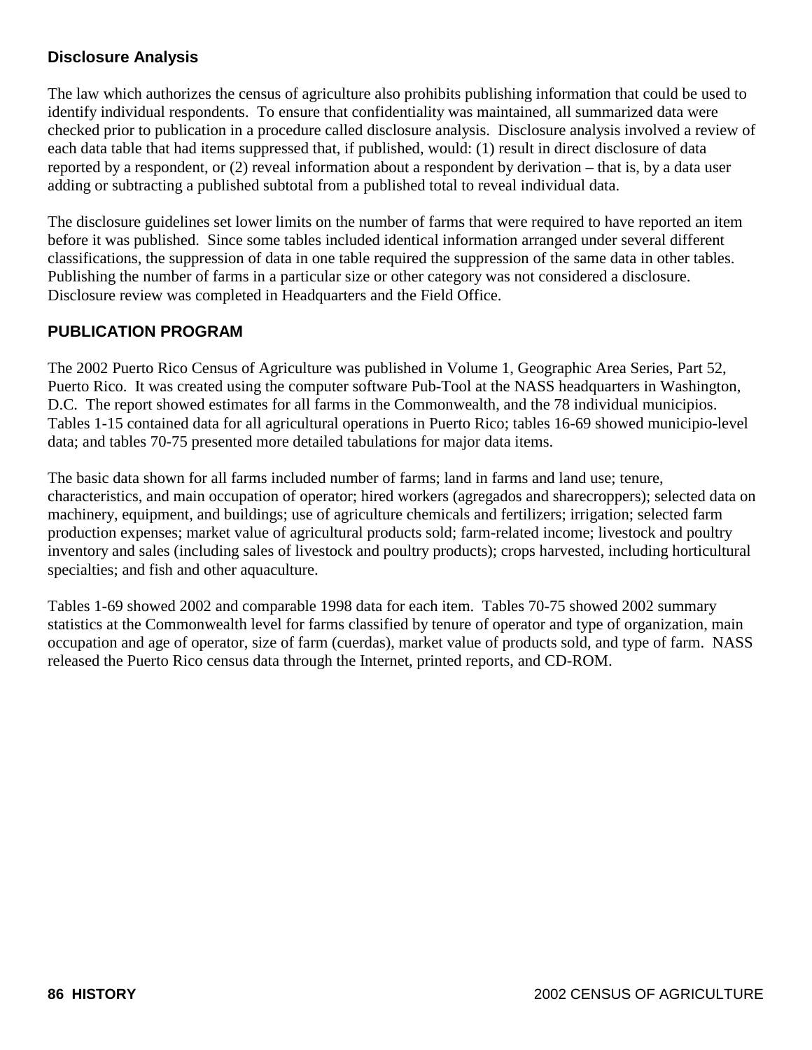### Disclosure Analysis

The law which authorizes the census of agriculture also prohibits publishing information that could be used to identify individual respondents. To ensure that confidentiality was maintained, all summarized data were checked prior to publication in a procedure called disclosure analysis. Disclosure analysis involved a review of each data table that had items suppressed that, if published, would: (1) result in direct disclosure of data reported by a respondent, or (2) reveal information about a respondent by derivation – that is, by a data user adding or subtracting a published subtotal from a published total to reveal individual data.

The disclosure guidelines set lower limits on the number of farms that were required to have reported an item before it was published. Since some tables included identical information arranged under several different classifications, the suppression of data in one table required the suppression of the same data in other tables. Publishing the number of farms in a particular size or other category was not considered a disclosure. Disclosure review was completed in Headquarters and the Field Office.

## PUBLICATION PROGRAM

The 2002 Puerto Rico Census of Agriculture was published in Volume 1, Geographic Area Series, Part 52, Puerto Rico. It was created using the computer software Pub-Tool at the NASS headquarters in Washington, D.C. The report showed estimates for all farms in the Commonwealth, and the 78 individual municipios. Tables 1-15 contained data for all agricultural operations in Puerto Rico; tables 16-69 showed municipio-level data; and tables 70-75 presented more detailed tabulations for major data items.

The basic data shown for all farms included number of farms; land in farms and land use; tenure, characteristics, and main occupation of operator; hired workers (agregados and sharecroppers); selected data on machinery, equipment, and buildings; use of agriculture chemicals and fertilizers; irrigation; selected farm production expenses; market value of agricultural products sold; farm-related income; livestock and poultry inventory and sales (including sales of livestock and poultry products); crops harvested, including horticultural specialties; and fish and other aquaculture.

Tables 1-69 showed 2002 and comparable 1998 data for each item. Tables 70-75 showed 2002 summary statistics at the Commonwealth level for farms classified by tenure of operator and type of organization, main occupation and age of operator, size of farm (cuerdas), market value of products sold, and type of farm. NASS released the Puerto Rico census data through the Internet, printed reports, and CD-ROM.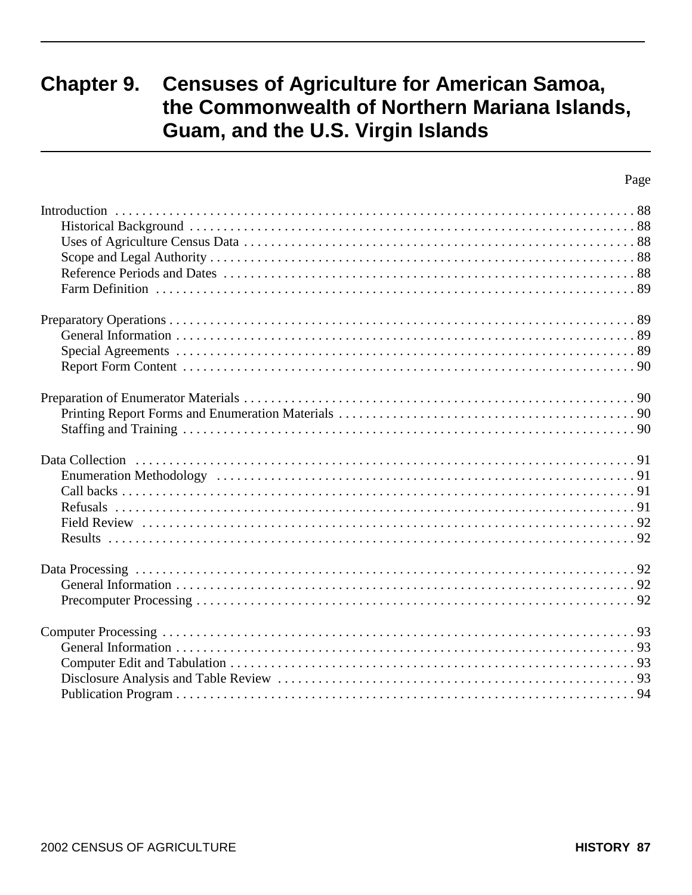# Chapter 9. Censuses of Agriculture for American Samoa, the Commonwealth of Northern Mariana Islands, Guam, and the U.S. Virgin Islands

| | Page |
|---|---|
| Introduction | 88 |
| Historical Background | 88 |
| Uses of Agriculture Census Data | 88 |
| Scope and Legal Authority | 88 |
| Reference Periods and Dates | 88 |
| Farm Definition | 89 |
| | |
| Preparatory Operations | 89 |
| General Information | 89 |
| Special Agreements | 89 |
| Report Form Content | 90 |
| | |
| Preparation of Enumerator Materials | 90 |
| Printing Report Forms and Enumeration Materials | 90 |
| Staffing and Training | 90 |
| | |
| Data Collection | 91 |
| Enumeration Methodology | 91 |
| Call backs | 91 |
| Refusals | 91 |
| Field Review | 92 |
| Results | 92 |
| | |
| Data Processing | 92 |
| General Information | 92 |
| Precomputer Processing | 92 |
| | |
| Computer Processing | 93 |
| General Information | 93 |
| Computer Edit and Tabulation | 93 |
| Disclosure Analysis and Table Review | 93 |
| Publication Program | 94 |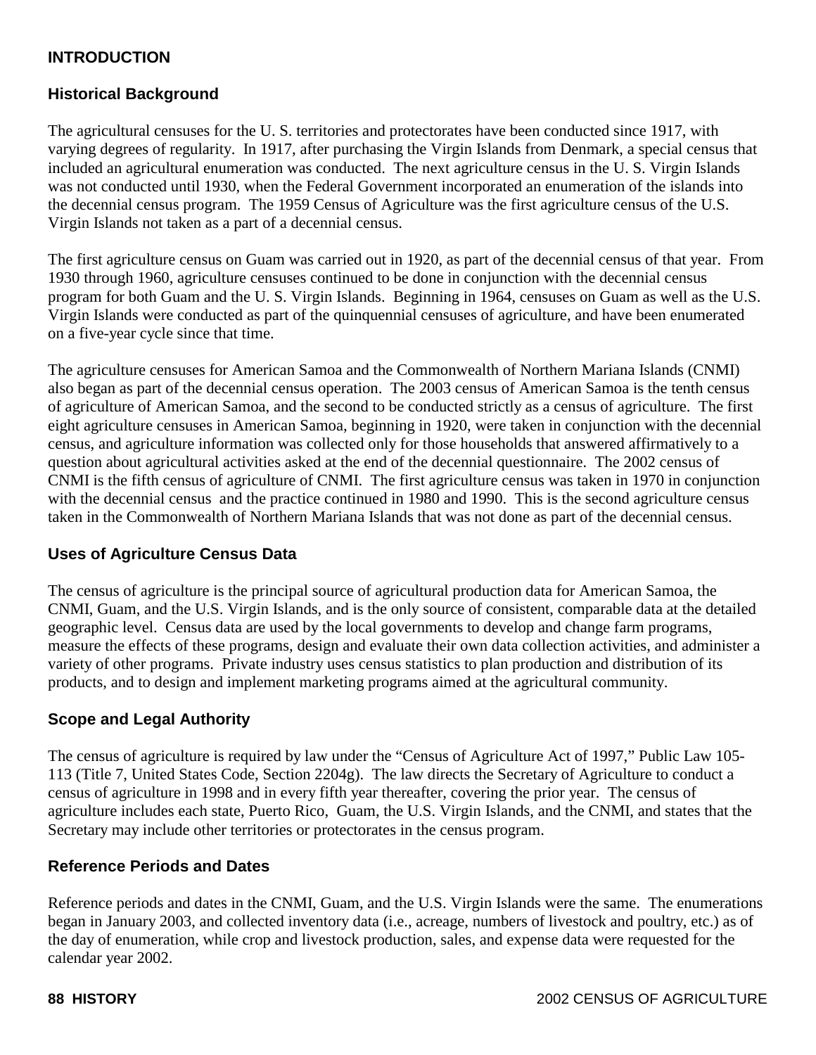## INTRODUCTION

### Historical Background

The agricultural censuses for the U. S. territories and protectorates have been conducted since 1917, with varying degrees of regularity. In 1917, after purchasing the Virgin Islands from Denmark, a special census that included an agricultural enumeration was conducted. The next agriculture census in the U. S. Virgin Islands was not conducted until 1930, when the Federal Government incorporated an enumeration of the islands into the decennial census program. The 1959 Census of Agriculture was the first agriculture census of the U.S. Virgin Islands not taken as a part of a decennial census.

The first agriculture census on Guam was carried out in 1920, as part of the decennial census of that year. From 1930 through 1960, agriculture censuses continued to be done in conjunction with the decennial census program for both Guam and the U. S. Virgin Islands. Beginning in 1964, censuses on Guam as well as the U.S. Virgin Islands were conducted as part of the quinquennial censuses of agriculture, and have been enumerated on a five-year cycle since that time.

The agriculture censuses for American Samoa and the Commonwealth of Northern Mariana Islands (CNMI) also began as part of the decennial census operation. The 2003 census of American Samoa is the tenth census of agriculture of American Samoa, and the second to be conducted strictly as a census of agriculture. The first eight agriculture censuses in American Samoa, beginning in 1920, were taken in conjunction with the decennial census, and agriculture information was collected only for those households that answered affirmatively to a question about agricultural activities asked at the end of the decennial questionnaire. The 2002 census of CNMI is the fifth census of agriculture of CNMI. The first agriculture census was taken in 1970 in conjunction with the decennial census and the practice continued in 1980 and 1990. This is the second agriculture census taken in the Commonwealth of Northern Mariana Islands that was not done as part of the decennial census.

### Uses of Agriculture Census Data

The census of agriculture is the principal source of agricultural production data for American Samoa, the CNMI, Guam, and the U.S. Virgin Islands, and is the only source of consistent, comparable data at the detailed geographic level. Census data are used by the local governments to develop and change farm programs, measure the effects of these programs, design and evaluate their own data collection activities, and administer a variety of other programs. Private industry uses census statistics to plan production and distribution of its products, and to design and implement marketing programs aimed at the agricultural community.

### Scope and Legal Authority

The census of agriculture is required by law under the "Census of Agriculture Act of 1997," Public Law 105-113 (Title 7, United States Code, Section 2204g). The law directs the Secretary of Agriculture to conduct a census of agriculture in 1998 and in every fifth year thereafter, covering the prior year. The census of agriculture includes each state, Puerto Rico, Guam, the U.S. Virgin Islands, and the CNMI, and states that the Secretary may include other territories or protectorates in the census program.

### Reference Periods and Dates

Reference periods and dates in the CNMI, Guam, and the U.S. Virgin Islands were the same. The enumerations began in January 2003, and collected inventory data (i.e., acreage, numbers of livestock and poultry, etc.) as of the day of enumeration, while crop and livestock production, sales, and expense data were requested for the calendar year 2002.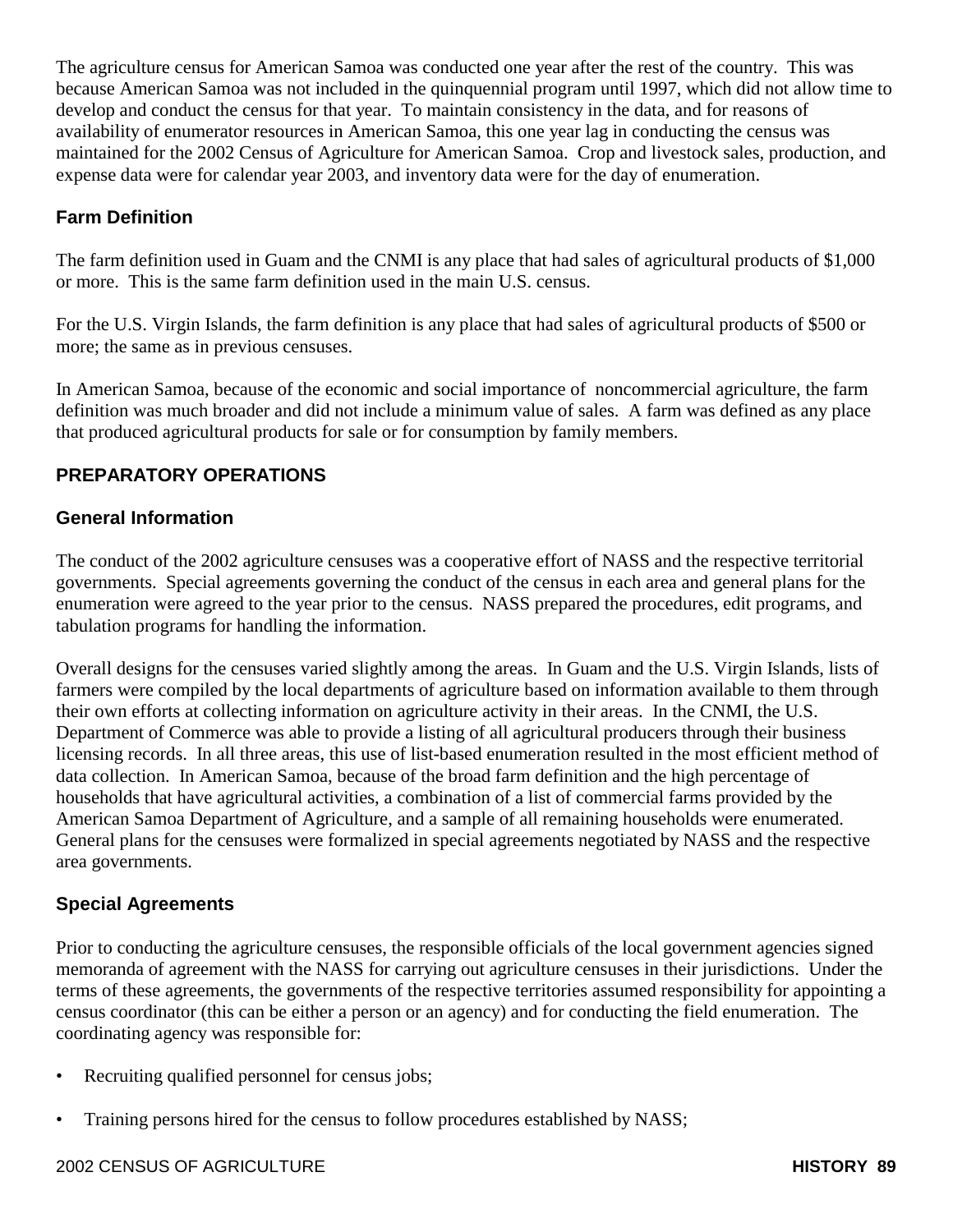The agriculture census for American Samoa was conducted one year after the rest of the country. This was because American Samoa was not included in the quinquennial program until 1997, which did not allow time to develop and conduct the census for that year. To maintain consistency in the data, and for reasons of availability of enumerator resources in American Samoa, this one year lag in conducting the census was maintained for the 2002 Census of Agriculture for American Samoa. Crop and livestock sales, production, and expense data were for calendar year 2003, and inventory data were for the day of enumeration.

### Farm Definition

The farm definition used in Guam and the CNMI is any place that had sales of agricultural products of $1,000 or more. This is the same farm definition used in the main U.S. census.

For the U.S. Virgin Islands, the farm definition is any place that had sales of agricultural products of $500 or more; the same as in previous censuses.

In American Samoa, because of the economic and social importance of noncommercial agriculture, the farm definition was much broader and did not include a minimum value of sales. A farm was defined as any place that produced agricultural products for sale or for consumption by family members.

## PREPARATORY OPERATIONS

### General Information

The conduct of the 2002 agriculture censuses was a cooperative effort of NASS and the respective territorial governments. Special agreements governing the conduct of the census in each area and general plans for the enumeration were agreed to the year prior to the census. NASS prepared the procedures, edit programs, and tabulation programs for handling the information.

Overall designs for the censuses varied slightly among the areas. In Guam and the U.S. Virgin Islands, lists of farmers were compiled by the local departments of agriculture based on information available to them through their own efforts at collecting information on agriculture activity in their areas. In the CNMI, the U.S. Department of Commerce was able to provide a listing of all agricultural producers through their business licensing records. In all three areas, this use of list-based enumeration resulted in the most efficient method of data collection. In American Samoa, because of the broad farm definition and the high percentage of households that have agricultural activities, a combination of a list of commercial farms provided by the American Samoa Department of Agriculture, and a sample of all remaining households were enumerated. General plans for the censuses were formalized in special agreements negotiated by NASS and the respective area governments.

### Special Agreements

Prior to conducting the agriculture censuses, the responsible officials of the local government agencies signed memoranda of agreement with the NASS for carrying out agriculture censuses in their jurisdictions. Under the terms of these agreements, the governments of the respective territories assumed responsibility for appointing a census coordinator (this can be either a person or an agency) and for conducting the field enumeration. The coordinating agency was responsible for:

- Recruiting qualified personnel for census jobs;
- Training persons hired for the census to follow procedures established by NASS;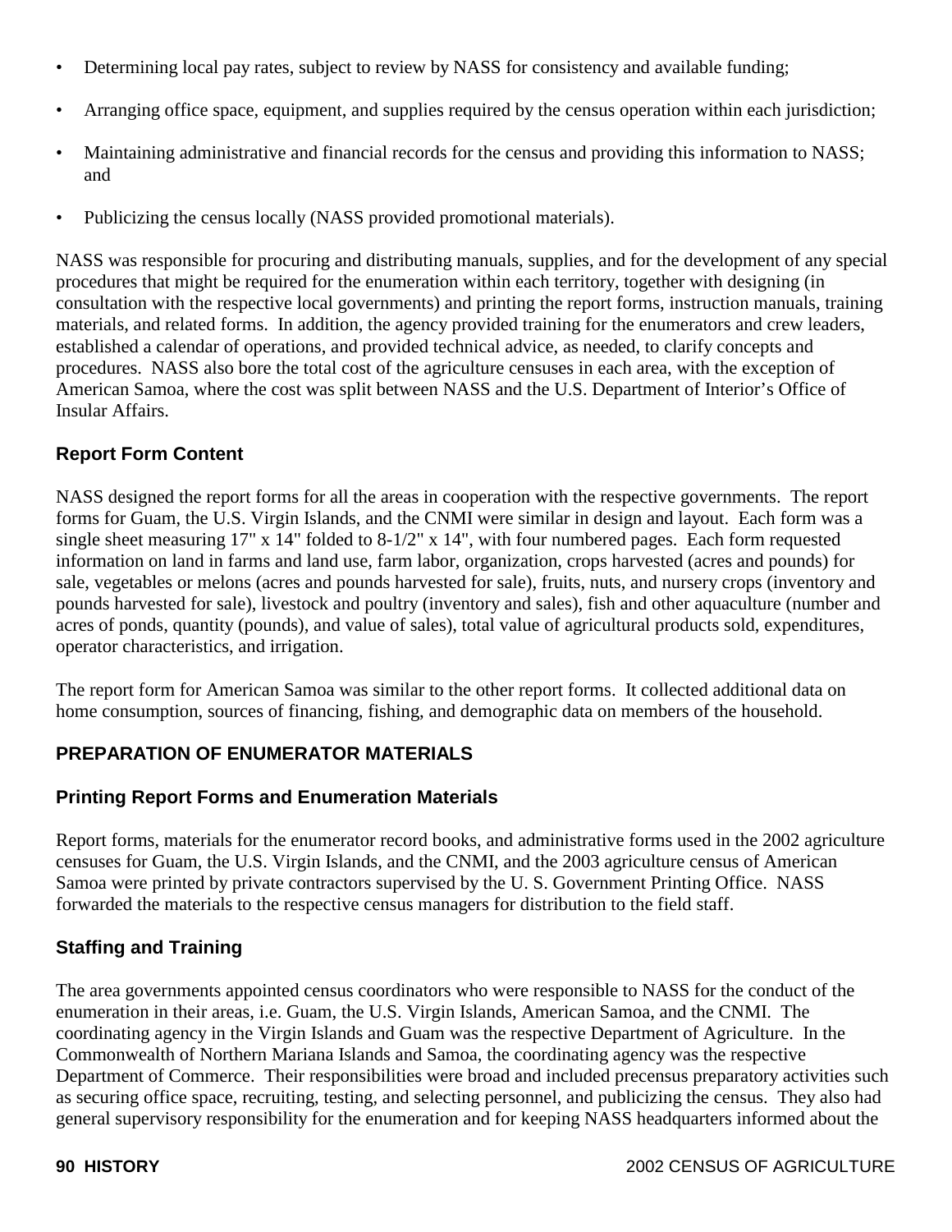- Determining local pay rates, subject to review by NASS for consistency and available funding;
- Arranging office space, equipment, and supplies required by the census operation within each jurisdiction;
- Maintaining administrative and financial records for the census and providing this information to NASS; and
- Publicizing the census locally (NASS provided promotional materials).

NASS was responsible for procuring and distributing manuals, supplies, and for the development of any special procedures that might be required for the enumeration within each territory, together with designing (in consultation with the respective local governments) and printing the report forms, instruction manuals, training materials, and related forms. In addition, the agency provided training for the enumerators and crew leaders, established a calendar of operations, and provided technical advice, as needed, to clarify concepts and procedures. NASS also bore the total cost of the agriculture censuses in each area, with the exception of American Samoa, where the cost was split between NASS and the U.S. Department of Interior's Office of Insular Affairs.

### Report Form Content

NASS designed the report forms for all the areas in cooperation with the respective governments. The report forms for Guam, the U.S. Virgin Islands, and the CNMI were similar in design and layout. Each form was a single sheet measuring 17" x 14" folded to 8-1/2" x 14", with four numbered pages. Each form requested information on land in farms and land use, farm labor, organization, crops harvested (acres and pounds) for sale, vegetables or melons (acres and pounds harvested for sale), fruits, nuts, and nursery crops (inventory and pounds harvested for sale), livestock and poultry (inventory and sales), fish and other aquaculture (number and acres of ponds, quantity (pounds), and value of sales), total value of agricultural products sold, expenditures, operator characteristics, and irrigation.

The report form for American Samoa was similar to the other report forms. It collected additional data on home consumption, sources of financing, fishing, and demographic data on members of the household.

## PREPARATION OF ENUMERATOR MATERIALS

### Printing Report Forms and Enumeration Materials

Report forms, materials for the enumerator record books, and administrative forms used in the 2002 agriculture censuses for Guam, the U.S. Virgin Islands, and the CNMI, and the 2003 agriculture census of American Samoa were printed by private contractors supervised by the U. S. Government Printing Office. NASS forwarded the materials to the respective census managers for distribution to the field staff.

### Staffing and Training

The area governments appointed census coordinators who were responsible to NASS for the conduct of the enumeration in their areas, i.e. Guam, the U.S. Virgin Islands, American Samoa, and the CNMI. The coordinating agency in the Virgin Islands and Guam was the respective Department of Agriculture. In the Commonwealth of Northern Mariana Islands and Samoa, the coordinating agency was the respective Department of Commerce. Their responsibilities were broad and included precensus preparatory activities such as securing office space, recruiting, testing, and selecting personnel, and publicizing the census. They also had general supervisory responsibility for the enumeration and for keeping NASS headquarters informed about the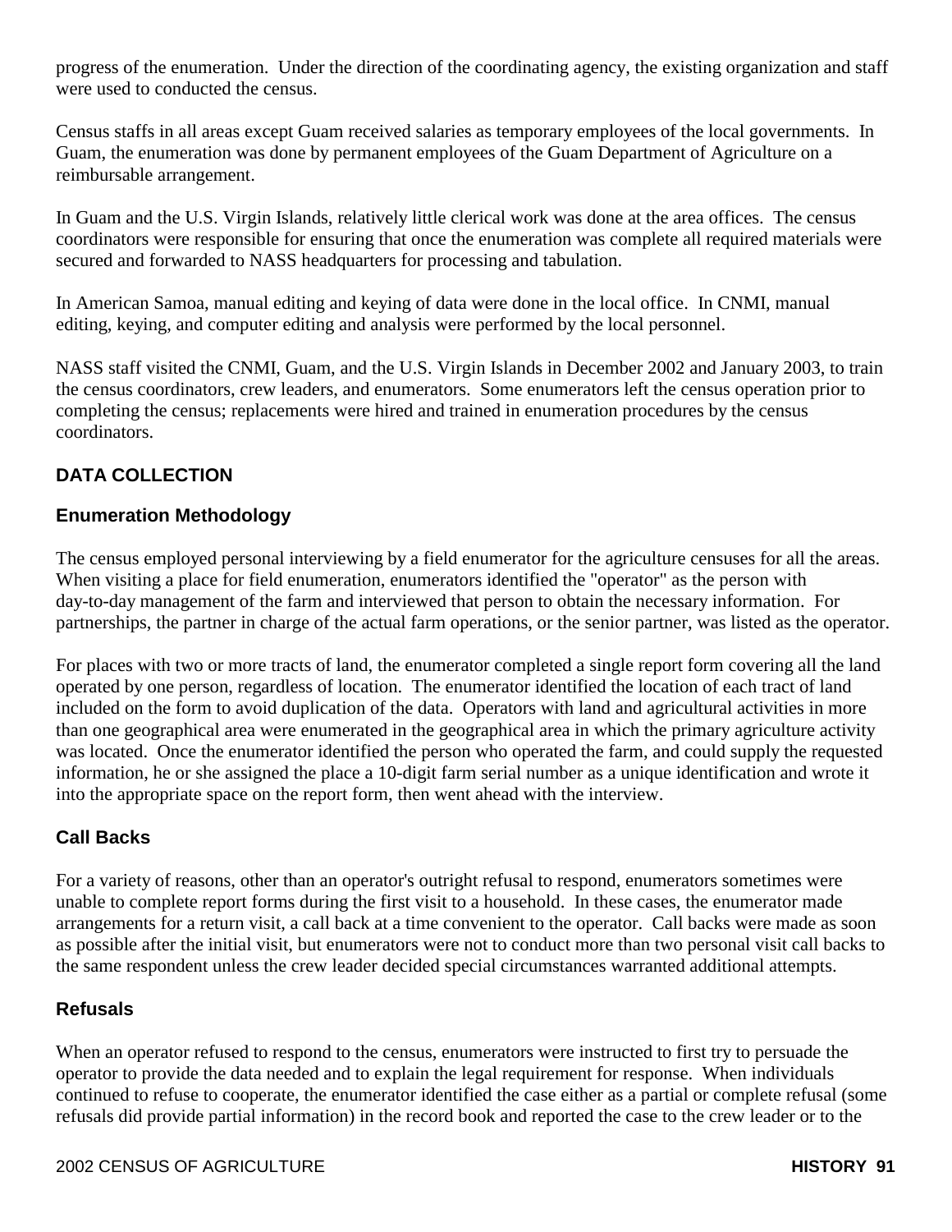progress of the enumeration. Under the direction of the coordinating agency, the existing organization and staff were used to conducted the census.

Census staffs in all areas except Guam received salaries as temporary employees of the local governments. In Guam, the enumeration was done by permanent employees of the Guam Department of Agriculture on a reimbursable arrangement.

In Guam and the U.S. Virgin Islands, relatively little clerical work was done at the area offices. The census coordinators were responsible for ensuring that once the enumeration was complete all required materials were secured and forwarded to NASS headquarters for processing and tabulation.

In American Samoa, manual editing and keying of data were done in the local office. In CNMI, manual editing, keying, and computer editing and analysis were performed by the local personnel.

NASS staff visited the CNMI, Guam, and the U.S. Virgin Islands in December 2002 and January 2003, to train the census coordinators, crew leaders, and enumerators. Some enumerators left the census operation prior to completing the census; replacements were hired and trained in enumeration procedures by the census coordinators.

## DATA COLLECTION

### Enumeration Methodology

The census employed personal interviewing by a field enumerator for the agriculture censuses for all the areas. When visiting a place for field enumeration, enumerators identified the "operator" as the person with day-to-day management of the farm and interviewed that person to obtain the necessary information. For partnerships, the partner in charge of the actual farm operations, or the senior partner, was listed as the operator.

For places with two or more tracts of land, the enumerator completed a single report form covering all the land operated by one person, regardless of location. The enumerator identified the location of each tract of land included on the form to avoid duplication of the data. Operators with land and agricultural activities in more than one geographical area were enumerated in the geographical area in which the primary agriculture activity was located. Once the enumerator identified the person who operated the farm, and could supply the requested information, he or she assigned the place a 10-digit farm serial number as a unique identification and wrote it into the appropriate space on the report form, then went ahead with the interview.

### Call Backs

For a variety of reasons, other than an operator's outright refusal to respond, enumerators sometimes were unable to complete report forms during the first visit to a household. In these cases, the enumerator made arrangements for a return visit, a call back at a time convenient to the operator. Call backs were made as soon as possible after the initial visit, but enumerators were not to conduct more than two personal visit call backs to the same respondent unless the crew leader decided special circumstances warranted additional attempts.

### Refusals

When an operator refused to respond to the census, enumerators were instructed to first try to persuade the operator to provide the data needed and to explain the legal requirement for response. When individuals continued to refuse to cooperate, the enumerator identified the case either as a partial or complete refusal (some refusals did provide partial information) in the record book and reported the case to the crew leader or to the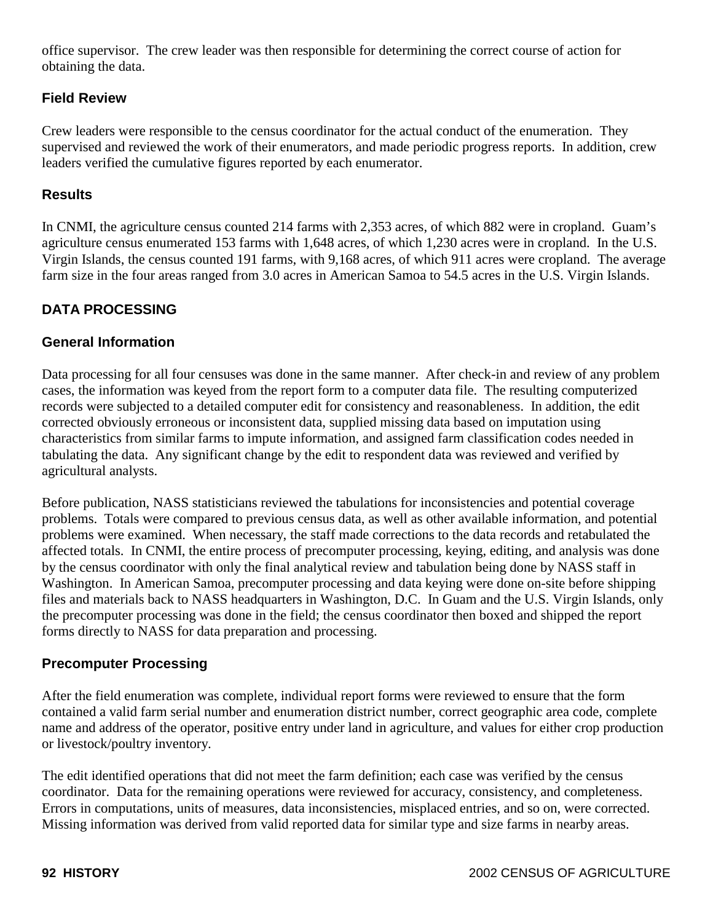office supervisor.  The crew leader was then responsible for determining the correct course of action for obtaining the data.

### Field Review

Crew leaders were responsible to the census coordinator for the actual conduct of the enumeration.  They supervised and reviewed the work of their enumerators, and made periodic progress reports.  In addition, crew leaders verified the cumulative figures reported by each enumerator.

### Results

In CNMI, the agriculture census counted 214 farms with 2,353 acres, of which 882 were in cropland.  Guam's agriculture census enumerated 153 farms with 1,648 acres, of which 1,230 acres were in cropland.  In the U.S. Virgin Islands, the census counted 191 farms, with 9,168 acres, of which 911 acres were cropland.  The average farm size in the four areas ranged from 3.0 acres in American Samoa to 54.5 acres in the U.S. Virgin Islands.

## DATA PROCESSING

### General Information

Data processing for all four censuses was done in the same manner.  After check-in and review of any problem cases, the information was keyed from the report form to a computer data file.  The resulting computerized records were subjected to a detailed computer edit for consistency and reasonableness.  In addition, the edit corrected obviously erroneous or inconsistent data, supplied missing data based on imputation using characteristics from similar farms to impute information, and assigned farm classification codes needed in tabulating the data.  Any significant change by the edit to respondent data was reviewed and verified by agricultural analysts.

Before publication, NASS statisticians reviewed the tabulations for inconsistencies and potential coverage problems.  Totals were compared to previous census data, as well as other available information, and potential problems were examined.  When necessary, the staff made corrections to the data records and retabulated the affected totals.  In CNMI, the entire process of precomputer processing, keying, editing, and analysis was done by the census coordinator with only the final analytical review and tabulation being done by NASS staff in Washington.  In American Samoa, precomputer processing and data keying were done on-site before shipping files and materials back to NASS headquarters in Washington, D.C.  In Guam and the U.S. Virgin Islands, only the precomputer processing was done in the field; the census coordinator then boxed and shipped the report forms directly to NASS for data preparation and processing.

### Precomputer Processing

After the field enumeration was complete, individual report forms were reviewed to ensure that the form contained a valid farm serial number and enumeration district number, correct geographic area code, complete name and address of the operator, positive entry under land in agriculture, and values for either crop production or livestock/poultry inventory.

The edit identified operations that did not meet the farm definition; each case was verified by the census coordinator.  Data for the remaining operations were reviewed for accuracy, consistency, and completeness. Errors in computations, units of measures, data inconsistencies, misplaced entries, and so on, were corrected. Missing information was derived from valid reported data for similar type and size farms in nearby areas.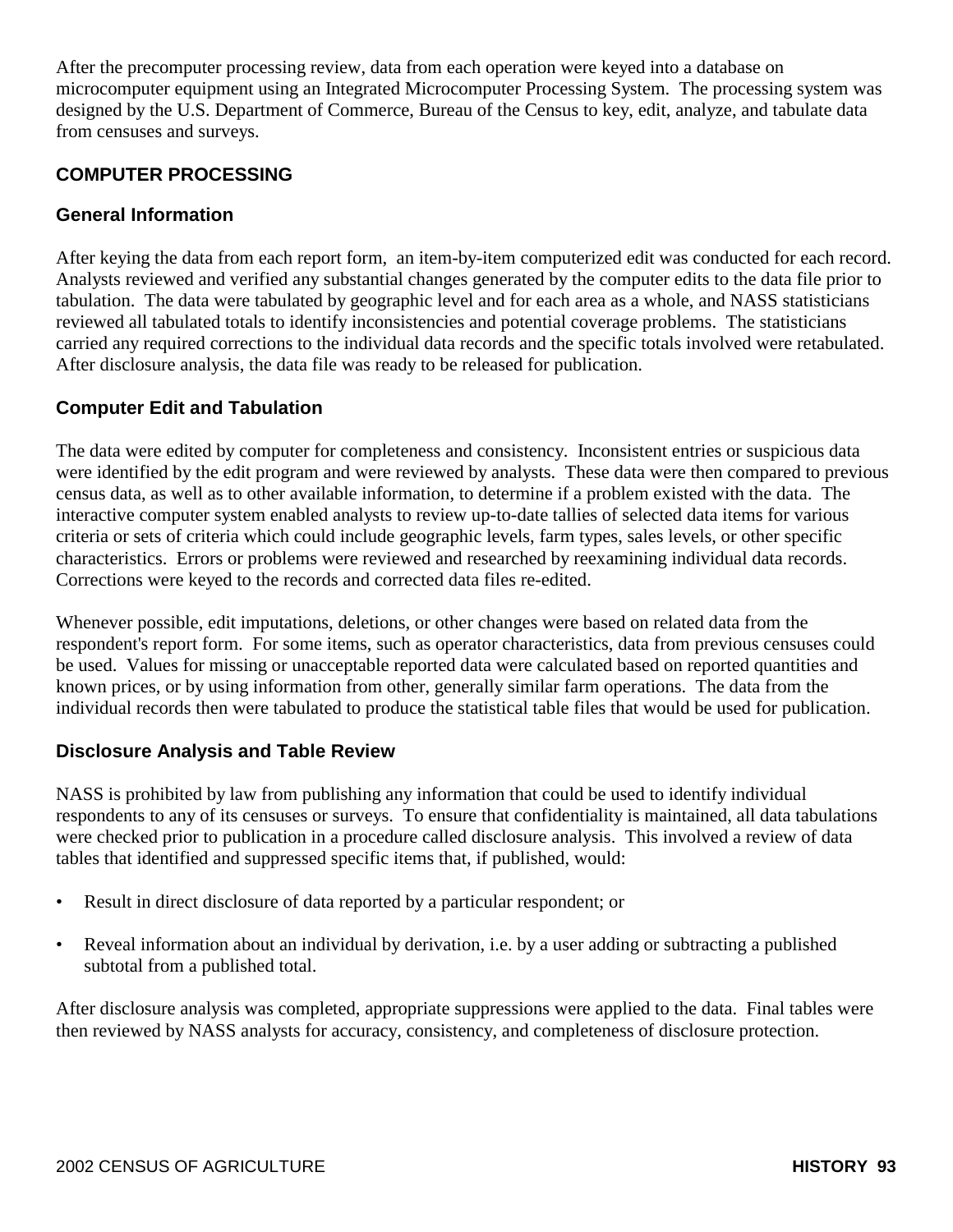After the precomputer processing review, data from each operation were keyed into a database on microcomputer equipment using an Integrated Microcomputer Processing System. The processing system was designed by the U.S. Department of Commerce, Bureau of the Census to key, edit, analyze, and tabulate data from censuses and surveys.

## COMPUTER PROCESSING

### General Information

After keying the data from each report form, an item-by-item computerized edit was conducted for each record. Analysts reviewed and verified any substantial changes generated by the computer edits to the data file prior to tabulation. The data were tabulated by geographic level and for each area as a whole, and NASS statisticians reviewed all tabulated totals to identify inconsistencies and potential coverage problems. The statisticians carried any required corrections to the individual data records and the specific totals involved were retabulated. After disclosure analysis, the data file was ready to be released for publication.

### Computer Edit and Tabulation

The data were edited by computer for completeness and consistency. Inconsistent entries or suspicious data were identified by the edit program and were reviewed by analysts. These data were then compared to previous census data, as well as to other available information, to determine if a problem existed with the data. The interactive computer system enabled analysts to review up-to-date tallies of selected data items for various criteria or sets of criteria which could include geographic levels, farm types, sales levels, or other specific characteristics. Errors or problems were reviewed and researched by reexamining individual data records. Corrections were keyed to the records and corrected data files re-edited.

Whenever possible, edit imputations, deletions, or other changes were based on related data from the respondent's report form. For some items, such as operator characteristics, data from previous censuses could be used. Values for missing or unacceptable reported data were calculated based on reported quantities and known prices, or by using information from other, generally similar farm operations. The data from the individual records then were tabulated to produce the statistical table files that would be used for publication.

### Disclosure Analysis and Table Review

NASS is prohibited by law from publishing any information that could be used to identify individual respondents to any of its censuses or surveys. To ensure that confidentiality is maintained, all data tabulations were checked prior to publication in a procedure called disclosure analysis. This involved a review of data tables that identified and suppressed specific items that, if published, would:

- Result in direct disclosure of data reported by a particular respondent; or
- Reveal information about an individual by derivation, i.e. by a user adding or subtracting a published subtotal from a published total.

After disclosure analysis was completed, appropriate suppressions were applied to the data. Final tables were then reviewed by NASS analysts for accuracy, consistency, and completeness of disclosure protection.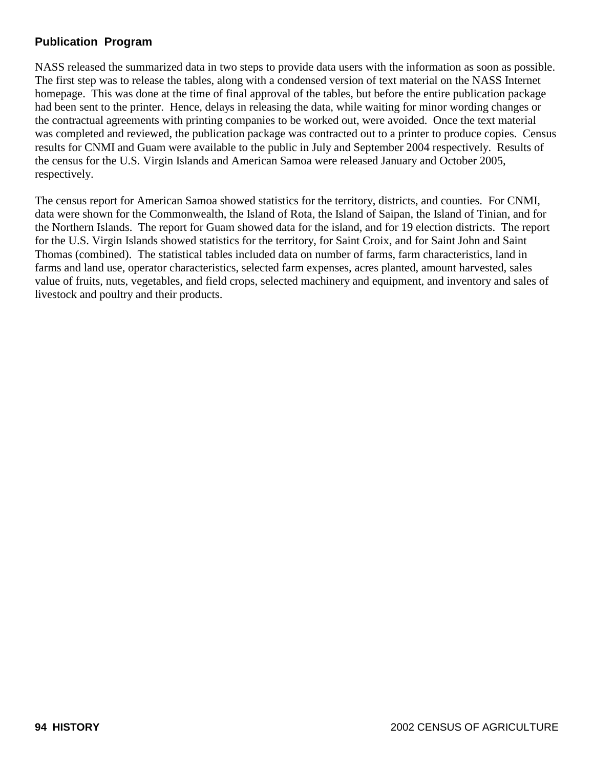## Publication Program

NASS released the summarized data in two steps to provide data users with the information as soon as possible. The first step was to release the tables, along with a condensed version of text material on the NASS Internet homepage. This was done at the time of final approval of the tables, but before the entire publication package had been sent to the printer. Hence, delays in releasing the data, while waiting for minor wording changes or the contractual agreements with printing companies to be worked out, were avoided. Once the text material was completed and reviewed, the publication package was contracted out to a printer to produce copies. Census results for CNMI and Guam were available to the public in July and September 2004 respectively. Results of the census for the U.S. Virgin Islands and American Samoa were released January and October 2005, respectively.

The census report for American Samoa showed statistics for the territory, districts, and counties. For CNMI, data were shown for the Commonwealth, the Island of Rota, the Island of Saipan, the Island of Tinian, and for the Northern Islands. The report for Guam showed data for the island, and for 19 election districts. The report for the U.S. Virgin Islands showed statistics for the territory, for Saint Croix, and for Saint John and Saint Thomas (combined). The statistical tables included data on number of farms, farm characteristics, land in farms and land use, operator characteristics, selected farm expenses, acres planted, amount harvested, sales value of fruits, nuts, vegetables, and field crops, selected machinery and equipment, and inventory and sales of livestock and poultry and their products.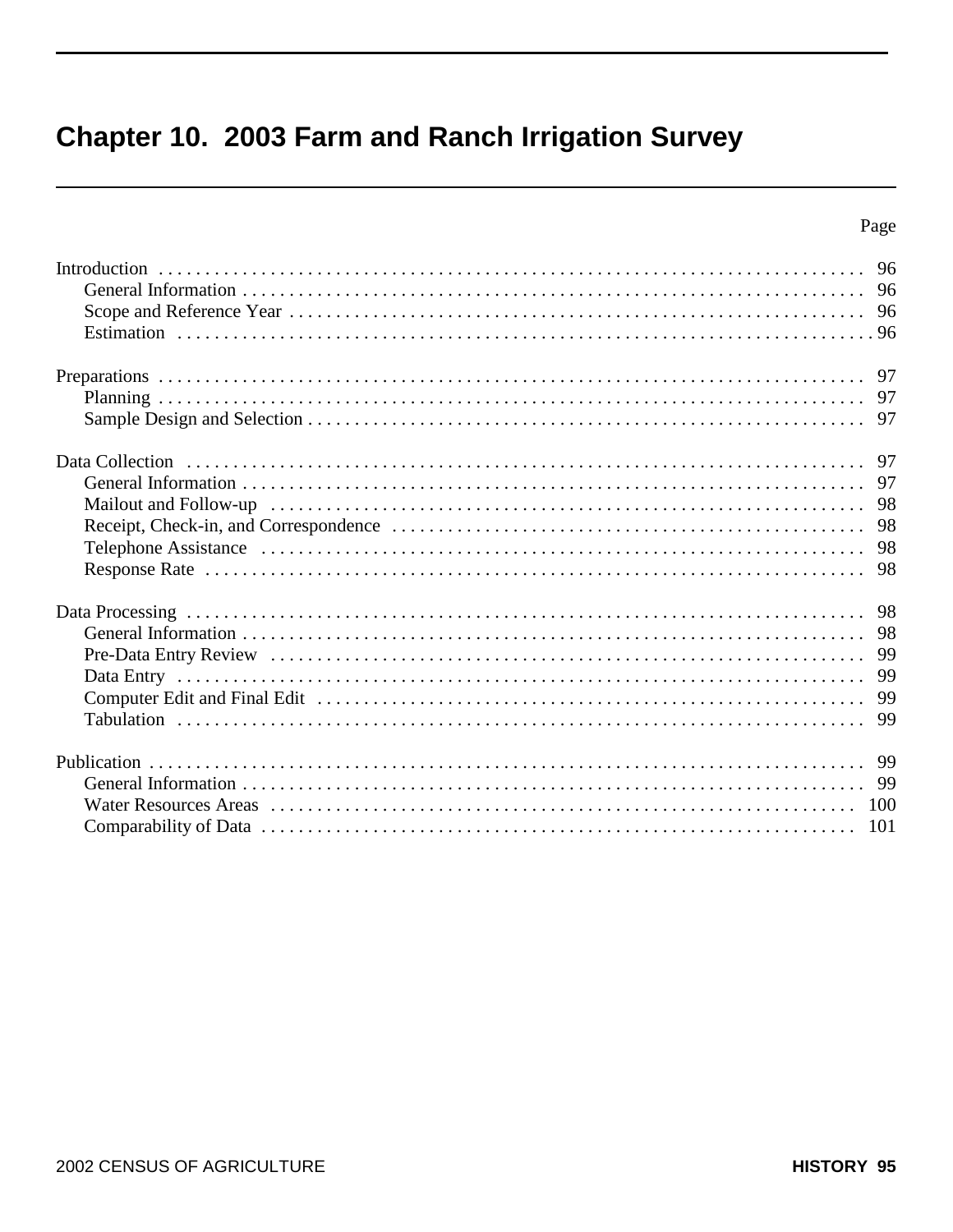# Chapter 10. 2003 Farm and Ranch Irrigation Survey

| | Page |
|---|---|
| Introduction | 96 |
| General Information | 96 |
| Scope and Reference Year | 96 |
| Estimation | 96 |
| | |
| Preparations | 97 |
| Planning | 97 |
| Sample Design and Selection | 97 |
| | |
| Data Collection | 97 |
| General Information | 97 |
| Mailout and Follow-up | 98 |
| Receipt, Check-in, and Correspondence | 98 |
| Telephone Assistance | 98 |
| Response Rate | 98 |
| | |
| Data Processing | 98 |
| General Information | 98 |
| Pre-Data Entry Review | 99 |
| Data Entry | 99 |
| Computer Edit and Final Edit | 99 |
| Tabulation | 99 |
| | |
| Publication | 99 |
| General Information | 99 |
| Water Resources Areas | 100 |
| Comparability of Data | 101 |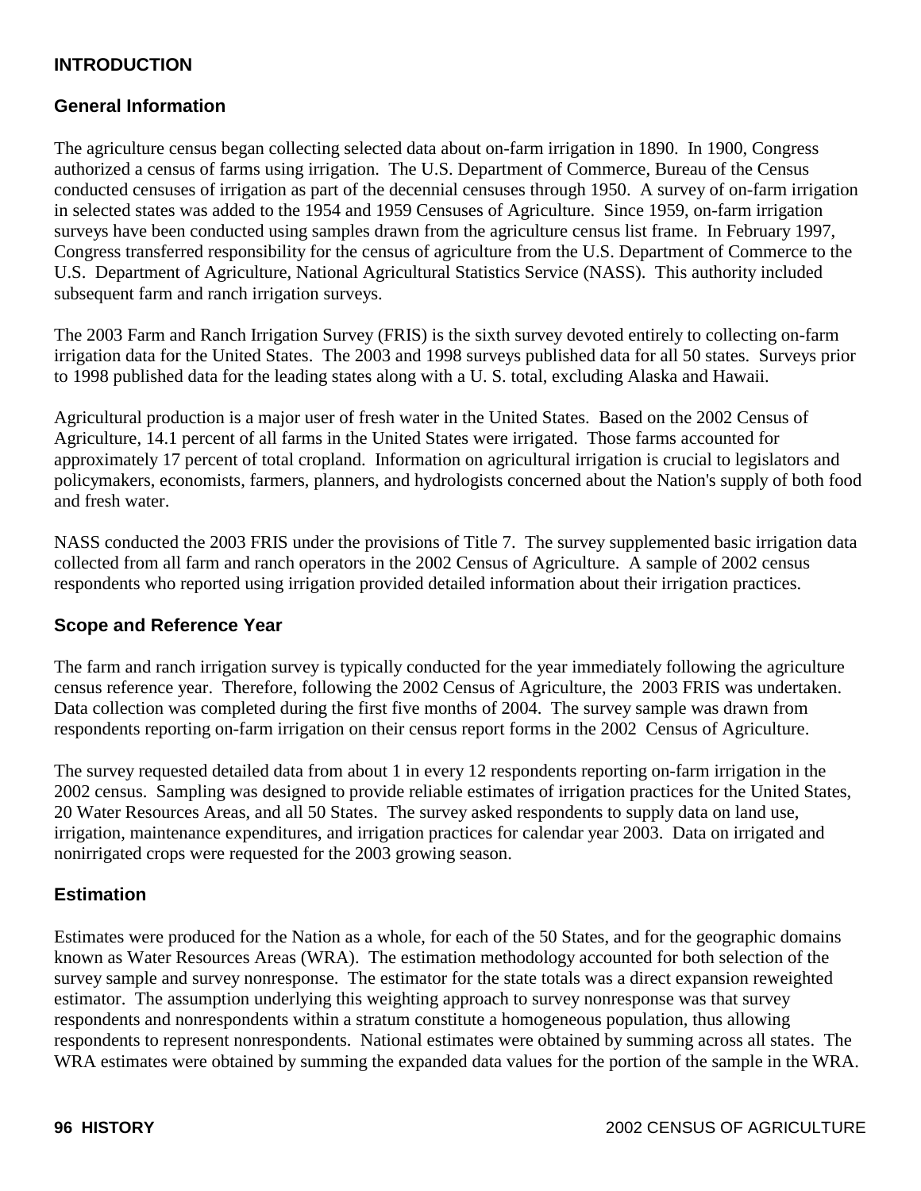# INTRODUCTION

## General Information

The agriculture census began collecting selected data about on-farm irrigation in 1890. In 1900, Congress authorized a census of farms using irrigation. The U.S. Department of Commerce, Bureau of the Census conducted censuses of irrigation as part of the decennial censuses through 1950. A survey of on-farm irrigation in selected states was added to the 1954 and 1959 Censuses of Agriculture. Since 1959, on-farm irrigation surveys have been conducted using samples drawn from the agriculture census list frame. In February 1997, Congress transferred responsibility for the census of agriculture from the U.S. Department of Commerce to the U.S. Department of Agriculture, National Agricultural Statistics Service (NASS). This authority included subsequent farm and ranch irrigation surveys.

The 2003 Farm and Ranch Irrigation Survey (FRIS) is the sixth survey devoted entirely to collecting on-farm irrigation data for the United States. The 2003 and 1998 surveys published data for all 50 states. Surveys prior to 1998 published data for the leading states along with a U. S. total, excluding Alaska and Hawaii.

Agricultural production is a major user of fresh water in the United States. Based on the 2002 Census of Agriculture, 14.1 percent of all farms in the United States were irrigated. Those farms accounted for approximately 17 percent of total cropland. Information on agricultural irrigation is crucial to legislators and policymakers, economists, farmers, planners, and hydrologists concerned about the Nation's supply of both food and fresh water.

NASS conducted the 2003 FRIS under the provisions of Title 7. The survey supplemented basic irrigation data collected from all farm and ranch operators in the 2002 Census of Agriculture. A sample of 2002 census respondents who reported using irrigation provided detailed information about their irrigation practices.

## Scope and Reference Year

The farm and ranch irrigation survey is typically conducted for the year immediately following the agriculture census reference year. Therefore, following the 2002 Census of Agriculture, the 2003 FRIS was undertaken. Data collection was completed during the first five months of 2004. The survey sample was drawn from respondents reporting on-farm irrigation on their census report forms in the 2002 Census of Agriculture.

The survey requested detailed data from about 1 in every 12 respondents reporting on-farm irrigation in the 2002 census. Sampling was designed to provide reliable estimates of irrigation practices for the United States, 20 Water Resources Areas, and all 50 States. The survey asked respondents to supply data on land use, irrigation, maintenance expenditures, and irrigation practices for calendar year 2003. Data on irrigated and nonirrigated crops were requested for the 2003 growing season.

## Estimation

Estimates were produced for the Nation as a whole, for each of the 50 States, and for the geographic domains known as Water Resources Areas (WRA). The estimation methodology accounted for both selection of the survey sample and survey nonresponse. The estimator for the state totals was a direct expansion reweighted estimator. The assumption underlying this weighting approach to survey nonresponse was that survey respondents and nonrespondents within a stratum constitute a homogeneous population, thus allowing respondents to represent nonrespondents. National estimates were obtained by summing across all states. The WRA estimates were obtained by summing the expanded data values for the portion of the sample in the WRA.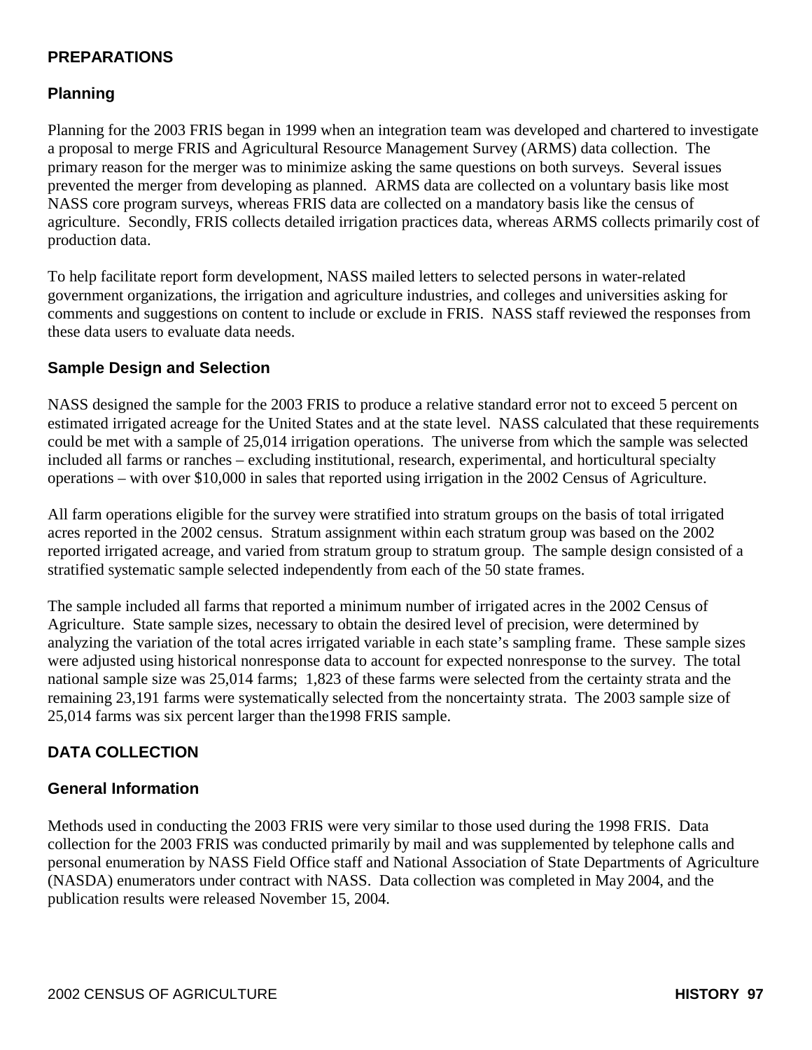## PREPARATIONS

### Planning

Planning for the 2003 FRIS began in 1999 when an integration team was developed and chartered to investigate a proposal to merge FRIS and Agricultural Resource Management Survey (ARMS) data collection. The primary reason for the merger was to minimize asking the same questions on both surveys. Several issues prevented the merger from developing as planned. ARMS data are collected on a voluntary basis like most NASS core program surveys, whereas FRIS data are collected on a mandatory basis like the census of agriculture. Secondly, FRIS collects detailed irrigation practices data, whereas ARMS collects primarily cost of production data.

To help facilitate report form development, NASS mailed letters to selected persons in water-related government organizations, the irrigation and agriculture industries, and colleges and universities asking for comments and suggestions on content to include or exclude in FRIS. NASS staff reviewed the responses from these data users to evaluate data needs.

### Sample Design and Selection

NASS designed the sample for the 2003 FRIS to produce a relative standard error not to exceed 5 percent on estimated irrigated acreage for the United States and at the state level. NASS calculated that these requirements could be met with a sample of 25,014 irrigation operations. The universe from which the sample was selected included all farms or ranches – excluding institutional, research, experimental, and horticultural specialty operations – with over $10,000 in sales that reported using irrigation in the 2002 Census of Agriculture.

All farm operations eligible for the survey were stratified into stratum groups on the basis of total irrigated acres reported in the 2002 census. Stratum assignment within each stratum group was based on the 2002 reported irrigated acreage, and varied from stratum group to stratum group. The sample design consisted of a stratified systematic sample selected independently from each of the 50 state frames.

The sample included all farms that reported a minimum number of irrigated acres in the 2002 Census of Agriculture. State sample sizes, necessary to obtain the desired level of precision, were determined by analyzing the variation of the total acres irrigated variable in each state's sampling frame. These sample sizes were adjusted using historical nonresponse data to account for expected nonresponse to the survey. The total national sample size was 25,014 farms; 1,823 of these farms were selected from the certainty strata and the remaining 23,191 farms were systematically selected from the noncertainty strata. The 2003 sample size of 25,014 farms was six percent larger than the1998 FRIS sample.

## DATA COLLECTION

### General Information

Methods used in conducting the 2003 FRIS were very similar to those used during the 1998 FRIS. Data collection for the 2003 FRIS was conducted primarily by mail and was supplemented by telephone calls and personal enumeration by NASS Field Office staff and National Association of State Departments of Agriculture (NASDA) enumerators under contract with NASS. Data collection was completed in May 2004, and the publication results were released November 15, 2004.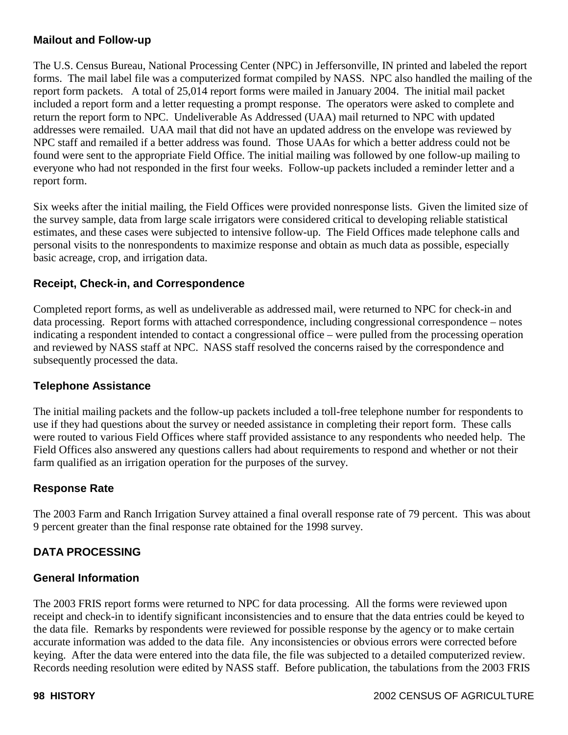### Mailout and Follow-up

The U.S. Census Bureau, National Processing Center (NPC) in Jeffersonville, IN printed and labeled the report forms. The mail label file was a computerized format compiled by NASS. NPC also handled the mailing of the report form packets. A total of 25,014 report forms were mailed in January 2004. The initial mail packet included a report form and a letter requesting a prompt response. The operators were asked to complete and return the report form to NPC. Undeliverable As Addressed (UAA) mail returned to NPC with updated addresses were remailed. UAA mail that did not have an updated address on the envelope was reviewed by NPC staff and remailed if a better address was found. Those UAAs for which a better address could not be found were sent to the appropriate Field Office. The initial mailing was followed by one follow-up mailing to everyone who had not responded in the first four weeks. Follow-up packets included a reminder letter and a report form.

Six weeks after the initial mailing, the Field Offices were provided nonresponse lists. Given the limited size of the survey sample, data from large scale irrigators were considered critical to developing reliable statistical estimates, and these cases were subjected to intensive follow-up. The Field Offices made telephone calls and personal visits to the nonrespondents to maximize response and obtain as much data as possible, especially basic acreage, crop, and irrigation data.

### Receipt, Check-in, and Correspondence

Completed report forms, as well as undeliverable as addressed mail, were returned to NPC for check-in and data processing. Report forms with attached correspondence, including congressional correspondence – notes indicating a respondent intended to contact a congressional office – were pulled from the processing operation and reviewed by NASS staff at NPC. NASS staff resolved the concerns raised by the correspondence and subsequently processed the data.

### Telephone Assistance

The initial mailing packets and the follow-up packets included a toll-free telephone number for respondents to use if they had questions about the survey or needed assistance in completing their report form. These calls were routed to various Field Offices where staff provided assistance to any respondents who needed help. The Field Offices also answered any questions callers had about requirements to respond and whether or not their farm qualified as an irrigation operation for the purposes of the survey.

### Response Rate

The 2003 Farm and Ranch Irrigation Survey attained a final overall response rate of 79 percent. This was about 9 percent greater than the final response rate obtained for the 1998 survey.

## DATA PROCESSING

### General Information

The 2003 FRIS report forms were returned to NPC for data processing. All the forms were reviewed upon receipt and check-in to identify significant inconsistencies and to ensure that the data entries could be keyed to the data file. Remarks by respondents were reviewed for possible response by the agency or to make certain accurate information was added to the data file. Any inconsistencies or obvious errors were corrected before keying. After the data were entered into the data file, the file was subjected to a detailed computerized review. Records needing resolution were edited by NASS staff. Before publication, the tabulations from the 2003 FRIS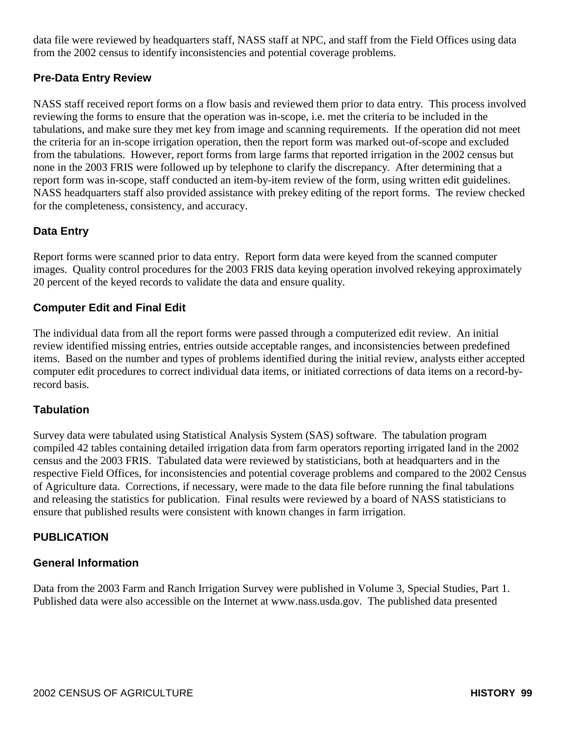data file were reviewed by headquarters staff, NASS staff at NPC, and staff from the Field Offices using data from the 2002 census to identify inconsistencies and potential coverage problems.

### Pre-Data Entry Review

NASS staff received report forms on a flow basis and reviewed them prior to data entry. This process involved reviewing the forms to ensure that the operation was in-scope, i.e. met the criteria to be included in the tabulations, and make sure they met key from image and scanning requirements. If the operation did not meet the criteria for an in-scope irrigation operation, then the report form was marked out-of-scope and excluded from the tabulations. However, report forms from large farms that reported irrigation in the 2002 census but none in the 2003 FRIS were followed up by telephone to clarify the discrepancy. After determining that a report form was in-scope, staff conducted an item-by-item review of the form, using written edit guidelines. NASS headquarters staff also provided assistance with prekey editing of the report forms. The review checked for the completeness, consistency, and accuracy.

### Data Entry

Report forms were scanned prior to data entry. Report form data were keyed from the scanned computer images. Quality control procedures for the 2003 FRIS data keying operation involved rekeying approximately 20 percent of the keyed records to validate the data and ensure quality.

### Computer Edit and Final Edit

The individual data from all the report forms were passed through a computerized edit review. An initial review identified missing entries, entries outside acceptable ranges, and inconsistencies between predefined items. Based on the number and types of problems identified during the initial review, analysts either accepted computer edit procedures to correct individual data items, or initiated corrections of data items on a record-by-record basis.

### Tabulation

Survey data were tabulated using Statistical Analysis System (SAS) software. The tabulation program compiled 42 tables containing detailed irrigation data from farm operators reporting irrigated land in the 2002 census and the 2003 FRIS. Tabulated data were reviewed by statisticians, both at headquarters and in the respective Field Offices, for inconsistencies and potential coverage problems and compared to the 2002 Census of Agriculture data. Corrections, if necessary, were made to the data file before running the final tabulations and releasing the statistics for publication. Final results were reviewed by a board of NASS statisticians to ensure that published results were consistent with known changes in farm irrigation.

## PUBLICATION

### General Information

Data from the 2003 Farm and Ranch Irrigation Survey were published in Volume 3, Special Studies, Part 1. Published data were also accessible on the Internet at www.nass.usda.gov. The published data presented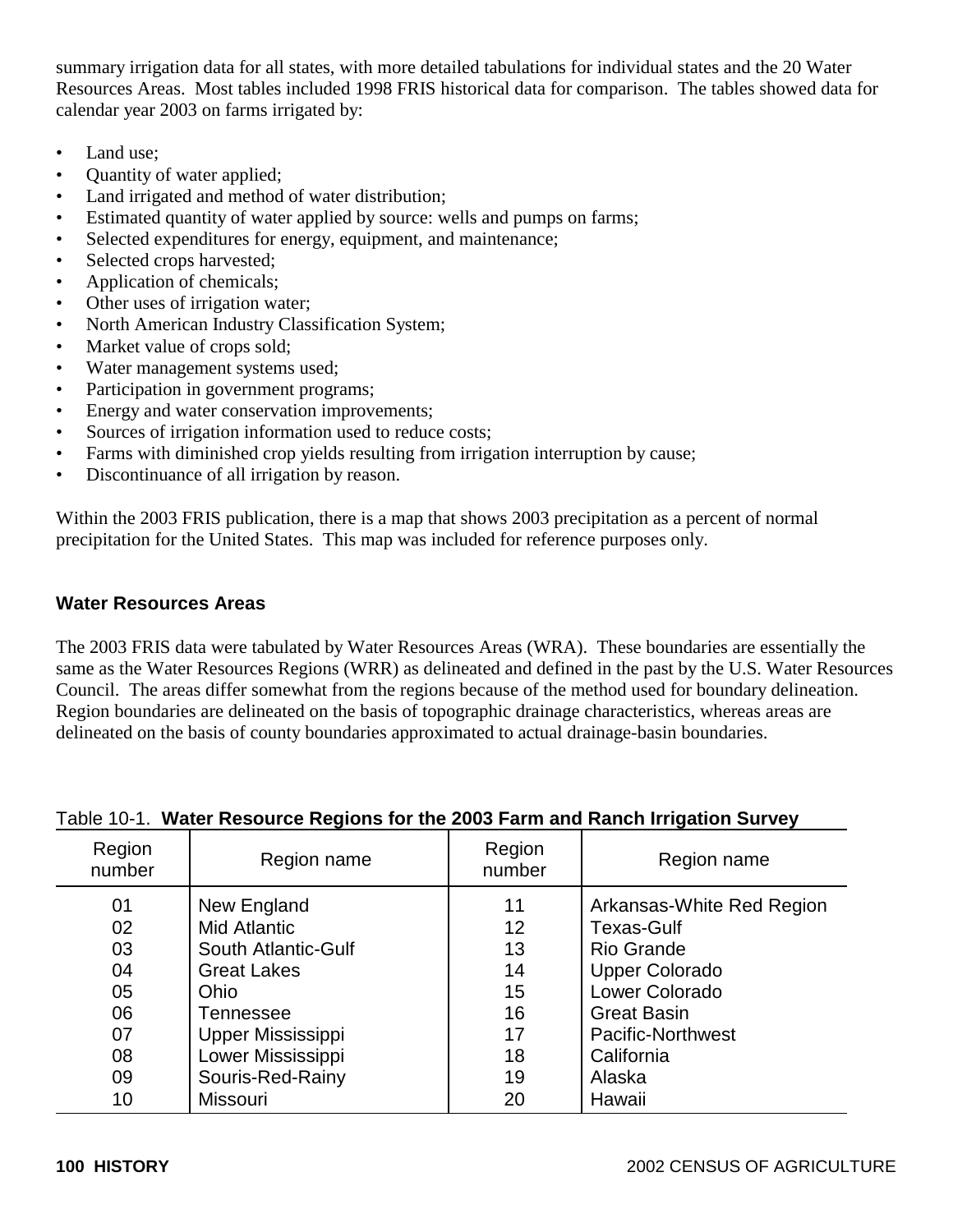summary irrigation data for all states, with more detailed tabulations for individual states and the 20 Water Resources Areas. Most tables included 1998 FRIS historical data for comparison. The tables showed data for calendar year 2003 on farms irrigated by:

- Land use;
- Quantity of water applied;
- Land irrigated and method of water distribution;
- Estimated quantity of water applied by source: wells and pumps on farms;
- Selected expenditures for energy, equipment, and maintenance;
- Selected crops harvested;
- Application of chemicals;
- Other uses of irrigation water;
- North American Industry Classification System;
- Market value of crops sold;
- Water management systems used;
- Participation in government programs;
- Energy and water conservation improvements;
- Sources of irrigation information used to reduce costs;
- Farms with diminished crop yields resulting from irrigation interruption by cause;
- Discontinuance of all irrigation by reason.

Within the 2003 FRIS publication, there is a map that shows 2003 precipitation as a percent of normal precipitation for the United States. This map was included for reference purposes only.

### Water Resources Areas

The 2003 FRIS data were tabulated by Water Resources Areas (WRA). These boundaries are essentially the same as the Water Resources Regions (WRR) as delineated and defined in the past by the U.S. Water Resources Council. The areas differ somewhat from the regions because of the method used for boundary delineation. Region boundaries are delineated on the basis of topographic drainage characteristics, whereas areas are delineated on the basis of county boundaries approximated to actual drainage-basin boundaries.

Table 10-1. **Water Resource Regions for the 2003 Farm and Ranch Irrigation Survey**

| Region number | Region name | Region number | Region name |
|---|---|---|---|
| 01 | New England | 11 | Arkansas-White Red Region |
| 02 | Mid Atlantic | 12 | Texas-Gulf |
| 03 | South Atlantic-Gulf | 13 | Rio Grande |
| 04 | Great Lakes | 14 | Upper Colorado |
| 05 | Ohio | 15 | Lower Colorado |
| 06 | Tennessee | 16 | Great Basin |
| 07 | Upper Mississippi | 17 | Pacific-Northwest |
| 08 | Lower Mississippi | 18 | California |
| 09 | Souris-Red-Rainy | 19 | Alaska |
| 10 | Missouri | 20 | Hawaii |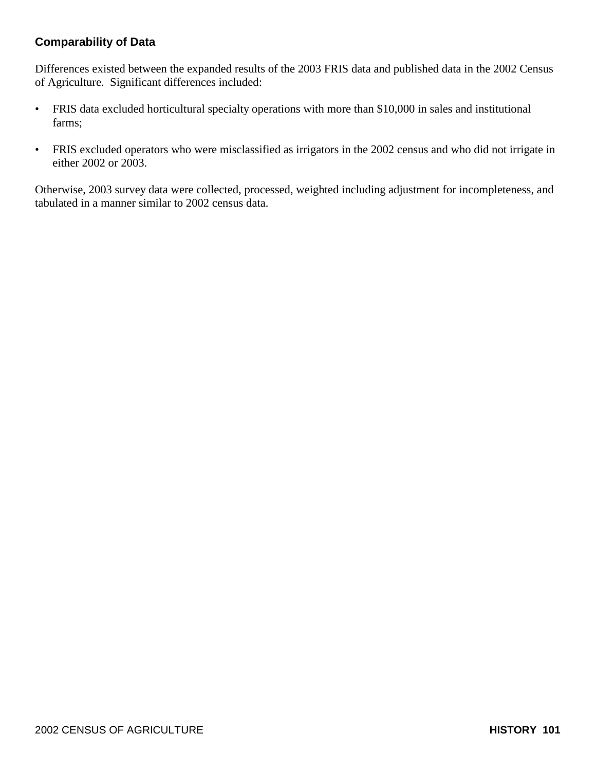### Comparability of Data

Differences existed between the expanded results of the 2003 FRIS data and published data in the 2002 Census of Agriculture. Significant differences included:

- FRIS data excluded horticultural specialty operations with more than $10,000 in sales and institutional farms;
- FRIS excluded operators who were misclassified as irrigators in the 2002 census and who did not irrigate in either 2002 or 2003.

Otherwise, 2003 survey data were collected, processed, weighted including adjustment for incompleteness, and tabulated in a manner similar to 2002 census data.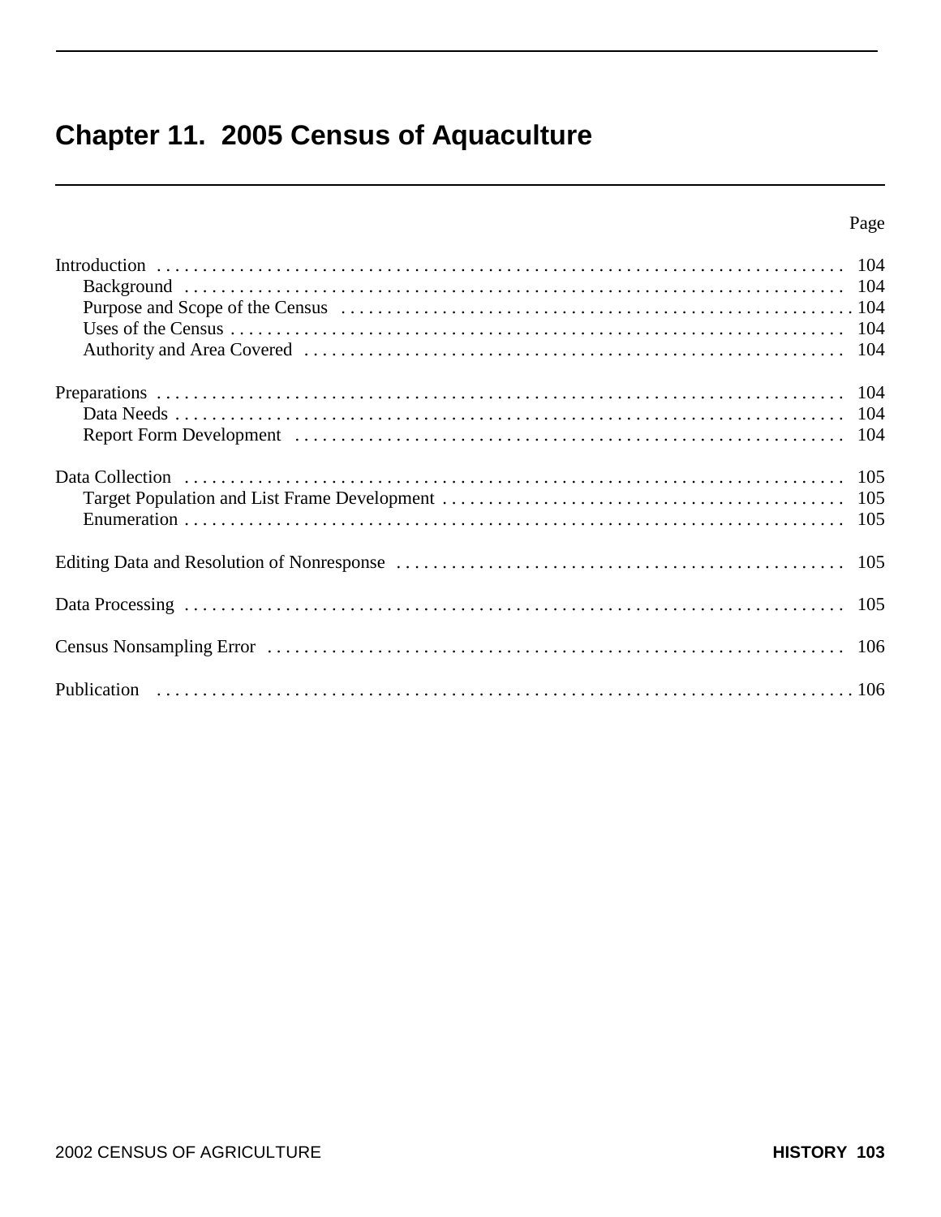# Chapter 11. 2005 Census of Aquaculture

| | Page |
|---|---|
| Introduction | 104 |
| Background | 104 |
| Purpose and Scope of the Census | 104 |
| Uses of the Census | 104 |
| Authority and Area Covered | 104 |
| Preparations | 104 |
| Data Needs | 104 |
| Report Form Development | 104 |
| Data Collection | 105 |
| Target Population and List Frame Development | 105 |
| Enumeration | 105 |
| Editing Data and Resolution of Nonresponse | 105 |
| Data Processing | 105 |
| Census Nonsampling Error | 106 |
| Publication | 106 |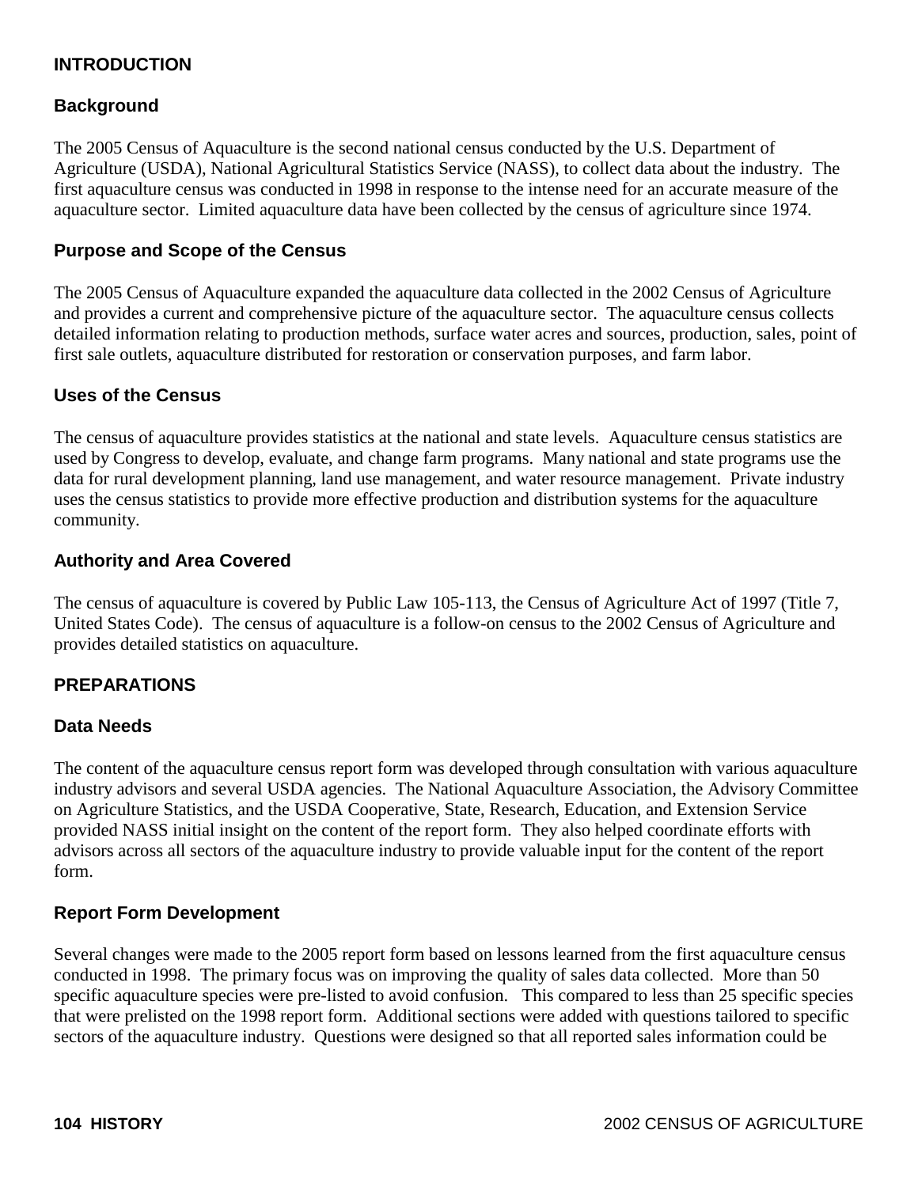## INTRODUCTION

### Background

The 2005 Census of Aquaculture is the second national census conducted by the U.S. Department of Agriculture (USDA), National Agricultural Statistics Service (NASS), to collect data about the industry. The first aquaculture census was conducted in 1998 in response to the intense need for an accurate measure of the aquaculture sector. Limited aquaculture data have been collected by the census of agriculture since 1974.

### Purpose and Scope of the Census

The 2005 Census of Aquaculture expanded the aquaculture data collected in the 2002 Census of Agriculture and provides a current and comprehensive picture of the aquaculture sector. The aquaculture census collects detailed information relating to production methods, surface water acres and sources, production, sales, point of first sale outlets, aquaculture distributed for restoration or conservation purposes, and farm labor.

### Uses of the Census

The census of aquaculture provides statistics at the national and state levels. Aquaculture census statistics are used by Congress to develop, evaluate, and change farm programs. Many national and state programs use the data for rural development planning, land use management, and water resource management. Private industry uses the census statistics to provide more effective production and distribution systems for the aquaculture community.

### Authority and Area Covered

The census of aquaculture is covered by Public Law 105-113, the Census of Agriculture Act of 1997 (Title 7, United States Code). The census of aquaculture is a follow-on census to the 2002 Census of Agriculture and provides detailed statistics on aquaculture.

## PREPARATIONS

### Data Needs

The content of the aquaculture census report form was developed through consultation with various aquaculture industry advisors and several USDA agencies. The National Aquaculture Association, the Advisory Committee on Agriculture Statistics, and the USDA Cooperative, State, Research, Education, and Extension Service provided NASS initial insight on the content of the report form. They also helped coordinate efforts with advisors across all sectors of the aquaculture industry to provide valuable input for the content of the report form.

### Report Form Development

Several changes were made to the 2005 report form based on lessons learned from the first aquaculture census conducted in 1998. The primary focus was on improving the quality of sales data collected. More than 50 specific aquaculture species were pre-listed to avoid confusion. This compared to less than 25 specific species that were prelisted on the 1998 report form. Additional sections were added with questions tailored to specific sectors of the aquaculture industry. Questions were designed so that all reported sales information could be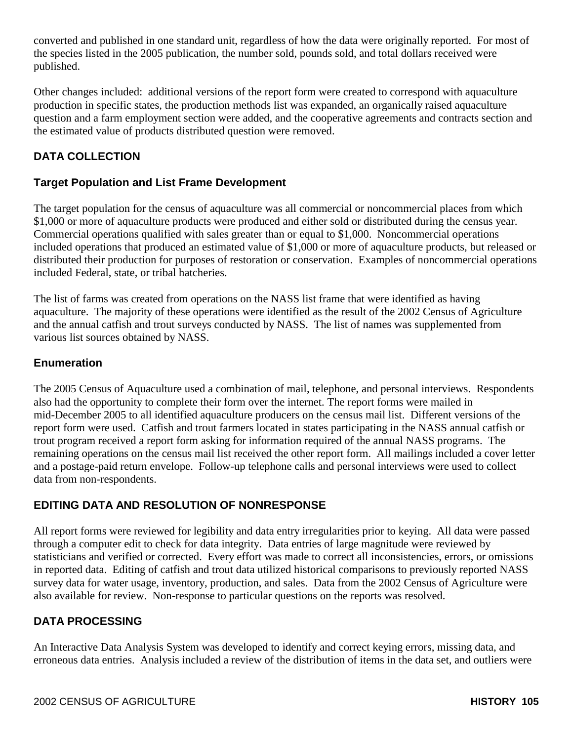converted and published in one standard unit, regardless of how the data were originally reported. For most of the species listed in the 2005 publication, the number sold, pounds sold, and total dollars received were published.

Other changes included: additional versions of the report form were created to correspond with aquaculture production in specific states, the production methods list was expanded, an organically raised aquaculture question and a farm employment section were added, and the cooperative agreements and contracts section and the estimated value of products distributed question were removed.

## DATA COLLECTION

### Target Population and List Frame Development

The target population for the census of aquaculture was all commercial or noncommercial places from which $1,000 or more of aquaculture products were produced and either sold or distributed during the census year. Commercial operations qualified with sales greater than or equal to $1,000. Noncommercial operations included operations that produced an estimated value of $1,000 or more of aquaculture products, but released or distributed their production for purposes of restoration or conservation. Examples of noncommercial operations included Federal, state, or tribal hatcheries.

The list of farms was created from operations on the NASS list frame that were identified as having aquaculture. The majority of these operations were identified as the result of the 2002 Census of Agriculture and the annual catfish and trout surveys conducted by NASS. The list of names was supplemented from various list sources obtained by NASS.

### Enumeration

The 2005 Census of Aquaculture used a combination of mail, telephone, and personal interviews. Respondents also had the opportunity to complete their form over the internet. The report forms were mailed in mid-December 2005 to all identified aquaculture producers on the census mail list. Different versions of the report form were used. Catfish and trout farmers located in states participating in the NASS annual catfish or trout program received a report form asking for information required of the annual NASS programs. The remaining operations on the census mail list received the other report form. All mailings included a cover letter and a postage-paid return envelope. Follow-up telephone calls and personal interviews were used to collect data from non-respondents.

## EDITING DATA AND RESOLUTION OF NONRESPONSE

All report forms were reviewed for legibility and data entry irregularities prior to keying. All data were passed through a computer edit to check for data integrity. Data entries of large magnitude were reviewed by statisticians and verified or corrected. Every effort was made to correct all inconsistencies, errors, or omissions in reported data. Editing of catfish and trout data utilized historical comparisons to previously reported NASS survey data for water usage, inventory, production, and sales. Data from the 2002 Census of Agriculture were also available for review. Non-response to particular questions on the reports was resolved.

## DATA PROCESSING

An Interactive Data Analysis System was developed to identify and correct keying errors, missing data, and erroneous data entries. Analysis included a review of the distribution of items in the data set, and outliers were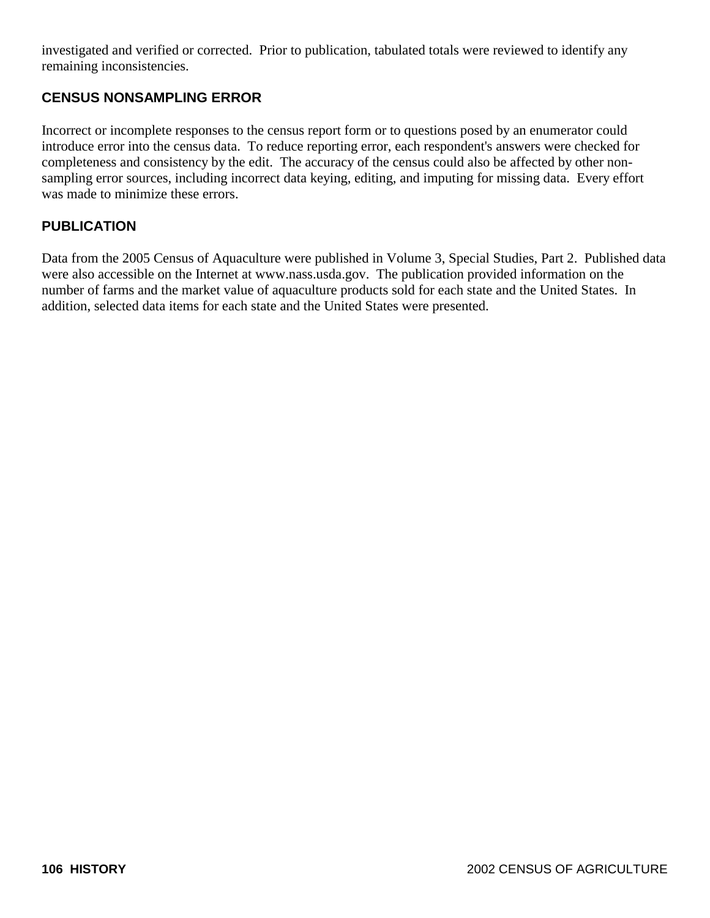investigated and verified or corrected. Prior to publication, tabulated totals were reviewed to identify any remaining inconsistencies.

## CENSUS NONSAMPLING ERROR

Incorrect or incomplete responses to the census report form or to questions posed by an enumerator could introduce error into the census data. To reduce reporting error, each respondent's answers were checked for completeness and consistency by the edit. The accuracy of the census could also be affected by other non-sampling error sources, including incorrect data keying, editing, and imputing for missing data. Every effort was made to minimize these errors.

## PUBLICATION

Data from the 2005 Census of Aquaculture were published in Volume 3, Special Studies, Part 2. Published data were also accessible on the Internet at www.nass.usda.gov. The publication provided information on the number of farms and the market value of aquaculture products sold for each state and the United States. In addition, selected data items for each state and the United States were presented.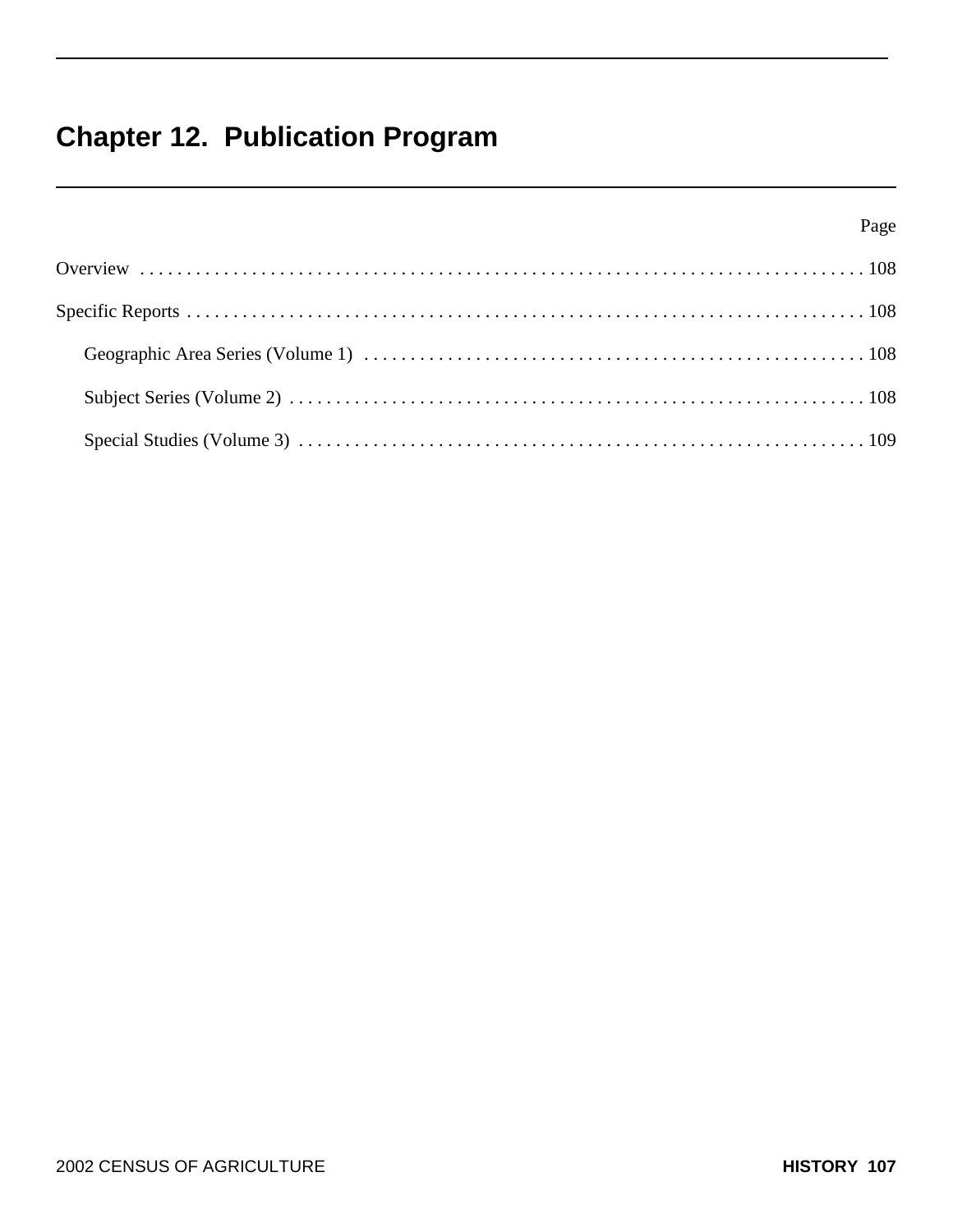# Chapter 12. Publication Program

| | Page |
|---|---|
| Overview | 108 |
| Specific Reports | 108 |
| Geographic Area Series (Volume 1) | 108 |
| Subject Series (Volume 2) | 108 |
| Special Studies (Volume 3) | 109 |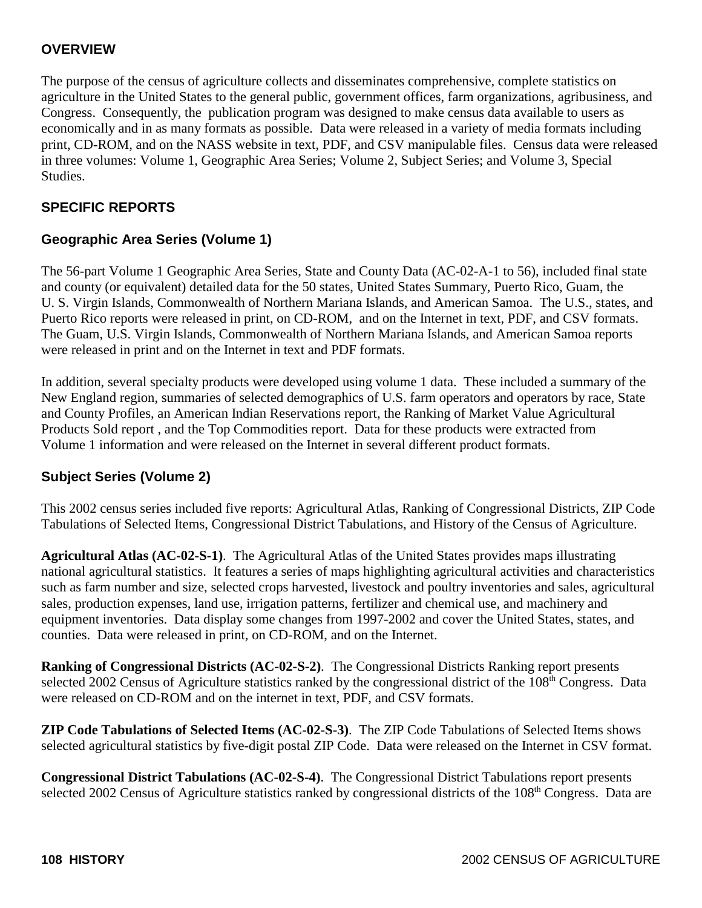## OVERVIEW

The purpose of the census of agriculture collects and disseminates comprehensive, complete statistics on agriculture in the United States to the general public, government offices, farm organizations, agribusiness, and Congress. Consequently, the publication program was designed to make census data available to users as economically and in as many formats as possible. Data were released in a variety of media formats including print, CD-ROM, and on the NASS website in text, PDF, and CSV manipulable files. Census data were released in three volumes: Volume 1, Geographic Area Series; Volume 2, Subject Series; and Volume 3, Special Studies.

## SPECIFIC REPORTS

### Geographic Area Series (Volume 1)

The 56-part Volume 1 Geographic Area Series, State and County Data (AC-02-A-1 to 56), included final state and county (or equivalent) detailed data for the 50 states, United States Summary, Puerto Rico, Guam, the U. S. Virgin Islands, Commonwealth of Northern Mariana Islands, and American Samoa. The U.S., states, and Puerto Rico reports were released in print, on CD-ROM, and on the Internet in text, PDF, and CSV formats. The Guam, U.S. Virgin Islands, Commonwealth of Northern Mariana Islands, and American Samoa reports were released in print and on the Internet in text and PDF formats.

In addition, several specialty products were developed using volume 1 data. These included a summary of the New England region, summaries of selected demographics of U.S. farm operators and operators by race, State and County Profiles, an American Indian Reservations report, the Ranking of Market Value Agricultural Products Sold report , and the Top Commodities report. Data for these products were extracted from Volume 1 information and were released on the Internet in several different product formats.

### Subject Series (Volume 2)

This 2002 census series included five reports: Agricultural Atlas, Ranking of Congressional Districts, ZIP Code Tabulations of Selected Items, Congressional District Tabulations, and History of the Census of Agriculture.

**Agricultural Atlas (AC-02-S-1)**. The Agricultural Atlas of the United States provides maps illustrating national agricultural statistics. It features a series of maps highlighting agricultural activities and characteristics such as farm number and size, selected crops harvested, livestock and poultry inventories and sales, agricultural sales, production expenses, land use, irrigation patterns, fertilizer and chemical use, and machinery and equipment inventories. Data display some changes from 1997-2002 and cover the United States, states, and counties. Data were released in print, on CD-ROM, and on the Internet.

**Ranking of Congressional Districts (AC-02-S-2)**. The Congressional Districts Ranking report presents selected 2002 Census of Agriculture statistics ranked by the congressional district of the 108th Congress. Data were released on CD-ROM and on the internet in text, PDF, and CSV formats.

**ZIP Code Tabulations of Selected Items (AC-02-S-3)**. The ZIP Code Tabulations of Selected Items shows selected agricultural statistics by five-digit postal ZIP Code. Data were released on the Internet in CSV format.

**Congressional District Tabulations (AC-02-S-4)**. The Congressional District Tabulations report presents selected 2002 Census of Agriculture statistics ranked by congressional districts of the 108th Congress. Data are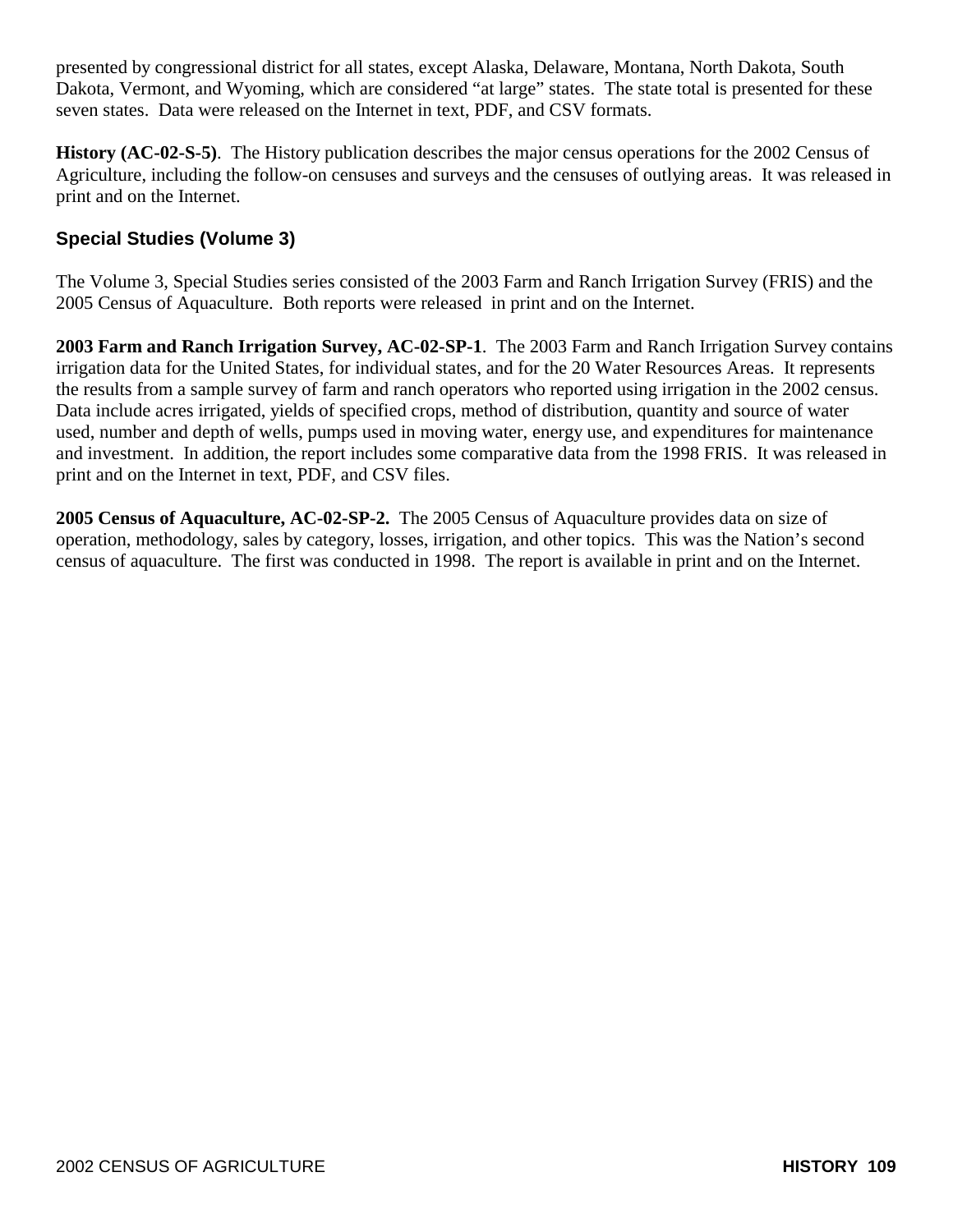presented by congressional district for all states, except Alaska, Delaware, Montana, North Dakota, South Dakota, Vermont, and Wyoming, which are considered "at large" states. The state total is presented for these seven states. Data were released on the Internet in text, PDF, and CSV formats.

**History (AC-02-S-5)**. The History publication describes the major census operations for the 2002 Census of Agriculture, including the follow-on censuses and surveys and the censuses of outlying areas. It was released in print and on the Internet.

### Special Studies (Volume 3)

The Volume 3, Special Studies series consisted of the 2003 Farm and Ranch Irrigation Survey (FRIS) and the 2005 Census of Aquaculture. Both reports were released in print and on the Internet.

**2003 Farm and Ranch Irrigation Survey, AC-02-SP-1**. The 2003 Farm and Ranch Irrigation Survey contains irrigation data for the United States, for individual states, and for the 20 Water Resources Areas. It represents the results from a sample survey of farm and ranch operators who reported using irrigation in the 2002 census. Data include acres irrigated, yields of specified crops, method of distribution, quantity and source of water used, number and depth of wells, pumps used in moving water, energy use, and expenditures for maintenance and investment. In addition, the report includes some comparative data from the 1998 FRIS. It was released in print and on the Internet in text, PDF, and CSV files.

**2005 Census of Aquaculture, AC-02-SP-2.** The 2005 Census of Aquaculture provides data on size of operation, methodology, sales by category, losses, irrigation, and other topics. This was the Nation's second census of aquaculture. The first was conducted in 1998. The report is available in print and on the Internet.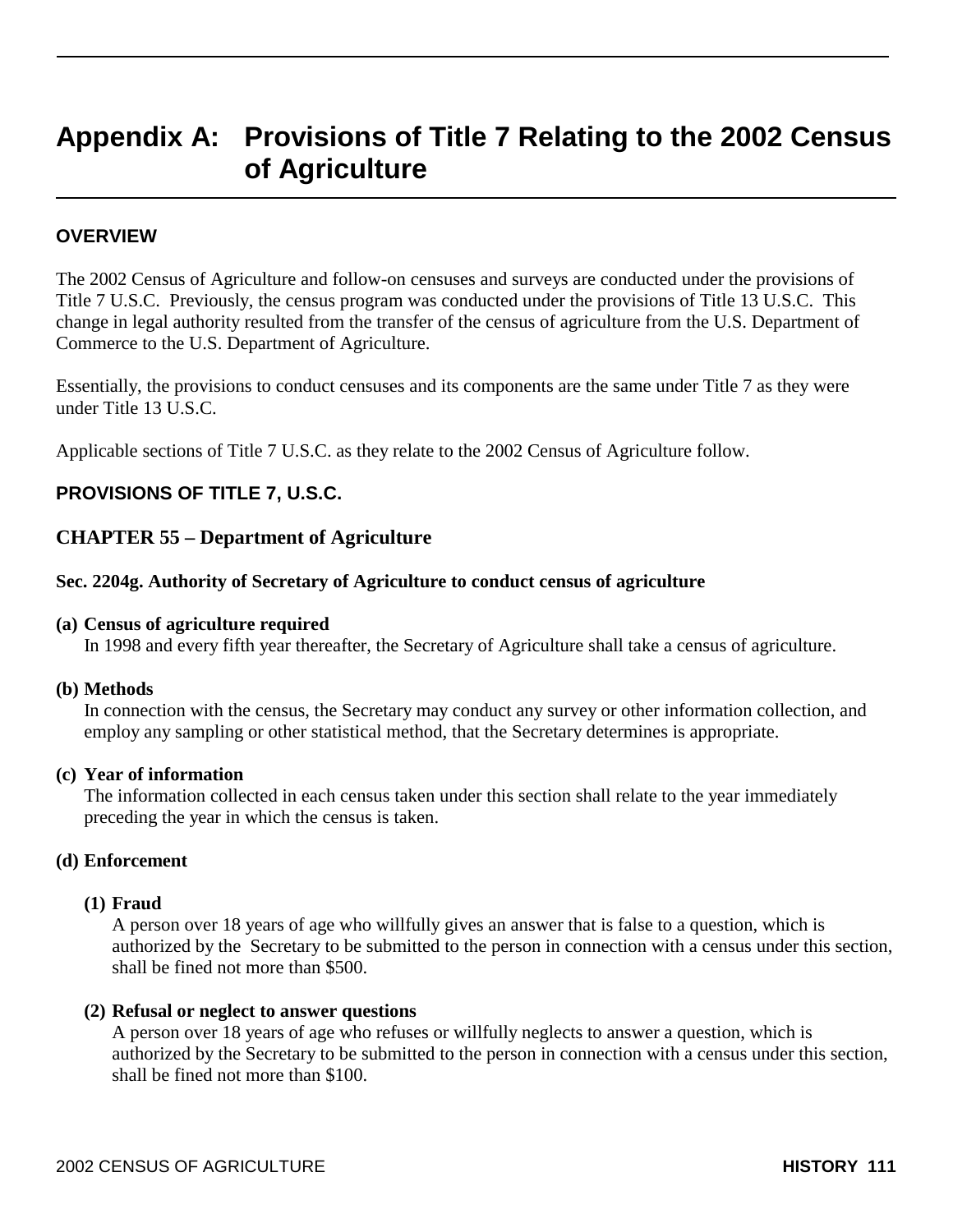# Appendix A: Provisions of Title 7 Relating to the 2002 Census of Agriculture

## OVERVIEW

The 2002 Census of Agriculture and follow-on censuses and surveys are conducted under the provisions of Title 7 U.S.C. Previously, the census program was conducted under the provisions of Title 13 U.S.C. This change in legal authority resulted from the transfer of the census of agriculture from the U.S. Department of Commerce to the U.S. Department of Agriculture.

Essentially, the provisions to conduct censuses and its components are the same under Title 7 as they were under Title 13 U.S.C.

Applicable sections of Title 7 U.S.C. as they relate to the 2002 Census of Agriculture follow.

## PROVISIONS OF TITLE 7, U.S.C.

### CHAPTER 55 – Department of Agriculture

**Sec. 2204g. Authority of Secretary of Agriculture to conduct census of agriculture**

**(a) Census of agriculture required**
In 1998 and every fifth year thereafter, the Secretary of Agriculture shall take a census of agriculture.

**(b) Methods**
In connection with the census, the Secretary may conduct any survey or other information collection, and employ any sampling or other statistical method, that the Secretary determines is appropriate.

**(c) Year of information**
The information collected in each census taken under this section shall relate to the year immediately preceding the year in which the census is taken.

**(d) Enforcement**

**(1) Fraud**
A person over 18 years of age who willfully gives an answer that is false to a question, which is authorized by the Secretary to be submitted to the person in connection with a census under this section, shall be fined not more than $500.

**(2) Refusal or neglect to answer questions**
A person over 18 years of age who refuses or willfully neglects to answer a question, which is authorized by the Secretary to be submitted to the person in connection with a census under this section, shall be fined not more than $100.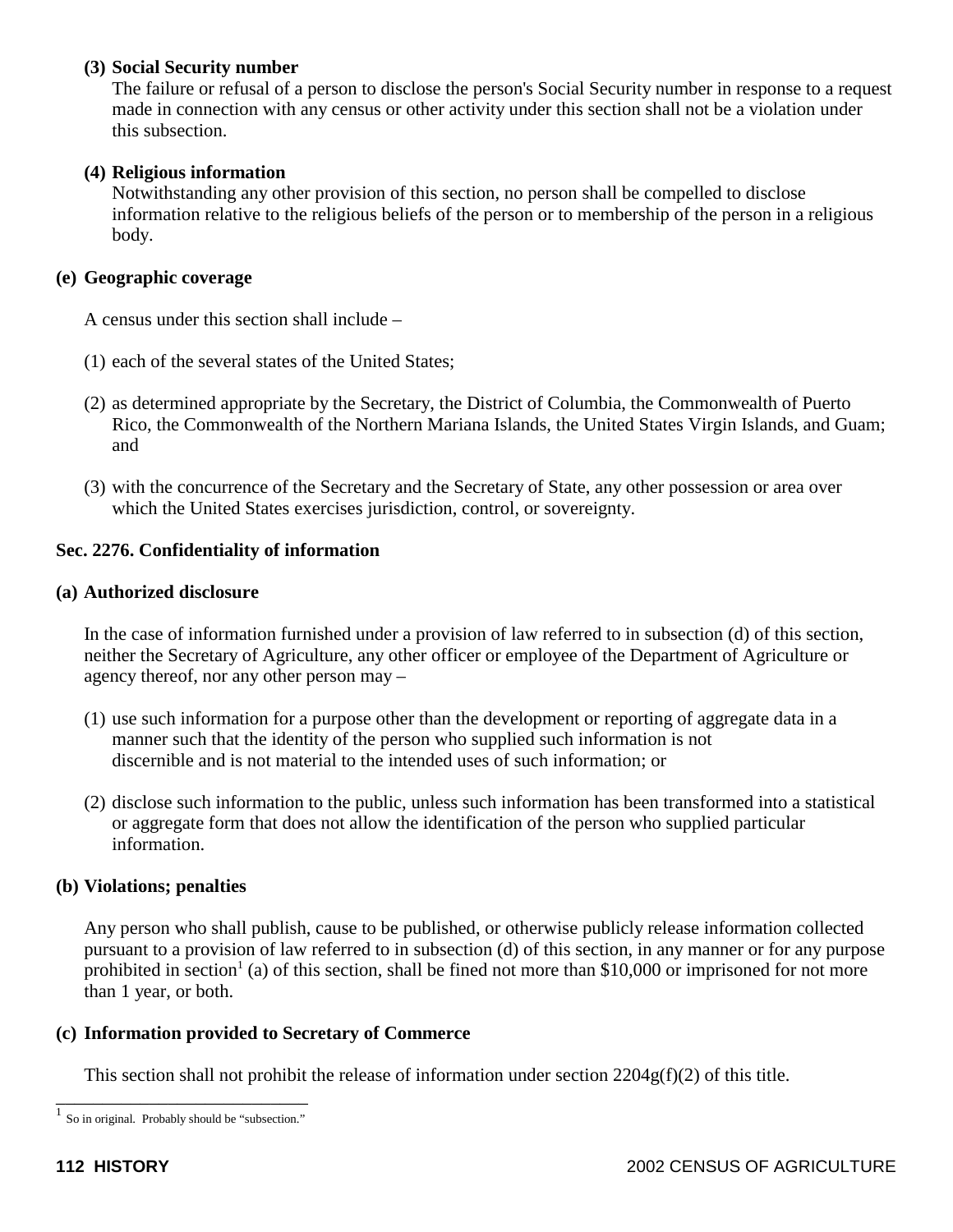**(3) Social Security number**

The failure or refusal of a person to disclose the person's Social Security number in response to a request made in connection with any census or other activity under this section shall not be a violation under this subsection.

**(4) Religious information**

Notwithstanding any other provision of this section, no person shall be compelled to disclose information relative to the religious beliefs of the person or to membership of the person in a religious body.

**(e) Geographic coverage**

A census under this section shall include –

(1) each of the several states of the United States;

(2) as determined appropriate by the Secretary, the District of Columbia, the Commonwealth of Puerto Rico, the Commonwealth of the Northern Mariana Islands, the United States Virgin Islands, and Guam; and

(3) with the concurrence of the Secretary and the Secretary of State, any other possession or area over which the United States exercises jurisdiction, control, or sovereignty.

**Sec. 2276. Confidentiality of information**

**(a) Authorized disclosure**

In the case of information furnished under a provision of law referred to in subsection (d) of this section, neither the Secretary of Agriculture, any other officer or employee of the Department of Agriculture or agency thereof, nor any other person may –

(1) use such information for a purpose other than the development or reporting of aggregate data in a manner such that the identity of the person who supplied such information is not discernible and is not material to the intended uses of such information; or

(2) disclose such information to the public, unless such information has been transformed into a statistical or aggregate form that does not allow the identification of the person who supplied particular information.

**(b) Violations; penalties**

Any person who shall publish, cause to be published, or otherwise publicly release information collected pursuant to a provision of law referred to in subsection (d) of this section, in any manner or for any purpose prohibited in section[1] (a) of this section, shall be fined not more than $10,000 or imprisoned for not more than 1 year, or both.

**(c) Information provided to Secretary of Commerce**

This section shall not prohibit the release of information under section 2204g(f)(2) of this title.

---

[1] So in original. Probably should be "subsection."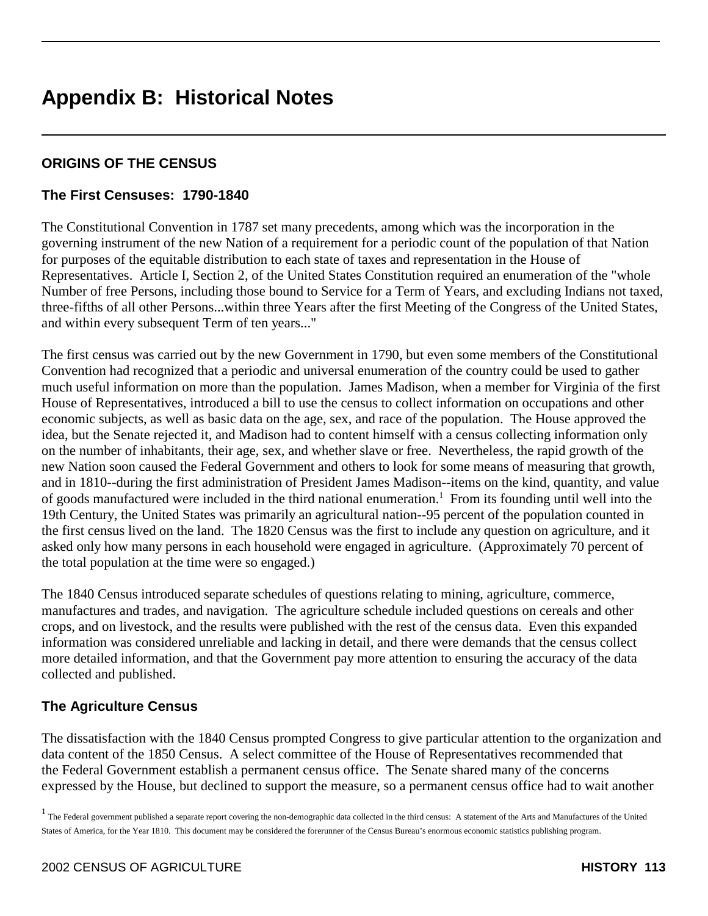# Appendix B: Historical Notes

## ORIGINS OF THE CENSUS

### The First Censuses: 1790-1840

The Constitutional Convention in 1787 set many precedents, among which was the incorporation in the governing instrument of the new Nation of a requirement for a periodic count of the population of that Nation for purposes of the equitable distribution to each state of taxes and representation in the House of Representatives. Article I, Section 2, of the United States Constitution required an enumeration of the "whole Number of free Persons, including those bound to Service for a Term of Years, and excluding Indians not taxed, three-fifths of all other Persons...within three Years after the first Meeting of the Congress of the United States, and within every subsequent Term of ten years..."

The first census was carried out by the new Government in 1790, but even some members of the Constitutional Convention had recognized that a periodic and universal enumeration of the country could be used to gather much useful information on more than the population. James Madison, when a member for Virginia of the first House of Representatives, introduced a bill to use the census to collect information on occupations and other economic subjects, as well as basic data on the age, sex, and race of the population. The House approved the idea, but the Senate rejected it, and Madison had to content himself with a census collecting information only on the number of inhabitants, their age, sex, and whether slave or free. Nevertheless, the rapid growth of the new Nation soon caused the Federal Government and others to look for some means of measuring that growth, and in 1810--during the first administration of President James Madison--items on the kind, quantity, and value of goods manufactured were included in the third national enumeration.[1] From its founding until well into the 19th Century, the United States was primarily an agricultural nation--95 percent of the population counted in the first census lived on the land. The 1820 Census was the first to include any question on agriculture, and it asked only how many persons in each household were engaged in agriculture. (Approximately 70 percent of the total population at the time were so engaged.)

The 1840 Census introduced separate schedules of questions relating to mining, agriculture, commerce, manufactures and trades, and navigation. The agriculture schedule included questions on cereals and other crops, and on livestock, and the results were published with the rest of the census data. Even this expanded information was considered unreliable and lacking in detail, and there were demands that the census collect more detailed information, and that the Government pay more attention to ensuring the accuracy of the data collected and published.

### The Agriculture Census

The dissatisfaction with the 1840 Census prompted Congress to give particular attention to the organization and data content of the 1850 Census. A select committee of the House of Representatives recommended that the Federal Government establish a permanent census office. The Senate shared many of the concerns expressed by the House, but declined to support the measure, so a permanent census office had to wait another

[1] The Federal government published a separate report covering the non-demographic data collected in the third census: A statement of the Arts and Manufactures of the United States of America, for the Year 1810. This document may be considered the forerunner of the Census Bureau's enormous economic statistics publishing program.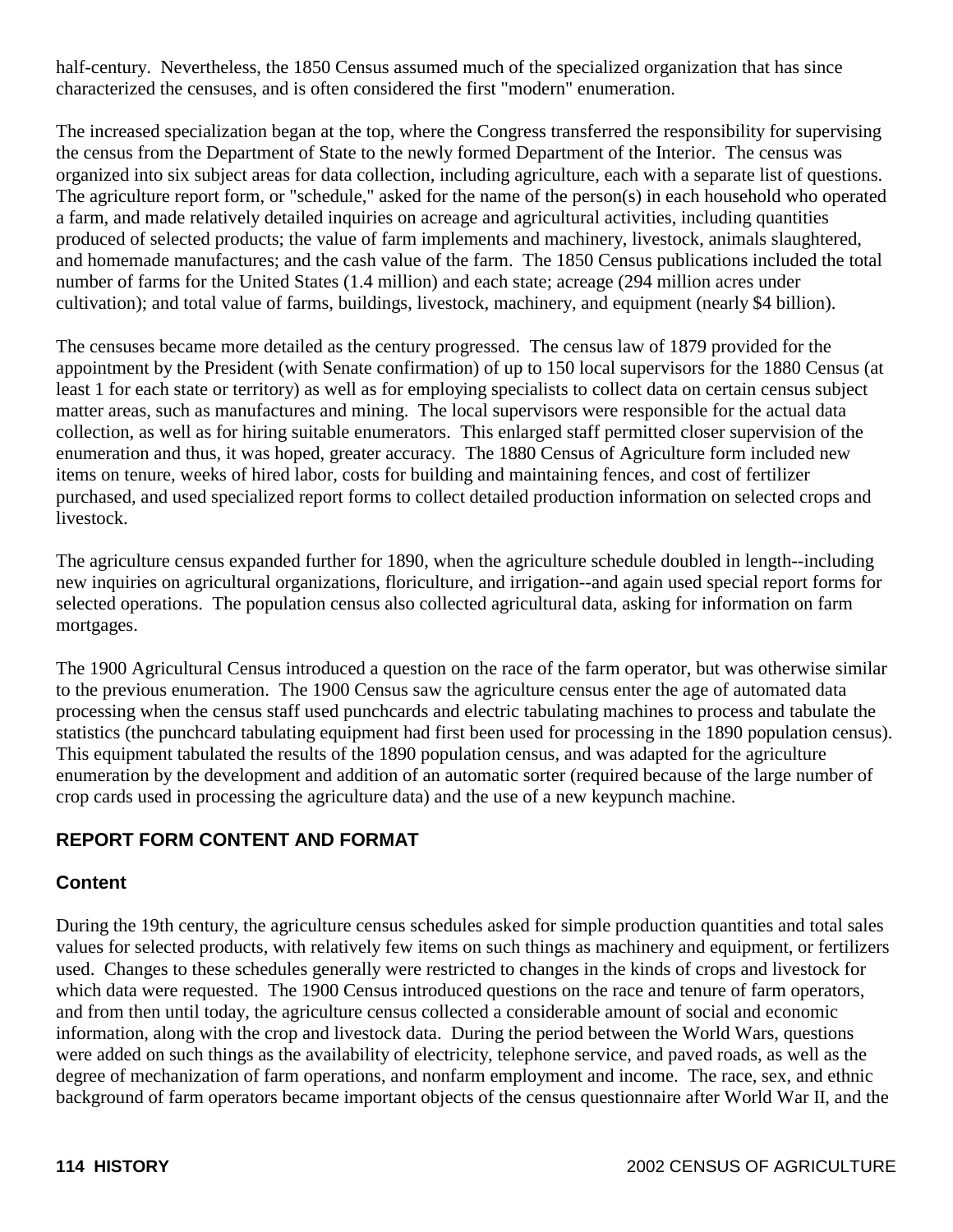half-century. Nevertheless, the 1850 Census assumed much of the specialized organization that has since characterized the censuses, and is often considered the first "modern" enumeration.

The increased specialization began at the top, where the Congress transferred the responsibility for supervising the census from the Department of State to the newly formed Department of the Interior. The census was organized into six subject areas for data collection, including agriculture, each with a separate list of questions. The agriculture report form, or "schedule," asked for the name of the person(s) in each household who operated a farm, and made relatively detailed inquiries on acreage and agricultural activities, including quantities produced of selected products; the value of farm implements and machinery, livestock, animals slaughtered, and homemade manufactures; and the cash value of the farm. The 1850 Census publications included the total number of farms for the United States (1.4 million) and each state; acreage (294 million acres under cultivation); and total value of farms, buildings, livestock, machinery, and equipment (nearly $4 billion).

The censuses became more detailed as the century progressed. The census law of 1879 provided for the appointment by the President (with Senate confirmation) of up to 150 local supervisors for the 1880 Census (at least 1 for each state or territory) as well as for employing specialists to collect data on certain census subject matter areas, such as manufactures and mining. The local supervisors were responsible for the actual data collection, as well as for hiring suitable enumerators. This enlarged staff permitted closer supervision of the enumeration and thus, it was hoped, greater accuracy. The 1880 Census of Agriculture form included new items on tenure, weeks of hired labor, costs for building and maintaining fences, and cost of fertilizer purchased, and used specialized report forms to collect detailed production information on selected crops and livestock.

The agriculture census expanded further for 1890, when the agriculture schedule doubled in length--including new inquiries on agricultural organizations, floriculture, and irrigation--and again used special report forms for selected operations. The population census also collected agricultural data, asking for information on farm mortgages.

The 1900 Agricultural Census introduced a question on the race of the farm operator, but was otherwise similar to the previous enumeration. The 1900 Census saw the agriculture census enter the age of automated data processing when the census staff used punchcards and electric tabulating machines to process and tabulate the statistics (the punchcard tabulating equipment had first been used for processing in the 1890 population census). This equipment tabulated the results of the 1890 population census, and was adapted for the agriculture enumeration by the development and addition of an automatic sorter (required because of the large number of crop cards used in processing the agriculture data) and the use of a new keypunch machine.

## REPORT FORM CONTENT AND FORMAT

### Content

During the 19th century, the agriculture census schedules asked for simple production quantities and total sales values for selected products, with relatively few items on such things as machinery and equipment, or fertilizers used. Changes to these schedules generally were restricted to changes in the kinds of crops and livestock for which data were requested. The 1900 Census introduced questions on the race and tenure of farm operators, and from then until today, the agriculture census collected a considerable amount of social and economic information, along with the crop and livestock data. During the period between the World Wars, questions were added on such things as the availability of electricity, telephone service, and paved roads, as well as the degree of mechanization of farm operations, and nonfarm employment and income. The race, sex, and ethnic background of farm operators became important objects of the census questionnaire after World War II, and the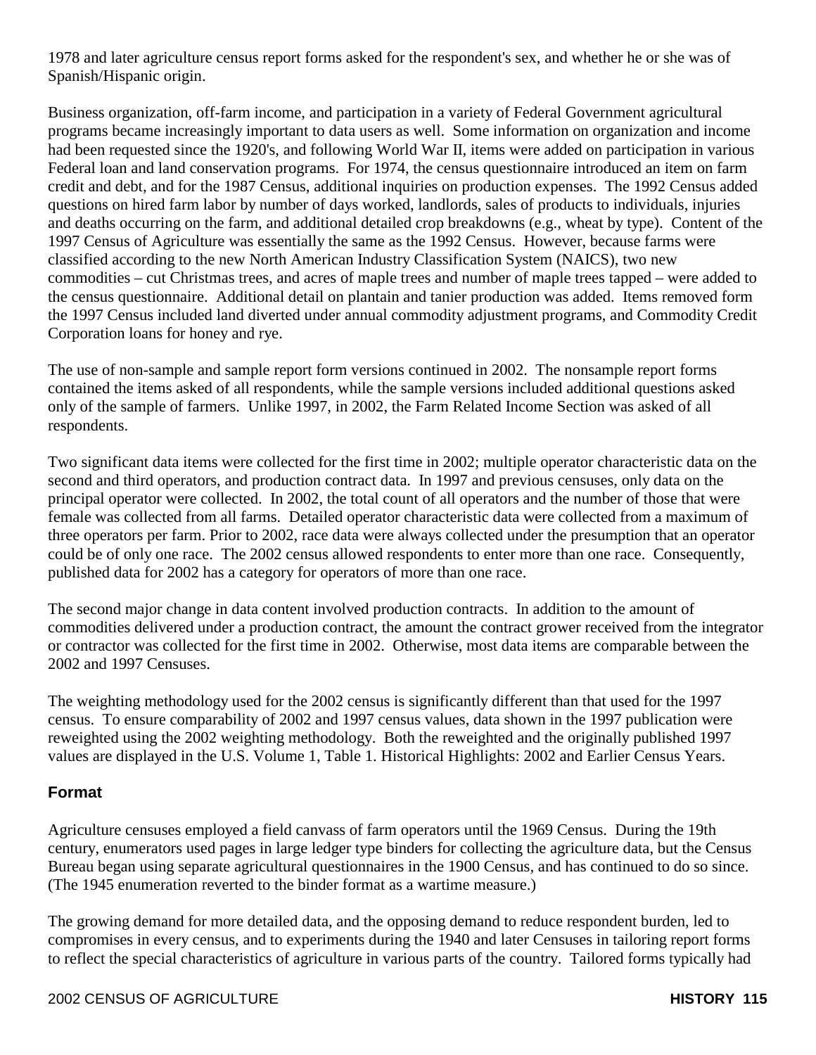1978 and later agriculture census report forms asked for the respondent's sex, and whether he or she was of Spanish/Hispanic origin.

Business organization, off-farm income, and participation in a variety of Federal Government agricultural programs became increasingly important to data users as well. Some information on organization and income had been requested since the 1920's, and following World War II, items were added on participation in various Federal loan and land conservation programs. For 1974, the census questionnaire introduced an item on farm credit and debt, and for the 1987 Census, additional inquiries on production expenses. The 1992 Census added questions on hired farm labor by number of days worked, landlords, sales of products to individuals, injuries and deaths occurring on the farm, and additional detailed crop breakdowns (e.g., wheat by type). Content of the 1997 Census of Agriculture was essentially the same as the 1992 Census. However, because farms were classified according to the new North American Industry Classification System (NAICS), two new commodities – cut Christmas trees, and acres of maple trees and number of maple trees tapped – were added to the census questionnaire. Additional detail on plantain and tanier production was added. Items removed form the 1997 Census included land diverted under annual commodity adjustment programs, and Commodity Credit Corporation loans for honey and rye.

The use of non-sample and sample report form versions continued in 2002. The nonsample report forms contained the items asked of all respondents, while the sample versions included additional questions asked only of the sample of farmers. Unlike 1997, in 2002, the Farm Related Income Section was asked of all respondents.

Two significant data items were collected for the first time in 2002; multiple operator characteristic data on the second and third operators, and production contract data. In 1997 and previous censuses, only data on the principal operator were collected. In 2002, the total count of all operators and the number of those that were female was collected from all farms. Detailed operator characteristic data were collected from a maximum of three operators per farm. Prior to 2002, race data were always collected under the presumption that an operator could be of only one race. The 2002 census allowed respondents to enter more than one race. Consequently, published data for 2002 has a category for operators of more than one race.

The second major change in data content involved production contracts. In addition to the amount of commodities delivered under a production contract, the amount the contract grower received from the integrator or contractor was collected for the first time in 2002. Otherwise, most data items are comparable between the 2002 and 1997 Censuses.

The weighting methodology used for the 2002 census is significantly different than that used for the 1997 census. To ensure comparability of 2002 and 1997 census values, data shown in the 1997 publication were reweighted using the 2002 weighting methodology. Both the reweighted and the originally published 1997 values are displayed in the U.S. Volume 1, Table 1. Historical Highlights: 2002 and Earlier Census Years.

## Format

Agriculture censuses employed a field canvass of farm operators until the 1969 Census. During the 19th century, enumerators used pages in large ledger type binders for collecting the agriculture data, but the Census Bureau began using separate agricultural questionnaires in the 1900 Census, and has continued to do so since. (The 1945 enumeration reverted to the binder format as a wartime measure.)

The growing demand for more detailed data, and the opposing demand to reduce respondent burden, led to compromises in every census, and to experiments during the 1940 and later Censuses in tailoring report forms to reflect the special characteristics of agriculture in various parts of the country. Tailored forms typically had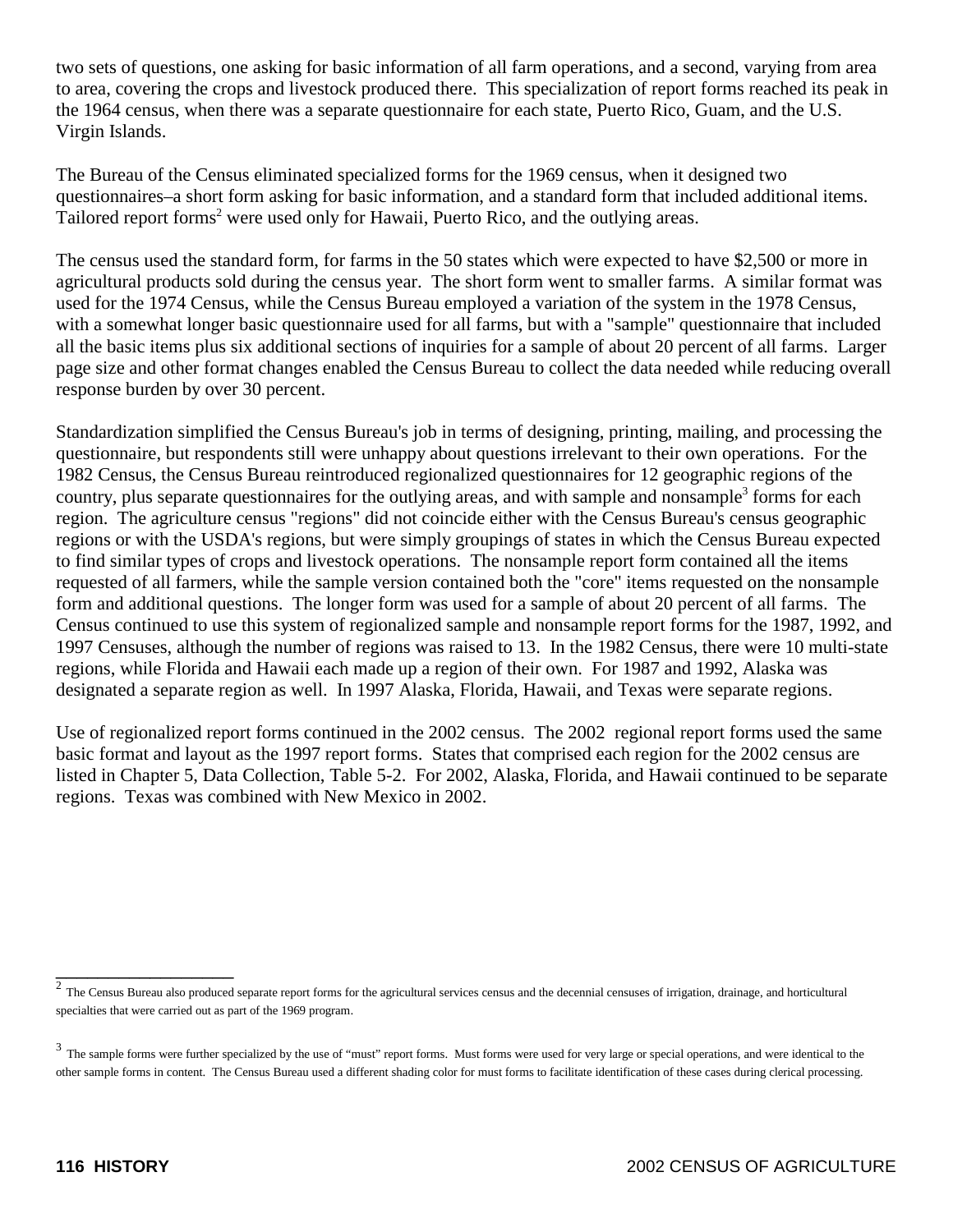two sets of questions, one asking for basic information of all farm operations, and a second, varying from area to area, covering the crops and livestock produced there. This specialization of report forms reached its peak in the 1964 census, when there was a separate questionnaire for each state, Puerto Rico, Guam, and the U.S. Virgin Islands.

The Bureau of the Census eliminated specialized forms for the 1969 census, when it designed two questionnaires–a short form asking for basic information, and a standard form that included additional items. Tailored report forms[2] were used only for Hawaii, Puerto Rico, and the outlying areas.

The census used the standard form, for farms in the 50 states which were expected to have $2,500 or more in agricultural products sold during the census year. The short form went to smaller farms. A similar format was used for the 1974 Census, while the Census Bureau employed a variation of the system in the 1978 Census, with a somewhat longer basic questionnaire used for all farms, but with a "sample" questionnaire that included all the basic items plus six additional sections of inquiries for a sample of about 20 percent of all farms. Larger page size and other format changes enabled the Census Bureau to collect the data needed while reducing overall response burden by over 30 percent.

Standardization simplified the Census Bureau's job in terms of designing, printing, mailing, and processing the questionnaire, but respondents still were unhappy about questions irrelevant to their own operations. For the 1982 Census, the Census Bureau reintroduced regionalized questionnaires for 12 geographic regions of the country, plus separate questionnaires for the outlying areas, and with sample and nonsample[3] forms for each region. The agriculture census "regions" did not coincide either with the Census Bureau's census geographic regions or with the USDA's regions, but were simply groupings of states in which the Census Bureau expected to find similar types of crops and livestock operations. The nonsample report form contained all the items requested of all farmers, while the sample version contained both the "core" items requested on the nonsample form and additional questions. The longer form was used for a sample of about 20 percent of all farms. The Census continued to use this system of regionalized sample and nonsample report forms for the 1987, 1992, and 1997 Censuses, although the number of regions was raised to 13. In the 1982 Census, there were 10 multi-state regions, while Florida and Hawaii each made up a region of their own. For 1987 and 1992, Alaska was designated a separate region as well. In 1997 Alaska, Florida, Hawaii, and Texas were separate regions.

Use of regionalized report forms continued in the 2002 census. The 2002 regional report forms used the same basic format and layout as the 1997 report forms. States that comprised each region for the 2002 census are listed in Chapter 5, Data Collection, Table 5-2. For 2002, Alaska, Florida, and Hawaii continued to be separate regions. Texas was combined with New Mexico in 2002.

---

[2] The Census Bureau also produced separate report forms for the agricultural services census and the decennial censuses of irrigation, drainage, and horticultural specialties that were carried out as part of the 1969 program.

[3] The sample forms were further specialized by the use of "must" report forms. Must forms were used for very large or special operations, and were identical to the other sample forms in content. The Census Bureau used a different shading color for must forms to facilitate identification of these cases during clerical processing.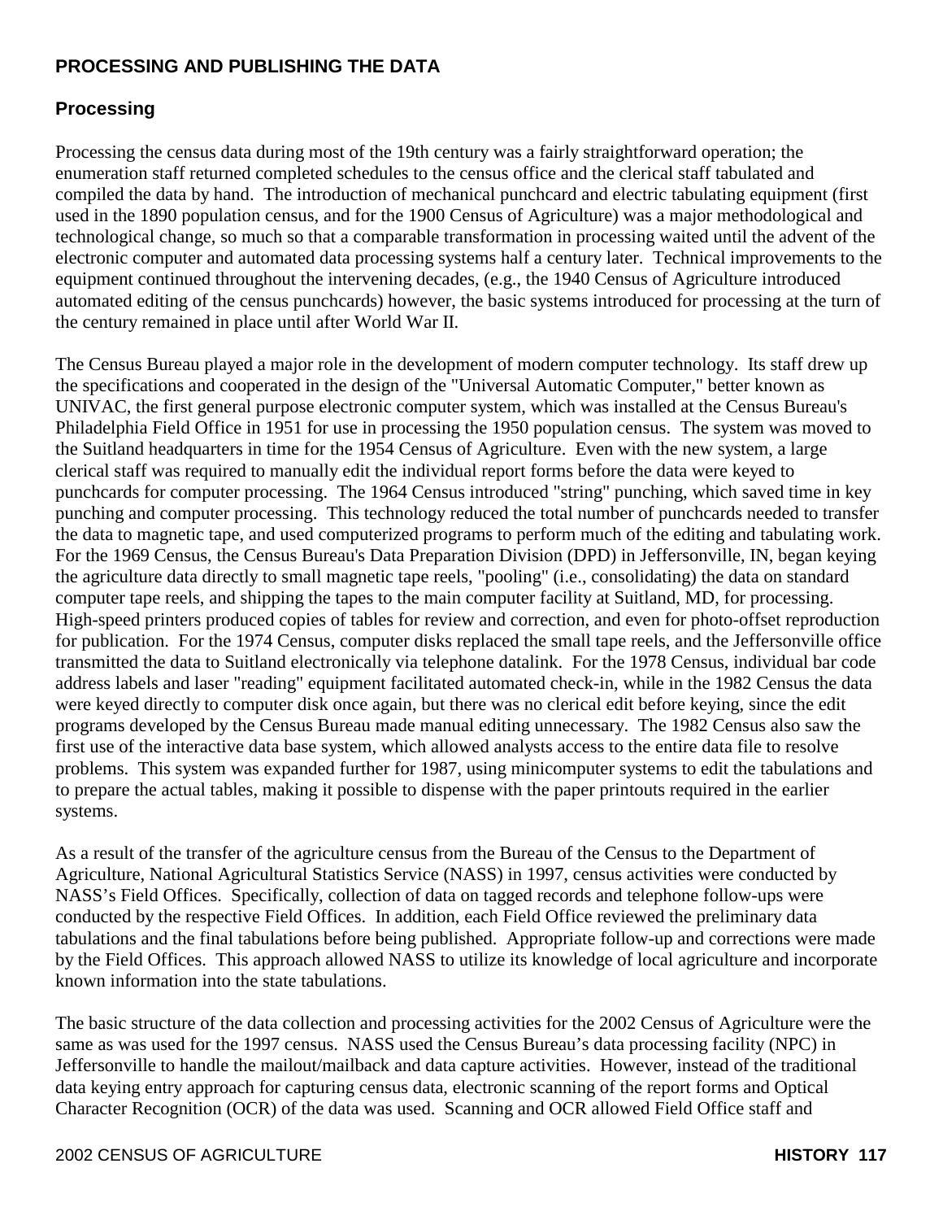## PROCESSING AND PUBLISHING THE DATA

### Processing

Processing the census data during most of the 19th century was a fairly straightforward operation; the enumeration staff returned completed schedules to the census office and the clerical staff tabulated and compiled the data by hand. The introduction of mechanical punchcard and electric tabulating equipment (first used in the 1890 population census, and for the 1900 Census of Agriculture) was a major methodological and technological change, so much so that a comparable transformation in processing waited until the advent of the electronic computer and automated data processing systems half a century later. Technical improvements to the equipment continued throughout the intervening decades, (e.g., the 1940 Census of Agriculture introduced automated editing of the census punchcards) however, the basic systems introduced for processing at the turn of the century remained in place until after World War II.

The Census Bureau played a major role in the development of modern computer technology. Its staff drew up the specifications and cooperated in the design of the "Universal Automatic Computer," better known as UNIVAC, the first general purpose electronic computer system, which was installed at the Census Bureau's Philadelphia Field Office in 1951 for use in processing the 1950 population census. The system was moved to the Suitland headquarters in time for the 1954 Census of Agriculture. Even with the new system, a large clerical staff was required to manually edit the individual report forms before the data were keyed to punchcards for computer processing. The 1964 Census introduced "string" punching, which saved time in key punching and computer processing. This technology reduced the total number of punchcards needed to transfer the data to magnetic tape, and used computerized programs to perform much of the editing and tabulating work. For the 1969 Census, the Census Bureau's Data Preparation Division (DPD) in Jeffersonville, IN, began keying the agriculture data directly to small magnetic tape reels, "pooling" (i.e., consolidating) the data on standard computer tape reels, and shipping the tapes to the main computer facility at Suitland, MD, for processing. High-speed printers produced copies of tables for review and correction, and even for photo-offset reproduction for publication. For the 1974 Census, computer disks replaced the small tape reels, and the Jeffersonville office transmitted the data to Suitland electronically via telephone datalink. For the 1978 Census, individual bar code address labels and laser "reading" equipment facilitated automated check-in, while in the 1982 Census the data were keyed directly to computer disk once again, but there was no clerical edit before keying, since the edit programs developed by the Census Bureau made manual editing unnecessary. The 1982 Census also saw the first use of the interactive data base system, which allowed analysts access to the entire data file to resolve problems. This system was expanded further for 1987, using minicomputer systems to edit the tabulations and to prepare the actual tables, making it possible to dispense with the paper printouts required in the earlier systems.

As a result of the transfer of the agriculture census from the Bureau of the Census to the Department of Agriculture, National Agricultural Statistics Service (NASS) in 1997, census activities were conducted by NASS's Field Offices. Specifically, collection of data on tagged records and telephone follow-ups were conducted by the respective Field Offices. In addition, each Field Office reviewed the preliminary data tabulations and the final tabulations before being published. Appropriate follow-up and corrections were made by the Field Offices. This approach allowed NASS to utilize its knowledge of local agriculture and incorporate known information into the state tabulations.

The basic structure of the data collection and processing activities for the 2002 Census of Agriculture were the same as was used for the 1997 census. NASS used the Census Bureau's data processing facility (NPC) in Jeffersonville to handle the mailout/mailback and data capture activities. However, instead of the traditional data keying entry approach for capturing census data, electronic scanning of the report forms and Optical Character Recognition (OCR) of the data was used. Scanning and OCR allowed Field Office staff and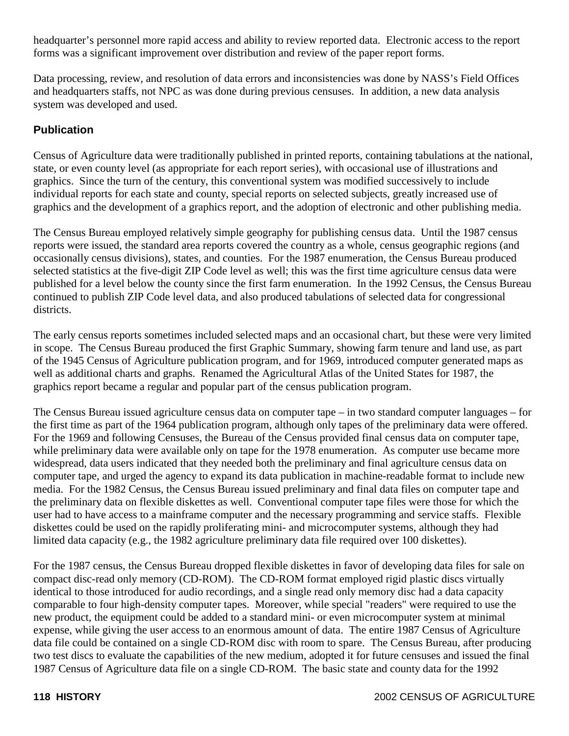headquarter's personnel more rapid access and ability to review reported data. Electronic access to the report forms was a significant improvement over distribution and review of the paper report forms.

Data processing, review, and resolution of data errors and inconsistencies was done by NASS's Field Offices and headquarters staffs, not NPC as was done during previous censuses. In addition, a new data analysis system was developed and used.

## Publication

Census of Agriculture data were traditionally published in printed reports, containing tabulations at the national, state, or even county level (as appropriate for each report series), with occasional use of illustrations and graphics. Since the turn of the century, this conventional system was modified successively to include individual reports for each state and county, special reports on selected subjects, greatly increased use of graphics and the development of a graphics report, and the adoption of electronic and other publishing media.

The Census Bureau employed relatively simple geography for publishing census data. Until the 1987 census reports were issued, the standard area reports covered the country as a whole, census geographic regions (and occasionally census divisions), states, and counties. For the 1987 enumeration, the Census Bureau produced selected statistics at the five-digit ZIP Code level as well; this was the first time agriculture census data were published for a level below the county since the first farm enumeration. In the 1992 Census, the Census Bureau continued to publish ZIP Code level data, and also produced tabulations of selected data for congressional districts.

The early census reports sometimes included selected maps and an occasional chart, but these were very limited in scope. The Census Bureau produced the first Graphic Summary, showing farm tenure and land use, as part of the 1945 Census of Agriculture publication program, and for 1969, introduced computer generated maps as well as additional charts and graphs. Renamed the Agricultural Atlas of the United States for 1987, the graphics report became a regular and popular part of the census publication program.

The Census Bureau issued agriculture census data on computer tape – in two standard computer languages – for the first time as part of the 1964 publication program, although only tapes of the preliminary data were offered. For the 1969 and following Censuses, the Bureau of the Census provided final census data on computer tape, while preliminary data were available only on tape for the 1978 enumeration. As computer use became more widespread, data users indicated that they needed both the preliminary and final agriculture census data on computer tape, and urged the agency to expand its data publication in machine-readable format to include new media. For the 1982 Census, the Census Bureau issued preliminary and final data files on computer tape and the preliminary data on flexible diskettes as well. Conventional computer tape files were those for which the user had to have access to a mainframe computer and the necessary programming and service staffs. Flexible diskettes could be used on the rapidly proliferating mini- and microcomputer systems, although they had limited data capacity (e.g., the 1982 agriculture preliminary data file required over 100 diskettes).

For the 1987 census, the Census Bureau dropped flexible diskettes in favor of developing data files for sale on compact disc-read only memory (CD-ROM). The CD-ROM format employed rigid plastic discs virtually identical to those introduced for audio recordings, and a single read only memory disc had a data capacity comparable to four high-density computer tapes. Moreover, while special "readers" were required to use the new product, the equipment could be added to a standard mini- or even microcomputer system at minimal expense, while giving the user access to an enormous amount of data. The entire 1987 Census of Agriculture data file could be contained on a single CD-ROM disc with room to spare. The Census Bureau, after producing two test discs to evaluate the capabilities of the new medium, adopted it for future censuses and issued the final 1987 Census of Agriculture data file on a single CD-ROM. The basic state and county data for the 1992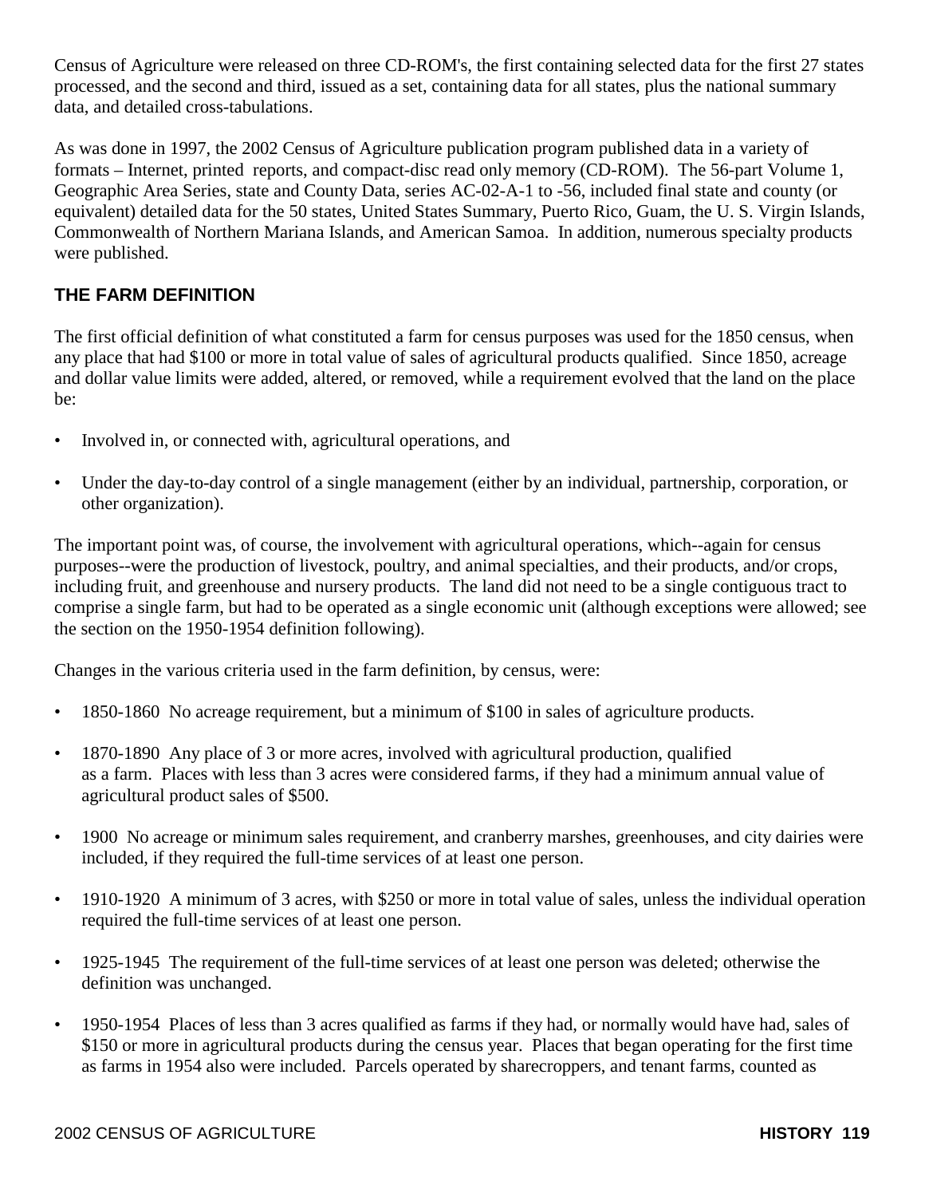Census of Agriculture were released on three CD-ROM's, the first containing selected data for the first 27 states processed, and the second and third, issued as a set, containing data for all states, plus the national summary data, and detailed cross-tabulations.

As was done in 1997, the 2002 Census of Agriculture publication program published data in a variety of formats – Internet, printed reports, and compact-disc read only memory (CD-ROM). The 56-part Volume 1, Geographic Area Series, state and County Data, series AC-02-A-1 to -56, included final state and county (or equivalent) detailed data for the 50 states, United States Summary, Puerto Rico, Guam, the U. S. Virgin Islands, Commonwealth of Northern Mariana Islands, and American Samoa. In addition, numerous specialty products were published.

## THE FARM DEFINITION

The first official definition of what constituted a farm for census purposes was used for the 1850 census, when any place that had $100 or more in total value of sales of agricultural products qualified. Since 1850, acreage and dollar value limits were added, altered, or removed, while a requirement evolved that the land on the place be:

- Involved in, or connected with, agricultural operations, and
- Under the day-to-day control of a single management (either by an individual, partnership, corporation, or other organization).

The important point was, of course, the involvement with agricultural operations, which--again for census purposes--were the production of livestock, poultry, and animal specialties, and their products, and/or crops, including fruit, and greenhouse and nursery products. The land did not need to be a single contiguous tract to comprise a single farm, but had to be operated as a single economic unit (although exceptions were allowed; see the section on the 1950-1954 definition following).

Changes in the various criteria used in the farm definition, by census, were:

- 1850-1860 No acreage requirement, but a minimum of $100 in sales of agriculture products.
- 1870-1890 Any place of 3 or more acres, involved with agricultural production, qualified as a farm. Places with less than 3 acres were considered farms, if they had a minimum annual value of agricultural product sales of $500.
- 1900 No acreage or minimum sales requirement, and cranberry marshes, greenhouses, and city dairies were included, if they required the full-time services of at least one person.
- 1910-1920 A minimum of 3 acres, with $250 or more in total value of sales, unless the individual operation required the full-time services of at least one person.
- 1925-1945 The requirement of the full-time services of at least one person was deleted; otherwise the definition was unchanged.
- 1950-1954 Places of less than 3 acres qualified as farms if they had, or normally would have had, sales of $150 or more in agricultural products during the census year. Places that began operating for the first time as farms in 1954 also were included. Parcels operated by sharecroppers, and tenant farms, counted as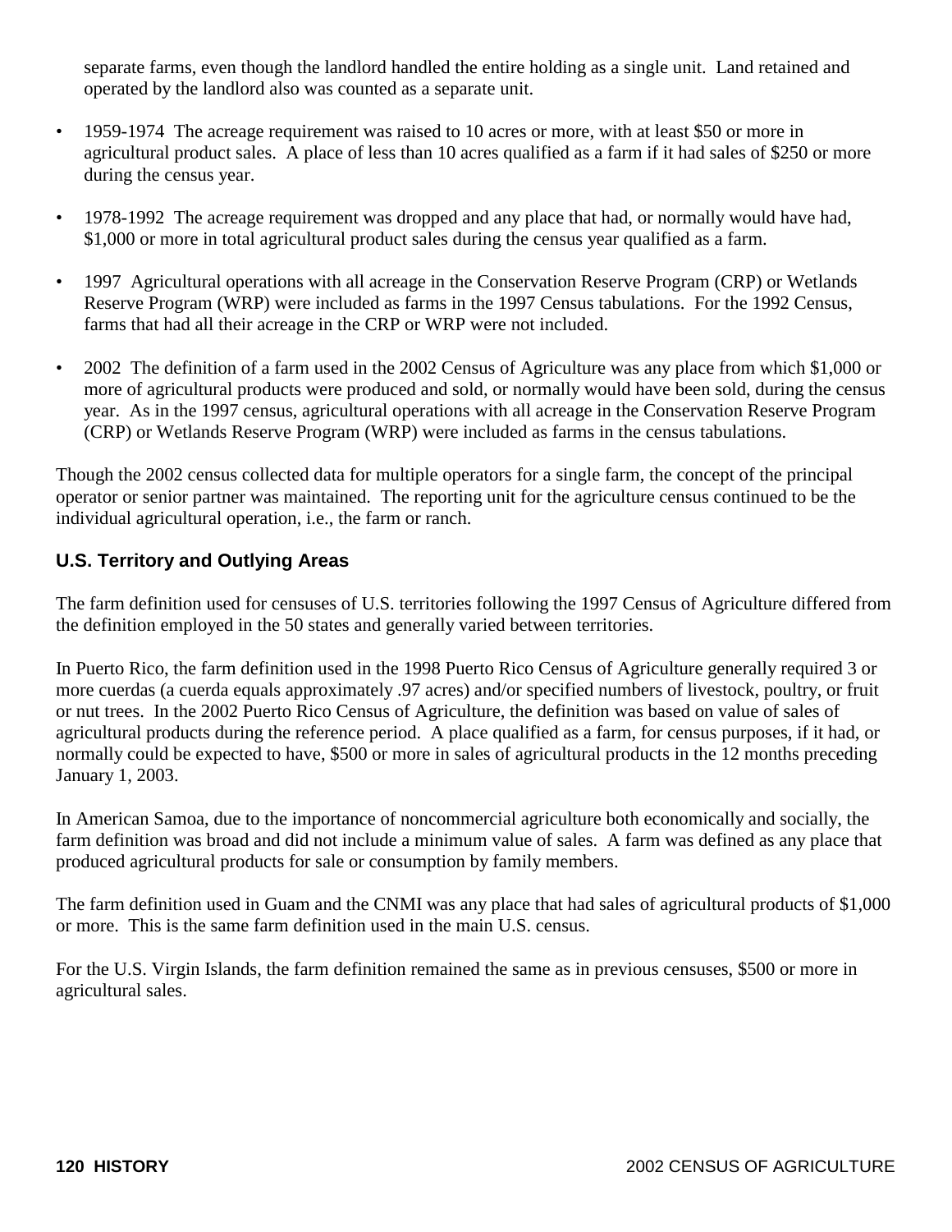separate farms, even though the landlord handled the entire holding as a single unit. Land retained and operated by the landlord also was counted as a separate unit.

- 1959-1974 The acreage requirement was raised to 10 acres or more, with at least $50 or more in agricultural product sales. A place of less than 10 acres qualified as a farm if it had sales of $250 or more during the census year.

- 1978-1992 The acreage requirement was dropped and any place that had, or normally would have had, $1,000 or more in total agricultural product sales during the census year qualified as a farm.

- 1997 Agricultural operations with all acreage in the Conservation Reserve Program (CRP) or Wetlands Reserve Program (WRP) were included as farms in the 1997 Census tabulations. For the 1992 Census, farms that had all their acreage in the CRP or WRP were not included.

- 2002 The definition of a farm used in the 2002 Census of Agriculture was any place from which $1,000 or more of agricultural products were produced and sold, or normally would have been sold, during the census year. As in the 1997 census, agricultural operations with all acreage in the Conservation Reserve Program (CRP) or Wetlands Reserve Program (WRP) were included as farms in the census tabulations.

Though the 2002 census collected data for multiple operators for a single farm, the concept of the principal operator or senior partner was maintained. The reporting unit for the agriculture census continued to be the individual agricultural operation, i.e., the farm or ranch.

### U.S. Territory and Outlying Areas

The farm definition used for censuses of U.S. territories following the 1997 Census of Agriculture differed from the definition employed in the 50 states and generally varied between territories.

In Puerto Rico, the farm definition used in the 1998 Puerto Rico Census of Agriculture generally required 3 or more cuerdas (a cuerda equals approximately .97 acres) and/or specified numbers of livestock, poultry, or fruit or nut trees. In the 2002 Puerto Rico Census of Agriculture, the definition was based on value of sales of agricultural products during the reference period. A place qualified as a farm, for census purposes, if it had, or normally could be expected to have, $500 or more in sales of agricultural products in the 12 months preceding January 1, 2003.

In American Samoa, due to the importance of noncommercial agriculture both economically and socially, the farm definition was broad and did not include a minimum value of sales. A farm was defined as any place that produced agricultural products for sale or consumption by family members.

The farm definition used in Guam and the CNMI was any place that had sales of agricultural products of $1,000 or more. This is the same farm definition used in the main U.S. census.

For the U.S. Virgin Islands, the farm definition remained the same as in previous censuses, $500 or more in agricultural sales.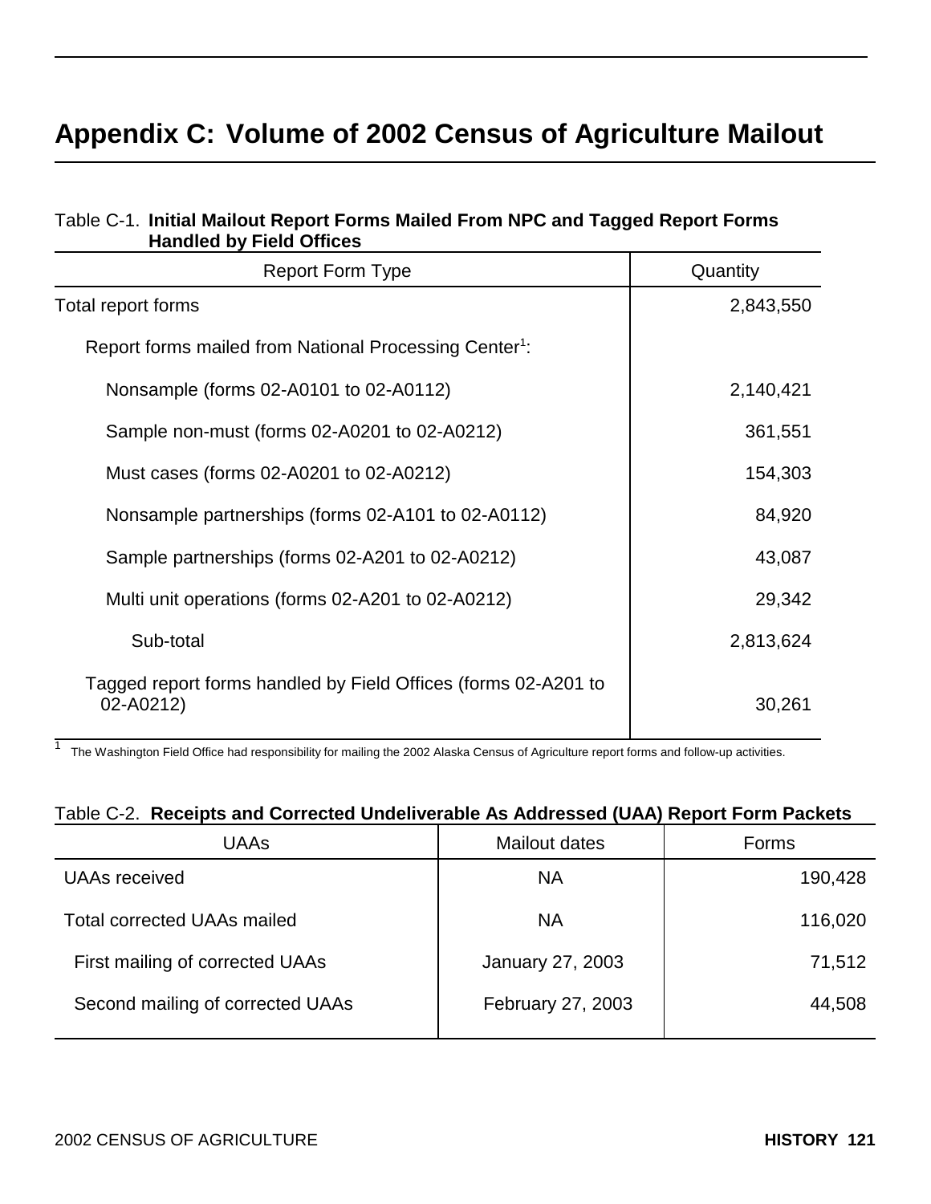# Appendix C: Volume of 2002 Census of Agriculture Mailout

Table C-1. **Initial Mailout Report Forms Mailed From NPC and Tagged Report Forms Handled by Field Offices**

| Report Form Type | Quantity |
|---|---|
| Total report forms | 2,843,550 |
| Report forms mailed from National Processing Center[1]: | |
| Nonsample (forms 02-A0101 to 02-A0112) | 2,140,421 |
| Sample non-must (forms 02-A0201 to 02-A0212) | 361,551 |
| Must cases (forms 02-A0201 to 02-A0212) | 154,303 |
| Nonsample partnerships (forms 02-A101 to 02-A0112) | 84,920 |
| Sample partnerships (forms 02-A201 to 02-A0212) | 43,087 |
| Multi unit operations (forms 02-A201 to 02-A0212) | 29,342 |
| Sub-total | 2,813,624 |
| Tagged report forms handled by Field Offices (forms 02-A201 to 02-A0212) | 30,261 |

[1] The Washington Field Office had responsibility for mailing the 2002 Alaska Census of Agriculture report forms and follow-up activities.

Table C-2. **Receipts and Corrected Undeliverable As Addressed (UAA) Report Form Packets**

| UAAs | Mailout dates | Forms |
|---|---|---|
| UAAs received | NA | 190,428 |
| Total corrected UAAs mailed | NA | 116,020 |
| First mailing of corrected UAAs | January 27, 2003 | 71,512 |
| Second mailing of corrected UAAs | February 27, 2003 | 44,508 |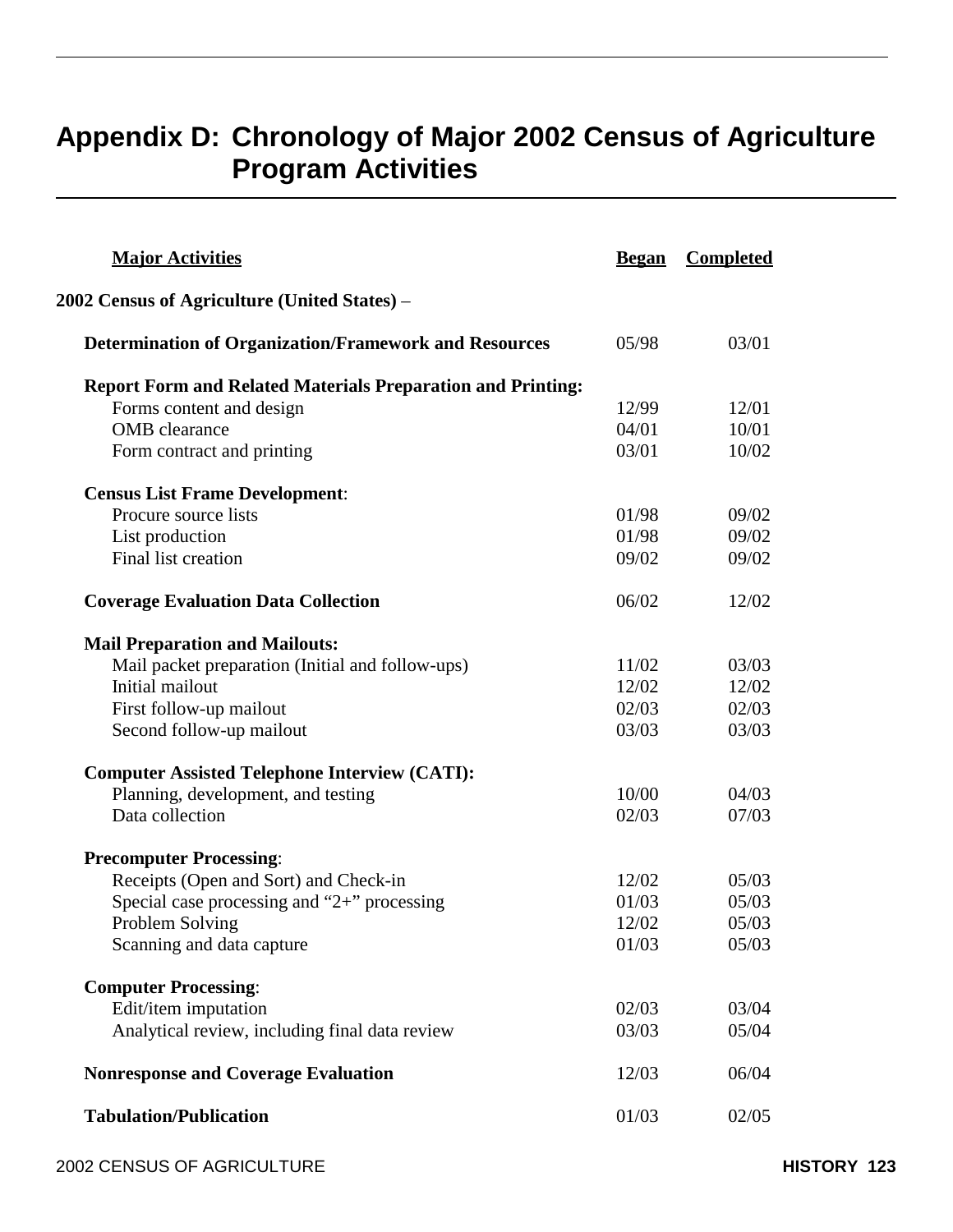# Appendix D: Chronology of Major 2002 Census of Agriculture Program Activities

| Major Activities | Began | Completed |
|---|---|---|
| **2002 Census of Agriculture (United States) –** | | |
| **Determination of Organization/Framework and Resources** | 05/98 | 03/01 |
| **Report Form and Related Materials Preparation and Printing:** | | |
| Forms content and design | 12/99 | 12/01 |
| OMB clearance | 04/01 | 10/01 |
| Form contract and printing | 03/01 | 10/02 |
| **Census List Frame Development**: | | |
| Procure source lists | 01/98 | 09/02 |
| List production | 01/98 | 09/02 |
| Final list creation | 09/02 | 09/02 |
| **Coverage Evaluation Data Collection** | 06/02 | 12/02 |
| **Mail Preparation and Mailouts:** | | |
| Mail packet preparation (Initial and follow-ups) | 11/02 | 03/03 |
| Initial mailout | 12/02 | 12/02 |
| First follow-up mailout | 02/03 | 02/03 |
| Second follow-up mailout | 03/03 | 03/03 |
| **Computer Assisted Telephone Interview (CATI):** | | |
| Planning, development, and testing | 10/00 | 04/03 |
| Data collection | 02/03 | 07/03 |
| **Precomputer Processing**: | | |
| Receipts (Open and Sort) and Check-in | 12/02 | 05/03 |
| Special case processing and "2+" processing | 01/03 | 05/03 |
| Problem Solving | 12/02 | 05/03 |
| Scanning and data capture | 01/03 | 05/03 |
| **Computer Processing**: | | |
| Edit/item imputation | 02/03 | 03/04 |
| Analytical review, including final data review | 03/03 | 05/04 |
| **Nonresponse and Coverage Evaluation** | 12/03 | 06/04 |
| **Tabulation/Publication** | 01/03 | 02/05 |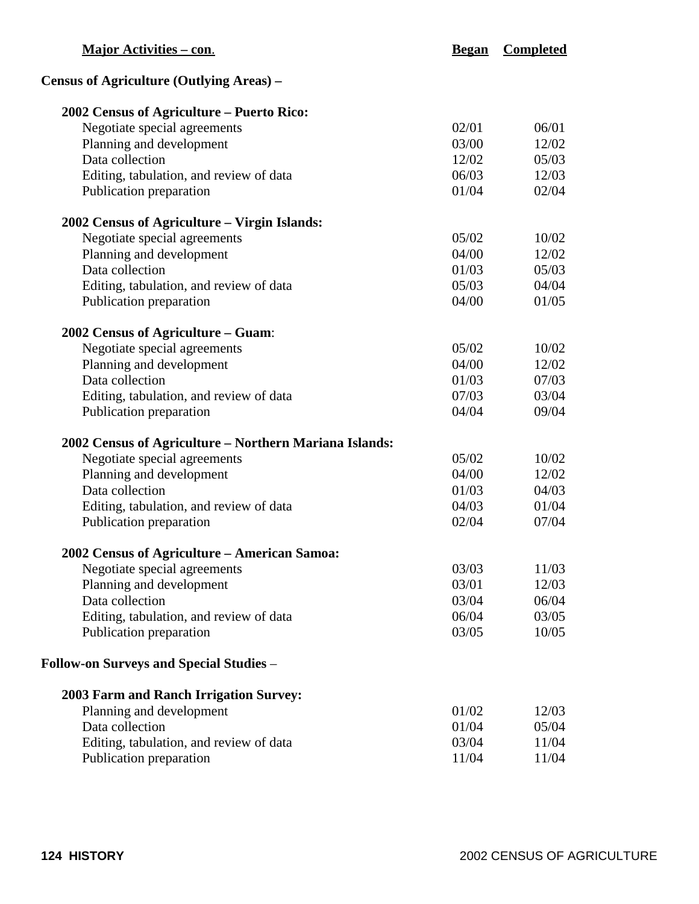| Major Activities – con. | Began | Completed |
|---|---|---|
| **Census of Agriculture (Outlying Areas) –** | | |
| **2002 Census of Agriculture – Puerto Rico:** | | |
| Negotiate special agreements | 02/01 | 06/01 |
| Planning and development | 03/00 | 12/02 |
| Data collection | 12/02 | 05/03 |
| Editing, tabulation, and review of data | 06/03 | 12/03 |
| Publication preparation | 01/04 | 02/04 |
| **2002 Census of Agriculture – Virgin Islands:** | | |
| Negotiate special agreements | 05/02 | 10/02 |
| Planning and development | 04/00 | 12/02 |
| Data collection | 01/03 | 05/03 |
| Editing, tabulation, and review of data | 05/03 | 04/04 |
| Publication preparation | 04/00 | 01/05 |
| **2002 Census of Agriculture – Guam:** | | |
| Negotiate special agreements | 05/02 | 10/02 |
| Planning and development | 04/00 | 12/02 |
| Data collection | 01/03 | 07/03 |
| Editing, tabulation, and review of data | 07/03 | 03/04 |
| Publication preparation | 04/04 | 09/04 |
| **2002 Census of Agriculture – Northern Mariana Islands:** | | |
| Negotiate special agreements | 05/02 | 10/02 |
| Planning and development | 04/00 | 12/02 |
| Data collection | 01/03 | 04/03 |
| Editing, tabulation, and review of data | 04/03 | 01/04 |
| Publication preparation | 02/04 | 07/04 |
| **2002 Census of Agriculture – American Samoa:** | | |
| Negotiate special agreements | 03/03 | 11/03 |
| Planning and development | 03/01 | 12/03 |
| Data collection | 03/04 | 06/04 |
| Editing, tabulation, and review of data | 06/04 | 03/05 |
| Publication preparation | 03/05 | 10/05 |
| **Follow-on Surveys and Special Studies –** | | |
| **2003 Farm and Ranch Irrigation Survey:** | | |
| Planning and development | 01/02 | 12/03 |
| Data collection | 01/04 | 05/04 |
| Editing, tabulation, and review of data | 03/04 | 11/04 |
| Publication preparation | 11/04 | 11/04 |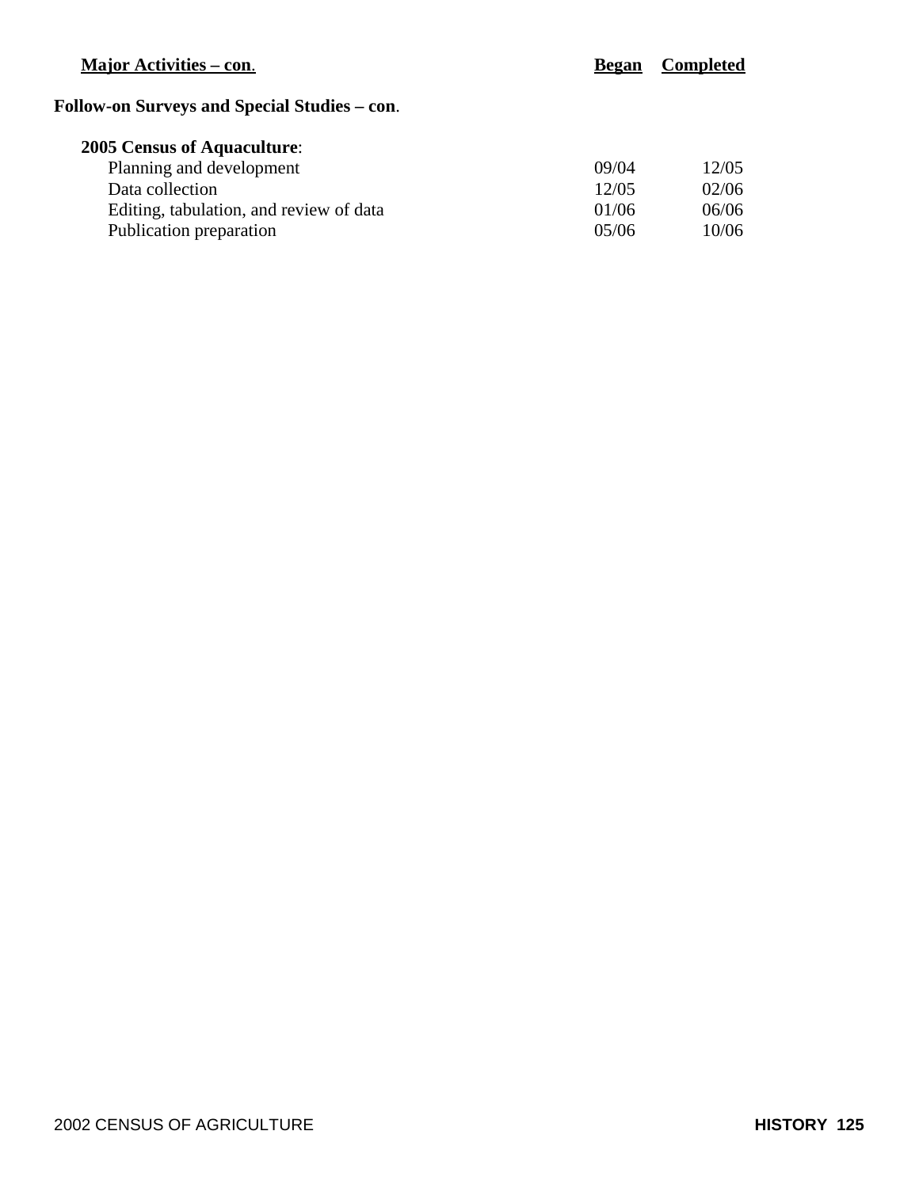| Major Activities – con. | Began | Completed |
| --- | --- | --- |
| **Follow-on Surveys and Special Studies – con.** | | |
| **2005 Census of Aquaculture:** | | |
| Planning and development | 09/04 | 12/05 |
| Data collection | 12/05 | 02/06 |
| Editing, tabulation, and review of data | 01/06 | 06/06 |
| Publication preparation | 05/06 | 10/06 |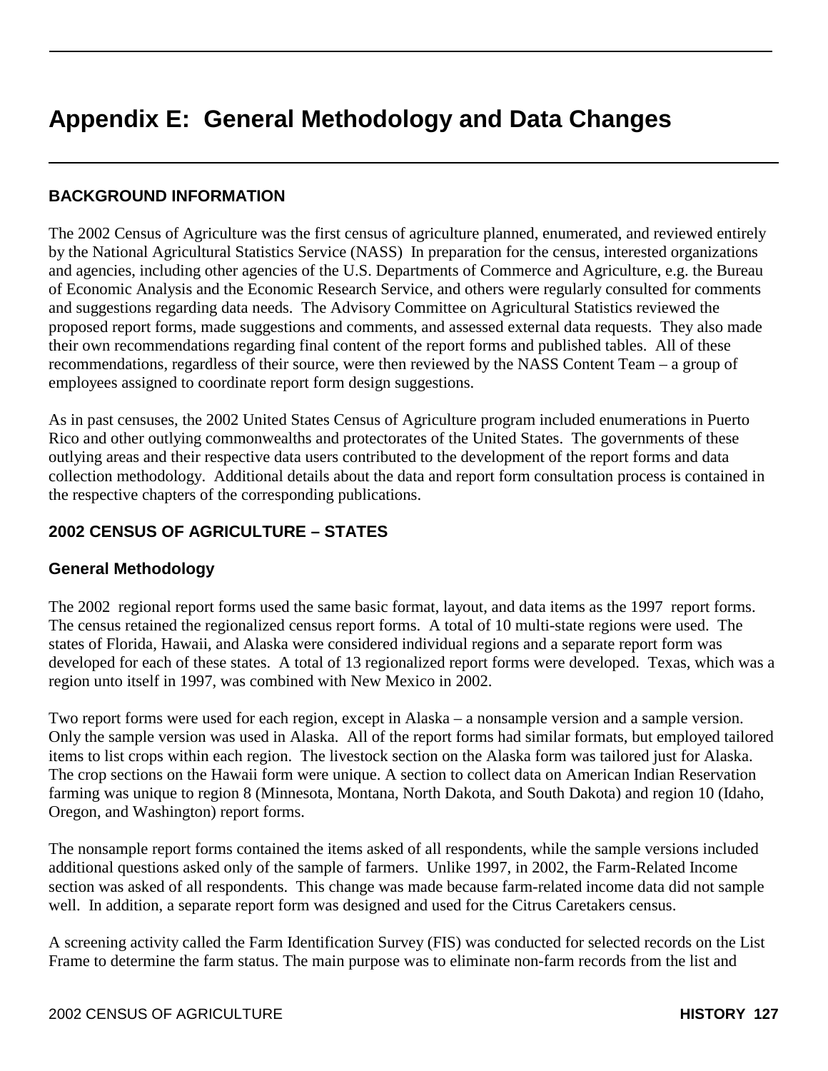# Appendix E: General Methodology and Data Changes

## BACKGROUND INFORMATION

The 2002 Census of Agriculture was the first census of agriculture planned, enumerated, and reviewed entirely by the National Agricultural Statistics Service (NASS) In preparation for the census, interested organizations and agencies, including other agencies of the U.S. Departments of Commerce and Agriculture, e.g. the Bureau of Economic Analysis and the Economic Research Service, and others were regularly consulted for comments and suggestions regarding data needs. The Advisory Committee on Agricultural Statistics reviewed the proposed report forms, made suggestions and comments, and assessed external data requests. They also made their own recommendations regarding final content of the report forms and published tables. All of these recommendations, regardless of their source, were then reviewed by the NASS Content Team – a group of employees assigned to coordinate report form design suggestions.

As in past censuses, the 2002 United States Census of Agriculture program included enumerations in Puerto Rico and other outlying commonwealths and protectorates of the United States. The governments of these outlying areas and their respective data users contributed to the development of the report forms and data collection methodology. Additional details about the data and report form consultation process is contained in the respective chapters of the corresponding publications.

## 2002 CENSUS OF AGRICULTURE – STATES

### General Methodology

The 2002 regional report forms used the same basic format, layout, and data items as the 1997 report forms. The census retained the regionalized census report forms. A total of 10 multi-state regions were used. The states of Florida, Hawaii, and Alaska were considered individual regions and a separate report form was developed for each of these states. A total of 13 regionalized report forms were developed. Texas, which was a region unto itself in 1997, was combined with New Mexico in 2002.

Two report forms were used for each region, except in Alaska – a nonsample version and a sample version. Only the sample version was used in Alaska. All of the report forms had similar formats, but employed tailored items to list crops within each region. The livestock section on the Alaska form was tailored just for Alaska. The crop sections on the Hawaii form were unique. A section to collect data on American Indian Reservation farming was unique to region 8 (Minnesota, Montana, North Dakota, and South Dakota) and region 10 (Idaho, Oregon, and Washington) report forms.

The nonsample report forms contained the items asked of all respondents, while the sample versions included additional questions asked only of the sample of farmers. Unlike 1997, in 2002, the Farm-Related Income section was asked of all respondents. This change was made because farm-related income data did not sample well. In addition, a separate report form was designed and used for the Citrus Caretakers census.

A screening activity called the Farm Identification Survey (FIS) was conducted for selected records on the List Frame to determine the farm status. The main purpose was to eliminate non-farm records from the list and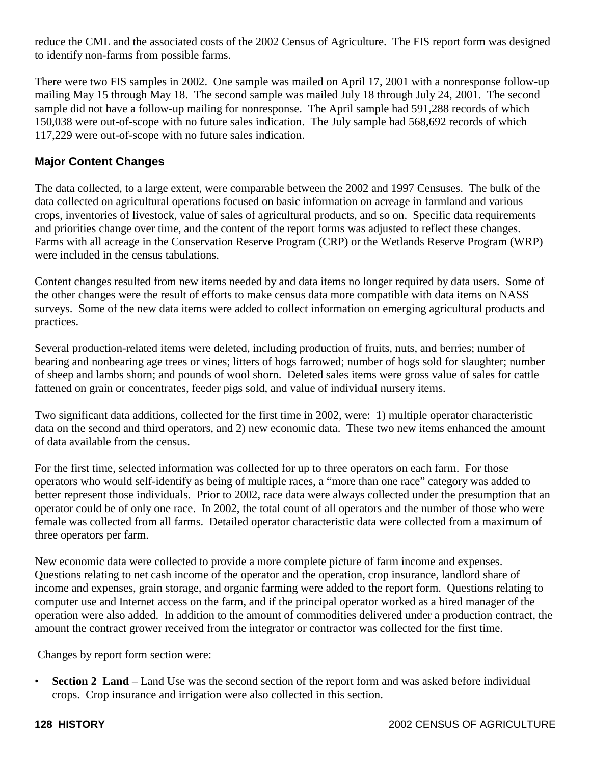reduce the CML and the associated costs of the 2002 Census of Agriculture. The FIS report form was designed to identify non-farms from possible farms.

There were two FIS samples in 2002. One sample was mailed on April 17, 2001 with a nonresponse follow-up mailing May 15 through May 18. The second sample was mailed July 18 through July 24, 2001. The second sample did not have a follow-up mailing for nonresponse. The April sample had 591,288 records of which 150,038 were out-of-scope with no future sales indication. The July sample had 568,692 records of which 117,229 were out-of-scope with no future sales indication.

## Major Content Changes

The data collected, to a large extent, were comparable between the 2002 and 1997 Censuses. The bulk of the data collected on agricultural operations focused on basic information on acreage in farmland and various crops, inventories of livestock, value of sales of agricultural products, and so on. Specific data requirements and priorities change over time, and the content of the report forms was adjusted to reflect these changes. Farms with all acreage in the Conservation Reserve Program (CRP) or the Wetlands Reserve Program (WRP) were included in the census tabulations.

Content changes resulted from new items needed by and data items no longer required by data users. Some of the other changes were the result of efforts to make census data more compatible with data items on NASS surveys. Some of the new data items were added to collect information on emerging agricultural products and practices.

Several production-related items were deleted, including production of fruits, nuts, and berries; number of bearing and nonbearing age trees or vines; litters of hogs farrowed; number of hogs sold for slaughter; number of sheep and lambs shorn; and pounds of wool shorn. Deleted sales items were gross value of sales for cattle fattened on grain or concentrates, feeder pigs sold, and value of individual nursery items.

Two significant data additions, collected for the first time in 2002, were: 1) multiple operator characteristic data on the second and third operators, and 2) new economic data. These two new items enhanced the amount of data available from the census.

For the first time, selected information was collected for up to three operators on each farm. For those operators who would self-identify as being of multiple races, a "more than one race" category was added to better represent those individuals. Prior to 2002, race data were always collected under the presumption that an operator could be of only one race. In 2002, the total count of all operators and the number of those who were female was collected from all farms. Detailed operator characteristic data were collected from a maximum of three operators per farm.

New economic data were collected to provide a more complete picture of farm income and expenses. Questions relating to net cash income of the operator and the operation, crop insurance, landlord share of income and expenses, grain storage, and organic farming were added to the report form. Questions relating to computer use and Internet access on the farm, and if the principal operator worked as a hired manager of the operation were also added. In addition to the amount of commodities delivered under a production contract, the amount the contract grower received from the integrator or contractor was collected for the first time.

Changes by report form section were:

- **Section 2 Land** – Land Use was the second section of the report form and was asked before individual crops. Crop insurance and irrigation were also collected in this section.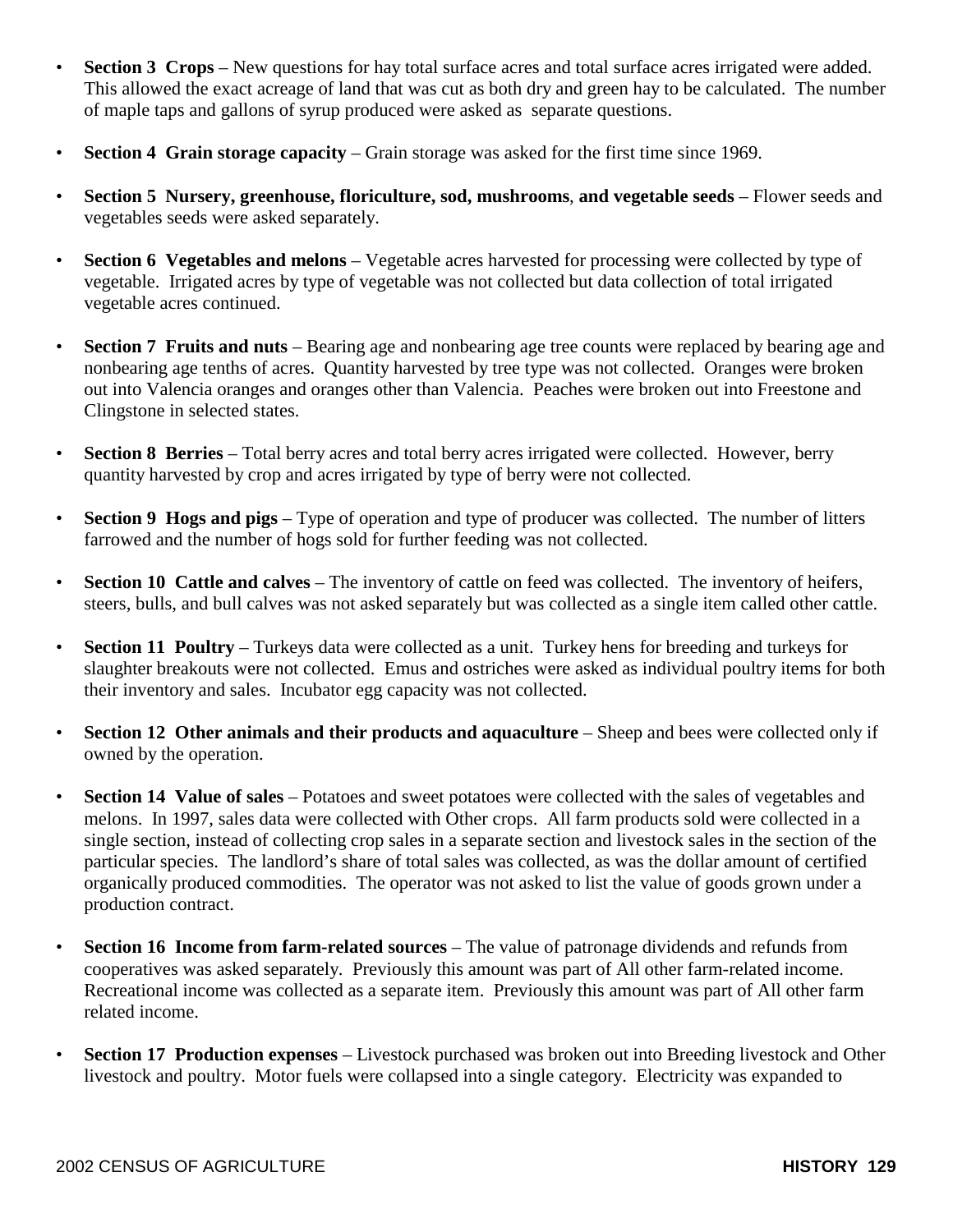- **Section 3 Crops** – New questions for hay total surface acres and total surface acres irrigated were added. This allowed the exact acreage of land that was cut as both dry and green hay to be calculated. The number of maple taps and gallons of syrup produced were asked as separate questions.
- **Section 4 Grain storage capacity** – Grain storage was asked for the first time since 1969.
- **Section 5 Nursery, greenhouse, floriculture, sod, mushrooms**, **and vegetable seeds** – Flower seeds and vegetables seeds were asked separately.
- **Section 6 Vegetables and melons** – Vegetable acres harvested for processing were collected by type of vegetable. Irrigated acres by type of vegetable was not collected but data collection of total irrigated vegetable acres continued.
- **Section 7 Fruits and nuts** – Bearing age and nonbearing age tree counts were replaced by bearing age and nonbearing age tenths of acres. Quantity harvested by tree type was not collected. Oranges were broken out into Valencia oranges and oranges other than Valencia. Peaches were broken out into Freestone and Clingstone in selected states.
- **Section 8 Berries** – Total berry acres and total berry acres irrigated were collected. However, berry quantity harvested by crop and acres irrigated by type of berry were not collected.
- **Section 9 Hogs and pigs** – Type of operation and type of producer was collected. The number of litters farrowed and the number of hogs sold for further feeding was not collected.
- **Section 10 Cattle and calves** – The inventory of cattle on feed was collected. The inventory of heifers, steers, bulls, and bull calves was not asked separately but was collected as a single item called other cattle.
- **Section 11 Poultry** – Turkeys data were collected as a unit. Turkey hens for breeding and turkeys for slaughter breakouts were not collected. Emus and ostriches were asked as individual poultry items for both their inventory and sales. Incubator egg capacity was not collected.
- **Section 12 Other animals and their products and aquaculture** – Sheep and bees were collected only if owned by the operation.
- **Section 14 Value of sales** – Potatoes and sweet potatoes were collected with the sales of vegetables and melons. In 1997, sales data were collected with Other crops. All farm products sold were collected in a single section, instead of collecting crop sales in a separate section and livestock sales in the section of the particular species. The landlord's share of total sales was collected, as was the dollar amount of certified organically produced commodities. The operator was not asked to list the value of goods grown under a production contract.
- **Section 16 Income from farm-related sources** – The value of patronage dividends and refunds from cooperatives was asked separately. Previously this amount was part of All other farm-related income. Recreational income was collected as a separate item. Previously this amount was part of All other farm related income.
- **Section 17 Production expenses** – Livestock purchased was broken out into Breeding livestock and Other livestock and poultry. Motor fuels were collapsed into a single category. Electricity was expanded to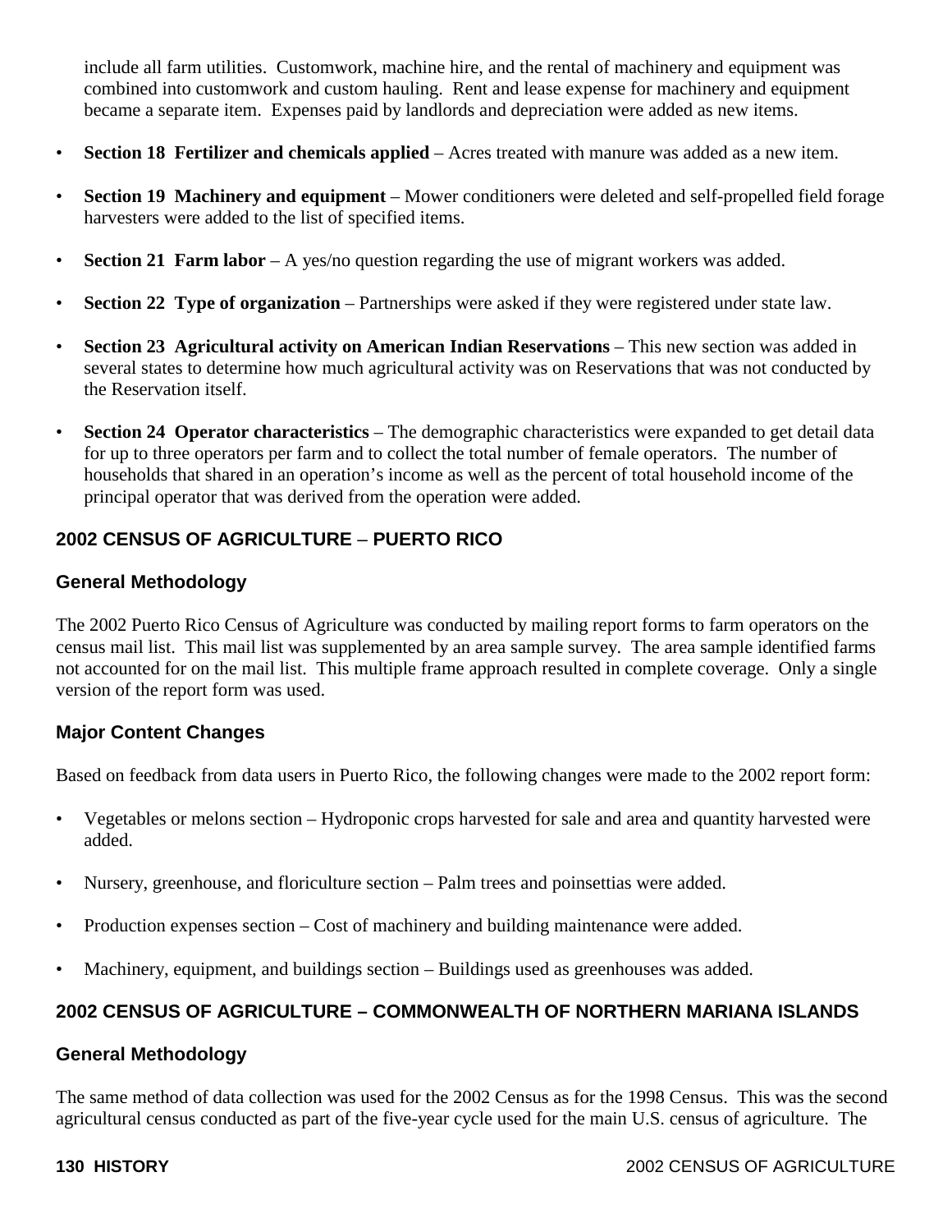include all farm utilities. Customwork, machine hire, and the rental of machinery and equipment was combined into customwork and custom hauling. Rent and lease expense for machinery and equipment became a separate item. Expenses paid by landlords and depreciation were added as new items.

- **Section 18 Fertilizer and chemicals applied** – Acres treated with manure was added as a new item.
- **Section 19 Machinery and equipment** – Mower conditioners were deleted and self-propelled field forage harvesters were added to the list of specified items.
- **Section 21 Farm labor** – A yes/no question regarding the use of migrant workers was added.
- **Section 22 Type of organization** – Partnerships were asked if they were registered under state law.
- **Section 23 Agricultural activity on American Indian Reservations** – This new section was added in several states to determine how much agricultural activity was on Reservations that was not conducted by the Reservation itself.
- **Section 24 Operator characteristics** – The demographic characteristics were expanded to get detail data for up to three operators per farm and to collect the total number of female operators. The number of households that shared in an operation's income as well as the percent of total household income of the principal operator that was derived from the operation were added.

## 2002 CENSUS OF AGRICULTURE – PUERTO RICO

### General Methodology

The 2002 Puerto Rico Census of Agriculture was conducted by mailing report forms to farm operators on the census mail list. This mail list was supplemented by an area sample survey. The area sample identified farms not accounted for on the mail list. This multiple frame approach resulted in complete coverage. Only a single version of the report form was used.

### Major Content Changes

Based on feedback from data users in Puerto Rico, the following changes were made to the 2002 report form:

- Vegetables or melons section – Hydroponic crops harvested for sale and area and quantity harvested were added.
- Nursery, greenhouse, and floriculture section – Palm trees and poinsettias were added.
- Production expenses section – Cost of machinery and building maintenance were added.
- Machinery, equipment, and buildings section – Buildings used as greenhouses was added.

## 2002 CENSUS OF AGRICULTURE – COMMONWEALTH OF NORTHERN MARIANA ISLANDS

### General Methodology

The same method of data collection was used for the 2002 Census as for the 1998 Census. This was the second agricultural census conducted as part of the five-year cycle used for the main U.S. census of agriculture. The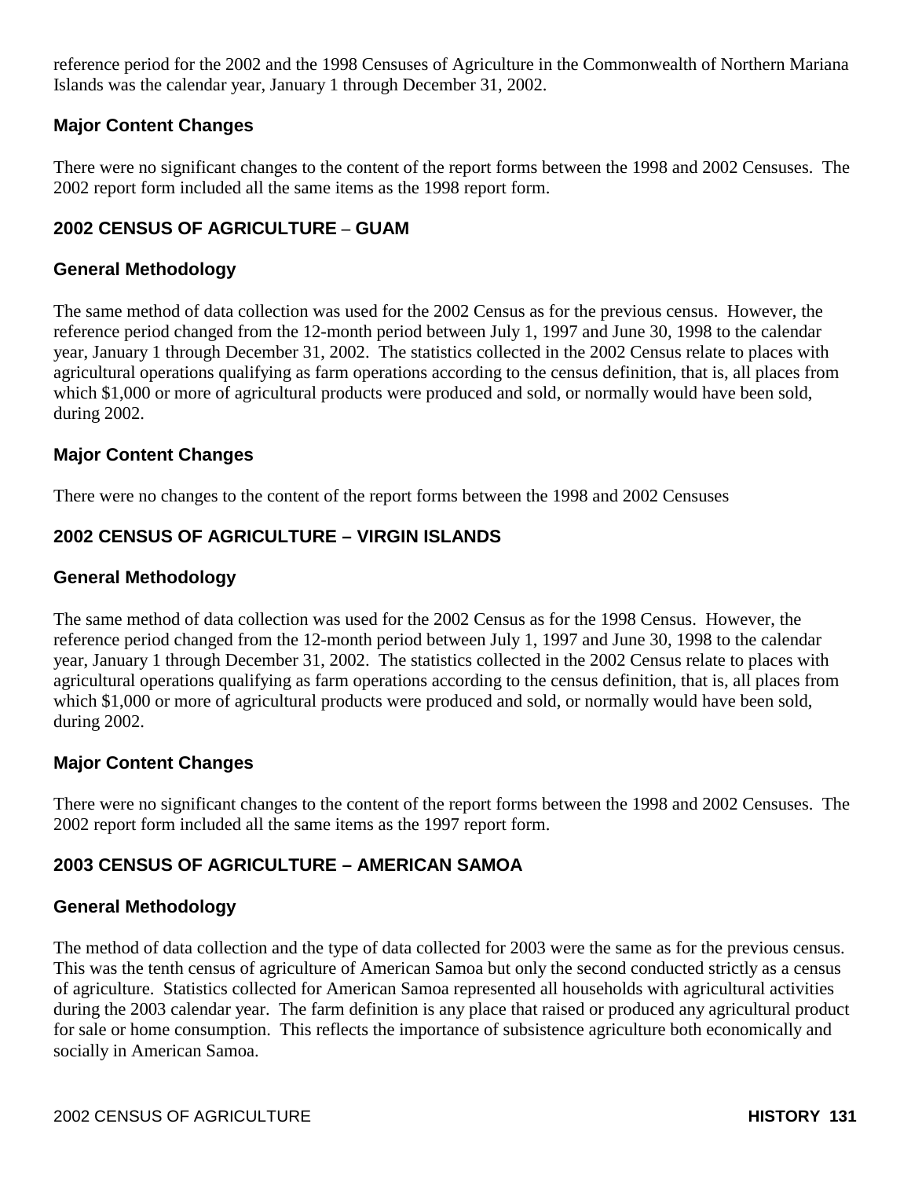reference period for the 2002 and the 1998 Censuses of Agriculture in the Commonwealth of Northern Mariana Islands was the calendar year, January 1 through December 31, 2002.

### Major Content Changes

There were no significant changes to the content of the report forms between the 1998 and 2002 Censuses. The 2002 report form included all the same items as the 1998 report form.

## 2002 CENSUS OF AGRICULTURE – GUAM

### General Methodology

The same method of data collection was used for the 2002 Census as for the previous census. However, the reference period changed from the 12-month period between July 1, 1997 and June 30, 1998 to the calendar year, January 1 through December 31, 2002. The statistics collected in the 2002 Census relate to places with agricultural operations qualifying as farm operations according to the census definition, that is, all places from which $1,000 or more of agricultural products were produced and sold, or normally would have been sold, during 2002.

### Major Content Changes

There were no changes to the content of the report forms between the 1998 and 2002 Censuses

## 2002 CENSUS OF AGRICULTURE – VIRGIN ISLANDS

### General Methodology

The same method of data collection was used for the 2002 Census as for the 1998 Census. However, the reference period changed from the 12-month period between July 1, 1997 and June 30, 1998 to the calendar year, January 1 through December 31, 2002. The statistics collected in the 2002 Census relate to places with agricultural operations qualifying as farm operations according to the census definition, that is, all places from which $1,000 or more of agricultural products were produced and sold, or normally would have been sold, during 2002.

### Major Content Changes

There were no significant changes to the content of the report forms between the 1998 and 2002 Censuses. The 2002 report form included all the same items as the 1997 report form.

## 2003 CENSUS OF AGRICULTURE – AMERICAN SAMOA

### General Methodology

The method of data collection and the type of data collected for 2003 were the same as for the previous census. This was the tenth census of agriculture of American Samoa but only the second conducted strictly as a census of agriculture. Statistics collected for American Samoa represented all households with agricultural activities during the 2003 calendar year. The farm definition is any place that raised or produced any agricultural product for sale or home consumption. This reflects the importance of subsistence agriculture both economically and socially in American Samoa.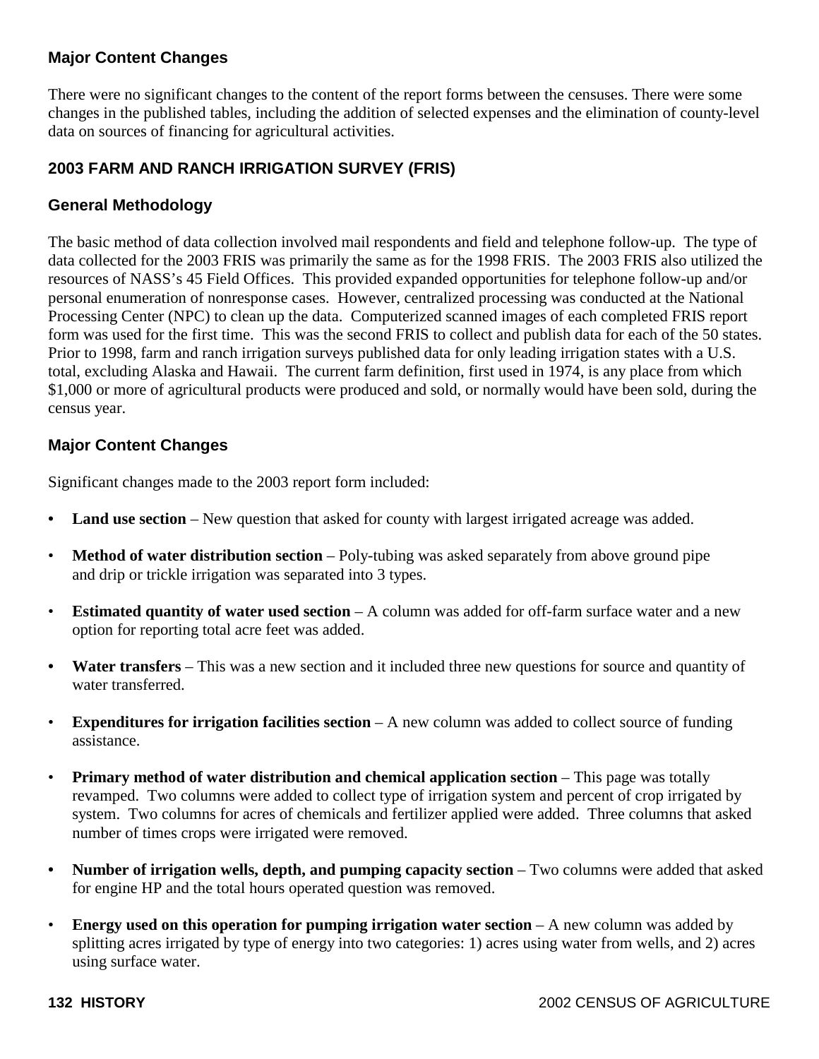### Major Content Changes

There were no significant changes to the content of the report forms between the censuses. There were some changes in the published tables, including the addition of selected expenses and the elimination of county-level data on sources of financing for agricultural activities.

## 2003 FARM AND RANCH IRRIGATION SURVEY (FRIS)

### General Methodology

The basic method of data collection involved mail respondents and field and telephone follow-up. The type of data collected for the 2003 FRIS was primarily the same as for the 1998 FRIS. The 2003 FRIS also utilized the resources of NASS's 45 Field Offices. This provided expanded opportunities for telephone follow-up and/or personal enumeration of nonresponse cases. However, centralized processing was conducted at the National Processing Center (NPC) to clean up the data. Computerized scanned images of each completed FRIS report form was used for the first time. This was the second FRIS to collect and publish data for each of the 50 states. Prior to 1998, farm and ranch irrigation surveys published data for only leading irrigation states with a U.S. total, excluding Alaska and Hawaii. The current farm definition, first used in 1974, is any place from which $1,000 or more of agricultural products were produced and sold, or normally would have been sold, during the census year.

### Major Content Changes

Significant changes made to the 2003 report form included:

- **Land use section** – New question that asked for county with largest irrigated acreage was added.
- **Method of water distribution section** – Poly-tubing was asked separately from above ground pipe and drip or trickle irrigation was separated into 3 types.
- **Estimated quantity of water used section** – A column was added for off-farm surface water and a new option for reporting total acre feet was added.
- **Water transfers** – This was a new section and it included three new questions for source and quantity of water transferred.
- **Expenditures for irrigation facilities section** – A new column was added to collect source of funding assistance.
- **Primary method of water distribution and chemical application section** – This page was totally revamped. Two columns were added to collect type of irrigation system and percent of crop irrigated by system. Two columns for acres of chemicals and fertilizer applied were added. Three columns that asked number of times crops were irrigated were removed.
- **Number of irrigation wells, depth, and pumping capacity section** – Two columns were added that asked for engine HP and the total hours operated question was removed.
- **Energy used on this operation for pumping irrigation water section** – A new column was added by splitting acres irrigated by type of energy into two categories: 1) acres using water from wells, and 2) acres using surface water.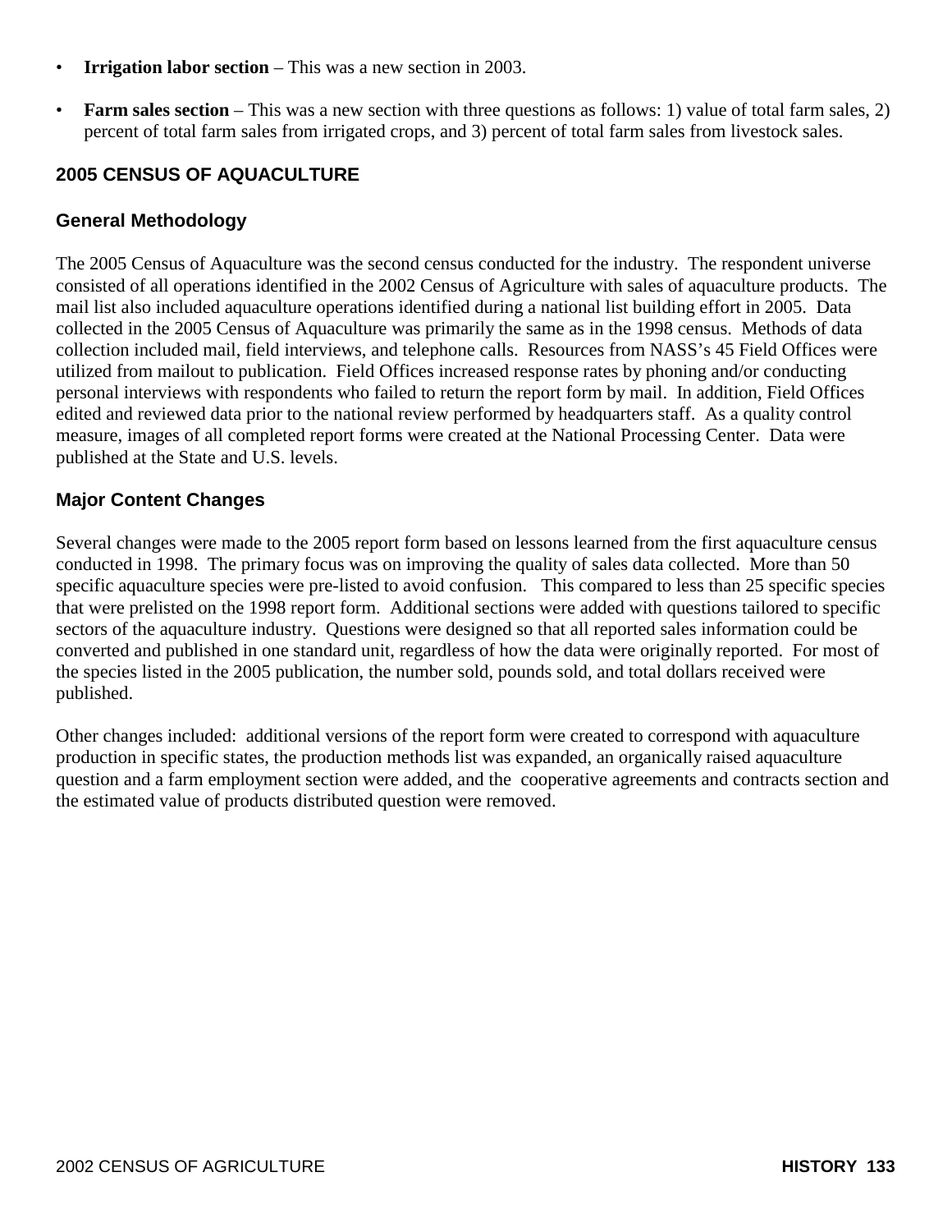- **Irrigation labor section** – This was a new section in 2003.
- **Farm sales section** – This was a new section with three questions as follows: 1) value of total farm sales, 2) percent of total farm sales from irrigated crops, and 3) percent of total farm sales from livestock sales.

## 2005 CENSUS OF AQUACULTURE

### General Methodology

The 2005 Census of Aquaculture was the second census conducted for the industry. The respondent universe consisted of all operations identified in the 2002 Census of Agriculture with sales of aquaculture products. The mail list also included aquaculture operations identified during a national list building effort in 2005. Data collected in the 2005 Census of Aquaculture was primarily the same as in the 1998 census. Methods of data collection included mail, field interviews, and telephone calls. Resources from NASS's 45 Field Offices were utilized from mailout to publication. Field Offices increased response rates by phoning and/or conducting personal interviews with respondents who failed to return the report form by mail. In addition, Field Offices edited and reviewed data prior to the national review performed by headquarters staff. As a quality control measure, images of all completed report forms were created at the National Processing Center. Data were published at the State and U.S. levels.

### Major Content Changes

Several changes were made to the 2005 report form based on lessons learned from the first aquaculture census conducted in 1998. The primary focus was on improving the quality of sales data collected. More than 50 specific aquaculture species were pre-listed to avoid confusion. This compared to less than 25 specific species that were prelisted on the 1998 report form. Additional sections were added with questions tailored to specific sectors of the aquaculture industry. Questions were designed so that all reported sales information could be converted and published in one standard unit, regardless of how the data were originally reported. For most of the species listed in the 2005 publication, the number sold, pounds sold, and total dollars received were published.

Other changes included: additional versions of the report form were created to correspond with aquaculture production in specific states, the production methods list was expanded, an organically raised aquaculture question and a farm employment section were added, and the cooperative agreements and contracts section and the estimated value of products distributed question were removed.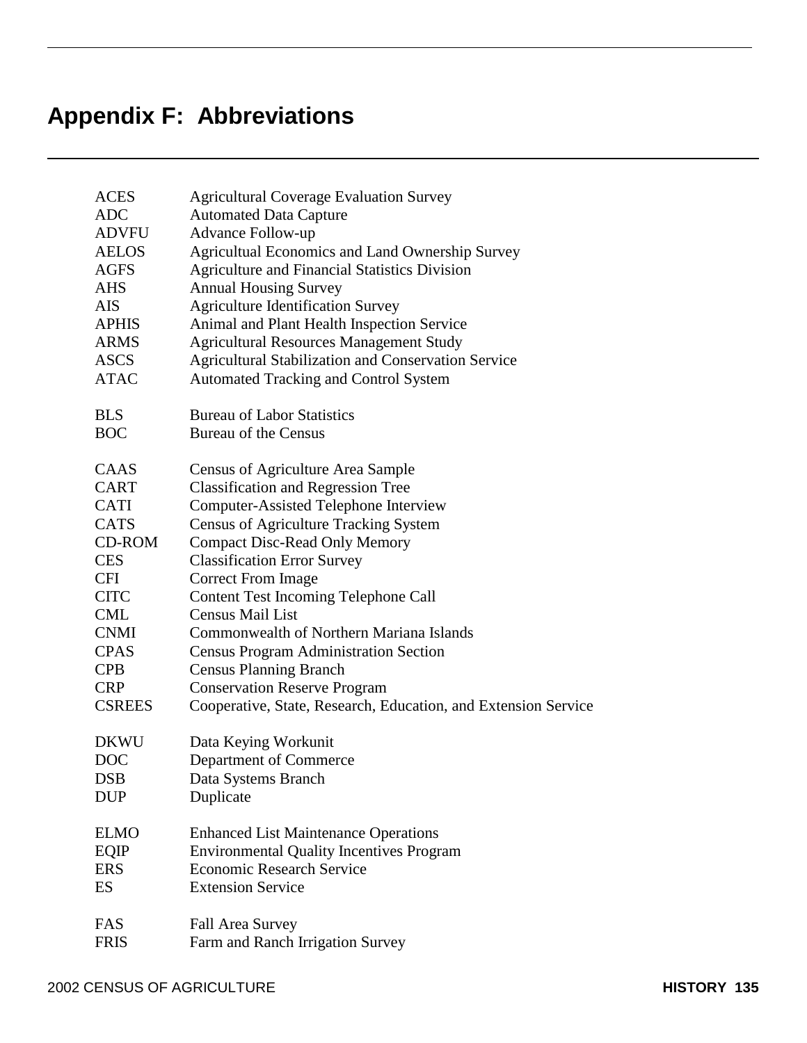# Appendix F: Abbreviations

| | |
|---|---|
| ACES | Agricultural Coverage Evaluation Survey |
| ADC | Automated Data Capture |
| ADVFU | Advance Follow-up |
| AELOS | Agricultual Economics and Land Ownership Survey |
| AGFS | Agriculture and Financial Statistics Division |
| AHS | Annual Housing Survey |
| AIS | Agriculture Identification Survey |
| APHIS | Animal and Plant Health Inspection Service |
| ARMS | Agricultural Resources Management Study |
| ASCS | Agricultural Stabilization and Conservation Service |
| ATAC | Automated Tracking and Control System |
| BLS | Bureau of Labor Statistics |
| BOC | Bureau of the Census |
| CAAS | Census of Agriculture Area Sample |
| CART | Classification and Regression Tree |
| CATI | Computer-Assisted Telephone Interview |
| CATS | Census of Agriculture Tracking System |
| CD-ROM | Compact Disc-Read Only Memory |
| CES | Classification Error Survey |
| CFI | Correct From Image |
| CITC | Content Test Incoming Telephone Call |
| CML | Census Mail List |
| CNMI | Commonwealth of Northern Mariana Islands |
| CPAS | Census Program Administration Section |
| CPB | Census Planning Branch |
| CRP | Conservation Reserve Program |
| CSREES | Cooperative, State, Research, Education, and Extension Service |
| DKWU | Data Keying Workunit |
| DOC | Department of Commerce |
| DSB | Data Systems Branch |
| DUP | Duplicate |
| ELMO | Enhanced List Maintenance Operations |
| EQIP | Environmental Quality Incentives Program |
| ERS | Economic Research Service |
| ES | Extension Service |
| FAS | Fall Area Survey |
| FRIS | Farm and Ranch Irrigation Survey |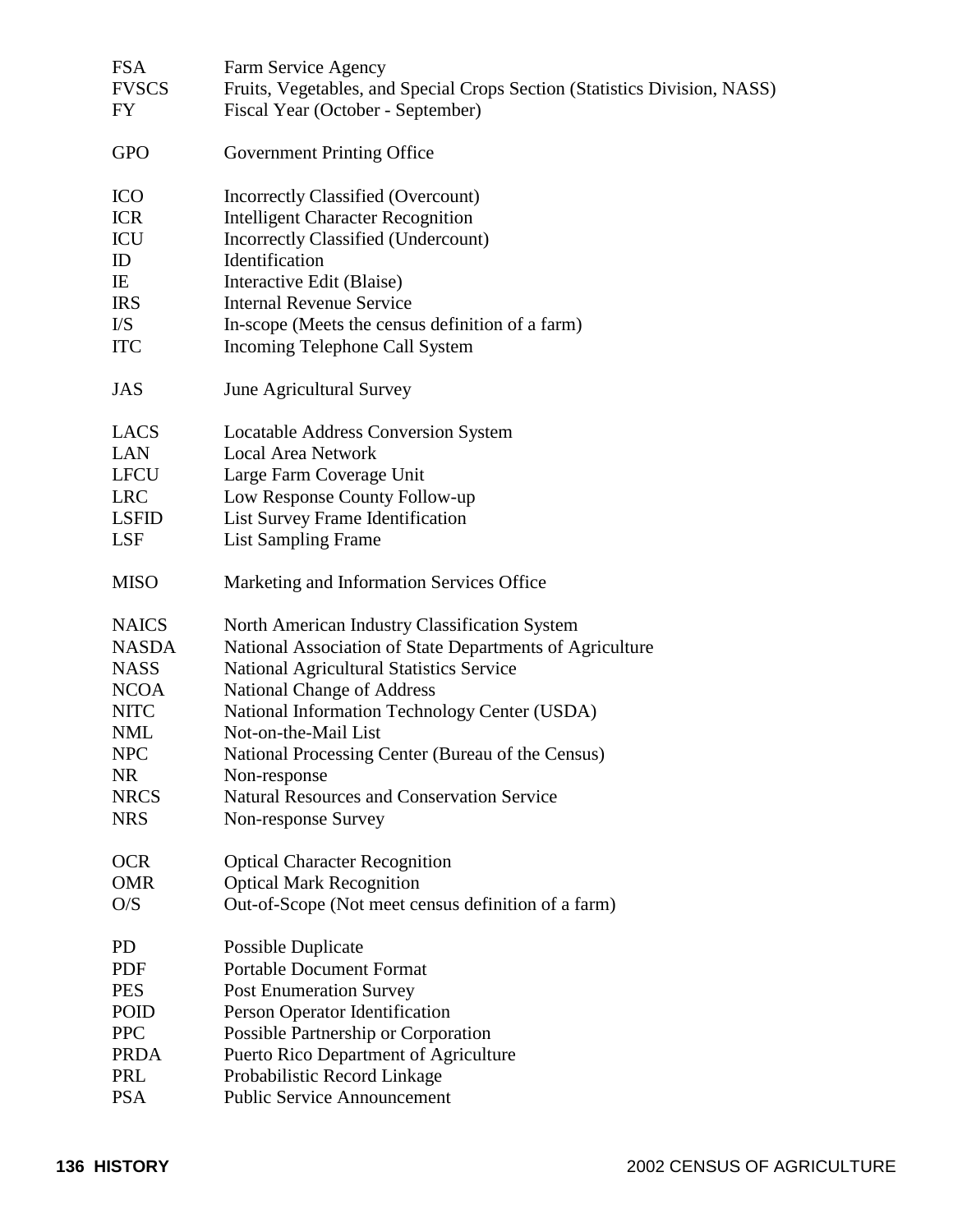| | |
|---|---|
| FSA | Farm Service Agency |
| FVSCS | Fruits, Vegetables, and Special Crops Section (Statistics Division, NASS) |
| FY | Fiscal Year (October - September) |
| | |
| GPO | Government Printing Office |
| | |
| ICO | Incorrectly Classified (Overcount) |
| ICR | Intelligent Character Recognition |
| ICU | Incorrectly Classified (Undercount) |
| ID | Identification |
| IE | Interactive Edit (Blaise) |
| IRS | Internal Revenue Service |
| I/S | In-scope (Meets the census definition of a farm) |
| ITC | Incoming Telephone Call System |
| | |
| JAS | June Agricultural Survey |
| | |
| LACS | Locatable Address Conversion System |
| LAN | Local Area Network |
| LFCU | Large Farm Coverage Unit |
| LRC | Low Response County Follow-up |
| LSFID | List Survey Frame Identification |
| LSF | List Sampling Frame |
| | |
| MISO | Marketing and Information Services Office |
| | |
| NAICS | North American Industry Classification System |
| NASDA | National Association of State Departments of Agriculture |
| NASS | National Agricultural Statistics Service |
| NCOA | National Change of Address |
| NITC | National Information Technology Center (USDA) |
| NML | Not-on-the-Mail List |
| NPC | National Processing Center (Bureau of the Census) |
| NR | Non-response |
| NRCS | Natural Resources and Conservation Service |
| NRS | Non-response Survey |
| | |
| OCR | Optical Character Recognition |
| OMR | Optical Mark Recognition |
| O/S | Out-of-Scope (Not meet census definition of a farm) |
| | |
| PD | Possible Duplicate |
| PDF | Portable Document Format |
| PES | Post Enumeration Survey |
| POID | Person Operator Identification |
| PPC | Possible Partnership or Corporation |
| PRDA | Puerto Rico Department of Agriculture |
| PRL | Probabilistic Record Linkage |
| PSA | Public Service Announcement |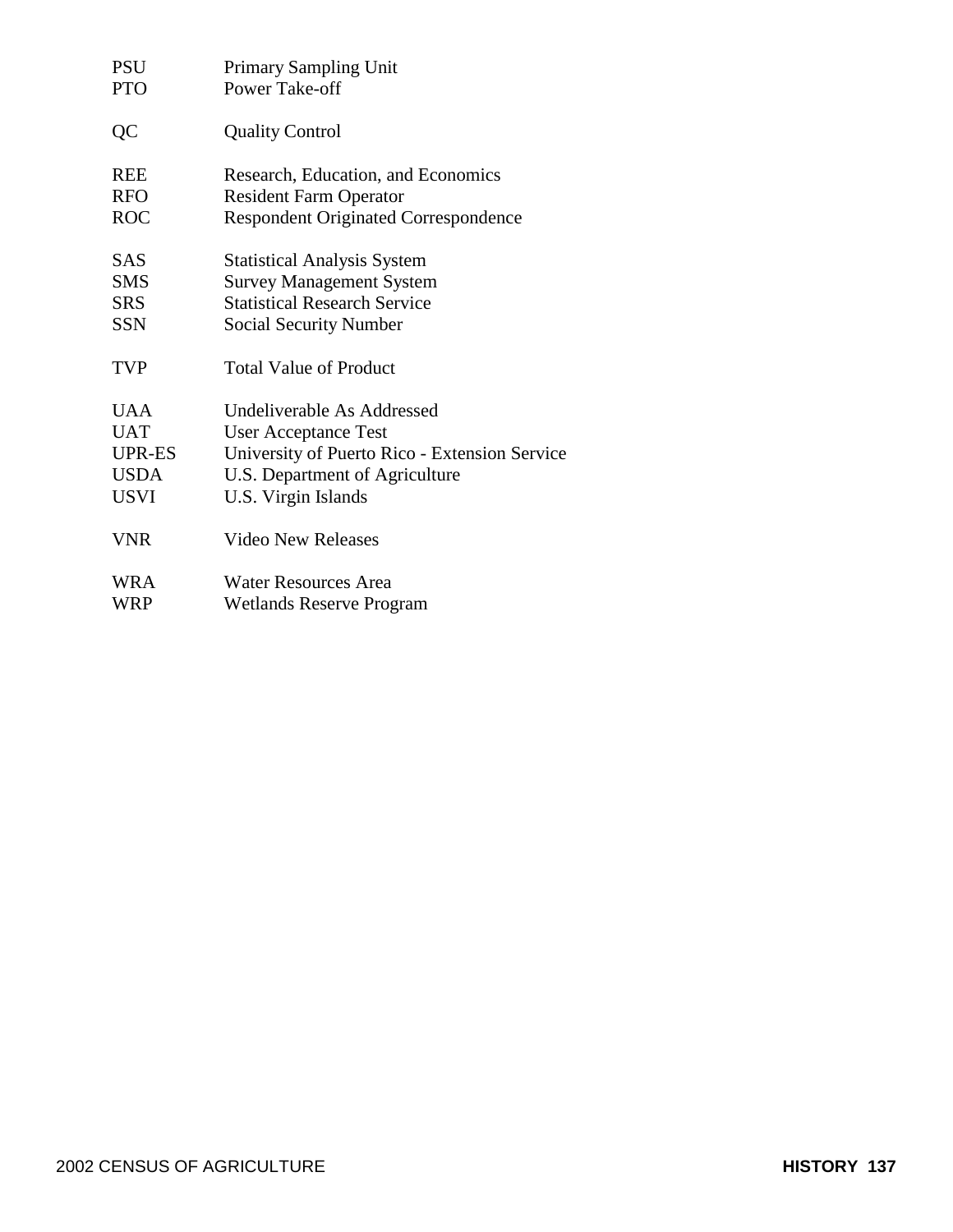| | |
|---|---|
| PSU | Primary Sampling Unit |
| PTO | Power Take-off |
| | |
| QC | Quality Control |
| | |
| REE | Research, Education, and Economics |
| RFO | Resident Farm Operator |
| ROC | Respondent Originated Correspondence |
| | |
| SAS | Statistical Analysis System |
| SMS | Survey Management System |
| SRS | Statistical Research Service |
| SSN | Social Security Number |
| | |
| TVP | Total Value of Product |
| | |
| UAA | Undeliverable As Addressed |
| UAT | User Acceptance Test |
| UPR-ES | University of Puerto Rico - Extension Service |
| USDA | U.S. Department of Agriculture |
| USVI | U.S. Virgin Islands |
| | |
| VNR | Video New Releases |
| | |
| WRA | Water Resources Area |
| WRP | Wetlands Reserve Program |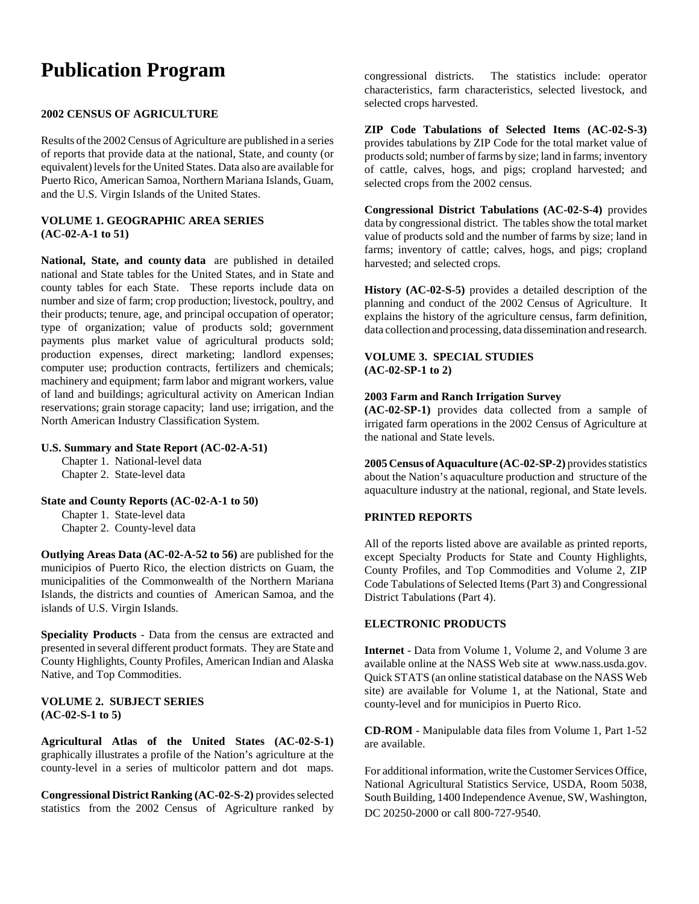# Publication Program

## 2002 CENSUS OF AGRICULTURE

Results of the 2002 Census of Agriculture are published in a series of reports that provide data at the national, State, and county (or equivalent) levels for the United States. Data also are available for Puerto Rico, American Samoa, Northern Mariana Islands, Guam, and the U.S. Virgin Islands of the United States.

### VOLUME 1. GEOGRAPHIC AREA SERIES (AC-02-A-1 to 51)

**National, State, and county data** are published in detailed national and State tables for the United States, and in State and county tables for each State. These reports include data on number and size of farm; crop production; livestock, poultry, and their products; tenure, age, and principal occupation of operator; type of organization; value of products sold; government payments plus market value of agricultural products sold; production expenses, direct marketing; landlord expenses; computer use; production contracts, fertilizers and chemicals; machinery and equipment; farm labor and migrant workers, value of land and buildings; agricultural activity on American Indian reservations; grain storage capacity; land use; irrigation, and the North American Industry Classification System.

**U.S. Summary and State Report (AC-02-A-51)**

Chapter 1. National-level data
Chapter 2. State-level data

**State and County Reports (AC-02-A-1 to 50)**

Chapter 1. State-level data
Chapter 2. County-level data

**Outlying Areas Data (AC-02-A-52 to 56)** are published for the municipios of Puerto Rico, the election districts on Guam, the municipalities of the Commonwealth of the Northern Mariana Islands, the districts and counties of American Samoa, and the islands of U.S. Virgin Islands.

**Speciality Products** - Data from the census are extracted and presented in several different product formats. They are State and County Highlights, County Profiles, American Indian and Alaska Native, and Top Commodities.

### VOLUME 2. SUBJECT SERIES (AC-02-S-1 to 5)

**Agricultural Atlas of the United States (AC-02-S-1)** graphically illustrates a profile of the Nation's agriculture at the county-level in a series of multicolor pattern and dot maps.

**Congressional District Ranking (AC-02-S-2)** provides selected statistics from the 2002 Census of Agriculture ranked by congressional districts. The statistics include: operator characteristics, farm characteristics, selected livestock, and selected crops harvested.

**ZIP Code Tabulations of Selected Items (AC-02-S-3)** provides tabulations by ZIP Code for the total market value of products sold; number of farms by size; land in farms; inventory of cattle, calves, hogs, and pigs; cropland harvested; and selected crops from the 2002 census.

**Congressional District Tabulations (AC-02-S-4)** provides data by congressional district. The tables show the total market value of products sold and the number of farms by size; land in farms; inventory of cattle; calves, hogs, and pigs; cropland harvested; and selected crops.

**History (AC-02-S-5)** provides a detailed description of the planning and conduct of the 2002 Census of Agriculture. It explains the history of the agriculture census, farm definition, data collection and processing, data dissemination and research.

### VOLUME 3. SPECIAL STUDIES (AC-02-SP-1 to 2)

**2003 Farm and Ranch Irrigation Survey (AC-02-SP-1)** provides data collected from a sample of irrigated farm operations in the 2002 Census of Agriculture at the national and State levels.

**2005 Census of Aquaculture (AC-02-SP-2)** provides statistics about the Nation's aquaculture production and structure of the aquaculture industry at the national, regional, and State levels.

### PRINTED REPORTS

All of the reports listed above are available as printed reports, except Specialty Products for State and County Highlights, County Profiles, and Top Commodities and Volume 2, ZIP Code Tabulations of Selected Items (Part 3) and Congressional District Tabulations (Part 4).

### ELECTRONIC PRODUCTS

**Internet** - Data from Volume 1, Volume 2, and Volume 3 are available online at the NASS Web site at www.nass.usda.gov. Quick STATS (an online statistical database on the NASS Web site) are available for Volume 1, at the National, State and county-level and for municipios in Puerto Rico.

**CD-ROM** - Manipulable data files from Volume 1, Part 1-52 are available.

For additional information, write the Customer Services Office, National Agricultural Statistics Service, USDA, Room 5038, South Building, 1400 Independence Avenue, SW, Washington, DC 20250-2000 or call 800-727-9540.